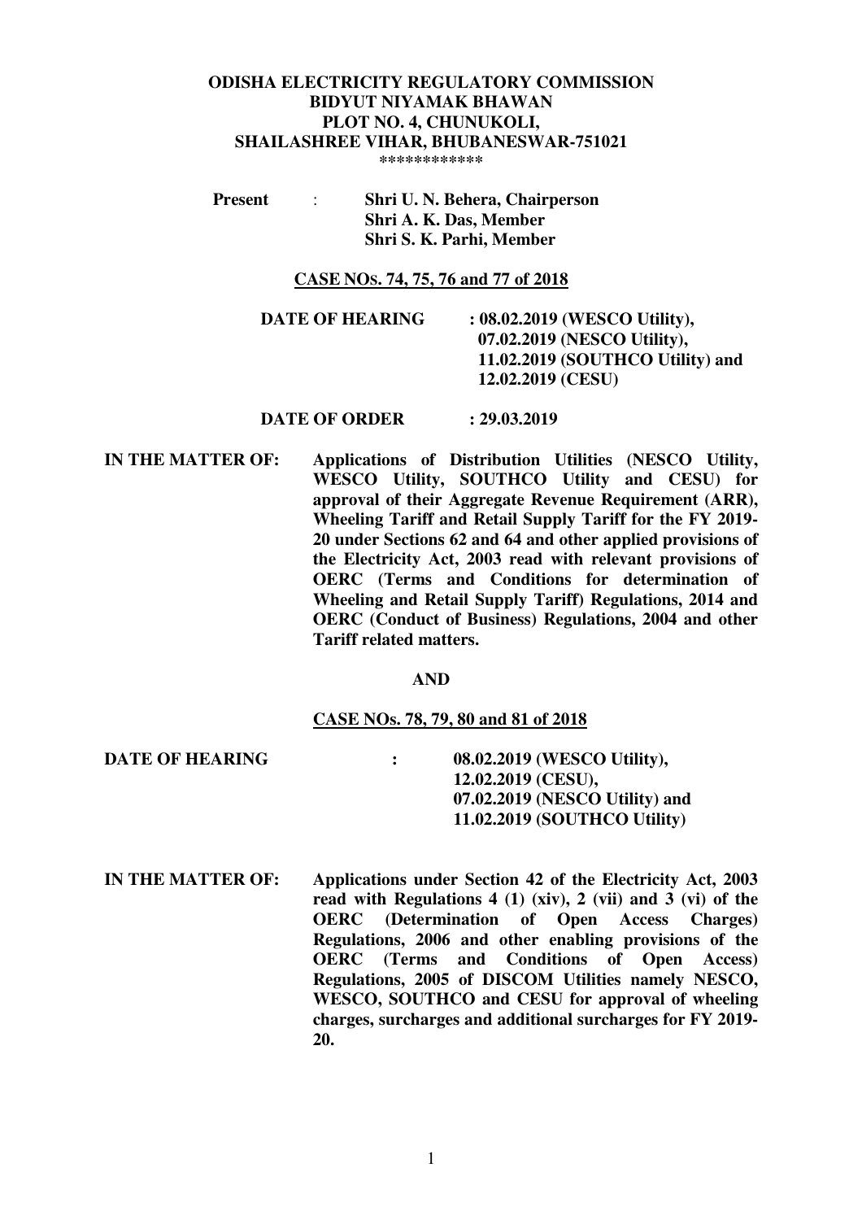**ODISHA ELECTRICITY REGULATORY COMMISSION**
**BIDYUT NIYAMAK BHAWAN**
**PLOT NO. 4, CHUNUKOLI,**
**SHAILASHREE VIHAR, BHUBANESWAR-751021**
************

**Present** : **Shri U. N. Behera, Chairperson**
**Shri A. K. Das, Member**
**Shri S. K. Parhi, Member**

**CASE NOs. 74, 75, 76 and 77 of 2018**

**DATE OF HEARING : 08.02.2019 (WESCO Utility),**
**07.02.2019 (NESCO Utility),**
**11.02.2019 (SOUTHCO Utility) and**
**12.02.2019 (CESU)**

**DATE OF ORDER : 29.03.2019**

**IN THE MATTER OF: Applications of Distribution Utilities (NESCO Utility, WESCO Utility, SOUTHCO Utility and CESU) for approval of their Aggregate Revenue Requirement (ARR), Wheeling Tariff and Retail Supply Tariff for the FY 2019-20 under Sections 62 and 64 and other applied provisions of the Electricity Act, 2003 read with relevant provisions of OERC (Terms and Conditions for determination of Wheeling and Retail Supply Tariff) Regulations, 2014 and OERC (Conduct of Business) Regulations, 2004 and other Tariff related matters.**

**AND**

**CASE NOs. 78, 79, 80 and 81 of 2018**

**DATE OF HEARING : 08.02.2019 (WESCO Utility),**
**12.02.2019 (CESU),**
**07.02.2019 (NESCO Utility) and**
**11.02.2019 (SOUTHCO Utility)**

**IN THE MATTER OF: Applications under Section 42 of the Electricity Act, 2003 read with Regulations 4 (1) (xiv), 2 (vii) and 3 (vi) of the OERC (Determination of Open Access Charges) Regulations, 2006 and other enabling provisions of the OERC (Terms and Conditions of Open Access) Regulations, 2005 of DISCOM Utilities namely NESCO, WESCO, SOUTHCO and CESU for approval of wheeling charges, surcharges and additional surcharges for FY 2019-20.**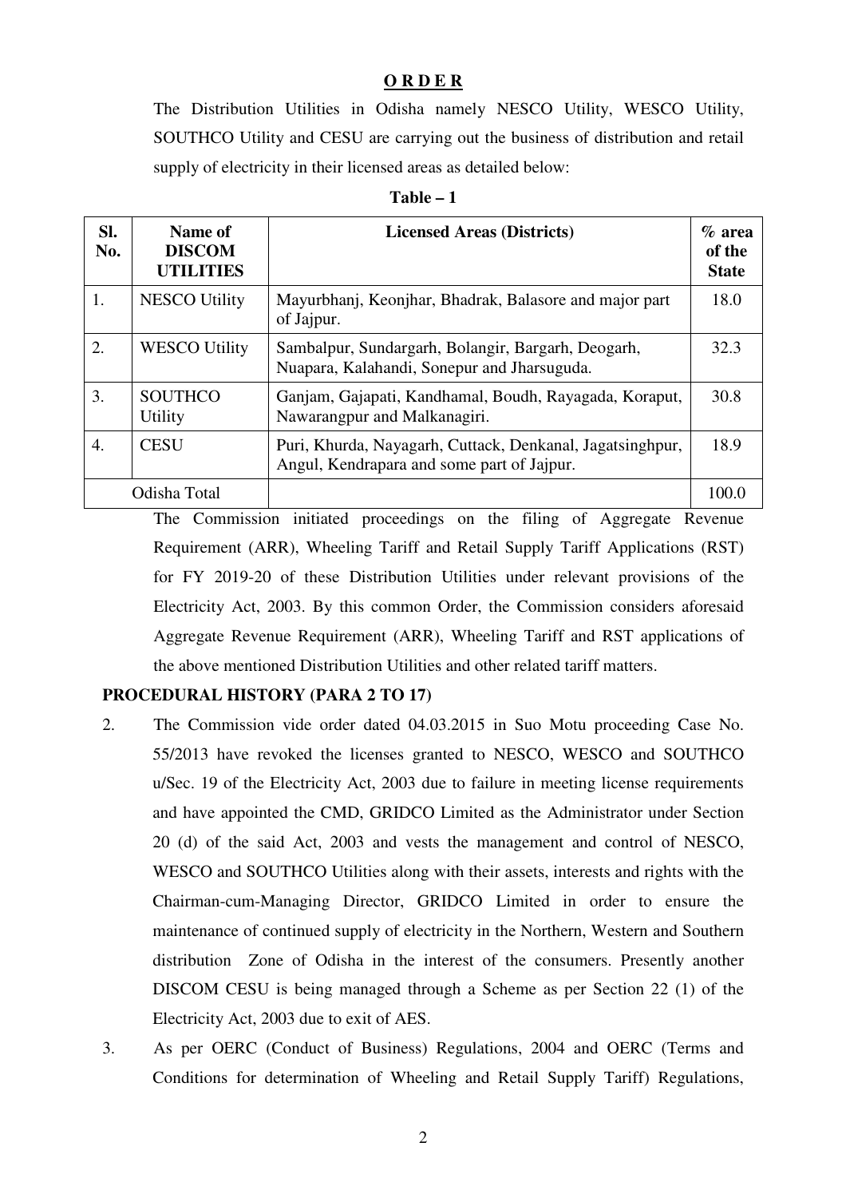**O R D E R**

The Distribution Utilities in Odisha namely NESCO Utility, WESCO Utility, SOUTHCO Utility and CESU are carrying out the business of distribution and retail supply of electricity in their licensed areas as detailed below:

**Table – 1**

| Sl. No. | Name of DISCOM UTILITIES | Licensed Areas (Districts) | % area of the State |
|---|---|---|---|
| 1. | NESCO Utility | Mayurbhanj, Keonjhar, Bhadrak, Balasore and major part of Jajpur. | 18.0 |
| 2. | WESCO Utility | Sambalpur, Sundargarh, Bolangir, Bargarh, Deogarh, Nuapara, Kalahandi, Sonepur and Jharsuguda. | 32.3 |
| 3. | SOUTHCO Utility | Ganjam, Gajapati, Kandhamal, Boudh, Rayagada, Koraput, Nawarangpur and Malkanagiri. | 30.8 |
| 4. | CESU | Puri, Khurda, Nayagarh, Cuttack, Denkanal, Jagatsinghpur, Angul, Kendrapara and some part of Jajpur. | 18.9 |
| Odisha Total | | | 100.0 |

The Commission initiated proceedings on the filing of Aggregate Revenue Requirement (ARR), Wheeling Tariff and Retail Supply Tariff Applications (RST) for FY 2019-20 of these Distribution Utilities under relevant provisions of the Electricity Act, 2003. By this common Order, the Commission considers aforesaid Aggregate Revenue Requirement (ARR), Wheeling Tariff and RST applications of the above mentioned Distribution Utilities and other related tariff matters.

**PROCEDURAL HISTORY (PARA 2 TO 17)**

2. The Commission vide order dated 04.03.2015 in Suo Motu proceeding Case No. 55/2013 have revoked the licenses granted to NESCO, WESCO and SOUTHCO u/Sec. 19 of the Electricity Act, 2003 due to failure in meeting license requirements and have appointed the CMD, GRIDCO Limited as the Administrator under Section 20 (d) of the said Act, 2003 and vests the management and control of NESCO, WESCO and SOUTHCO Utilities along with their assets, interests and rights with the Chairman-cum-Managing Director, GRIDCO Limited in order to ensure the maintenance of continued supply of electricity in the Northern, Western and Southern distribution Zone of Odisha in the interest of the consumers. Presently another DISCOM CESU is being managed through a Scheme as per Section 22 (1) of the Electricity Act, 2003 due to exit of AES.

3. As per OERC (Conduct of Business) Regulations, 2004 and OERC (Terms and Conditions for determination of Wheeling and Retail Supply Tariff) Regulations,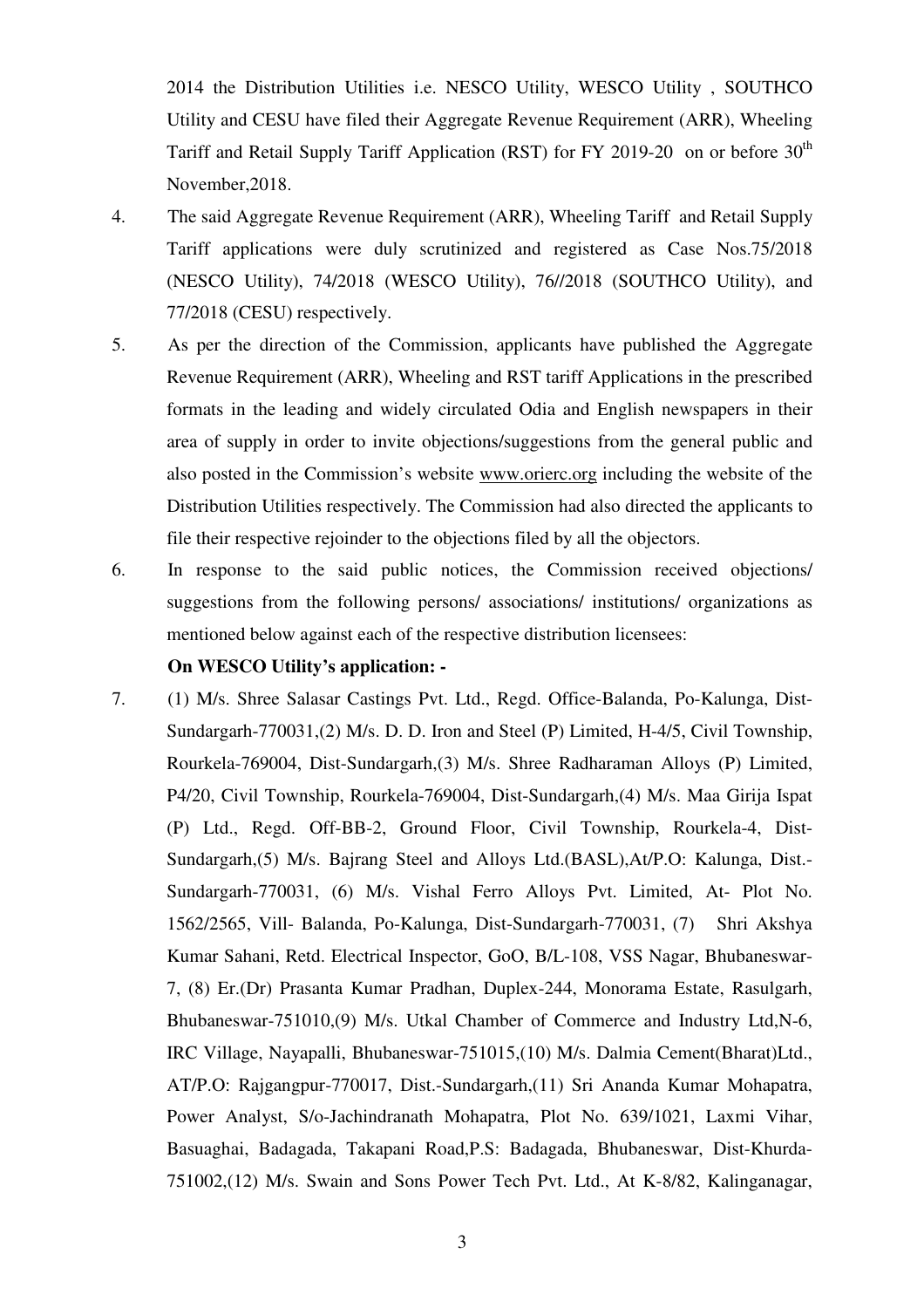2014 the Distribution Utilities i.e. NESCO Utility, WESCO Utility , SOUTHCO Utility and CESU have filed their Aggregate Revenue Requirement (ARR), Wheeling Tariff and Retail Supply Tariff Application (RST) for FY 2019-20 on or before 30th November,2018.

4. The said Aggregate Revenue Requirement (ARR), Wheeling Tariff and Retail Supply Tariff applications were duly scrutinized and registered as Case Nos.75/2018 (NESCO Utility), 74/2018 (WESCO Utility), 76//2018 (SOUTHCO Utility), and 77/2018 (CESU) respectively.

5. As per the direction of the Commission, applicants have published the Aggregate Revenue Requirement (ARR), Wheeling and RST tariff Applications in the prescribed formats in the leading and widely circulated Odia and English newspapers in their area of supply in order to invite objections/suggestions from the general public and also posted in the Commission's website www.orierc.org including the website of the Distribution Utilities respectively. The Commission had also directed the applicants to file their respective rejoinder to the objections filed by all the objectors.

6. In response to the said public notices, the Commission received objections/ suggestions from the following persons/ associations/ institutions/ organizations as mentioned below against each of the respective distribution licensees:

**On WESCO Utility's application: -**

7. (1) M/s. Shree Salasar Castings Pvt. Ltd., Regd. Office-Balanda, Po-Kalunga, Dist-Sundargarh-770031,(2) M/s. D. D. Iron and Steel (P) Limited, H-4/5, Civil Township, Rourkela-769004, Dist-Sundargarh,(3) M/s. Shree Radharaman Alloys (P) Limited, P4/20, Civil Township, Rourkela-769004, Dist-Sundargarh,(4) M/s. Maa Girija Ispat (P) Ltd., Regd. Off-BB-2, Ground Floor, Civil Township, Rourkela-4, Dist-Sundargarh,(5) M/s. Bajrang Steel and Alloys Ltd.(BASL),At/P.O: Kalunga, Dist.-Sundargarh-770031, (6) M/s. Vishal Ferro Alloys Pvt. Limited, At- Plot No. 1562/2565, Vill- Balanda, Po-Kalunga, Dist-Sundargarh-770031, (7) Shri Akshya Kumar Sahani, Retd. Electrical Inspector, GoO, B/L-108, VSS Nagar, Bhubaneswar-7, (8) Er.(Dr) Prasanta Kumar Pradhan, Duplex-244, Monorama Estate, Rasulgarh, Bhubaneswar-751010,(9) M/s. Utkal Chamber of Commerce and Industry Ltd,N-6, IRC Village, Nayapalli, Bhubaneswar-751015,(10) M/s. Dalmia Cement(Bharat)Ltd., AT/P.O: Rajgangpur-770017, Dist.-Sundargarh,(11) Sri Ananda Kumar Mohapatra, Power Analyst, S/o-Jachindranath Mohapatra, Plot No. 639/1021, Laxmi Vihar, Basuaghai, Badagada, Takapani Road,P.S: Badagada, Bhubaneswar, Dist-Khurda-751002,(12) M/s. Swain and Sons Power Tech Pvt. Ltd., At K-8/82, Kalinganagar,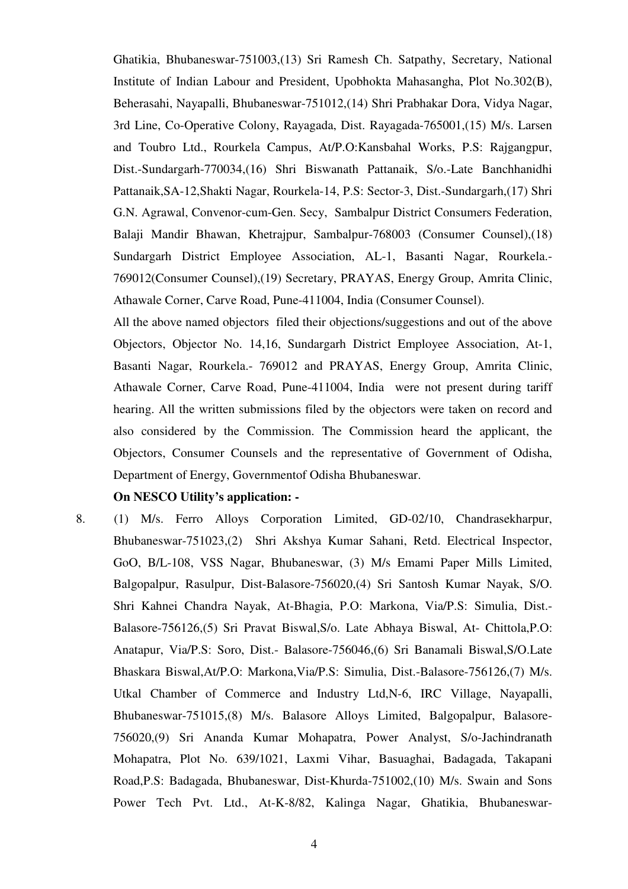Ghatikia, Bhubaneswar-751003,(13) Sri Ramesh Ch. Satpathy, Secretary, National Institute of Indian Labour and President, Upobhokta Mahasangha, Plot No.302(B), Beherasahi, Nayapalli, Bhubaneswar-751012,(14) Shri Prabhakar Dora, Vidya Nagar, 3rd Line, Co-Operative Colony, Rayagada, Dist. Rayagada-765001,(15) M/s. Larsen and Toubro Ltd., Rourkela Campus, At/P.O:Kansbahal Works, P.S: Rajgangpur, Dist.-Sundargarh-770034,(16) Shri Biswanath Pattanaik, S/o.-Late Banchhanidhi Pattanaik,SA-12,Shakti Nagar, Rourkela-14, P.S: Sector-3, Dist.-Sundargarh,(17) Shri G.N. Agrawal, Convenor-cum-Gen. Secy, Sambalpur District Consumers Federation, Balaji Mandir Bhawan, Khetrajpur, Sambalpur-768003 (Consumer Counsel),(18) Sundargarh District Employee Association, AL-1, Basanti Nagar, Rourkela.-769012(Consumer Counsel),(19) Secretary, PRAYAS, Energy Group, Amrita Clinic, Athawale Corner, Carve Road, Pune-411004, India (Consumer Counsel).

All the above named objectors filed their objections/suggestions and out of the above Objectors, Objector No. 14,16, Sundargarh District Employee Association, At-1, Basanti Nagar, Rourkela.- 769012 and PRAYAS, Energy Group, Amrita Clinic, Athawale Corner, Carve Road, Pune-411004, India were not present during tariff hearing. All the written submissions filed by the objectors were taken on record and also considered by the Commission. The Commission heard the applicant, the Objectors, Consumer Counsels and the representative of Government of Odisha, Department of Energy, Governmentof Odisha Bhubaneswar.

**On NESCO Utility's application: -**

8. (1) M/s. Ferro Alloys Corporation Limited, GD-02/10, Chandrasekharpur, Bhubaneswar-751023,(2) Shri Akshya Kumar Sahani, Retd. Electrical Inspector, GoO, B/L-108, VSS Nagar, Bhubaneswar, (3) M/s Emami Paper Mills Limited, Balgopalpur, Rasulpur, Dist-Balasore-756020,(4) Sri Santosh Kumar Nayak, S/O. Shri Kahnei Chandra Nayak, At-Bhagia, P.O: Markona, Via/P.S: Simulia, Dist.-Balasore-756126,(5) Sri Pravat Biswal,S/o. Late Abhaya Biswal, At- Chittola,P.O: Anatapur, Via/P.S: Soro, Dist.- Balasore-756046,(6) Sri Banamali Biswal,S/O.Late Bhaskara Biswal,At/P.O: Markona,Via/P.S: Simulia, Dist.-Balasore-756126,(7) M/s. Utkal Chamber of Commerce and Industry Ltd,N-6, IRC Village, Nayapalli, Bhubaneswar-751015,(8) M/s. Balasore Alloys Limited, Balgopalpur, Balasore-756020,(9) Sri Ananda Kumar Mohapatra, Power Analyst, S/o-Jachindranath Mohapatra, Plot No. 639/1021, Laxmi Vihar, Basuaghai, Badagada, Takapani Road,P.S: Badagada, Bhubaneswar, Dist-Khurda-751002,(10) M/s. Swain and Sons Power Tech Pvt. Ltd., At-K-8/82, Kalinga Nagar, Ghatikia, Bhubaneswar-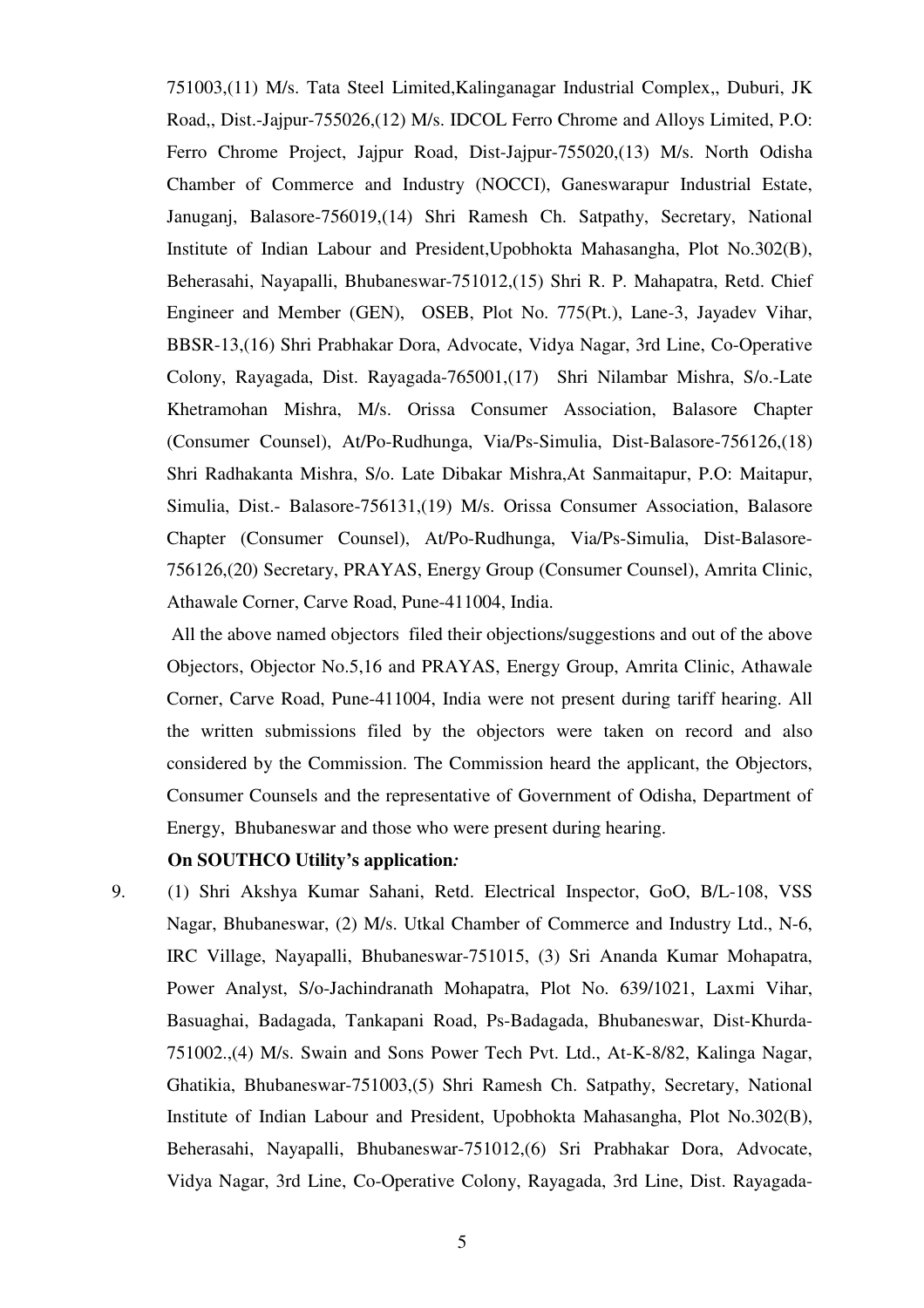751003,(11) M/s. Tata Steel Limited,Kalinganagar Industrial Complex,, Duburi, JK Road,, Dist.-Jajpur-755026,(12) M/s. IDCOL Ferro Chrome and Alloys Limited, P.O: Ferro Chrome Project, Jajpur Road, Dist-Jajpur-755020,(13) M/s. North Odisha Chamber of Commerce and Industry (NOCCI), Ganeswarapur Industrial Estate, Januganj, Balasore-756019,(14) Shri Ramesh Ch. Satpathy, Secretary, National Institute of Indian Labour and President,Upobhokta Mahasangha, Plot No.302(B), Beherasahi, Nayapalli, Bhubaneswar-751012,(15) Shri R. P. Mahapatra, Retd. Chief Engineer and Member (GEN), OSEB, Plot No. 775(Pt.), Lane-3, Jayadev Vihar, BBSR-13,(16) Shri Prabhakar Dora, Advocate, Vidya Nagar, 3rd Line, Co-Operative Colony, Rayagada, Dist. Rayagada-765001,(17) Shri Nilambar Mishra, S/o.-Late Khetramohan Mishra, M/s. Orissa Consumer Association, Balasore Chapter (Consumer Counsel), At/Po-Rudhunga, Via/Ps-Simulia, Dist-Balasore-756126,(18) Shri Radhakanta Mishra, S/o. Late Dibakar Mishra,At Sanmaitapur, P.O: Maitapur, Simulia, Dist.- Balasore-756131,(19) M/s. Orissa Consumer Association, Balasore Chapter (Consumer Counsel), At/Po-Rudhunga, Via/Ps-Simulia, Dist-Balasore-756126,(20) Secretary, PRAYAS, Energy Group (Consumer Counsel), Amrita Clinic, Athawale Corner, Carve Road, Pune-411004, India.

All the above named objectors filed their objections/suggestions and out of the above Objectors, Objector No.5,16 and PRAYAS, Energy Group, Amrita Clinic, Athawale Corner, Carve Road, Pune-411004, India were not present during tariff hearing. All the written submissions filed by the objectors were taken on record and also considered by the Commission. The Commission heard the applicant, the Objectors, Consumer Counsels and the representative of Government of Odisha, Department of Energy, Bhubaneswar and those who were present during hearing.

**On SOUTHCO Utility's application*:***

9. (1) Shri Akshya Kumar Sahani, Retd. Electrical Inspector, GoO, B/L-108, VSS Nagar, Bhubaneswar, (2) M/s. Utkal Chamber of Commerce and Industry Ltd., N-6, IRC Village, Nayapalli, Bhubaneswar-751015, (3) Sri Ananda Kumar Mohapatra, Power Analyst, S/o-Jachindranath Mohapatra, Plot No. 639/1021, Laxmi Vihar, Basuaghai, Badagada, Tankapani Road, Ps-Badagada, Bhubaneswar, Dist-Khurda-751002.,(4) M/s. Swain and Sons Power Tech Pvt. Ltd., At-K-8/82, Kalinga Nagar, Ghatikia, Bhubaneswar-751003,(5) Shri Ramesh Ch. Satpathy, Secretary, National Institute of Indian Labour and President, Upobhokta Mahasangha, Plot No.302(B), Beherasahi, Nayapalli, Bhubaneswar-751012,(6) Sri Prabhakar Dora, Advocate, Vidya Nagar, 3rd Line, Co-Operative Colony, Rayagada, 3rd Line, Dist. Rayagada-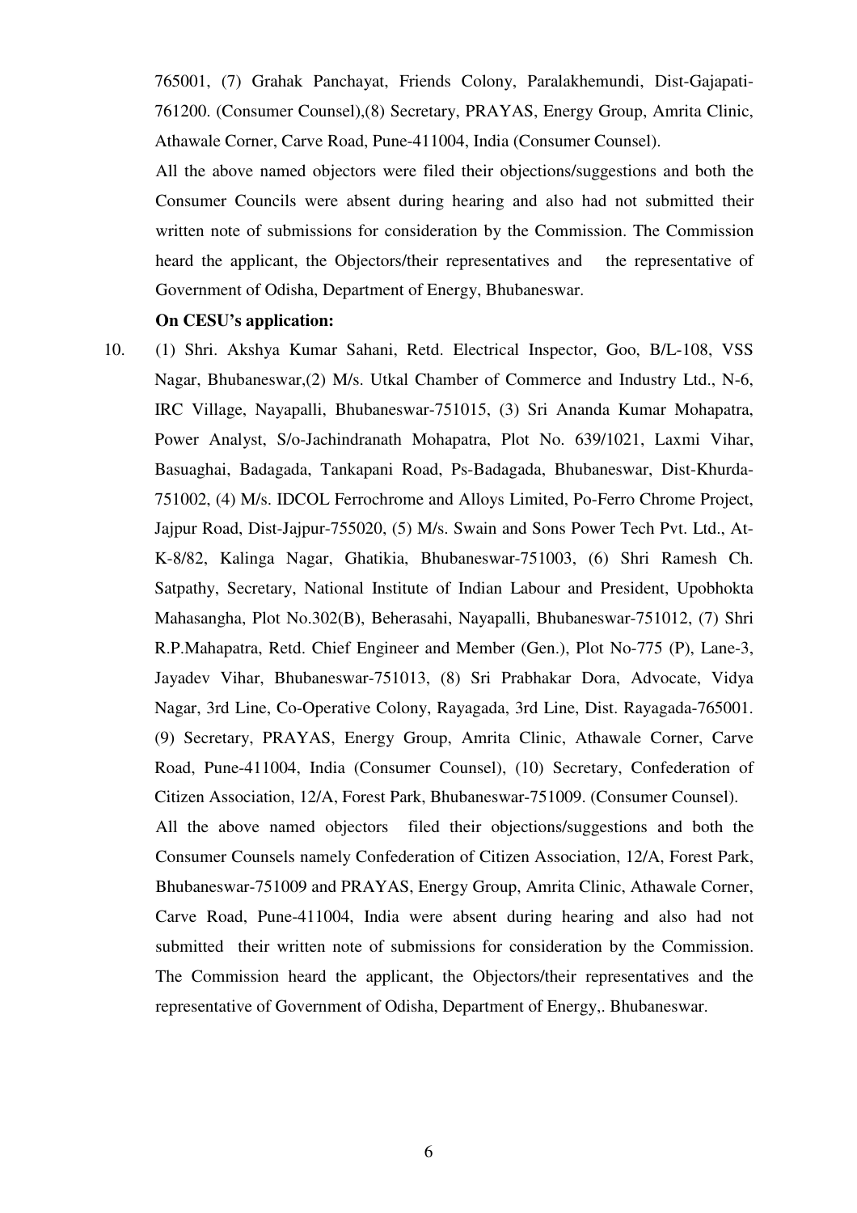765001, (7) Grahak Panchayat, Friends Colony, Paralakhemundi, Dist-Gajapati-761200. (Consumer Counsel),(8) Secretary, PRAYAS, Energy Group, Amrita Clinic, Athawale Corner, Carve Road, Pune-411004, India (Consumer Counsel).

All the above named objectors were filed their objections/suggestions and both the Consumer Councils were absent during hearing and also had not submitted their written note of submissions for consideration by the Commission. The Commission heard the applicant, the Objectors/their representatives and the representative of Government of Odisha, Department of Energy, Bhubaneswar.

**On CESU's application:**

10. (1) Shri. Akshya Kumar Sahani, Retd. Electrical Inspector, Goo, B/L-108, VSS Nagar, Bhubaneswar,(2) M/s. Utkal Chamber of Commerce and Industry Ltd., N-6, IRC Village, Nayapalli, Bhubaneswar-751015, (3) Sri Ananda Kumar Mohapatra, Power Analyst, S/o-Jachindranath Mohapatra, Plot No. 639/1021, Laxmi Vihar, Basuaghai, Badagada, Tankapani Road, Ps-Badagada, Bhubaneswar, Dist-Khurda-751002, (4) M/s. IDCOL Ferrochrome and Alloys Limited, Po-Ferro Chrome Project, Jajpur Road, Dist-Jajpur-755020, (5) M/s. Swain and Sons Power Tech Pvt. Ltd., At-K-8/82, Kalinga Nagar, Ghatikia, Bhubaneswar-751003, (6) Shri Ramesh Ch. Satpathy, Secretary, National Institute of Indian Labour and President, Upobhokta Mahasangha, Plot No.302(B), Beherasahi, Nayapalli, Bhubaneswar-751012, (7) Shri R.P.Mahapatra, Retd. Chief Engineer and Member (Gen.), Plot No-775 (P), Lane-3, Jayadev Vihar, Bhubaneswar-751013, (8) Sri Prabhakar Dora, Advocate, Vidya Nagar, 3rd Line, Co-Operative Colony, Rayagada, 3rd Line, Dist. Rayagada-765001. (9) Secretary, PRAYAS, Energy Group, Amrita Clinic, Athawale Corner, Carve Road, Pune-411004, India (Consumer Counsel), (10) Secretary, Confederation of Citizen Association, 12/A, Forest Park, Bhubaneswar-751009. (Consumer Counsel).

All the above named objectors filed their objections/suggestions and both the Consumer Counsels namely Confederation of Citizen Association, 12/A, Forest Park, Bhubaneswar-751009 and PRAYAS, Energy Group, Amrita Clinic, Athawale Corner, Carve Road, Pune-411004, India were absent during hearing and also had not submitted their written note of submissions for consideration by the Commission. The Commission heard the applicant, the Objectors/their representatives and the representative of Government of Odisha, Department of Energy,. Bhubaneswar.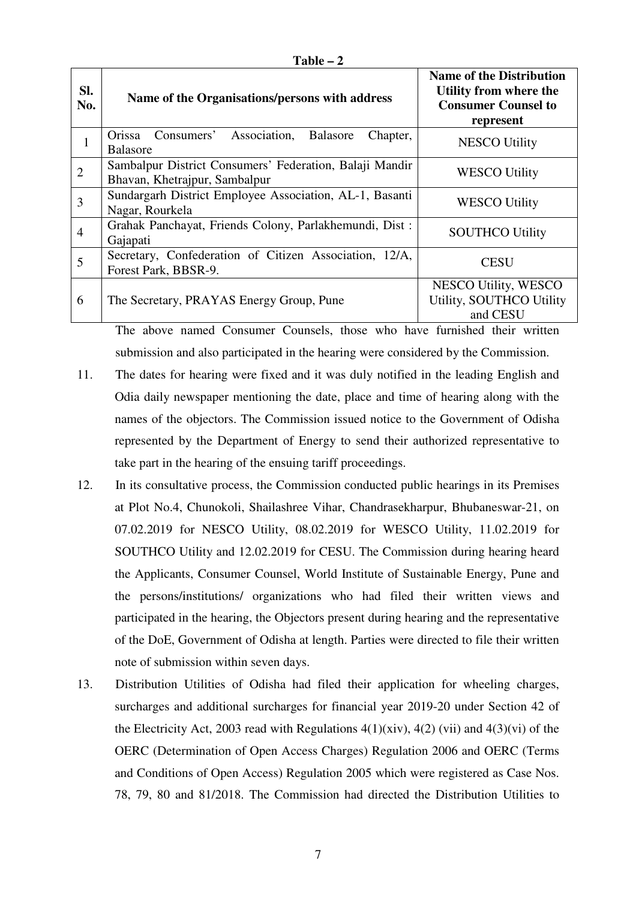**Table – 2**

| Sl. No. | Name of the Organisations/persons with address | Name of the Distribution Utility from where the Consumer Counsel to represent |
|---|---|---|
| 1 | Orissa Consumers' Association, Balasore Chapter, Balasore | NESCO Utility |
| 2 | Sambalpur District Consumers' Federation, Balaji Mandir Bhavan, Khetrajpur, Sambalpur | WESCO Utility |
| 3 | Sundargarh District Employee Association, AL-1, Basanti Nagar, Rourkela | WESCO Utility |
| 4 | Grahak Panchayat, Friends Colony, Parlakhemundi, Dist : Gajapati | SOUTHCO Utility |
| 5 | Secretary, Confederation of Citizen Association, 12/A, Forest Park, BBSR-9. | CESU |
| 6 | The Secretary, PRAYAS Energy Group, Pune | NESCO Utility, WESCO Utility, SOUTHCO Utility and CESU |

The above named Consumer Counsels, those who have furnished their written submission and also participated in the hearing were considered by the Commission.

11. The dates for hearing were fixed and it was duly notified in the leading English and Odia daily newspaper mentioning the date, place and time of hearing along with the names of the objectors. The Commission issued notice to the Government of Odisha represented by the Department of Energy to send their authorized representative to take part in the hearing of the ensuing tariff proceedings.

12. In its consultative process, the Commission conducted public hearings in its Premises at Plot No.4, Chunokoli, Shailashree Vihar, Chandrasekharpur, Bhubaneswar-21, on 07.02.2019 for NESCO Utility, 08.02.2019 for WESCO Utility, 11.02.2019 for SOUTHCO Utility and 12.02.2019 for CESU. The Commission during hearing heard the Applicants, Consumer Counsel, World Institute of Sustainable Energy, Pune and the persons/institutions/ organizations who had filed their written views and participated in the hearing, the Objectors present during hearing and the representative of the DoE, Government of Odisha at length. Parties were directed to file their written note of submission within seven days.

13. Distribution Utilities of Odisha had filed their application for wheeling charges, surcharges and additional surcharges for financial year 2019-20 under Section 42 of the Electricity Act, 2003 read with Regulations 4(1)(xiv), 4(2) (vii) and 4(3)(vi) of the OERC (Determination of Open Access Charges) Regulation 2006 and OERC (Terms and Conditions of Open Access) Regulation 2005 which were registered as Case Nos. 78, 79, 80 and 81/2018. The Commission had directed the Distribution Utilities to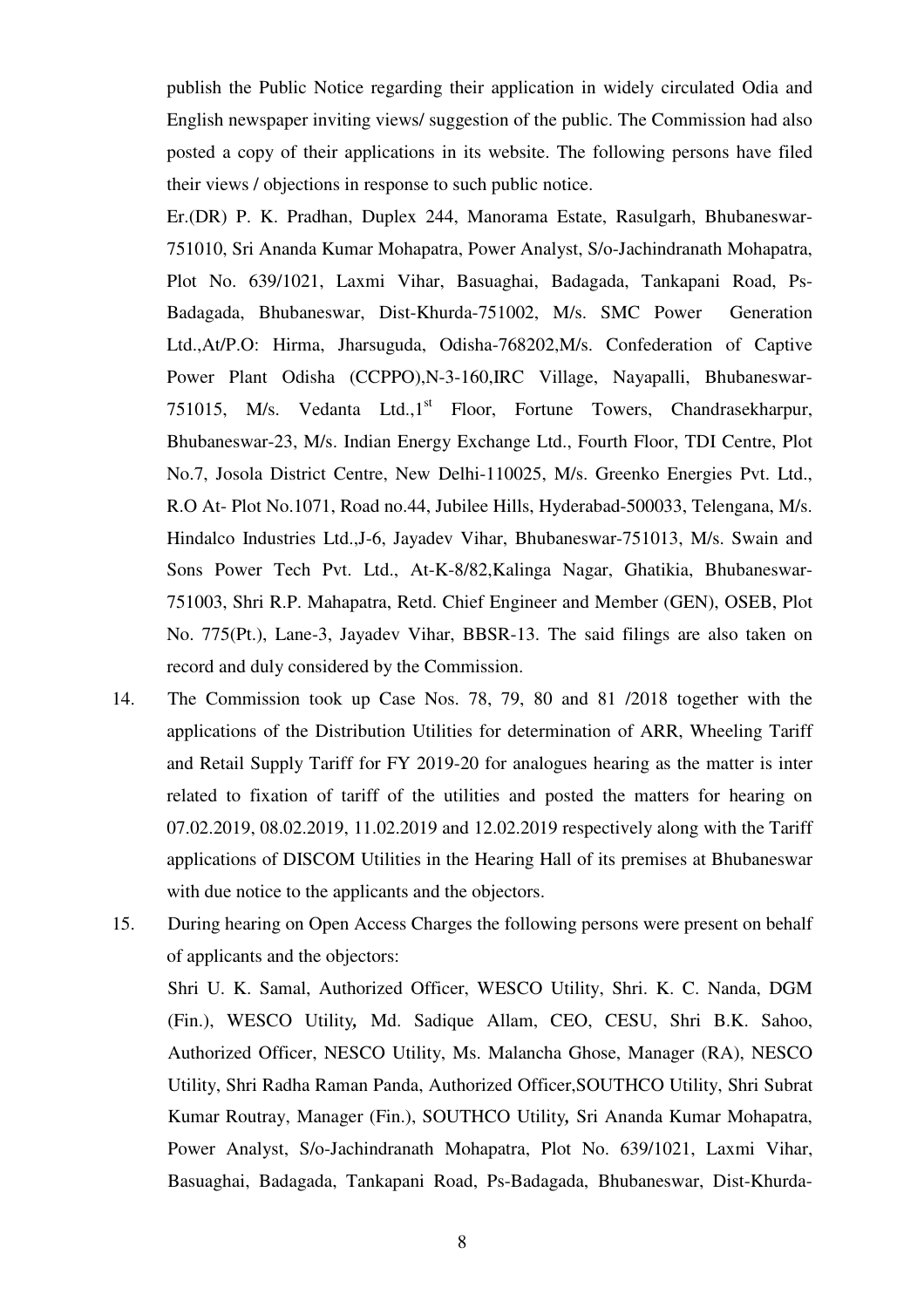publish the Public Notice regarding their application in widely circulated Odia and English newspaper inviting views/ suggestion of the public. The Commission had also posted a copy of their applications in its website. The following persons have filed their views / objections in response to such public notice.

Er.(DR) P. K. Pradhan, Duplex 244, Manorama Estate, Rasulgarh, Bhubaneswar-751010, Sri Ananda Kumar Mohapatra, Power Analyst, S/o-Jachindranath Mohapatra, Plot No. 639/1021, Laxmi Vihar, Basuaghai, Badagada, Tankapani Road, Ps-Badagada, Bhubaneswar, Dist-Khurda-751002, M/s. SMC Power Generation Ltd.,At/P.O: Hirma, Jharsuguda, Odisha-768202,M/s. Confederation of Captive Power Plant Odisha (CCPPO),N-3-160,IRC Village, Nayapalli, Bhubaneswar-751015, M/s. Vedanta Ltd.,1st Floor, Fortune Towers, Chandrasekharpur, Bhubaneswar-23, M/s. Indian Energy Exchange Ltd., Fourth Floor, TDI Centre, Plot No.7, Josola District Centre, New Delhi-110025, M/s. Greenko Energies Pvt. Ltd., R.O At- Plot No.1071, Road no.44, Jubilee Hills, Hyderabad-500033, Telengana, M/s. Hindalco Industries Ltd.,J-6, Jayadev Vihar, Bhubaneswar-751013, M/s. Swain and Sons Power Tech Pvt. Ltd., At-K-8/82,Kalinga Nagar, Ghatikia, Bhubaneswar-751003, Shri R.P. Mahapatra, Retd. Chief Engineer and Member (GEN), OSEB, Plot No. 775(Pt.), Lane-3, Jayadev Vihar, BBSR-13. The said filings are also taken on record and duly considered by the Commission.

14. The Commission took up Case Nos. 78, 79, 80 and 81 /2018 together with the applications of the Distribution Utilities for determination of ARR, Wheeling Tariff and Retail Supply Tariff for FY 2019-20 for analogues hearing as the matter is inter related to fixation of tariff of the utilities and posted the matters for hearing on 07.02.2019, 08.02.2019, 11.02.2019 and 12.02.2019 respectively along with the Tariff applications of DISCOM Utilities in the Hearing Hall of its premises at Bhubaneswar with due notice to the applicants and the objectors.

15. During hearing on Open Access Charges the following persons were present on behalf of applicants and the objectors:

Shri U. K. Samal, Authorized Officer, WESCO Utility, Shri. K. C. Nanda, DGM (Fin.), WESCO Utility, Md. Sadique Allam, CEO, CESU, Shri B.K. Sahoo, Authorized Officer, NESCO Utility, Ms. Malancha Ghose, Manager (RA), NESCO Utility, Shri Radha Raman Panda, Authorized Officer,SOUTHCO Utility, Shri Subrat Kumar Routray, Manager (Fin.), SOUTHCO Utility, Sri Ananda Kumar Mohapatra, Power Analyst, S/o-Jachindranath Mohapatra, Plot No. 639/1021, Laxmi Vihar, Basuaghai, Badagada, Tankapani Road, Ps-Badagada, Bhubaneswar, Dist-Khurda-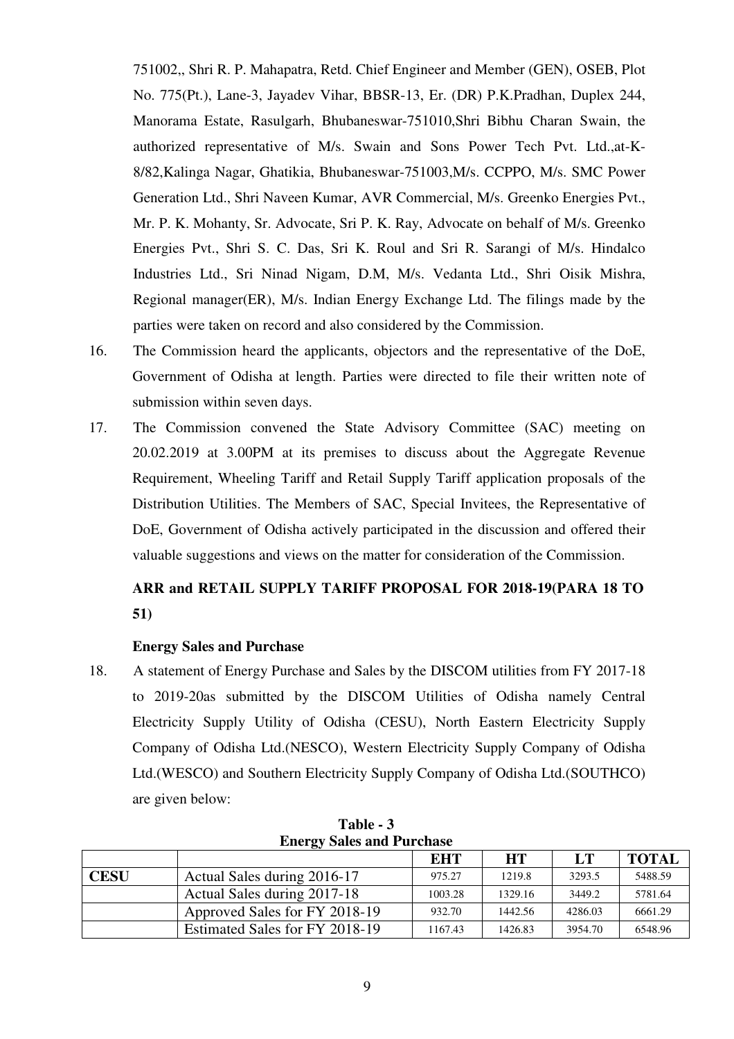751002,, Shri R. P. Mahapatra, Retd. Chief Engineer and Member (GEN), OSEB, Plot No. 775(Pt.), Lane-3, Jayadev Vihar, BBSR-13, Er. (DR) P.K.Pradhan, Duplex 244, Manorama Estate, Rasulgarh, Bhubaneswar-751010,Shri Bibhu Charan Swain, the authorized representative of M/s. Swain and Sons Power Tech Pvt. Ltd.,at-K-8/82,Kalinga Nagar, Ghatikia, Bhubaneswar-751003,M/s. CCPPO, M/s. SMC Power Generation Ltd., Shri Naveen Kumar, AVR Commercial, M/s. Greenko Energies Pvt., Mr. P. K. Mohanty, Sr. Advocate, Sri P. K. Ray, Advocate on behalf of M/s. Greenko Energies Pvt., Shri S. C. Das, Sri K. Roul and Sri R. Sarangi of M/s. Hindalco Industries Ltd., Sri Ninad Nigam, D.M, M/s. Vedanta Ltd., Shri Oisik Mishra, Regional manager(ER), M/s. Indian Energy Exchange Ltd. The filings made by the parties were taken on record and also considered by the Commission.

16. The Commission heard the applicants, objectors and the representative of the DoE, Government of Odisha at length. Parties were directed to file their written note of submission within seven days.

17. The Commission convened the State Advisory Committee (SAC) meeting on 20.02.2019 at 3.00PM at its premises to discuss about the Aggregate Revenue Requirement, Wheeling Tariff and Retail Supply Tariff application proposals of the Distribution Utilities. The Members of SAC, Special Invitees, the Representative of DoE, Government of Odisha actively participated in the discussion and offered their valuable suggestions and views on the matter for consideration of the Commission.

**ARR and RETAIL SUPPLY TARIFF PROPOSAL FOR 2018-19(PARA 18 TO 51)**

**Energy Sales and Purchase**

18. A statement of Energy Purchase and Sales by the DISCOM utilities from FY 2017-18 to 2019-20as submitted by the DISCOM Utilities of Odisha namely Central Electricity Supply Utility of Odisha (CESU), North Eastern Electricity Supply Company of Odisha Ltd.(NESCO), Western Electricity Supply Company of Odisha Ltd.(WESCO) and Southern Electricity Supply Company of Odisha Ltd.(SOUTHCO) are given below:

**Table - 3**
**Energy Sales and Purchase**

| | | EHT | HT | LT | TOTAL |
|---|---|---|---|---|---|
| **CESU** | Actual Sales during 2016-17 | 975.27 | 1219.8 | 3293.5 | 5488.59 |
| | Actual Sales during 2017-18 | 1003.28 | 1329.16 | 3449.2 | 5781.64 |
| | Approved Sales for FY 2018-19 | 932.70 | 1442.56 | 4286.03 | 6661.29 |
| | Estimated Sales for FY 2018-19 | 1167.43 | 1426.83 | 3954.70 | 6548.96 |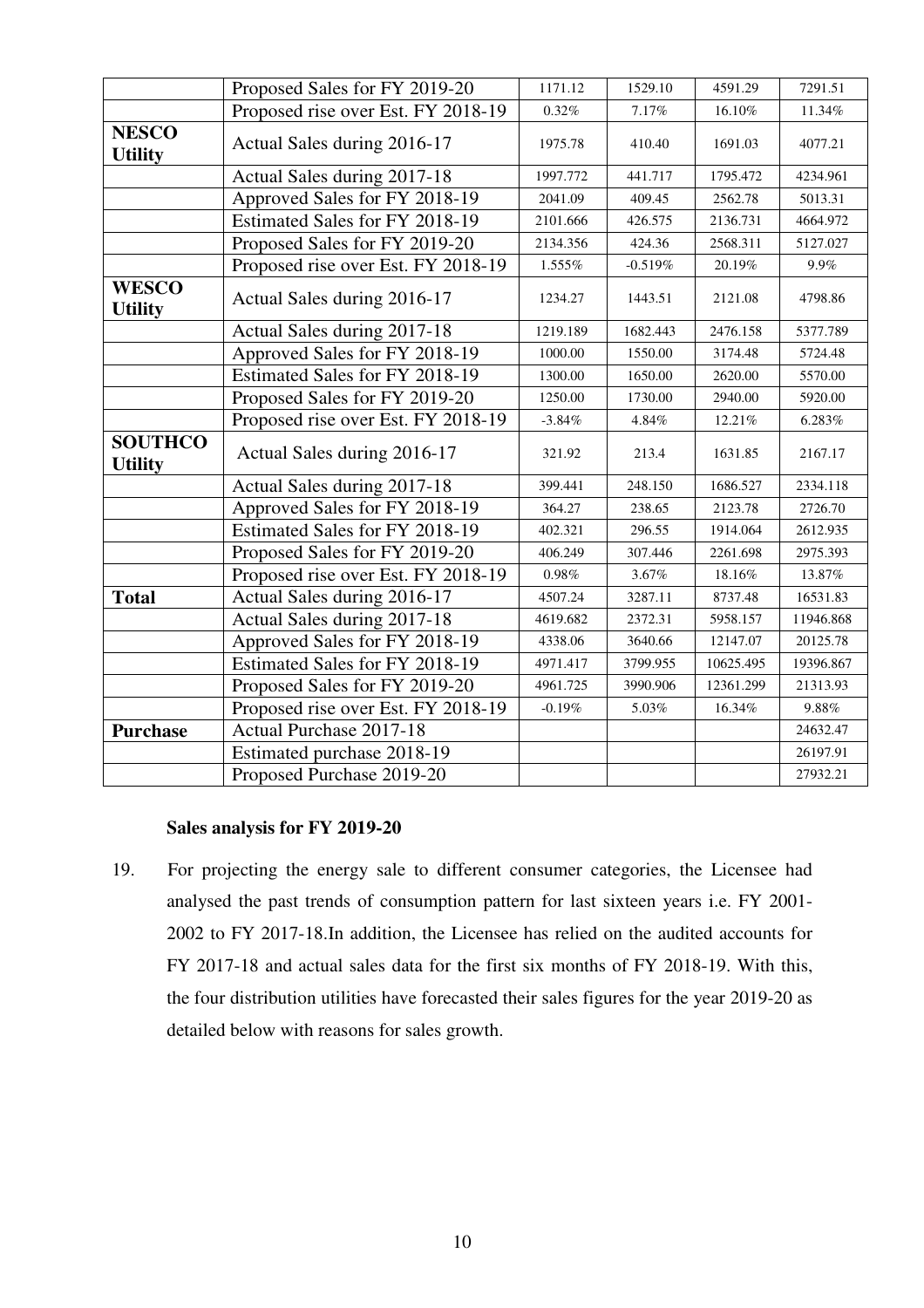| | | | | | |
|---|---|---|---|---|---|
| | Proposed Sales for FY 2019-20 | 1171.12 | 1529.10 | 4591.29 | 7291.51 |
| | Proposed rise over Est. FY 2018-19 | 0.32% | 7.17% | 16.10% | 11.34% |
| **NESCO Utility** | Actual Sales during 2016-17 | 1975.78 | 410.40 | 1691.03 | 4077.21 |
| | Actual Sales during 2017-18 | 1997.772 | 441.717 | 1795.472 | 4234.961 |
| | Approved Sales for FY 2018-19 | 2041.09 | 409.45 | 2562.78 | 5013.31 |
| | Estimated Sales for FY 2018-19 | 2101.666 | 426.575 | 2136.731 | 4664.972 |
| | Proposed Sales for FY 2019-20 | 2134.356 | 424.36 | 2568.311 | 5127.027 |
| | Proposed rise over Est. FY 2018-19 | 1.555% | -0.519% | 20.19% | 9.9% |
| **WESCO Utility** | Actual Sales during 2016-17 | 1234.27 | 1443.51 | 2121.08 | 4798.86 |
| | Actual Sales during 2017-18 | 1219.189 | 1682.443 | 2476.158 | 5377.789 |
| | Approved Sales for FY 2018-19 | 1000.00 | 1550.00 | 3174.48 | 5724.48 |
| | Estimated Sales for FY 2018-19 | 1300.00 | 1650.00 | 2620.00 | 5570.00 |
| | Proposed Sales for FY 2019-20 | 1250.00 | 1730.00 | 2940.00 | 5920.00 |
| | Proposed rise over Est. FY 2018-19 | -3.84% | 4.84% | 12.21% | 6.283% |
| **SOUTHCO Utility** | Actual Sales during 2016-17 | 321.92 | 213.4 | 1631.85 | 2167.17 |
| | Actual Sales during 2017-18 | 399.441 | 248.150 | 1686.527 | 2334.118 |
| | Approved Sales for FY 2018-19 | 364.27 | 238.65 | 2123.78 | 2726.70 |
| | Estimated Sales for FY 2018-19 | 402.321 | 296.55 | 1914.064 | 2612.935 |
| | Proposed Sales for FY 2019-20 | 406.249 | 307.446 | 2261.698 | 2975.393 |
| | Proposed rise over Est. FY 2018-19 | 0.98% | 3.67% | 18.16% | 13.87% |
| **Total** | Actual Sales during 2016-17 | 4507.24 | 3287.11 | 8737.48 | 16531.83 |
| | Actual Sales during 2017-18 | 4619.682 | 2372.31 | 5958.157 | 11946.868 |
| | Approved Sales for FY 2018-19 | 4338.06 | 3640.66 | 12147.07 | 20125.78 |
| | Estimated Sales for FY 2018-19 | 4971.417 | 3799.955 | 10625.495 | 19396.867 |
| | Proposed Sales for FY 2019-20 | 4961.725 | 3990.906 | 12361.299 | 21313.93 |
| | Proposed rise over Est. FY 2018-19 | -0.19% | 5.03% | 16.34% | 9.88% |
| **Purchase** | Actual Purchase 2017-18 | | | | 24632.47 |
| | Estimated purchase 2018-19 | | | | 26197.91 |
| | Proposed Purchase 2019-20 | | | | 27932.21 |

**Sales analysis for FY 2019-20**

19. For projecting the energy sale to different consumer categories, the Licensee had analysed the past trends of consumption pattern for last sixteen years i.e. FY 2001-2002 to FY 2017-18.In addition, the Licensee has relied on the audited accounts for FY 2017-18 and actual sales data for the first six months of FY 2018-19. With this, the four distribution utilities have forecasted their sales figures for the year 2019-20 as detailed below with reasons for sales growth.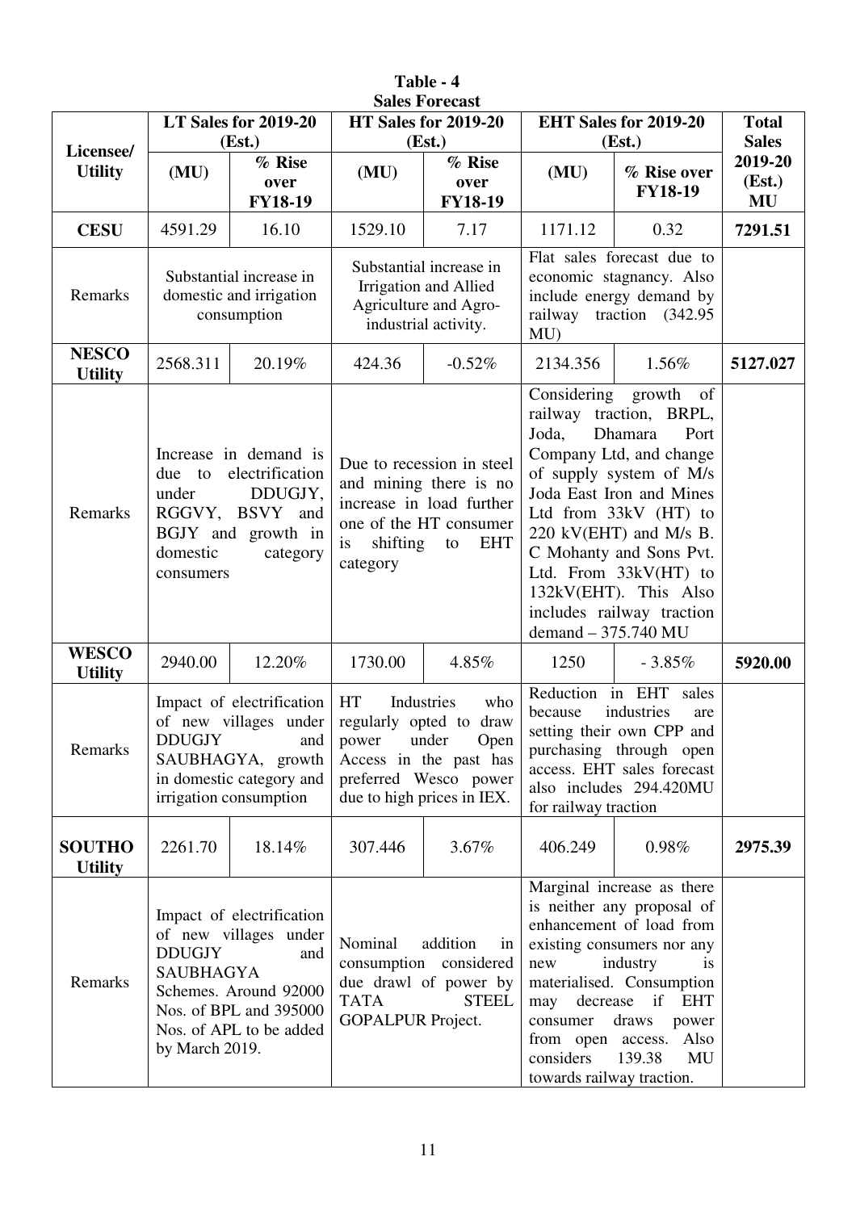**Table - 4**
**Sales Forecast**

| Licensee/ Utility | LT Sales for 2019-20 (Est.) | | HT Sales for 2019-20 (Est.) | | EHT Sales for 2019-20 (Est.) | | Total Sales 2019-20 (Est.) MU |
|---|---|---|---|---|---|---|---|
| | (MU) | % Rise over FY18-19 | (MU) | % Rise over FY18-19 | (MU) | % Rise over FY18-19 | |
| **CESU** | 4591.29 | 16.10 | 1529.10 | 7.17 | 1171.12 | 0.32 | **7291.51** |
| Remarks | Substantial increase in domestic and irrigation consumption | | Substantial increase in Irrigation and Allied Agriculture and Agro-industrial activity. | | Flat sales forecast due to economic stagnancy. Also include energy demand by railway traction (342.95 MU) | | |
| **NESCO Utility** | 2568.311 | 20.19% | 424.36 | -0.52% | 2134.356 | 1.56% | **5127.027** |
| Remarks | Increase in demand is due to electrification under DDUGJY, RGGVY, BSVY and BGJY and growth in domestic category consumers | | Due to recession in steel and mining there is no increase in load further one of the HT consumer is shifting to EHT category | | Considering growth of railway traction, BRPL, Joda, Dhamara Port Company Ltd, and change of supply system of M/s Joda East Iron and Mines Ltd from 33kV (HT) to 220 kV(EHT) and M/s B. C Mohanty and Sons Pvt. Ltd. From 33kV(HT) to 132kV(EHT). This Also includes railway traction demand – 375.740 MU | | |
| **WESCO Utility** | 2940.00 | 12.20% | 1730.00 | 4.85% | 1250 | - 3.85% | **5920.00** |
| Remarks | Impact of electrification of new villages under DDUGJY and SAUBHAGYA, growth in domestic category and irrigation consumption | | HT Industries who regularly opted to draw power under Open Access in the past has preferred Wesco power due to high prices in IEX. | | Reduction in EHT sales because industries are setting their own CPP and purchasing through open access. EHT sales forecast also includes 294.420MU for railway traction | | |
| **SOUTHO Utility** | 2261.70 | 18.14% | 307.446 | 3.67% | 406.249 | 0.98% | **2975.39** |
| Remarks | Impact of electrification of new villages under DDUGJY and SAUBHAGYA Schemes. Around 92000 Nos. of BPL and 395000 Nos. of APL to be added by March 2019. | | Nominal addition in consumption considered due drawl of power by TATA STEEL GOPALPUR Project. | | Marginal increase as there is neither any proposal of enhancement of load from existing consumers nor any new industry is materialised. Consumption may decrease if EHT consumer draws power from open access. Also considers 139.38 MU towards railway traction. | | |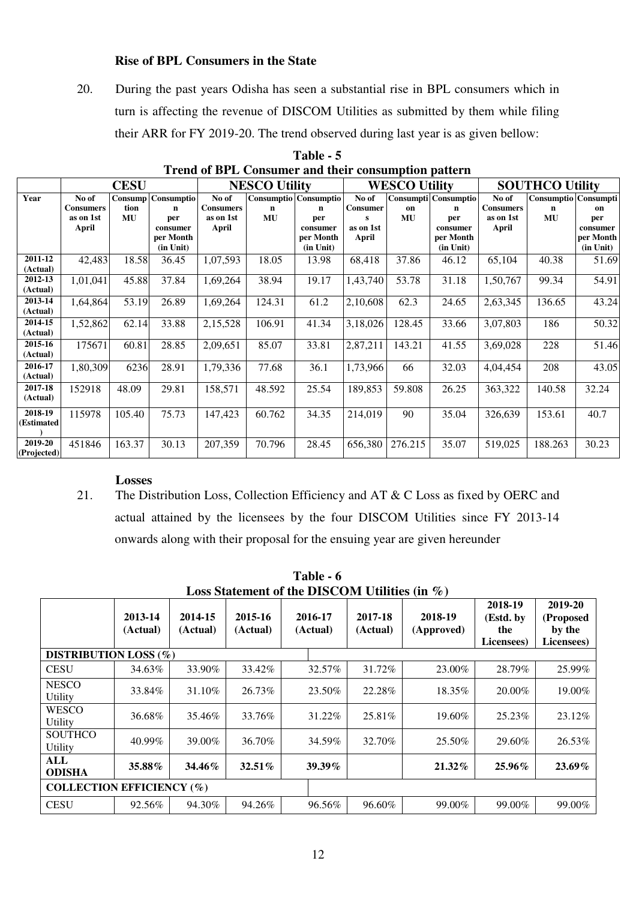### Rise of BPL Consumers in the State

20. During the past years Odisha has seen a substantial rise in BPL consumers which in turn is affecting the revenue of DISCOM Utilities as submitted by them while filing their ARR for FY 2019-20. The trend observed during last year is as given bellow:

**Table - 5**
**Trend of BPL Consumer and their consumption pattern**

| | CESU | | | NESCO Utility | | | WESCO Utility | | | SOUTHCO Utility | | |
|---|---|---|---|---|---|---|---|---|---|---|---|---|
| Year | No of Consumers as on 1st April | Consumption MU | Consumption per consumer per Month (in Unit) | No of Consumers as on 1st April | Consumption MU | Consumption per consumer per Month (in Unit) | No of Consumers as on 1st April | Consumption MU | Consumption per consumer per Month (in Unit) | No of Consumers as on 1st April | Consumption MU | Consumption per consumer per Month (in Unit) |
| 2011-12 (Actual) | 42,483 | 18.58 | 36.45 | 1,07,593 | 18.05 | 13.98 | 68,418 | 37.86 | 46.12 | 65,104 | 40.38 | 51.69 |
| 2012-13 (Actual) | 1,01,041 | 45.88 | 37.84 | 1,69,264 | 38.94 | 19.17 | 1,43,740 | 53.78 | 31.18 | 1,50,767 | 99.34 | 54.91 |
| 2013-14 (Actual) | 1,64,864 | 53.19 | 26.89 | 1,69,264 | 124.31 | 61.2 | 2,10,608 | 62.3 | 24.65 | 2,63,345 | 136.65 | 43.24 |
| 2014-15 (Actual) | 1,52,862 | 62.14 | 33.88 | 2,15,528 | 106.91 | 41.34 | 3,18,026 | 128.45 | 33.66 | 3,07,803 | 186 | 50.32 |
| 2015-16 (Actual) | 175671 | 60.81 | 28.85 | 2,09,651 | 85.07 | 33.81 | 2,87,211 | 143.21 | 41.55 | 3,69,028 | 228 | 51.46 |
| 2016-17 (Actual) | 1,80,309 | 6236 | 28.91 | 1,79,336 | 77.68 | 36.1 | 1,73,966 | 66 | 32.03 | 4,04,454 | 208 | 43.05 |
| 2017-18 (Actual) | 152918 | 48.09 | 29.81 | 158,571 | 48.592 | 25.54 | 189,853 | 59.808 | 26.25 | 363,322 | 140.58 | 32.24 |
| 2018-19 (Estimated) | 115978 | 105.40 | 75.73 | 147,423 | 60.762 | 34.35 | 214,019 | 90 | 35.04 | 326,639 | 153.61 | 40.7 |
| 2019-20 (Projected) | 451846 | 163.37 | 30.13 | 207,359 | 70.796 | 28.45 | 656,380 | 276.215 | 35.07 | 519,025 | 188.263 | 30.23 |

### Losses

21. The Distribution Loss, Collection Efficiency and AT & C Loss as fixed by OERC and actual attained by the licensees by the four DISCOM Utilities since FY 2013-14 onwards along with their proposal for the ensuing year are given hereunder

**Table - 6**
**Loss Statement of the DISCOM Utilities (in %)**

| | 2013-14 (Actual) | 2014-15 (Actual) | 2015-16 (Actual) | 2016-17 (Actual) | 2017-18 (Actual) | 2018-19 (Approved) | 2018-19 (Estd. by the Licensees) | 2019-20 (Proposed by the Licensees) |
|---|---|---|---|---|---|---|---|---|
| **DISTRIBUTION LOSS (%)** | | | | | | | | |
| CESU | 34.63% | 33.90% | 33.42% | 32.57% | 31.72% | 23.00% | 28.79% | 25.99% |
| NESCO Utility | 33.84% | 31.10% | 26.73% | 23.50% | 22.28% | 18.35% | 20.00% | 19.00% |
| WESCO Utility | 36.68% | 35.46% | 33.76% | 31.22% | 25.81% | 19.60% | 25.23% | 23.12% |
| SOUTHCO Utility | 40.99% | 39.00% | 36.70% | 34.59% | 32.70% | 25.50% | 29.60% | 26.53% |
| **ALL ODISHA** | **35.88%** | **34.46%** | **32.51%** | **39.39%** | | **21.32%** | **25.96%** | **23.69%** |
| **COLLECTION EFFICIENCY (%)** | | | | | | | | |
| CESU | 92.56% | 94.30% | 94.26% | 96.56% | 96.60% | 99.00% | 99.00% | 99.00% |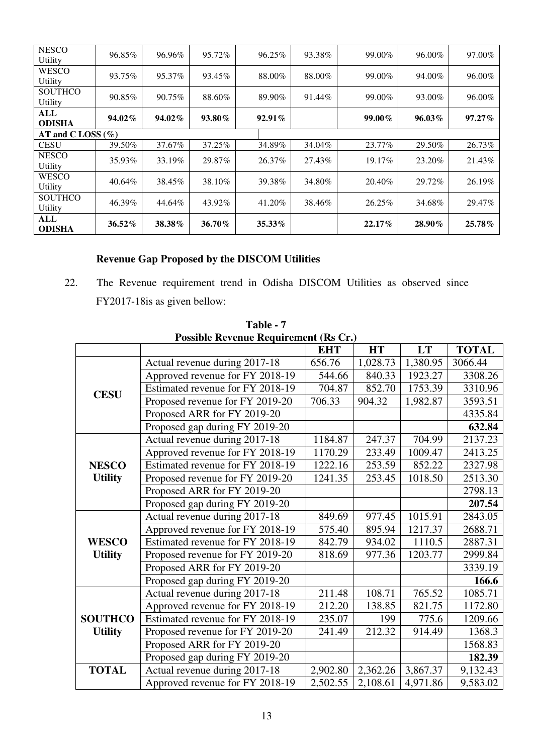| | | | | | | | | |
|---|---|---|---|---|---|---|---|---|
| NESCO Utility | 96.85% | 96.96% | 95.72% | 96.25% | 93.38% | 99.00% | 96.00% | 97.00% |
| WESCO Utility | 93.75% | 95.37% | 93.45% | 88.00% | 88.00% | 99.00% | 94.00% | 96.00% |
| SOUTHCO Utility | 90.85% | 90.75% | 88.60% | 89.90% | 91.44% | 99.00% | 93.00% | 96.00% |
| **ALL ODISHA** | **94.02%** | **94.02%** | **93.80%** | **92.91%** | | **99.00%** | **96.03%** | **97.27%** |
| **AT and C LOSS (%)** | | | | | | | | |
| CESU | 39.50% | 37.67% | 37.25% | 34.89% | 34.04% | 23.77% | 29.50% | 26.73% |
| NESCO Utility | 35.93% | 33.19% | 29.87% | 26.37% | 27.43% | 19.17% | 23.20% | 21.43% |
| WESCO Utility | 40.64% | 38.45% | 38.10% | 39.38% | 34.80% | 20.40% | 29.72% | 26.19% |
| SOUTHCO Utility | 46.39% | 44.64% | 43.92% | 41.20% | 38.46% | 26.25% | 34.68% | 29.47% |
| **ALL ODISHA** | **36.52%** | **38.38%** | **36.70%** | **35.33%** | | **22.17%** | **28.90%** | **25.78%** |

**Revenue Gap Proposed by the DISCOM Utilities**

22. The Revenue requirement trend in Odisha DISCOM Utilities as observed since FY2017-18is as given bellow:

**Table - 7**
**Possible Revenue Requirement (Rs Cr.)**

| | | EHT | HT | LT | TOTAL |
|---|---|---|---|---|---|
| **CESU** | Actual revenue during 2017-18 | 656.76 | 1,028.73 | 1,380.95 | 3066.44 |
| | Approved revenue for FY 2018-19 | 544.66 | 840.33 | 1923.27 | 3308.26 |
| | Estimated revenue for FY 2018-19 | 704.87 | 852.70 | 1753.39 | 3310.96 |
| | Proposed revenue for FY 2019-20 | 706.33 | 904.32 | 1,982.87 | 3593.51 |
| | Proposed ARR for FY 2019-20 | | | | 4335.84 |
| | Proposed gap during FY 2019-20 | | | | **632.84** |
| **NESCO Utility** | Actual revenue during 2017-18 | 1184.87 | 247.37 | 704.99 | 2137.23 |
| | Approved revenue for FY 2018-19 | 1170.29 | 233.49 | 1009.47 | 2413.25 |
| | Estimated revenue for FY 2018-19 | 1222.16 | 253.59 | 852.22 | 2327.98 |
| | Proposed revenue for FY 2019-20 | 1241.35 | 253.45 | 1018.50 | 2513.30 |
| | Proposed ARR for FY 2019-20 | | | | 2798.13 |
| | Proposed gap during FY 2019-20 | | | | **207.54** |
| **WESCO Utility** | Actual revenue during 2017-18 | 849.69 | 977.45 | 1015.91 | 2843.05 |
| | Approved revenue for FY 2018-19 | 575.40 | 895.94 | 1217.37 | 2688.71 |
| | Estimated revenue for FY 2018-19 | 842.79 | 934.02 | 1110.5 | 2887.31 |
| | Proposed revenue for FY 2019-20 | 818.69 | 977.36 | 1203.77 | 2999.84 |
| | Proposed ARR for FY 2019-20 | | | | 3339.19 |
| | Proposed gap during FY 2019-20 | | | | **166.6** |
| **SOUTHCO Utility** | Actual revenue during 2017-18 | 211.48 | 108.71 | 765.52 | 1085.71 |
| | Approved revenue for FY 2018-19 | 212.20 | 138.85 | 821.75 | 1172.80 |
| | Estimated revenue for FY 2018-19 | 235.07 | 199 | 775.6 | 1209.66 |
| | Proposed revenue for FY 2019-20 | 241.49 | 212.32 | 914.49 | 1368.3 |
| | Proposed ARR for FY 2019-20 | | | | 1568.83 |
| | Proposed gap during FY 2019-20 | | | | **182.39** |
| **TOTAL** | Actual revenue during 2017-18 | 2,902.80 | 2,362.26 | 3,867.37 | 9,132.43 |
| | Approved revenue for FY 2018-19 | 2,502.55 | 2,108.61 | 4,971.86 | 9,583.02 |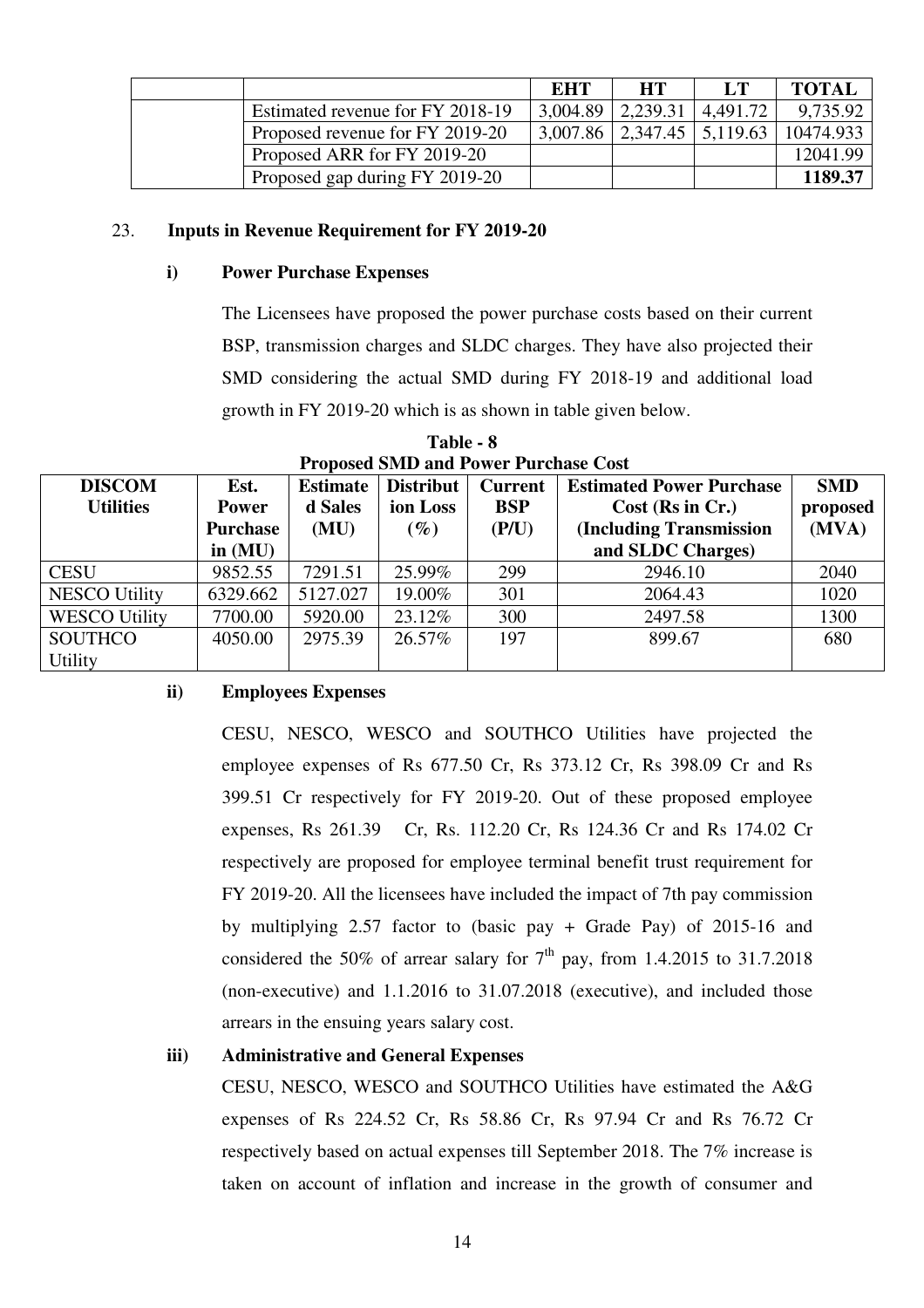| | | EHT | HT | LT | TOTAL |
|---|---|---|---|---|---|
| | Estimated revenue for FY 2018-19 | 3,004.89 | 2,239.31 | 4,491.72 | 9,735.92 |
| | Proposed revenue for FY 2019-20 | 3,007.86 | 2,347.45 | 5,119.63 | 10474.933 |
| | Proposed ARR for FY 2019-20 | | | | 12041.99 |
| | Proposed gap during FY 2019-20 | | | | **1189.37** |

23. **Inputs in Revenue Requirement for FY 2019-20**

**i) Power Purchase Expenses**

The Licensees have proposed the power purchase costs based on their current BSP, transmission charges and SLDC charges. They have also projected their SMD considering the actual SMD during FY 2018-19 and additional load growth in FY 2019-20 which is as shown in table given below.

**Table - 8**
**Proposed SMD and Power Purchase Cost**

| DISCOM Utilities | Est. Power Purchase in (MU) | Estimated Sales (MU) | Distribution Loss (%) | Current BSP (P/U) | Estimated Power Purchase Cost (Rs in Cr.) (Including Transmission and SLDC Charges) | SMD proposed (MVA) |
|---|---|---|---|---|---|---|
| CESU | 9852.55 | 7291.51 | 25.99% | 299 | 2946.10 | 2040 |
| NESCO Utility | 6329.662 | 5127.027 | 19.00% | 301 | 2064.43 | 1020 |
| WESCO Utility | 7700.00 | 5920.00 | 23.12% | 300 | 2497.58 | 1300 |
| SOUTHCO Utility | 4050.00 | 2975.39 | 26.57% | 197 | 899.67 | 680 |

**ii) Employees Expenses**

CESU, NESCO, WESCO and SOUTHCO Utilities have projected the employee expenses of Rs 677.50 Cr, Rs 373.12 Cr, Rs 398.09 Cr and Rs 399.51 Cr respectively for FY 2019-20. Out of these proposed employee expenses, Rs 261.39 Cr, Rs. 112.20 Cr, Rs 124.36 Cr and Rs 174.02 Cr respectively are proposed for employee terminal benefit trust requirement for FY 2019-20. All the licensees have included the impact of 7th pay commission by multiplying 2.57 factor to (basic pay + Grade Pay) of 2015-16 and considered the 50% of arrear salary for 7$^{th}$ pay, from 1.4.2015 to 31.7.2018 (non-executive) and 1.1.2016 to 31.07.2018 (executive), and included those arrears in the ensuing years salary cost.

**iii) Administrative and General Expenses**

CESU, NESCO, WESCO and SOUTHCO Utilities have estimated the A&G expenses of Rs 224.52 Cr, Rs 58.86 Cr, Rs 97.94 Cr and Rs 76.72 Cr respectively based on actual expenses till September 2018. The 7% increase is taken on account of inflation and increase in the growth of consumer and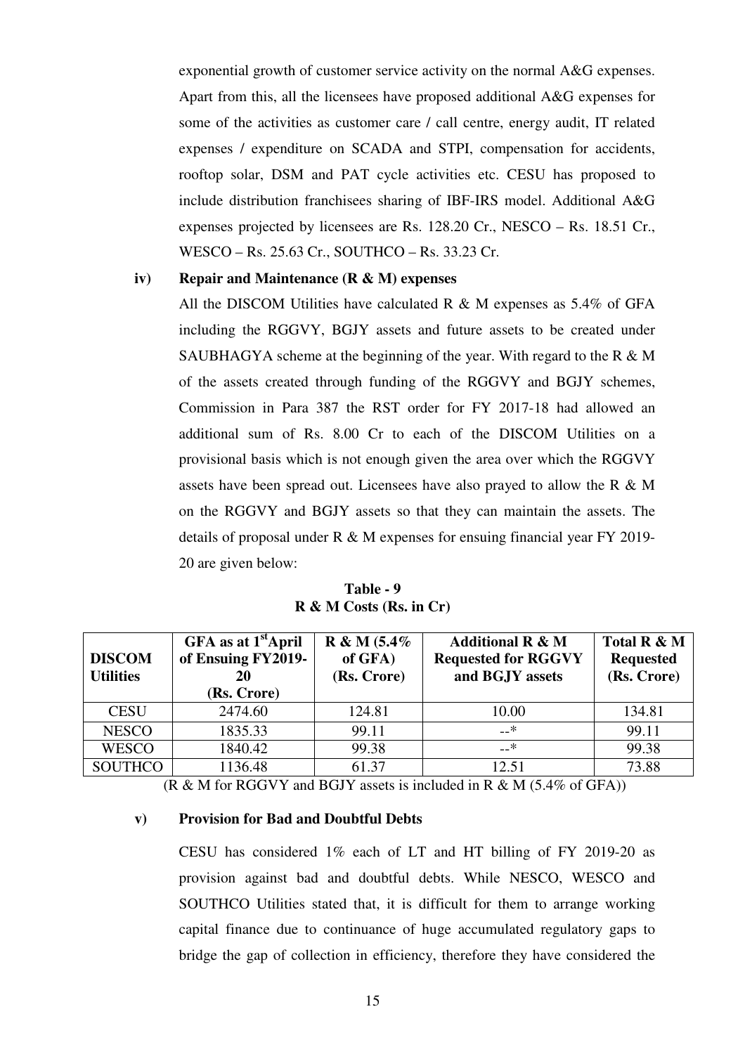exponential growth of customer service activity on the normal A&G expenses. Apart from this, all the licensees have proposed additional A&G expenses for some of the activities as customer care / call centre, energy audit, IT related expenses / expenditure on SCADA and STPI, compensation for accidents, rooftop solar, DSM and PAT cycle activities etc. CESU has proposed to include distribution franchisees sharing of IBF-IRS model. Additional A&G expenses projected by licensees are Rs. 128.20 Cr., NESCO – Rs. 18.51 Cr., WESCO – Rs. 25.63 Cr., SOUTHCO – Rs. 33.23 Cr.

**iv) Repair and Maintenance (R & M) expenses**

All the DISCOM Utilities have calculated R & M expenses as 5.4% of GFA including the RGGVY, BGJY assets and future assets to be created under SAUBHAGYA scheme at the beginning of the year. With regard to the R & M of the assets created through funding of the RGGVY and BGJY schemes, Commission in Para 387 the RST order for FY 2017-18 had allowed an additional sum of Rs. 8.00 Cr to each of the DISCOM Utilities on a provisional basis which is not enough given the area over which the RGGVY assets have been spread out. Licensees have also prayed to allow the R & M on the RGGVY and BGJY assets so that they can maintain the assets. The details of proposal under R & M expenses for ensuing financial year FY 2019-20 are given below:

**Table - 9**
**R & M Costs (Rs. in Cr)**

| DISCOM Utilities | GFA as at 1st April of Ensuing FY2019-20 (Rs. Crore) | R & M (5.4% of GFA) (Rs. Crore) | Additional R & M Requested for RGGVY and BGJY assets | Total R & M Requested (Rs. Crore) |
|---|---|---|---|---|
| CESU | 2474.60 | 124.81 | 10.00 | 134.81 |
| NESCO | 1835.33 | 99.11 | --* | 99.11 |
| WESCO | 1840.42 | 99.38 | --* | 99.38 |
| SOUTHCO | 1136.48 | 61.37 | 12.51 | 73.88 |

(R & M for RGGVY and BGJY assets is included in R & M (5.4% of GFA))

**v) Provision for Bad and Doubtful Debts**

CESU has considered 1% each of LT and HT billing of FY 2019-20 as provision against bad and doubtful debts. While NESCO, WESCO and SOUTHCO Utilities stated that, it is difficult for them to arrange working capital finance due to continuance of huge accumulated regulatory gaps to bridge the gap of collection in efficiency, therefore they have considered the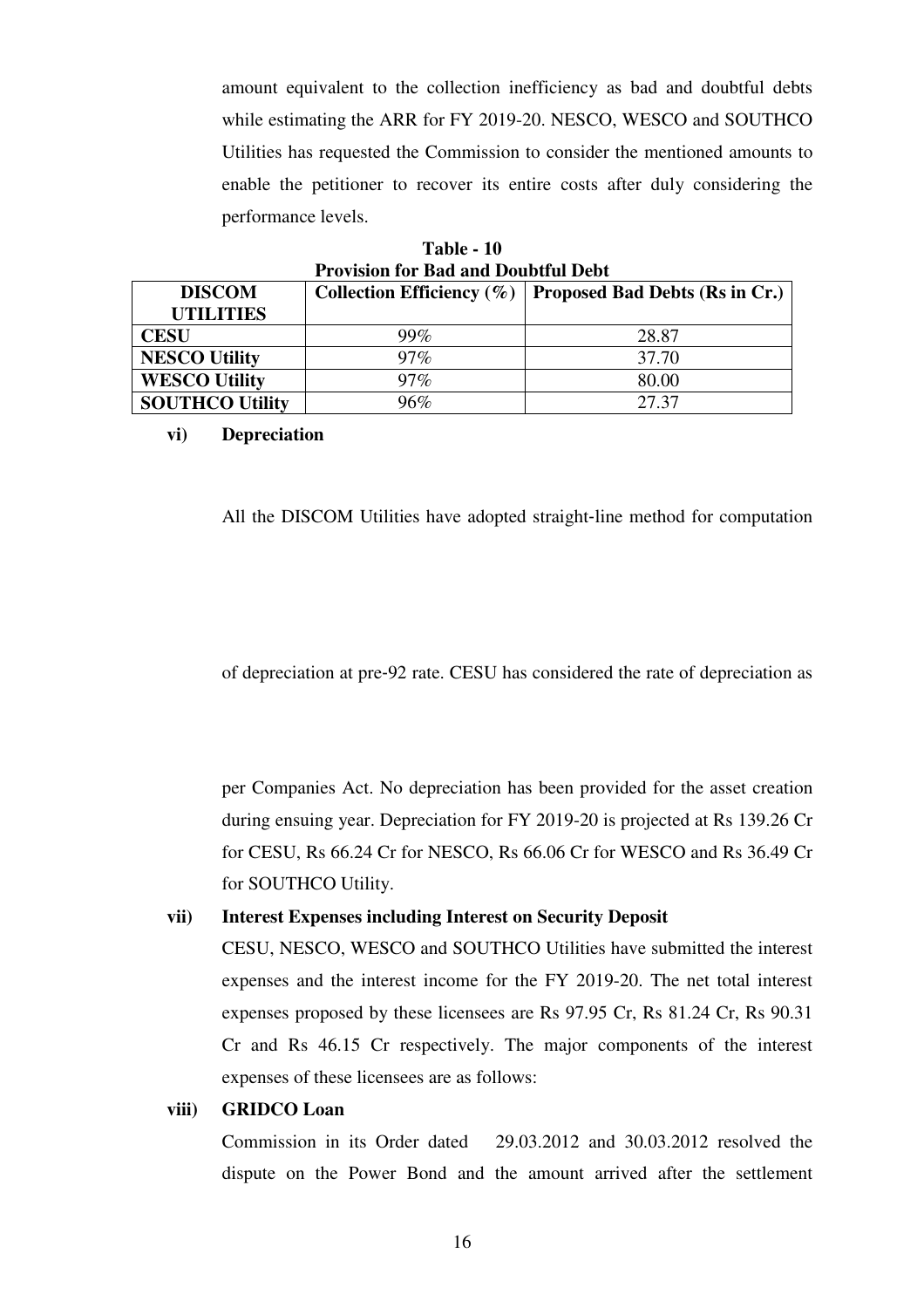amount equivalent to the collection inefficiency as bad and doubtful debts while estimating the ARR for FY 2019-20. NESCO, WESCO and SOUTHCO Utilities has requested the Commission to consider the mentioned amounts to enable the petitioner to recover its entire costs after duly considering the performance levels.

**Table - 10**
**Provision for Bad and Doubtful Debt**

| DISCOM UTILITIES | Collection Efficiency (%) | Proposed Bad Debts (Rs in Cr.) |
|---|---|---|
| **CESU** | 99% | 28.87 |
| **NESCO Utility** | 97% | 37.70 |
| **WESCO Utility** | 97% | 80.00 |
| **SOUTHCO Utility** | 96% | 27.37 |

**vi) Depreciation**

All the DISCOM Utilities have adopted straight-line method for computation of depreciation at pre-92 rate. CESU has considered the rate of depreciation as per Companies Act. No depreciation has been provided for the asset creation during ensuing year. Depreciation for FY 2019-20 is projected at Rs 139.26 Cr for CESU, Rs 66.24 Cr for NESCO, Rs 66.06 Cr for WESCO and Rs 36.49 Cr for SOUTHCO Utility.

**vii) Interest Expenses including Interest on Security Deposit**

CESU, NESCO, WESCO and SOUTHCO Utilities have submitted the interest expenses and the interest income for the FY 2019-20. The net total interest expenses proposed by these licensees are Rs 97.95 Cr, Rs 81.24 Cr, Rs 90.31 Cr and Rs 46.15 Cr respectively. The major components of the interest expenses of these licensees are as follows:

**viii) GRIDCO Loan**

Commission in its Order dated 29.03.2012 and 30.03.2012 resolved the dispute on the Power Bond and the amount arrived after the settlement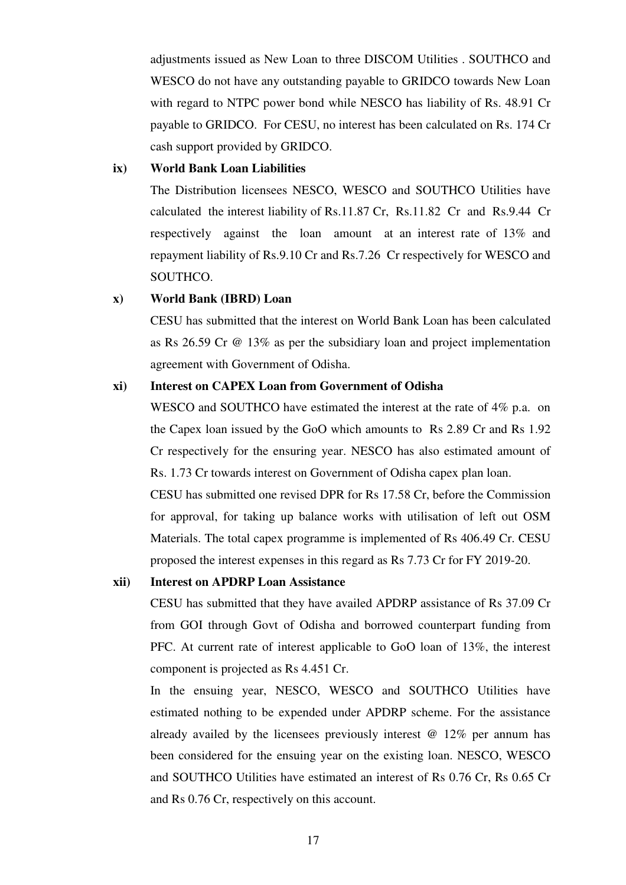adjustments issued as New Loan to three DISCOM Utilities . SOUTHCO and WESCO do not have any outstanding payable to GRIDCO towards New Loan with regard to NTPC power bond while NESCO has liability of Rs. 48.91 Cr payable to GRIDCO. For CESU, no interest has been calculated on Rs. 174 Cr cash support provided by GRIDCO.

**ix) World Bank Loan Liabilities**

The Distribution licensees NESCO, WESCO and SOUTHCO Utilities have calculated the interest liability of Rs.11.87 Cr, Rs.11.82 Cr and Rs.9.44 Cr respectively against the loan amount at an interest rate of 13% and repayment liability of Rs.9.10 Cr and Rs.7.26 Cr respectively for WESCO and SOUTHCO.

**x) World Bank (IBRD) Loan**

CESU has submitted that the interest on World Bank Loan has been calculated as Rs 26.59 Cr @ 13% as per the subsidiary loan and project implementation agreement with Government of Odisha.

**xi) Interest on CAPEX Loan from Government of Odisha**

WESCO and SOUTHCO have estimated the interest at the rate of 4% p.a. on the Capex loan issued by the GoO which amounts to Rs 2.89 Cr and Rs 1.92 Cr respectively for the ensuring year. NESCO has also estimated amount of Rs. 1.73 Cr towards interest on Government of Odisha capex plan loan.

CESU has submitted one revised DPR for Rs 17.58 Cr, before the Commission for approval, for taking up balance works with utilisation of left out OSM Materials. The total capex programme is implemented of Rs 406.49 Cr. CESU proposed the interest expenses in this regard as Rs 7.73 Cr for FY 2019-20.

**xii) Interest on APDRP Loan Assistance**

CESU has submitted that they have availed APDRP assistance of Rs 37.09 Cr from GOI through Govt of Odisha and borrowed counterpart funding from PFC. At current rate of interest applicable to GoO loan of 13%, the interest component is projected as Rs 4.451 Cr.

In the ensuing year, NESCO, WESCO and SOUTHCO Utilities have estimated nothing to be expended under APDRP scheme. For the assistance already availed by the licensees previously interest @ 12% per annum has been considered for the ensuing year on the existing loan. NESCO, WESCO and SOUTHCO Utilities have estimated an interest of Rs 0.76 Cr, Rs 0.65 Cr and Rs 0.76 Cr, respectively on this account.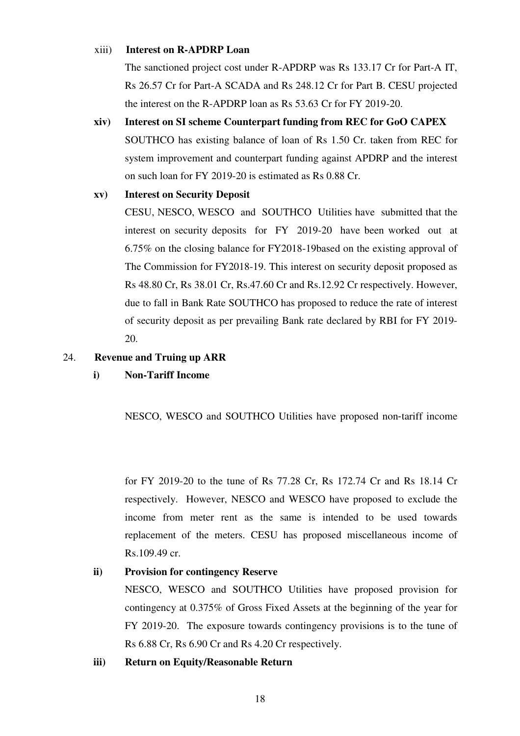xiii) **Interest on R-APDRP Loan**

The sanctioned project cost under R-APDRP was Rs 133.17 Cr for Part-A IT, Rs 26.57 Cr for Part-A SCADA and Rs 248.12 Cr for Part B. CESU projected the interest on the R-APDRP loan as Rs 53.63 Cr for FY 2019-20.

**xiv) Interest on SI scheme Counterpart funding from REC for GoO CAPEX**

SOUTHCO has existing balance of loan of Rs 1.50 Cr. taken from REC for system improvement and counterpart funding against APDRP and the interest on such loan for FY 2019-20 is estimated as Rs 0.88 Cr.

**xv) Interest on Security Deposit**

CESU, NESCO, WESCO and SOUTHCO Utilities have submitted that the interest on security deposits for FY 2019-20 have been worked out at 6.75% on the closing balance for FY2018-19based on the existing approval of The Commission for FY2018-19. This interest on security deposit proposed as Rs 48.80 Cr, Rs 38.01 Cr, Rs.47.60 Cr and Rs.12.92 Cr respectively. However, due to fall in Bank Rate SOUTHCO has proposed to reduce the rate of interest of security deposit as per prevailing Bank rate declared by RBI for FY 2019-20.

24. **Revenue and Truing up ARR**

**i) Non-Tariff Income**

NESCO, WESCO and SOUTHCO Utilities have proposed non-tariff income for FY 2019-20 to the tune of Rs 77.28 Cr, Rs 172.74 Cr and Rs 18.14 Cr respectively. However, NESCO and WESCO have proposed to exclude the income from meter rent as the same is intended to be used towards replacement of the meters. CESU has proposed miscellaneous income of Rs.109.49 cr.

**ii) Provision for contingency Reserve**

NESCO, WESCO and SOUTHCO Utilities have proposed provision for contingency at 0.375% of Gross Fixed Assets at the beginning of the year for FY 2019-20. The exposure towards contingency provisions is to the tune of Rs 6.88 Cr, Rs 6.90 Cr and Rs 4.20 Cr respectively.

**iii) Return on Equity/Reasonable Return**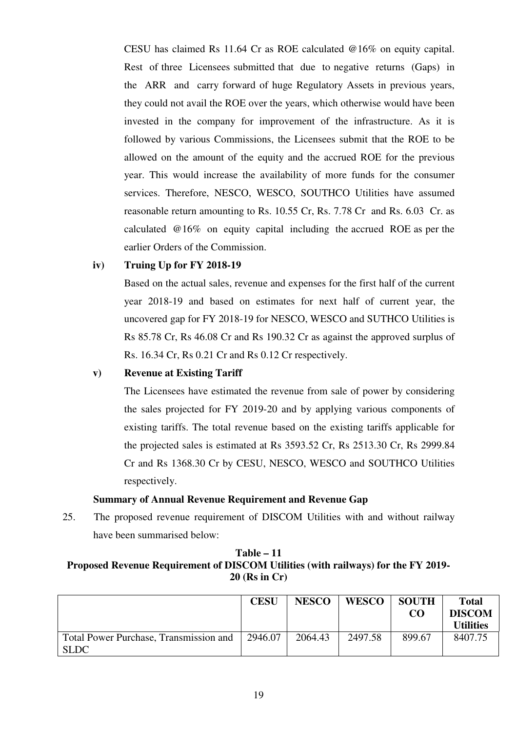CESU has claimed Rs 11.64 Cr as ROE calculated @16% on equity capital. Rest of three Licensees submitted that due to negative returns (Gaps) in the ARR and carry forward of huge Regulatory Assets in previous years, they could not avail the ROE over the years, which otherwise would have been invested in the company for improvement of the infrastructure. As it is followed by various Commissions, the Licensees submit that the ROE to be allowed on the amount of the equity and the accrued ROE for the previous year. This would increase the availability of more funds for the consumer services. Therefore, NESCO, WESCO, SOUTHCO Utilities have assumed reasonable return amounting to Rs. 10.55 Cr, Rs. 7.78 Cr and Rs. 6.03 Cr. as calculated @16% on equity capital including the accrued ROE as per the earlier Orders of the Commission.

**iv) Truing Up for FY 2018-19**

Based on the actual sales, revenue and expenses for the first half of the current year 2018-19 and based on estimates for next half of current year, the uncovered gap for FY 2018-19 for NESCO, WESCO and SUTHCO Utilities is Rs 85.78 Cr, Rs 46.08 Cr and Rs 190.32 Cr as against the approved surplus of Rs. 16.34 Cr, Rs 0.21 Cr and Rs 0.12 Cr respectively.

**v) Revenue at Existing Tariff**

The Licensees have estimated the revenue from sale of power by considering the sales projected for FY 2019-20 and by applying various components of existing tariffs. The total revenue based on the existing tariffs applicable for the projected sales is estimated at Rs 3593.52 Cr, Rs 2513.30 Cr, Rs 2999.84 Cr and Rs 1368.30 Cr by CESU, NESCO, WESCO and SOUTHCO Utilities respectively.

**Summary of Annual Revenue Requirement and Revenue Gap**

25. The proposed revenue requirement of DISCOM Utilities with and without railway have been summarised below:

**Table – 11**
**Proposed Revenue Requirement of DISCOM Utilities (with railways) for the FY 2019-20 (Rs in Cr)**

| | CESU | NESCO | WESCO | SOUTHCO | Total DISCOM Utilities |
|---|---|---|---|---|---|
| Total Power Purchase, Transmission and SLDC | 2946.07 | 2064.43 | 2497.58 | 899.67 | 8407.75 |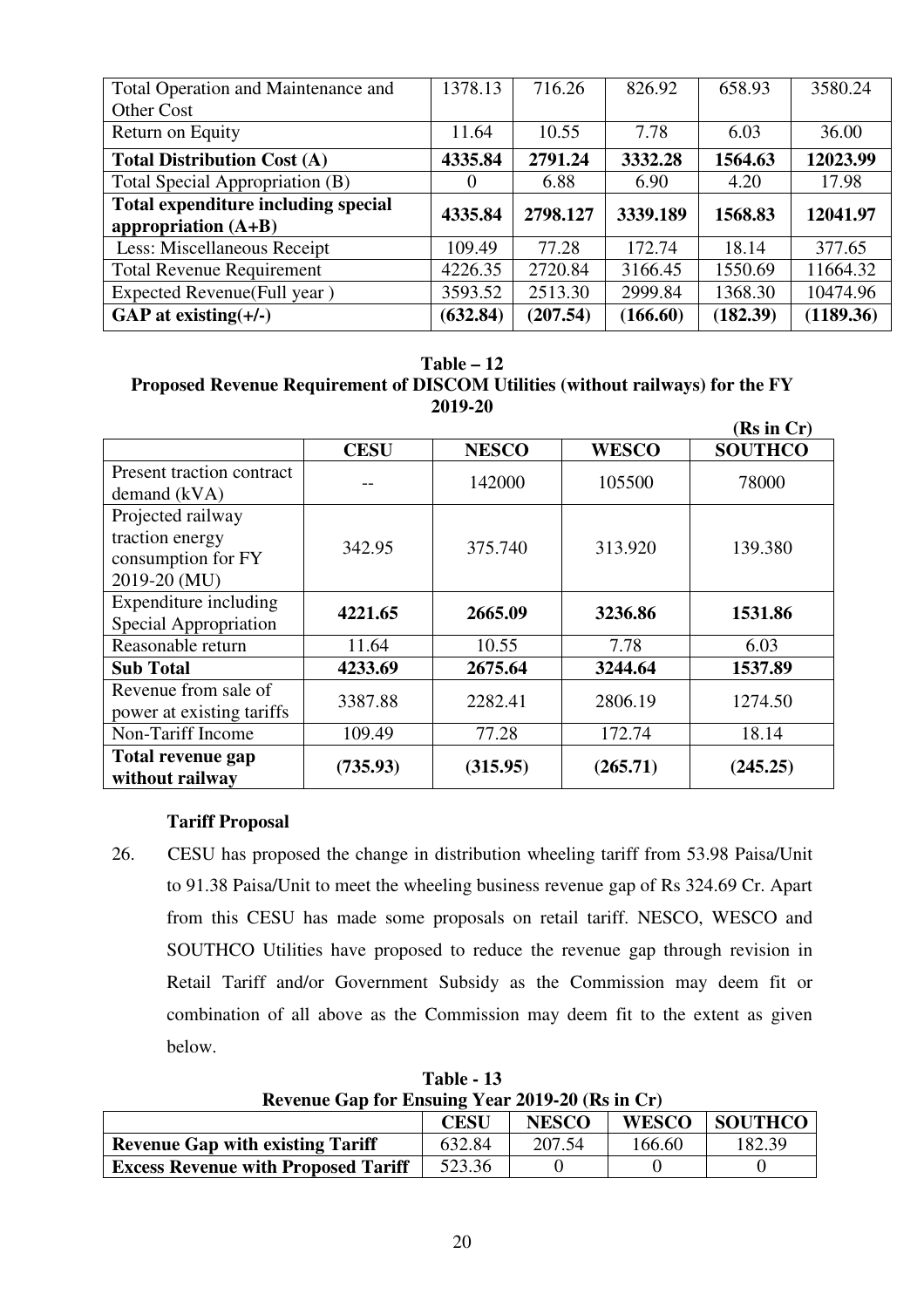| Total Operation and Maintenance and Other Cost | 1378.13 | 716.26 | 826.92 | 658.93 | 3580.24 |
|---|---|---|---|---|---|
| Return on Equity | 11.64 | 10.55 | 7.78 | 6.03 | 36.00 |
| **Total Distribution Cost (A)** | **4335.84** | **2791.24** | **3332.28** | **1564.63** | **12023.99** |
| Total Special Appropriation (B) | 0 | 6.88 | 6.90 | 4.20 | 17.98 |
| **Total expenditure including special appropriation (A+B)** | **4335.84** | **2798.127** | **3339.189** | **1568.83** | **12041.97** |
| Less: Miscellaneous Receipt | 109.49 | 77.28 | 172.74 | 18.14 | 377.65 |
| Total Revenue Requirement | 4226.35 | 2720.84 | 3166.45 | 1550.69 | 11664.32 |
| Expected Revenue(Full year ) | 3593.52 | 2513.30 | 2999.84 | 1368.30 | 10474.96 |
| **GAP at existing(+/-)** | **(632.84)** | **(207.54)** | **(166.60)** | **(182.39)** | **(1189.36)** |

**Table – 12**
**Proposed Revenue Requirement of DISCOM Utilities (without railways) for the FY 2019-20**

**(Rs in Cr)**

| | **CESU** | **NESCO** | **WESCO** | **SOUTHCO** |
|---|---|---|---|---|
| Present traction contract demand (kVA) | -- | 142000 | 105500 | 78000 |
| Projected railway traction energy consumption for FY 2019-20 (MU) | 342.95 | 375.740 | 313.920 | 139.380 |
| Expenditure including Special Appropriation | **4221.65** | **2665.09** | **3236.86** | **1531.86** |
| Reasonable return | 11.64 | 10.55 | 7.78 | 6.03 |
| **Sub Total** | **4233.69** | **2675.64** | **3244.64** | **1537.89** |
| Revenue from sale of power at existing tariffs | 3387.88 | 2282.41 | 2806.19 | 1274.50 |
| Non-Tariff Income | 109.49 | 77.28 | 172.74 | 18.14 |
| **Total revenue gap without railway** | **(735.93)** | **(315.95)** | **(265.71)** | **(245.25)** |

**Tariff Proposal**

26. CESU has proposed the change in distribution wheeling tariff from 53.98 Paisa/Unit to 91.38 Paisa/Unit to meet the wheeling business revenue gap of Rs 324.69 Cr. Apart from this CESU has made some proposals on retail tariff. NESCO, WESCO and SOUTHCO Utilities have proposed to reduce the revenue gap through revision in Retail Tariff and/or Government Subsidy as the Commission may deem fit or combination of all above as the Commission may deem fit to the extent as given below.

**Table - 13**
**Revenue Gap for Ensuing Year 2019-20 (Rs in Cr)**

| | **CESU** | **NESCO** | **WESCO** | **SOUTHCO** |
|---|---|---|---|---|
| **Revenue Gap with existing Tariff** | 632.84 | 207.54 | 166.60 | 182.39 |
| **Excess Revenue with Proposed Tariff** | 523.36 | 0 | 0 | 0 |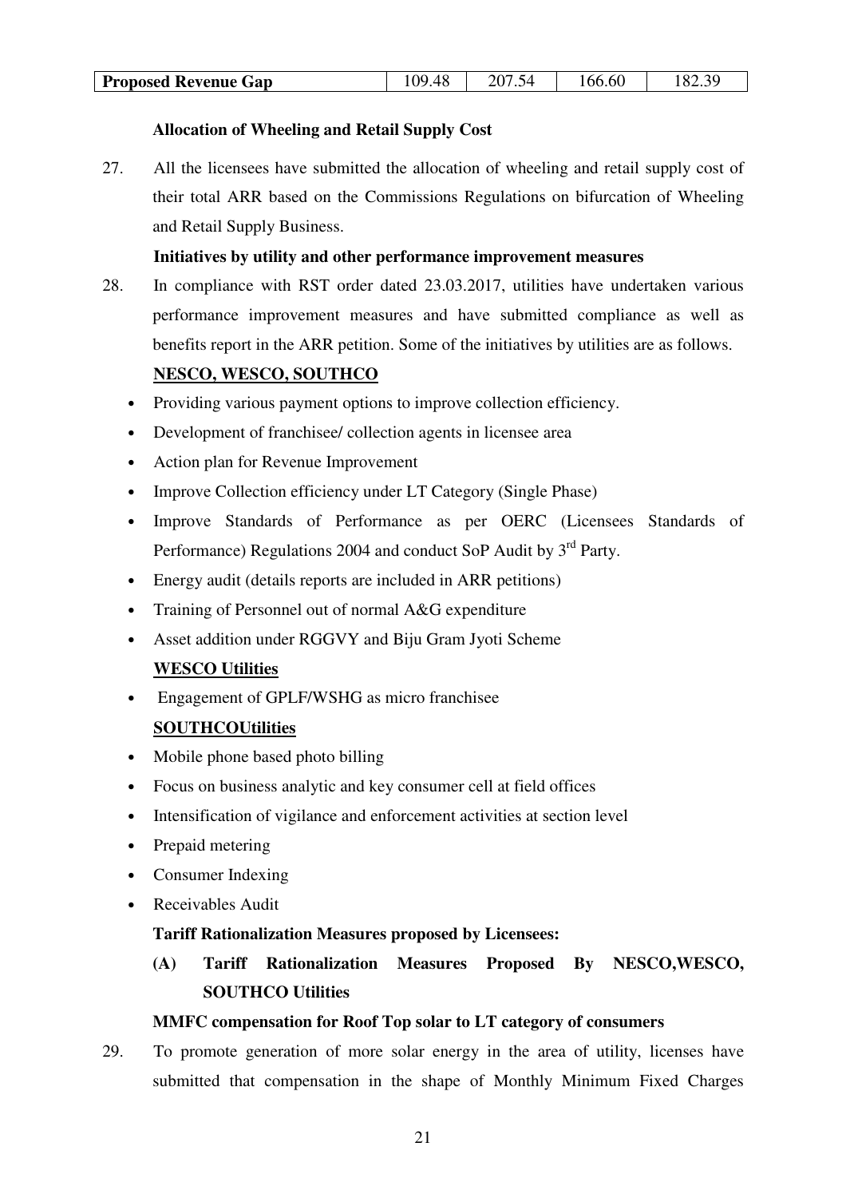| Proposed Revenue Gap | 109.48 | 207.54 | 166.60 | 182.39 |
|---|---|---|---|---|

**Allocation of Wheeling and Retail Supply Cost**

27. All the licensees have submitted the allocation of wheeling and retail supply cost of their total ARR based on the Commissions Regulations on bifurcation of Wheeling and Retail Supply Business.

**Initiatives by utility and other performance improvement measures**

28. In compliance with RST order dated 23.03.2017, utilities have undertaken various performance improvement measures and have submitted compliance as well as benefits report in the ARR petition. Some of the initiatives by utilities are as follows.

**NESCO, WESCO, SOUTHCO**

- Providing various payment options to improve collection efficiency.
- Development of franchisee/ collection agents in licensee area
- Action plan for Revenue Improvement
- Improve Collection efficiency under LT Category (Single Phase)
- Improve Standards of Performance as per OERC (Licensees Standards of Performance) Regulations 2004 and conduct SoP Audit by 3rd Party.
- Energy audit (details reports are included in ARR petitions)
- Training of Personnel out of normal A&G expenditure
- Asset addition under RGGVY and Biju Gram Jyoti Scheme

**WESCO Utilities**

- Engagement of GPLF/WSHG as micro franchisee

**SOUTHCOUtilities**

- Mobile phone based photo billing
- Focus on business analytic and key consumer cell at field offices
- Intensification of vigilance and enforcement activities at section level
- Prepaid metering
- Consumer Indexing
- Receivables Audit

**Tariff Rationalization Measures proposed by Licensees:**

**(A) Tariff Rationalization Measures Proposed By NESCO,WESCO, SOUTHCO Utilities**

**MMFC compensation for Roof Top solar to LT category of consumers**

29. To promote generation of more solar energy in the area of utility, licenses have submitted that compensation in the shape of Monthly Minimum Fixed Charges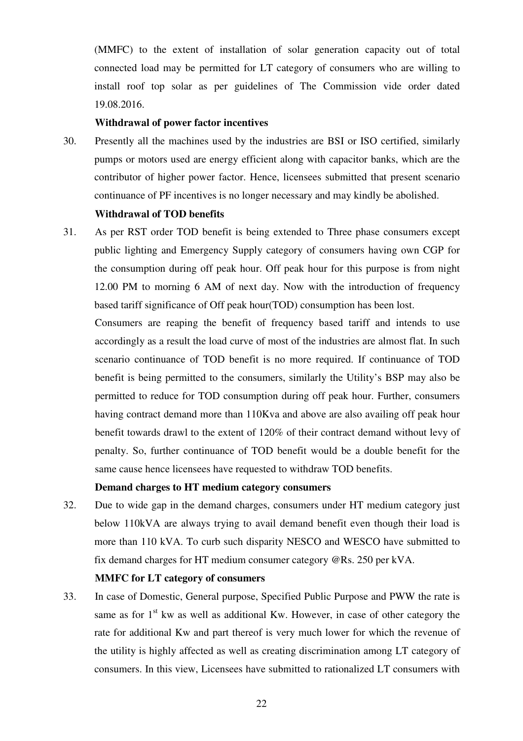(MMFC) to the extent of installation of solar generation capacity out of total connected load may be permitted for LT category of consumers who are willing to install roof top solar as per guidelines of The Commission vide order dated 19.08.2016.

**Withdrawal of power factor incentives**

30. Presently all the machines used by the industries are BSI or ISO certified, similarly pumps or motors used are energy efficient along with capacitor banks, which are the contributor of higher power factor. Hence, licensees submitted that present scenario continuance of PF incentives is no longer necessary and may kindly be abolished.

**Withdrawal of TOD benefits**

31. As per RST order TOD benefit is being extended to Three phase consumers except public lighting and Emergency Supply category of consumers having own CGP for the consumption during off peak hour. Off peak hour for this purpose is from night 12.00 PM to morning 6 AM of next day. Now with the introduction of frequency based tariff significance of Off peak hour(TOD) consumption has been lost.

    Consumers are reaping the benefit of frequency based tariff and intends to use accordingly as a result the load curve of most of the industries are almost flat. In such scenario continuance of TOD benefit is no more required. If continuance of TOD benefit is being permitted to the consumers, similarly the Utility's BSP may also be permitted to reduce for TOD consumption during off peak hour. Further, consumers having contract demand more than 110Kva and above are also availing off peak hour benefit towards drawl to the extent of 120% of their contract demand without levy of penalty. So, further continuance of TOD benefit would be a double benefit for the same cause hence licensees have requested to withdraw TOD benefits.

**Demand charges to HT medium category consumers**

32. Due to wide gap in the demand charges, consumers under HT medium category just below 110kVA are always trying to avail demand benefit even though their load is more than 110 kVA. To curb such disparity NESCO and WESCO have submitted to fix demand charges for HT medium consumer category @Rs. 250 per kVA.

**MMFC for LT category of consumers**

33. In case of Domestic, General purpose, Specified Public Purpose and PWW the rate is same as for 1st kw as well as additional Kw. However, in case of other category the rate for additional Kw and part thereof is very much lower for which the revenue of the utility is highly affected as well as creating discrimination among LT category of consumers. In this view, Licensees have submitted to rationalized LT consumers with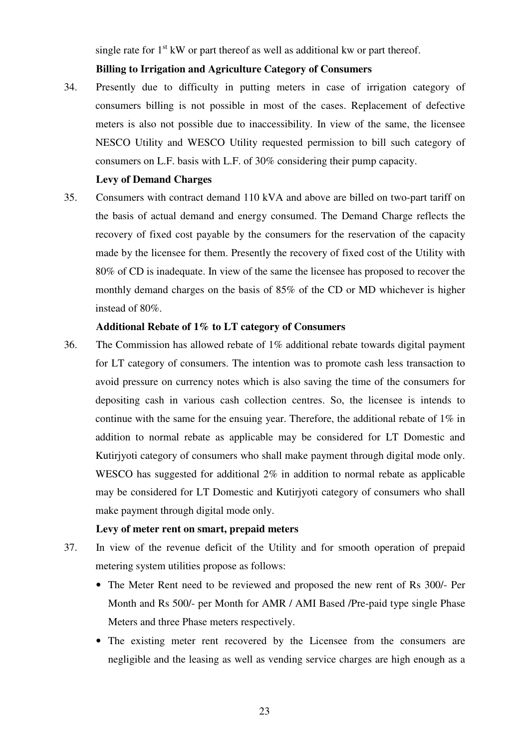single rate for 1st kW or part thereof as well as additional kw or part thereof.

**Billing to Irrigation and Agriculture Category of Consumers**

34. Presently due to difficulty in putting meters in case of irrigation category of consumers billing is not possible in most of the cases. Replacement of defective meters is also not possible due to inaccessibility. In view of the same, the licensee NESCO Utility and WESCO Utility requested permission to bill such category of consumers on L.F. basis with L.F. of 30% considering their pump capacity.

**Levy of Demand Charges**

35. Consumers with contract demand 110 kVA and above are billed on two-part tariff on the basis of actual demand and energy consumed. The Demand Charge reflects the recovery of fixed cost payable by the consumers for the reservation of the capacity made by the licensee for them. Presently the recovery of fixed cost of the Utility with 80% of CD is inadequate. In view of the same the licensee has proposed to recover the monthly demand charges on the basis of 85% of the CD or MD whichever is higher instead of 80%.

**Additional Rebate of 1% to LT category of Consumers**

36. The Commission has allowed rebate of 1% additional rebate towards digital payment for LT category of consumers. The intention was to promote cash less transaction to avoid pressure on currency notes which is also saving the time of the consumers for depositing cash in various cash collection centres. So, the licensee is intends to continue with the same for the ensuing year. Therefore, the additional rebate of 1% in addition to normal rebate as applicable may be considered for LT Domestic and Kutirjyoti category of consumers who shall make payment through digital mode only. WESCO has suggested for additional 2% in addition to normal rebate as applicable may be considered for LT Domestic and Kutirjyoti category of consumers who shall make payment through digital mode only.

**Levy of meter rent on smart, prepaid meters**

37. In view of the revenue deficit of the Utility and for smooth operation of prepaid metering system utilities propose as follows:

- The Meter Rent need to be reviewed and proposed the new rent of Rs 300/- Per Month and Rs 500/- per Month for AMR / AMI Based /Pre-paid type single Phase Meters and three Phase meters respectively.
- The existing meter rent recovered by the Licensee from the consumers are negligible and the leasing as well as vending service charges are high enough as a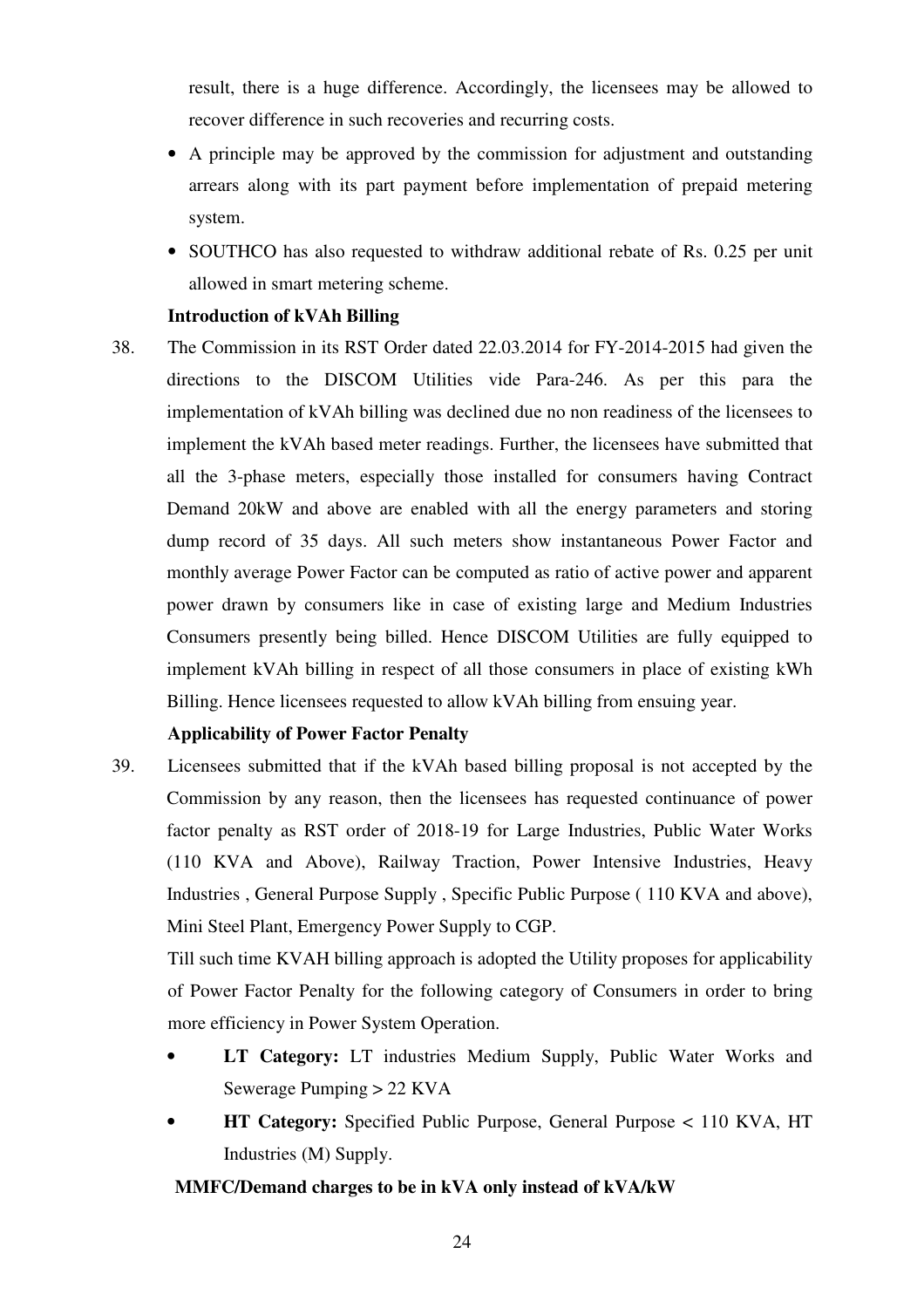result, there is a huge difference. Accordingly, the licensees may be allowed to recover difference in such recoveries and recurring costs.

- A principle may be approved by the commission for adjustment and outstanding arrears along with its part payment before implementation of prepaid metering system.
- SOUTHCO has also requested to withdraw additional rebate of Rs. 0.25 per unit allowed in smart metering scheme.

**Introduction of kVAh Billing**

38. The Commission in its RST Order dated 22.03.2014 for FY-2014-2015 had given the directions to the DISCOM Utilities vide Para-246. As per this para the implementation of kVAh billing was declined due no non readiness of the licensees to implement the kVAh based meter readings. Further, the licensees have submitted that all the 3-phase meters, especially those installed for consumers having Contract Demand 20kW and above are enabled with all the energy parameters and storing dump record of 35 days. All such meters show instantaneous Power Factor and monthly average Power Factor can be computed as ratio of active power and apparent power drawn by consumers like in case of existing large and Medium Industries Consumers presently being billed. Hence DISCOM Utilities are fully equipped to implement kVAh billing in respect of all those consumers in place of existing kWh Billing. Hence licensees requested to allow kVAh billing from ensuing year.

**Applicability of Power Factor Penalty**

39. Licensees submitted that if the kVAh based billing proposal is not accepted by the Commission by any reason, then the licensees has requested continuance of power factor penalty as RST order of 2018-19 for Large Industries, Public Water Works (110 KVA and Above), Railway Traction, Power Intensive Industries, Heavy Industries , General Purpose Supply , Specific Public Purpose ( 110 KVA and above), Mini Steel Plant, Emergency Power Supply to CGP.

    Till such time KVAH billing approach is adopted the Utility proposes for applicability of Power Factor Penalty for the following category of Consumers in order to bring more efficiency in Power System Operation.

    - **LT Category:** LT industries Medium Supply, Public Water Works and Sewerage Pumping > 22 KVA
    - **HT Category:** Specified Public Purpose, General Purpose < 110 KVA, HT Industries (M) Supply.

**MMFC/Demand charges to be in kVA only instead of kVA/kW**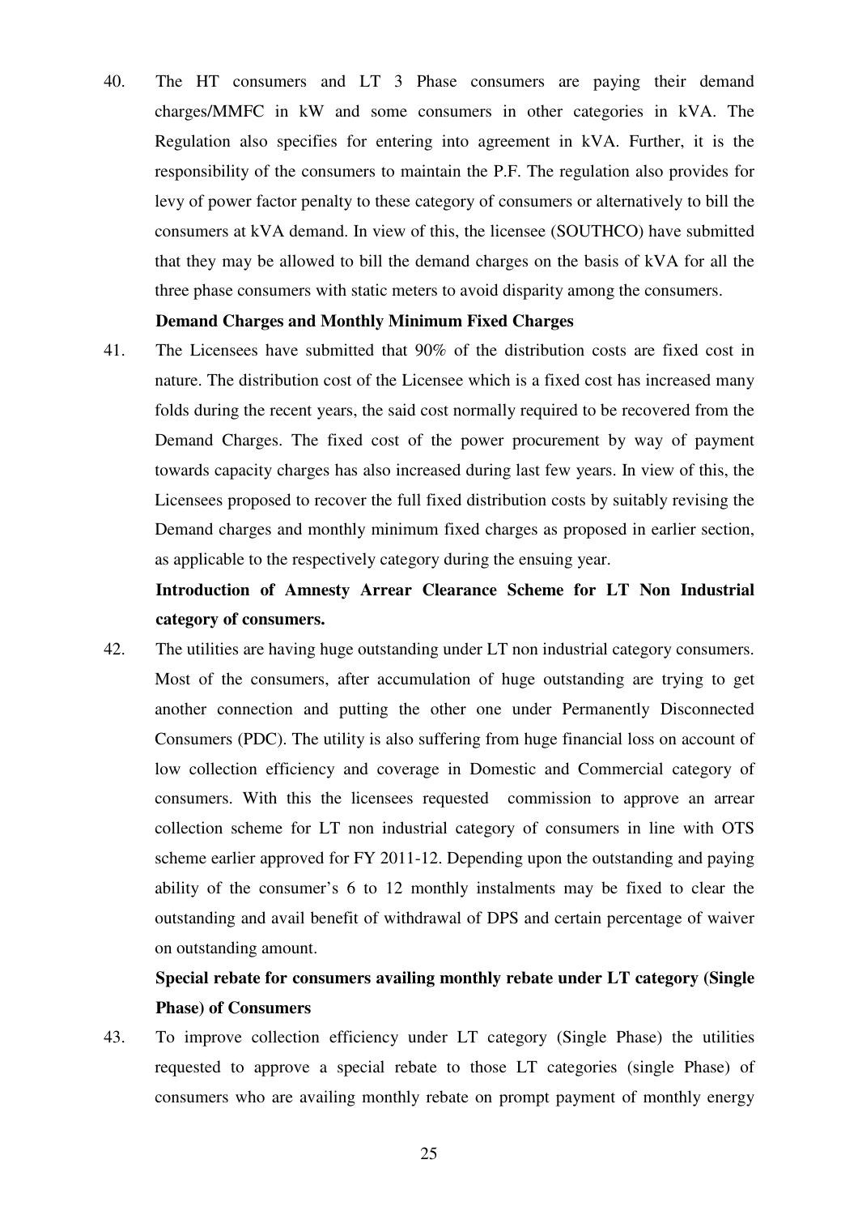40. The HT consumers and LT 3 Phase consumers are paying their demand charges/MMFC in kW and some consumers in other categories in kVA. The Regulation also specifies for entering into agreement in kVA. Further, it is the responsibility of the consumers to maintain the P.F. The regulation also provides for levy of power factor penalty to these category of consumers or alternatively to bill the consumers at kVA demand. In view of this, the licensee (SOUTHCO) have submitted that they may be allowed to bill the demand charges on the basis of kVA for all the three phase consumers with static meters to avoid disparity among the consumers.

**Demand Charges and Monthly Minimum Fixed Charges**

41. The Licensees have submitted that 90% of the distribution costs are fixed cost in nature. The distribution cost of the Licensee which is a fixed cost has increased many folds during the recent years, the said cost normally required to be recovered from the Demand Charges. The fixed cost of the power procurement by way of payment towards capacity charges has also increased during last few years. In view of this, the Licensees proposed to recover the full fixed distribution costs by suitably revising the Demand charges and monthly minimum fixed charges as proposed in earlier section, as applicable to the respectively category during the ensuing year.

**Introduction of Amnesty Arrear Clearance Scheme for LT Non Industrial category of consumers.**

42. The utilities are having huge outstanding under LT non industrial category consumers. Most of the consumers, after accumulation of huge outstanding are trying to get another connection and putting the other one under Permanently Disconnected Consumers (PDC). The utility is also suffering from huge financial loss on account of low collection efficiency and coverage in Domestic and Commercial category of consumers. With this the licensees requested commission to approve an arrear collection scheme for LT non industrial category of consumers in line with OTS scheme earlier approved for FY 2011-12. Depending upon the outstanding and paying ability of the consumer's 6 to 12 monthly instalments may be fixed to clear the outstanding and avail benefit of withdrawal of DPS and certain percentage of waiver on outstanding amount.

**Special rebate for consumers availing monthly rebate under LT category (Single Phase) of Consumers**

43. To improve collection efficiency under LT category (Single Phase) the utilities requested to approve a special rebate to those LT categories (single Phase) of consumers who are availing monthly rebate on prompt payment of monthly energy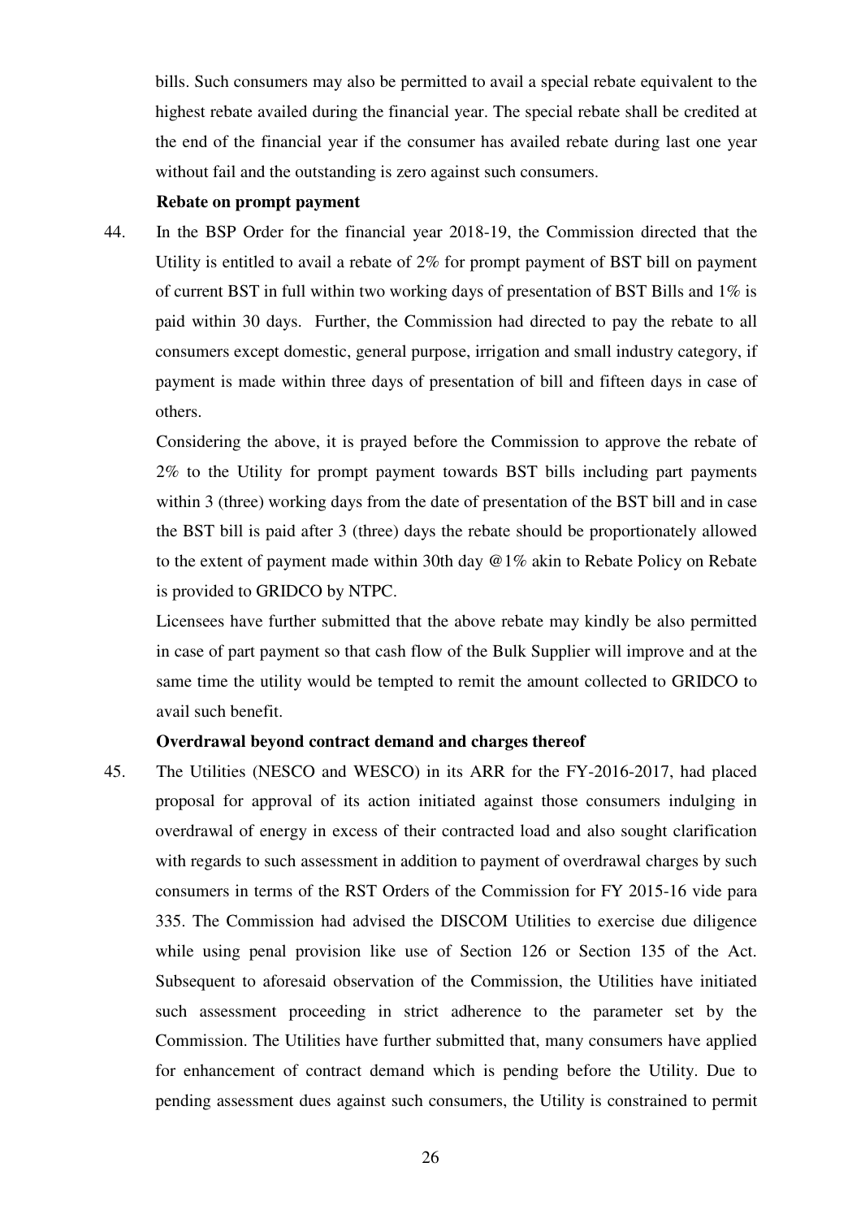bills. Such consumers may also be permitted to avail a special rebate equivalent to the highest rebate availed during the financial year. The special rebate shall be credited at the end of the financial year if the consumer has availed rebate during last one year without fail and the outstanding is zero against such consumers.

**Rebate on prompt payment**

44. In the BSP Order for the financial year 2018-19, the Commission directed that the Utility is entitled to avail a rebate of 2% for prompt payment of BST bill on payment of current BST in full within two working days of presentation of BST Bills and 1% is paid within 30 days. Further, the Commission had directed to pay the rebate to all consumers except domestic, general purpose, irrigation and small industry category, if payment is made within three days of presentation of bill and fifteen days in case of others.

    Considering the above, it is prayed before the Commission to approve the rebate of 2% to the Utility for prompt payment towards BST bills including part payments within 3 (three) working days from the date of presentation of the BST bill and in case the BST bill is paid after 3 (three) days the rebate should be proportionately allowed to the extent of payment made within 30th day @1% akin to Rebate Policy on Rebate is provided to GRIDCO by NTPC.

    Licensees have further submitted that the above rebate may kindly be also permitted in case of part payment so that cash flow of the Bulk Supplier will improve and at the same time the utility would be tempted to remit the amount collected to GRIDCO to avail such benefit.

**Overdrawal beyond contract demand and charges thereof**

45. The Utilities (NESCO and WESCO) in its ARR for the FY-2016-2017, had placed proposal for approval of its action initiated against those consumers indulging in overdrawal of energy in excess of their contracted load and also sought clarification with regards to such assessment in addition to payment of overdrawal charges by such consumers in terms of the RST Orders of the Commission for FY 2015-16 vide para 335. The Commission had advised the DISCOM Utilities to exercise due diligence while using penal provision like use of Section 126 or Section 135 of the Act. Subsequent to aforesaid observation of the Commission, the Utilities have initiated such assessment proceeding in strict adherence to the parameter set by the Commission. The Utilities have further submitted that, many consumers have applied for enhancement of contract demand which is pending before the Utility. Due to pending assessment dues against such consumers, the Utility is constrained to permit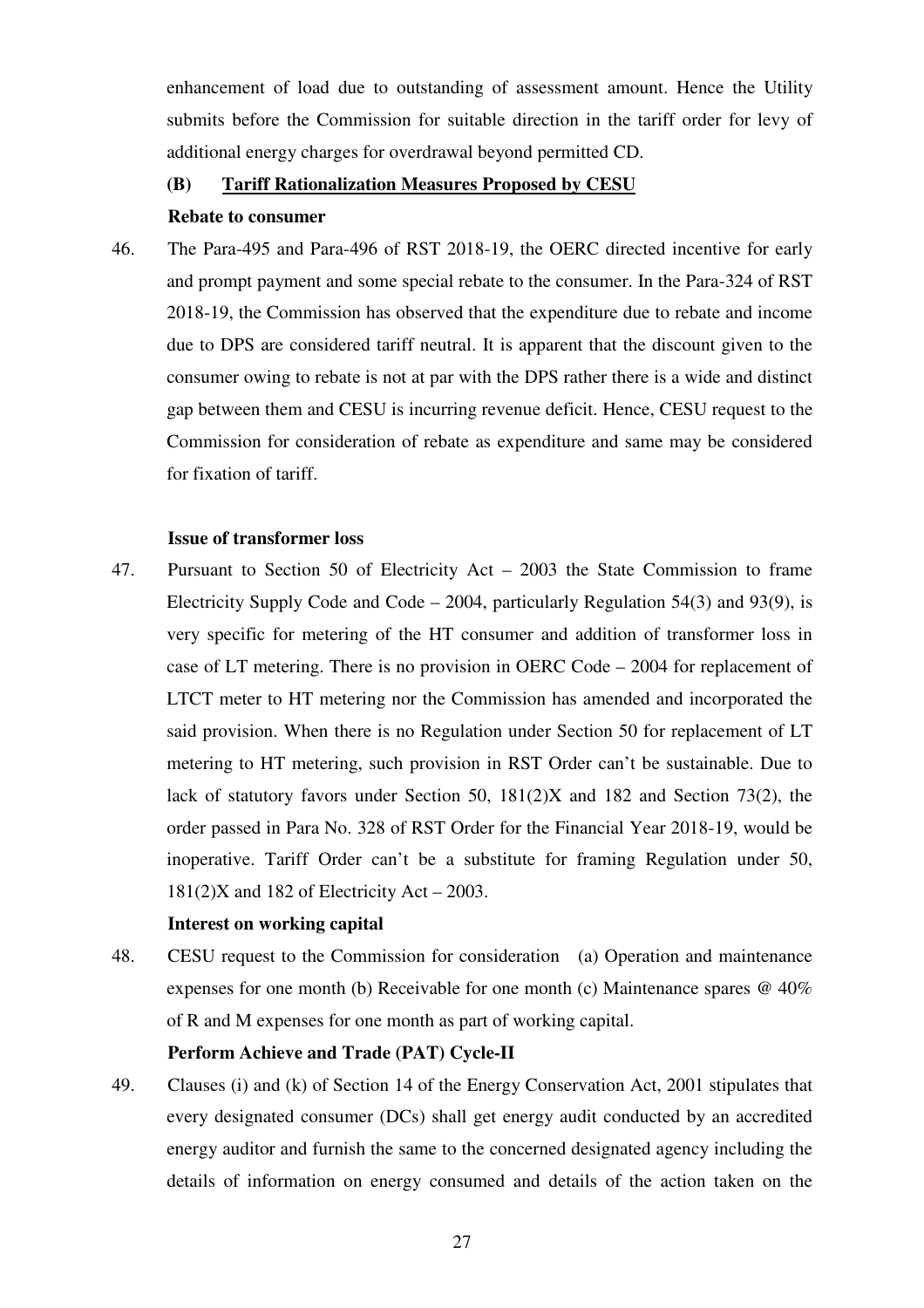enhancement of load due to outstanding of assessment amount. Hence the Utility submits before the Commission for suitable direction in the tariff order for levy of additional energy charges for overdrawal beyond permitted CD.

**(B) Tariff Rationalization Measures Proposed by CESU**

**Rebate to consumer**

46. The Para-495 and Para-496 of RST 2018-19, the OERC directed incentive for early and prompt payment and some special rebate to the consumer. In the Para-324 of RST 2018-19, the Commission has observed that the expenditure due to rebate and income due to DPS are considered tariff neutral. It is apparent that the discount given to the consumer owing to rebate is not at par with the DPS rather there is a wide and distinct gap between them and CESU is incurring revenue deficit. Hence, CESU request to the Commission for consideration of rebate as expenditure and same may be considered for fixation of tariff.

**Issue of transformer loss**

47. Pursuant to Section 50 of Electricity Act – 2003 the State Commission to frame Electricity Supply Code and Code – 2004, particularly Regulation 54(3) and 93(9), is very specific for metering of the HT consumer and addition of transformer loss in case of LT metering. There is no provision in OERC Code – 2004 for replacement of LTCT meter to HT metering nor the Commission has amended and incorporated the said provision. When there is no Regulation under Section 50 for replacement of LT metering to HT metering, such provision in RST Order can't be sustainable. Due to lack of statutory favors under Section 50, 181(2)X and 182 and Section 73(2), the order passed in Para No. 328 of RST Order for the Financial Year 2018-19, would be inoperative. Tariff Order can't be a substitute for framing Regulation under 50, 181(2)X and 182 of Electricity Act – 2003.

**Interest on working capital**

48. CESU request to the Commission for consideration (a) Operation and maintenance expenses for one month (b) Receivable for one month (c) Maintenance spares @ 40% of R and M expenses for one month as part of working capital.

**Perform Achieve and Trade (PAT) Cycle-II**

49. Clauses (i) and (k) of Section 14 of the Energy Conservation Act, 2001 stipulates that every designated consumer (DCs) shall get energy audit conducted by an accredited energy auditor and furnish the same to the concerned designated agency including the details of information on energy consumed and details of the action taken on the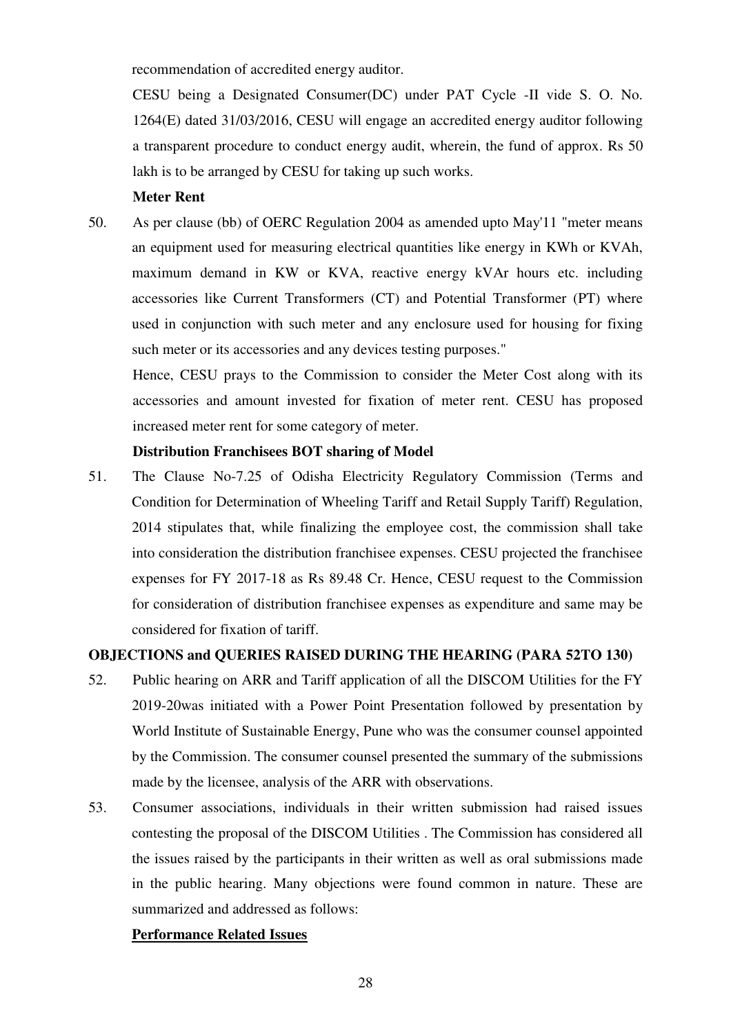recommendation of accredited energy auditor.

CESU being a Designated Consumer(DC) under PAT Cycle -II vide S. O. No. 1264(E) dated 31/03/2016, CESU will engage an accredited energy auditor following a transparent procedure to conduct energy audit, wherein, the fund of approx. Rs 50 lakh is to be arranged by CESU for taking up such works.

**Meter Rent**

50. As per clause (bb) of OERC Regulation 2004 as amended upto May'11 "meter means an equipment used for measuring electrical quantities like energy in KWh or KVAh, maximum demand in KW or KVA, reactive energy kVAr hours etc. including accessories like Current Transformers (CT) and Potential Transformer (PT) where used in conjunction with such meter and any enclosure used for housing for fixing such meter or its accessories and any devices testing purposes."

    Hence, CESU prays to the Commission to consider the Meter Cost along with its accessories and amount invested for fixation of meter rent. CESU has proposed increased meter rent for some category of meter.

**Distribution Franchisees BOT sharing of Model**

51. The Clause No-7.25 of Odisha Electricity Regulatory Commission (Terms and Condition for Determination of Wheeling Tariff and Retail Supply Tariff) Regulation, 2014 stipulates that, while finalizing the employee cost, the commission shall take into consideration the distribution franchisee expenses. CESU projected the franchisee expenses for FY 2017-18 as Rs 89.48 Cr. Hence, CESU request to the Commission for consideration of distribution franchisee expenses as expenditure and same may be considered for fixation of tariff.

**OBJECTIONS and QUERIES RAISED DURING THE HEARING (PARA 52TO 130)**

52. Public hearing on ARR and Tariff application of all the DISCOM Utilities for the FY 2019-20was initiated with a Power Point Presentation followed by presentation by World Institute of Sustainable Energy, Pune who was the consumer counsel appointed by the Commission. The consumer counsel presented the summary of the submissions made by the licensee, analysis of the ARR with observations.

53. Consumer associations, individuals in their written submission had raised issues contesting the proposal of the DISCOM Utilities . The Commission has considered all the issues raised by the participants in their written as well as oral submissions made in the public hearing. Many objections were found common in nature. These are summarized and addressed as follows:

**<u>Performance Related Issues</u>**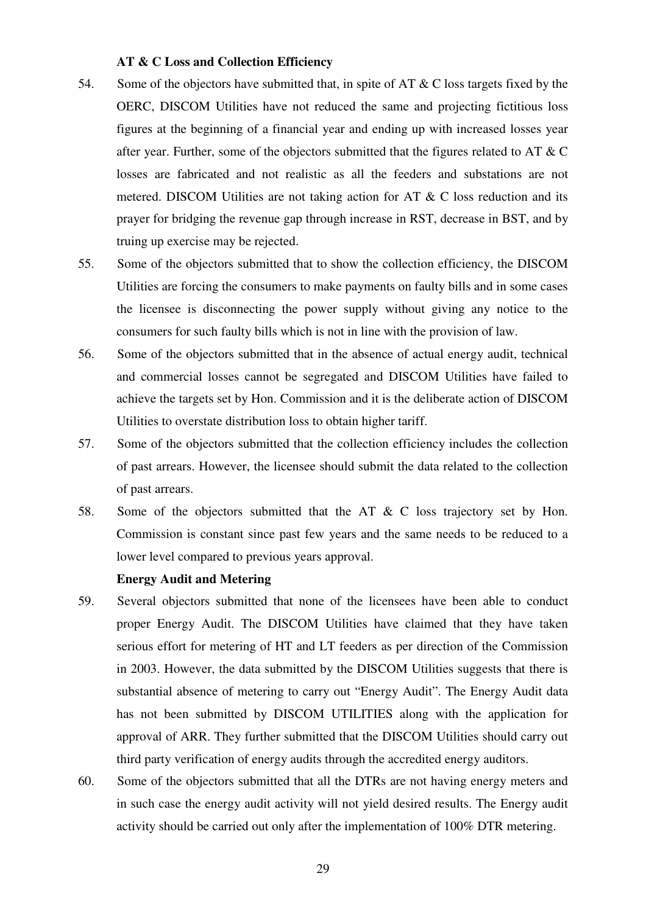**AT & C Loss and Collection Efficiency**

54. Some of the objectors have submitted that, in spite of AT & C loss targets fixed by the OERC, DISCOM Utilities have not reduced the same and projecting fictitious loss figures at the beginning of a financial year and ending up with increased losses year after year. Further, some of the objectors submitted that the figures related to AT & C losses are fabricated and not realistic as all the feeders and substations are not metered. DISCOM Utilities are not taking action for AT & C loss reduction and its prayer for bridging the revenue gap through increase in RST, decrease in BST, and by truing up exercise may be rejected.

55. Some of the objectors submitted that to show the collection efficiency, the DISCOM Utilities are forcing the consumers to make payments on faulty bills and in some cases the licensee is disconnecting the power supply without giving any notice to the consumers for such faulty bills which is not in line with the provision of law.

56. Some of the objectors submitted that in the absence of actual energy audit, technical and commercial losses cannot be segregated and DISCOM Utilities have failed to achieve the targets set by Hon. Commission and it is the deliberate action of DISCOM Utilities to overstate distribution loss to obtain higher tariff.

57. Some of the objectors submitted that the collection efficiency includes the collection of past arrears. However, the licensee should submit the data related to the collection of past arrears.

58. Some of the objectors submitted that the AT & C loss trajectory set by Hon. Commission is constant since past few years and the same needs to be reduced to a lower level compared to previous years approval.

**Energy Audit and Metering**

59. Several objectors submitted that none of the licensees have been able to conduct proper Energy Audit. The DISCOM Utilities have claimed that they have taken serious effort for metering of HT and LT feeders as per direction of the Commission in 2003. However, the data submitted by the DISCOM Utilities suggests that there is substantial absence of metering to carry out "Energy Audit". The Energy Audit data has not been submitted by DISCOM UTILITIES along with the application for approval of ARR. They further submitted that the DISCOM Utilities should carry out third party verification of energy audits through the accredited energy auditors.

60. Some of the objectors submitted that all the DTRs are not having energy meters and in such case the energy audit activity will not yield desired results. The Energy audit activity should be carried out only after the implementation of 100% DTR metering.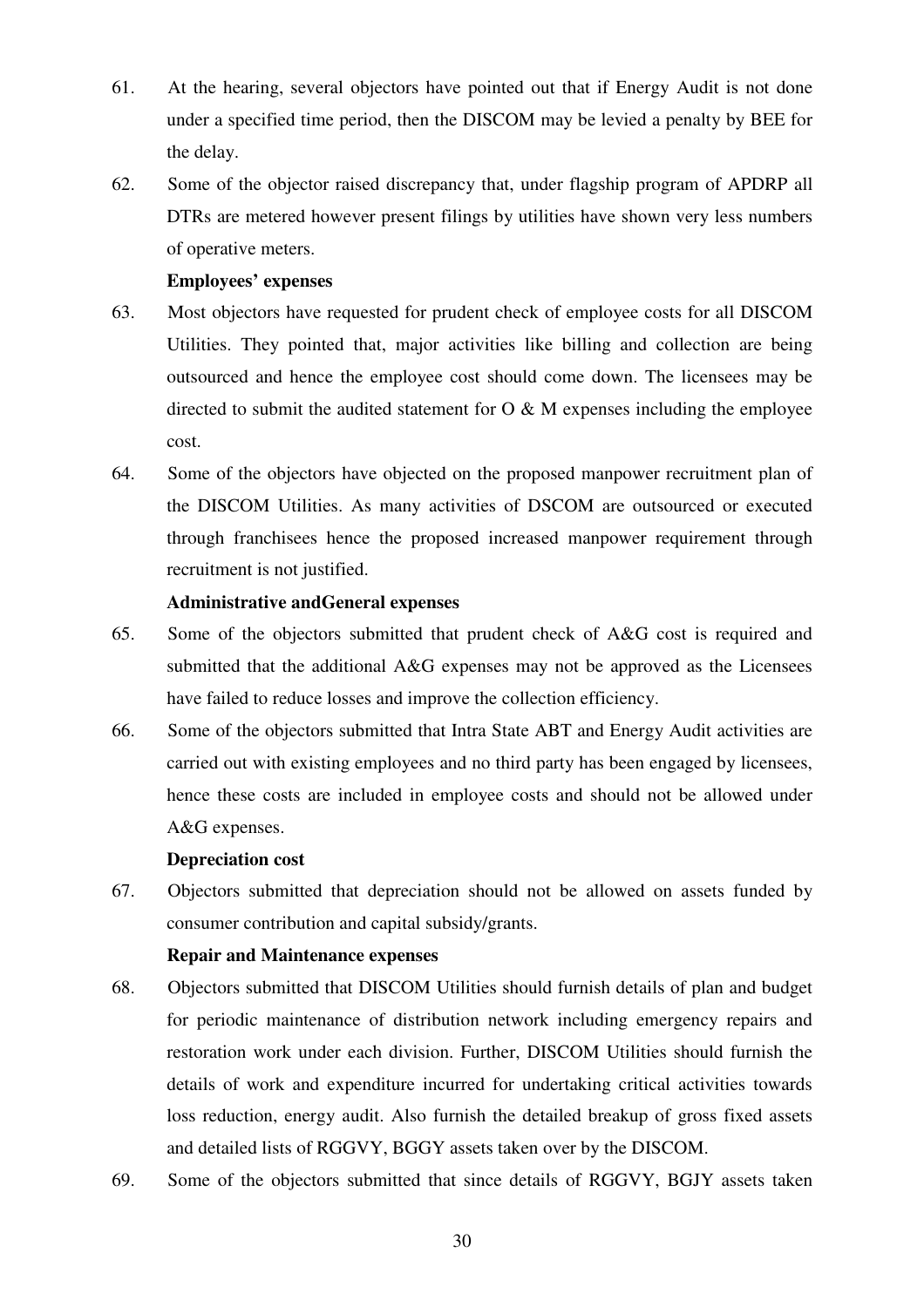61. At the hearing, several objectors have pointed out that if Energy Audit is not done under a specified time period, then the DISCOM may be levied a penalty by BEE for the delay.

62. Some of the objector raised discrepancy that, under flagship program of APDRP all DTRs are metered however present filings by utilities have shown very less numbers of operative meters.

**Employees' expenses**

63. Most objectors have requested for prudent check of employee costs for all DISCOM Utilities. They pointed that, major activities like billing and collection are being outsourced and hence the employee cost should come down. The licensees may be directed to submit the audited statement for O & M expenses including the employee cost.

64. Some of the objectors have objected on the proposed manpower recruitment plan of the DISCOM Utilities. As many activities of DSCOM are outsourced or executed through franchisees hence the proposed increased manpower requirement through recruitment is not justified.

**Administrative andGeneral expenses**

65. Some of the objectors submitted that prudent check of A&G cost is required and submitted that the additional A&G expenses may not be approved as the Licensees have failed to reduce losses and improve the collection efficiency.

66. Some of the objectors submitted that Intra State ABT and Energy Audit activities are carried out with existing employees and no third party has been engaged by licensees, hence these costs are included in employee costs and should not be allowed under A&G expenses.

**Depreciation cost**

67. Objectors submitted that depreciation should not be allowed on assets funded by consumer contribution and capital subsidy/grants.

**Repair and Maintenance expenses**

68. Objectors submitted that DISCOM Utilities should furnish details of plan and budget for periodic maintenance of distribution network including emergency repairs and restoration work under each division. Further, DISCOM Utilities should furnish the details of work and expenditure incurred for undertaking critical activities towards loss reduction, energy audit. Also furnish the detailed breakup of gross fixed assets and detailed lists of RGGVY, BGGY assets taken over by the DISCOM.

69. Some of the objectors submitted that since details of RGGVY, BGJY assets taken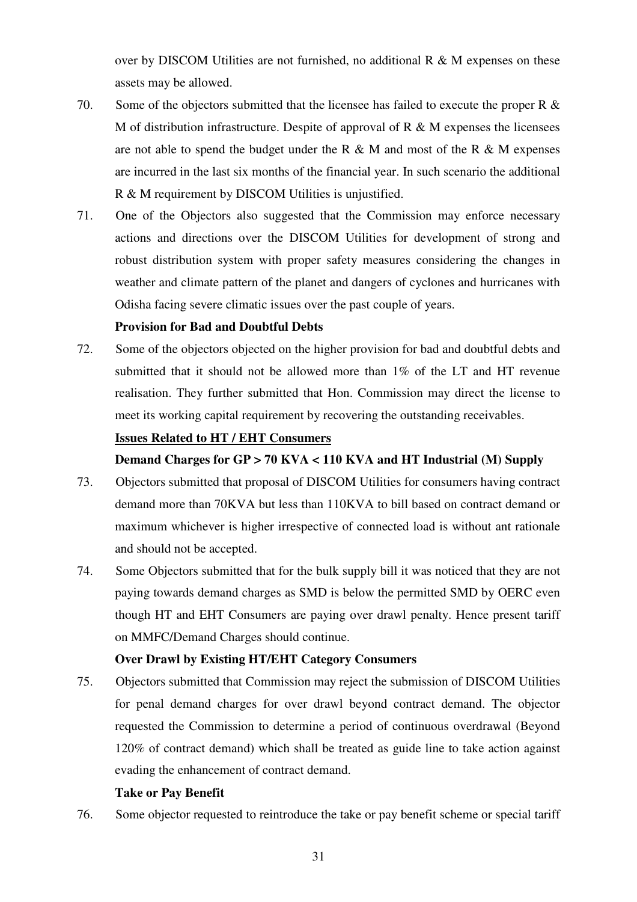over by DISCOM Utilities are not furnished, no additional R & M expenses on these assets may be allowed.

70. Some of the objectors submitted that the licensee has failed to execute the proper R & M of distribution infrastructure. Despite of approval of R & M expenses the licensees are not able to spend the budget under the R & M and most of the R & M expenses are incurred in the last six months of the financial year. In such scenario the additional R & M requirement by DISCOM Utilities is unjustified.

71. One of the Objectors also suggested that the Commission may enforce necessary actions and directions over the DISCOM Utilities for development of strong and robust distribution system with proper safety measures considering the changes in weather and climate pattern of the planet and dangers of cyclones and hurricanes with Odisha facing severe climatic issues over the past couple of years.

**Provision for Bad and Doubtful Debts**

72. Some of the objectors objected on the higher provision for bad and doubtful debts and submitted that it should not be allowed more than 1% of the LT and HT revenue realisation. They further submitted that Hon. Commission may direct the license to meet its working capital requirement by recovering the outstanding receivables.

**Issues Related to HT / EHT Consumers**

**Demand Charges for GP > 70 KVA < 110 KVA and HT Industrial (M) Supply**

73. Objectors submitted that proposal of DISCOM Utilities for consumers having contract demand more than 70KVA but less than 110KVA to bill based on contract demand or maximum whichever is higher irrespective of connected load is without ant rationale and should not be accepted.

74. Some Objectors submitted that for the bulk supply bill it was noticed that they are not paying towards demand charges as SMD is below the permitted SMD by OERC even though HT and EHT Consumers are paying over drawl penalty. Hence present tariff on MMFC/Demand Charges should continue.

**Over Drawl by Existing HT/EHT Category Consumers**

75. Objectors submitted that Commission may reject the submission of DISCOM Utilities for penal demand charges for over drawl beyond contract demand. The objector requested the Commission to determine a period of continuous overdrawal (Beyond 120% of contract demand) which shall be treated as guide line to take action against evading the enhancement of contract demand.

**Take or Pay Benefit**

76. Some objector requested to reintroduce the take or pay benefit scheme or special tariff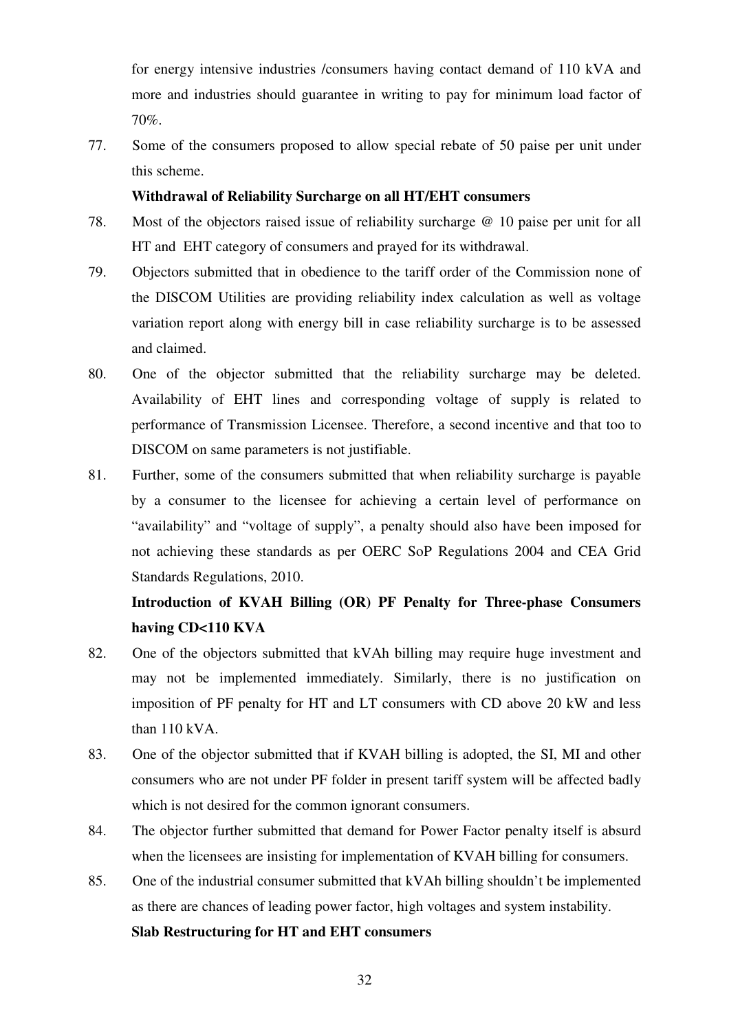for energy intensive industries /consumers having contact demand of 110 kVA and more and industries should guarantee in writing to pay for minimum load factor of 70%.

77. Some of the consumers proposed to allow special rebate of 50 paise per unit under this scheme.

**Withdrawal of Reliability Surcharge on all HT/EHT consumers**

78. Most of the objectors raised issue of reliability surcharge @ 10 paise per unit for all HT and EHT category of consumers and prayed for its withdrawal.

79. Objectors submitted that in obedience to the tariff order of the Commission none of the DISCOM Utilities are providing reliability index calculation as well as voltage variation report along with energy bill in case reliability surcharge is to be assessed and claimed.

80. One of the objector submitted that the reliability surcharge may be deleted. Availability of EHT lines and corresponding voltage of supply is related to performance of Transmission Licensee. Therefore, a second incentive and that too to DISCOM on same parameters is not justifiable.

81. Further, some of the consumers submitted that when reliability surcharge is payable by a consumer to the licensee for achieving a certain level of performance on "availability" and "voltage of supply", a penalty should also have been imposed for not achieving these standards as per OERC SoP Regulations 2004 and CEA Grid Standards Regulations, 2010.

**Introduction of KVAH Billing (OR) PF Penalty for Three-phase Consumers having CD<110 KVA**

82. One of the objectors submitted that kVAh billing may require huge investment and may not be implemented immediately. Similarly, there is no justification on imposition of PF penalty for HT and LT consumers with CD above 20 kW and less than 110 kVA.

83. One of the objector submitted that if KVAH billing is adopted, the SI, MI and other consumers who are not under PF folder in present tariff system will be affected badly which is not desired for the common ignorant consumers.

84. The objector further submitted that demand for Power Factor penalty itself is absurd when the licensees are insisting for implementation of KVAH billing for consumers.

85. One of the industrial consumer submitted that kVAh billing shouldn't be implemented as there are chances of leading power factor, high voltages and system instability.

**Slab Restructuring for HT and EHT consumers**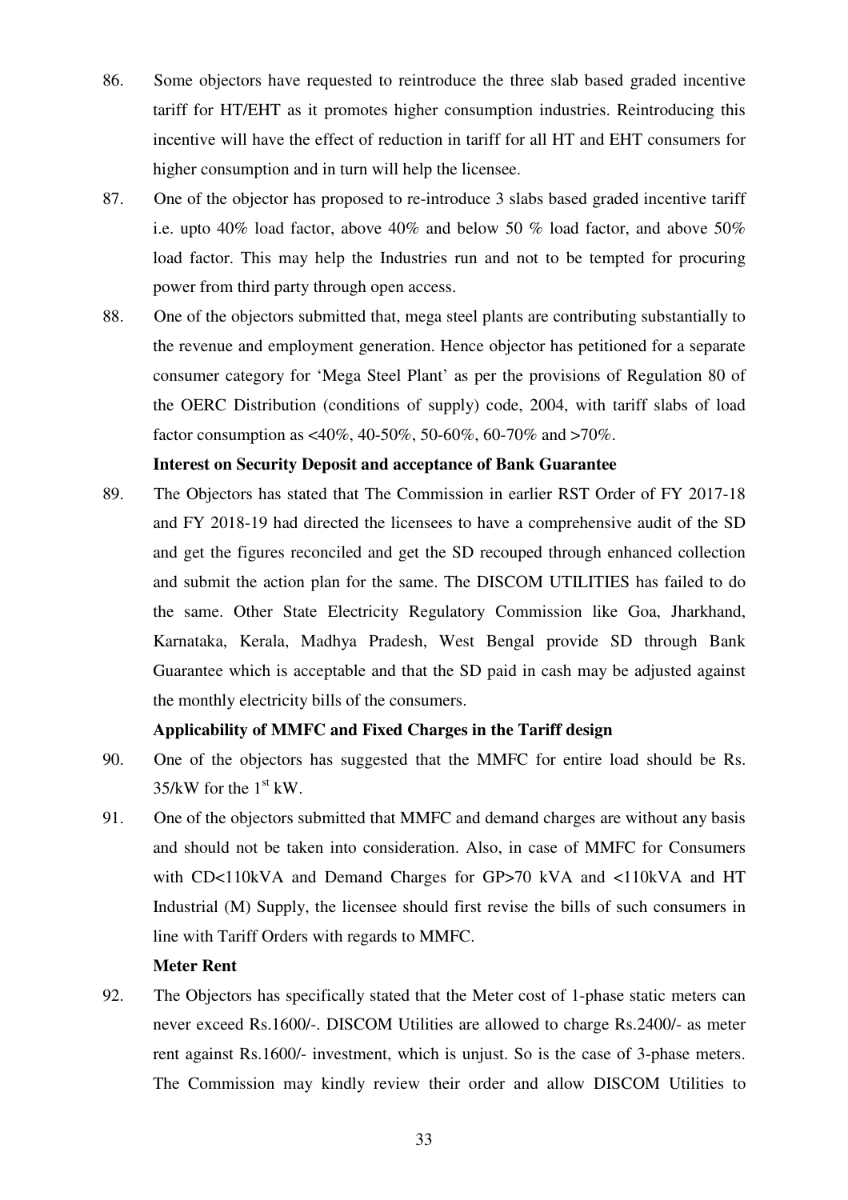86. Some objectors have requested to reintroduce the three slab based graded incentive tariff for HT/EHT as it promotes higher consumption industries. Reintroducing this incentive will have the effect of reduction in tariff for all HT and EHT consumers for higher consumption and in turn will help the licensee.

87. One of the objector has proposed to re-introduce 3 slabs based graded incentive tariff i.e. upto 40% load factor, above 40% and below 50 % load factor, and above 50% load factor. This may help the Industries run and not to be tempted for procuring power from third party through open access.

88. One of the objectors submitted that, mega steel plants are contributing substantially to the revenue and employment generation. Hence objector has petitioned for a separate consumer category for 'Mega Steel Plant' as per the provisions of Regulation 80 of the OERC Distribution (conditions of supply) code, 2004, with tariff slabs of load factor consumption as <40%, 40-50%, 50-60%, 60-70% and >70%.

**Interest on Security Deposit and acceptance of Bank Guarantee**

89. The Objectors has stated that The Commission in earlier RST Order of FY 2017-18 and FY 2018-19 had directed the licensees to have a comprehensive audit of the SD and get the figures reconciled and get the SD recouped through enhanced collection and submit the action plan for the same. The DISCOM UTILITIES has failed to do the same. Other State Electricity Regulatory Commission like Goa, Jharkhand, Karnataka, Kerala, Madhya Pradesh, West Bengal provide SD through Bank Guarantee which is acceptable and that the SD paid in cash may be adjusted against the monthly electricity bills of the consumers.

**Applicability of MMFC and Fixed Charges in the Tariff design**

90. One of the objectors has suggested that the MMFC for entire load should be Rs. 35/kW for the 1st kW.

91. One of the objectors submitted that MMFC and demand charges are without any basis and should not be taken into consideration. Also, in case of MMFC for Consumers with CD<110kVA and Demand Charges for GP>70 kVA and <110kVA and HT Industrial (M) Supply, the licensee should first revise the bills of such consumers in line with Tariff Orders with regards to MMFC.

**Meter Rent**

92. The Objectors has specifically stated that the Meter cost of 1-phase static meters can never exceed Rs.1600/-. DISCOM Utilities are allowed to charge Rs.2400/- as meter rent against Rs.1600/- investment, which is unjust. So is the case of 3-phase meters. The Commission may kindly review their order and allow DISCOM Utilities to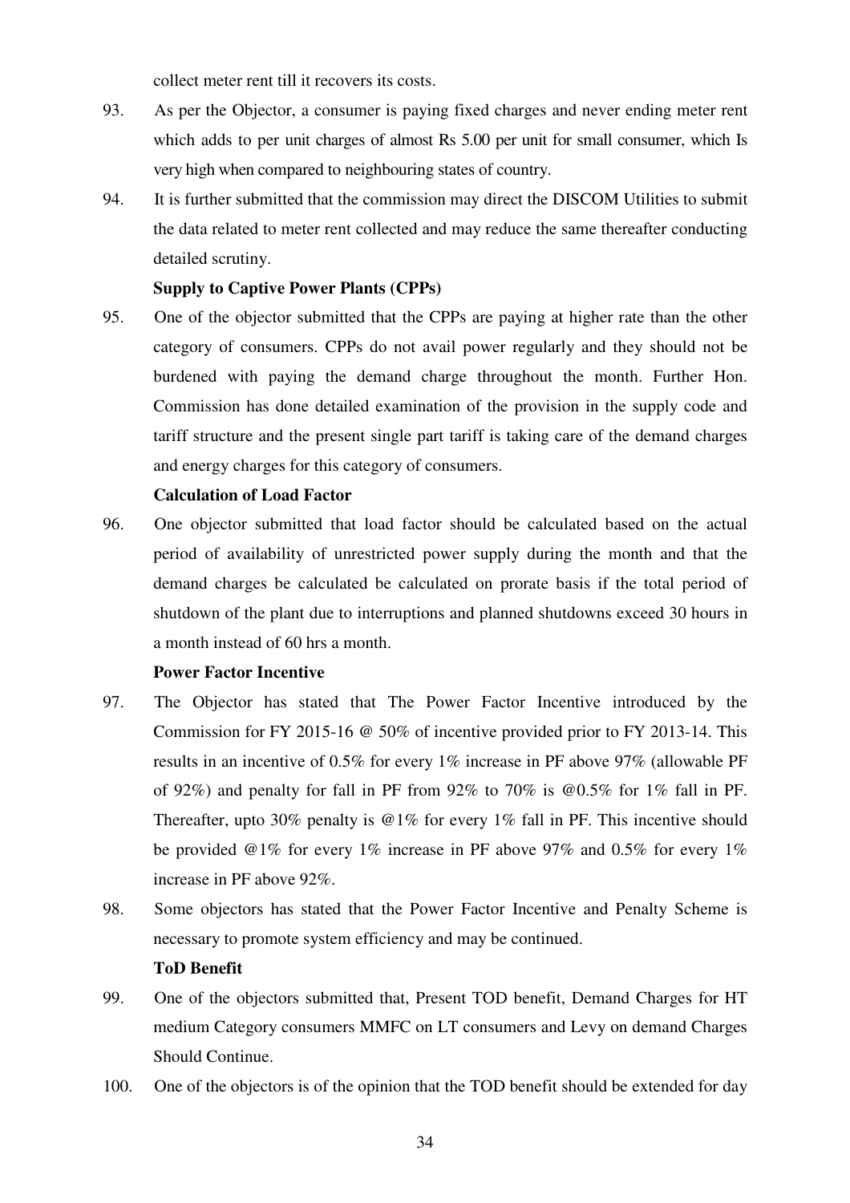collect meter rent till it recovers its costs.

93. As per the Objector, a consumer is paying fixed charges and never ending meter rent which adds to per unit charges of almost Rs 5.00 per unit for small consumer, which Is very high when compared to neighbouring states of country.

94. It is further submitted that the commission may direct the DISCOM Utilities to submit the data related to meter rent collected and may reduce the same thereafter conducting detailed scrutiny.

**Supply to Captive Power Plants (CPPs)**

95. One of the objector submitted that the CPPs are paying at higher rate than the other category of consumers. CPPs do not avail power regularly and they should not be burdened with paying the demand charge throughout the month. Further Hon. Commission has done detailed examination of the provision in the supply code and tariff structure and the present single part tariff is taking care of the demand charges and energy charges for this category of consumers.

**Calculation of Load Factor**

96. One objector submitted that load factor should be calculated based on the actual period of availability of unrestricted power supply during the month and that the demand charges be calculated be calculated on prorate basis if the total period of shutdown of the plant due to interruptions and planned shutdowns exceed 30 hours in a month instead of 60 hrs a month.

**Power Factor Incentive**

97. The Objector has stated that The Power Factor Incentive introduced by the Commission for FY 2015-16 @ 50% of incentive provided prior to FY 2013-14. This results in an incentive of 0.5% for every 1% increase in PF above 97% (allowable PF of 92%) and penalty for fall in PF from 92% to 70% is @0.5% for 1% fall in PF. Thereafter, upto 30% penalty is @1% for every 1% fall in PF. This incentive should be provided @1% for every 1% increase in PF above 97% and 0.5% for every 1% increase in PF above 92%.

98. Some objectors has stated that the Power Factor Incentive and Penalty Scheme is necessary to promote system efficiency and may be continued.

**ToD Benefit**

99. One of the objectors submitted that, Present TOD benefit, Demand Charges for HT medium Category consumers MMFC on LT consumers and Levy on demand Charges Should Continue.

100. One of the objectors is of the opinion that the TOD benefit should be extended for day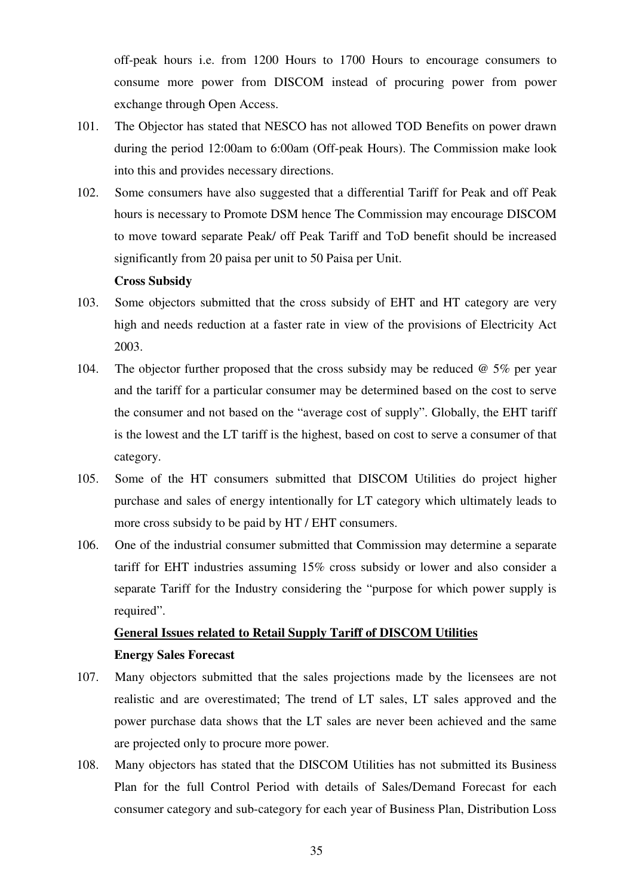off-peak hours i.e. from 1200 Hours to 1700 Hours to encourage consumers to consume more power from DISCOM instead of procuring power from power exchange through Open Access.

101. The Objector has stated that NESCO has not allowed TOD Benefits on power drawn during the period 12:00am to 6:00am (Off-peak Hours). The Commission make look into this and provides necessary directions.

102. Some consumers have also suggested that a differential Tariff for Peak and off Peak hours is necessary to Promote DSM hence The Commission may encourage DISCOM to move toward separate Peak/ off Peak Tariff and ToD benefit should be increased significantly from 20 paisa per unit to 50 Paisa per Unit.

**Cross Subsidy**

103. Some objectors submitted that the cross subsidy of EHT and HT category are very high and needs reduction at a faster rate in view of the provisions of Electricity Act 2003.

104. The objector further proposed that the cross subsidy may be reduced @ 5% per year and the tariff for a particular consumer may be determined based on the cost to serve the consumer and not based on the "average cost of supply". Globally, the EHT tariff is the lowest and the LT tariff is the highest, based on cost to serve a consumer of that category.

105. Some of the HT consumers submitted that DISCOM Utilities do project higher purchase and sales of energy intentionally for LT category which ultimately leads to more cross subsidy to be paid by HT / EHT consumers.

106. One of the industrial consumer submitted that Commission may determine a separate tariff for EHT industries assuming 15% cross subsidy or lower and also consider a separate Tariff for the Industry considering the "purpose for which power supply is required".

**General Issues related to Retail Supply Tariff of DISCOM Utilities**

**Energy Sales Forecast**

107. Many objectors submitted that the sales projections made by the licensees are not realistic and are overestimated; The trend of LT sales, LT sales approved and the power purchase data shows that the LT sales are never been achieved and the same are projected only to procure more power.

108. Many objectors has stated that the DISCOM Utilities has not submitted its Business Plan for the full Control Period with details of Sales/Demand Forecast for each consumer category and sub-category for each year of Business Plan, Distribution Loss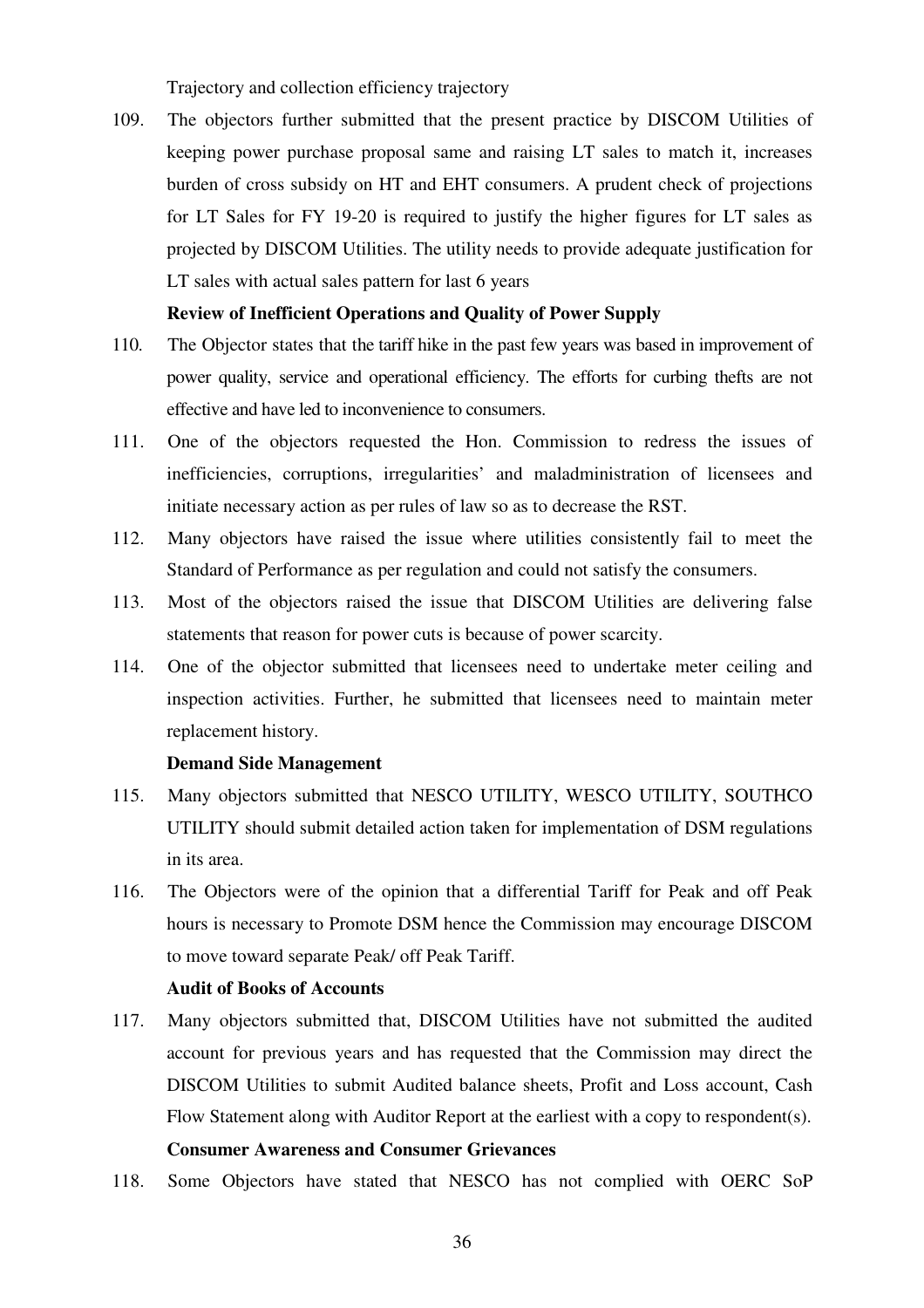Trajectory and collection efficiency trajectory

109. The objectors further submitted that the present practice by DISCOM Utilities of keeping power purchase proposal same and raising LT sales to match it, increases burden of cross subsidy on HT and EHT consumers. A prudent check of projections for LT Sales for FY 19-20 is required to justify the higher figures for LT sales as projected by DISCOM Utilities. The utility needs to provide adequate justification for LT sales with actual sales pattern for last 6 years

**Review of Inefficient Operations and Quality of Power Supply**

110. The Objector states that the tariff hike in the past few years was based in improvement of power quality, service and operational efficiency. The efforts for curbing thefts are not effective and have led to inconvenience to consumers.

111. One of the objectors requested the Hon. Commission to redress the issues of inefficiencies, corruptions, irregularities' and maladministration of licensees and initiate necessary action as per rules of law so as to decrease the RST.

112. Many objectors have raised the issue where utilities consistently fail to meet the Standard of Performance as per regulation and could not satisfy the consumers.

113. Most of the objectors raised the issue that DISCOM Utilities are delivering false statements that reason for power cuts is because of power scarcity.

114. One of the objector submitted that licensees need to undertake meter ceiling and inspection activities. Further, he submitted that licensees need to maintain meter replacement history.

**Demand Side Management**

115. Many objectors submitted that NESCO UTILITY, WESCO UTILITY, SOUTHCO UTILITY should submit detailed action taken for implementation of DSM regulations in its area.

116. The Objectors were of the opinion that a differential Tariff for Peak and off Peak hours is necessary to Promote DSM hence the Commission may encourage DISCOM to move toward separate Peak/ off Peak Tariff.

**Audit of Books of Accounts**

117. Many objectors submitted that, DISCOM Utilities have not submitted the audited account for previous years and has requested that the Commission may direct the DISCOM Utilities to submit Audited balance sheets, Profit and Loss account, Cash Flow Statement along with Auditor Report at the earliest with a copy to respondent(s).

**Consumer Awareness and Consumer Grievances**

118. Some Objectors have stated that NESCO has not complied with OERC SoP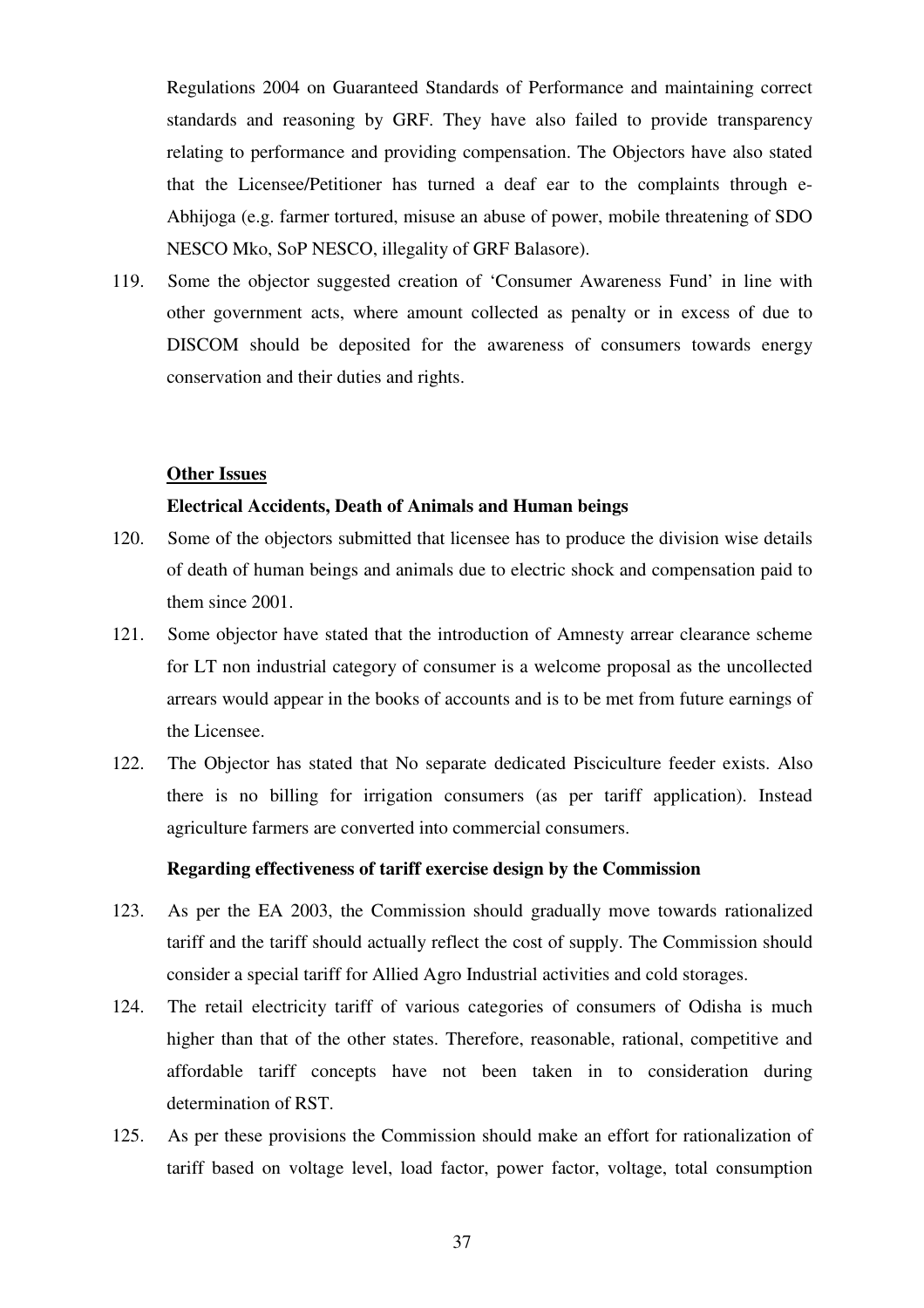Regulations 2004 on Guaranteed Standards of Performance and maintaining correct standards and reasoning by GRF. They have also failed to provide transparency relating to performance and providing compensation. The Objectors have also stated that the Licensee/Petitioner has turned a deaf ear to the complaints through e-Abhijoga (e.g. farmer tortured, misuse an abuse of power, mobile threatening of SDO NESCO Mko, SoP NESCO, illegality of GRF Balasore).

119. Some the objector suggested creation of 'Consumer Awareness Fund' in line with other government acts, where amount collected as penalty or in excess of due to DISCOM should be deposited for the awareness of consumers towards energy conservation and their duties and rights.

**Other Issues**

**Electrical Accidents, Death of Animals and Human beings**

120. Some of the objectors submitted that licensee has to produce the division wise details of death of human beings and animals due to electric shock and compensation paid to them since 2001.

121. Some objector have stated that the introduction of Amnesty arrear clearance scheme for LT non industrial category of consumer is a welcome proposal as the uncollected arrears would appear in the books of accounts and is to be met from future earnings of the Licensee.

122. The Objector has stated that No separate dedicated Pisciculture feeder exists. Also there is no billing for irrigation consumers (as per tariff application). Instead agriculture farmers are converted into commercial consumers.

**Regarding effectiveness of tariff exercise design by the Commission**

123. As per the EA 2003, the Commission should gradually move towards rationalized tariff and the tariff should actually reflect the cost of supply. The Commission should consider a special tariff for Allied Agro Industrial activities and cold storages.

124. The retail electricity tariff of various categories of consumers of Odisha is much higher than that of the other states. Therefore, reasonable, rational, competitive and affordable tariff concepts have not been taken in to consideration during determination of RST.

125. As per these provisions the Commission should make an effort for rationalization of tariff based on voltage level, load factor, power factor, voltage, total consumption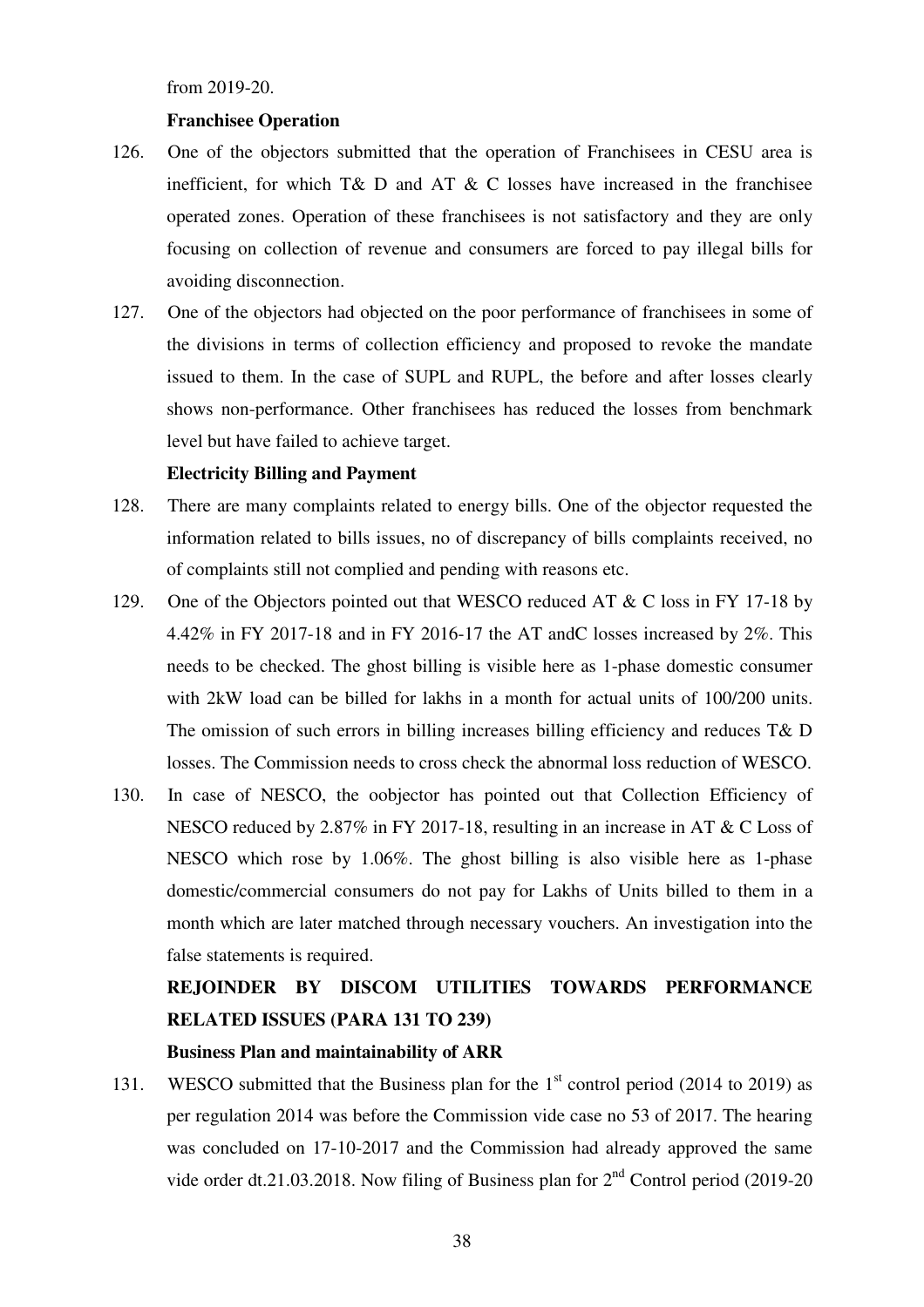from 2019-20.

**Franchisee Operation**

126. One of the objectors submitted that the operation of Franchisees in CESU area is inefficient, for which T& D and AT & C losses have increased in the franchisee operated zones. Operation of these franchisees is not satisfactory and they are only focusing on collection of revenue and consumers are forced to pay illegal bills for avoiding disconnection.

127. One of the objectors had objected on the poor performance of franchisees in some of the divisions in terms of collection efficiency and proposed to revoke the mandate issued to them. In the case of SUPL and RUPL, the before and after losses clearly shows non-performance. Other franchisees has reduced the losses from benchmark level but have failed to achieve target.

**Electricity Billing and Payment**

128. There are many complaints related to energy bills. One of the objector requested the information related to bills issues, no of discrepancy of bills complaints received, no of complaints still not complied and pending with reasons etc.

129. One of the Objectors pointed out that WESCO reduced AT & C loss in FY 17-18 by 4.42% in FY 2017-18 and in FY 2016-17 the AT andC losses increased by 2%. This needs to be checked. The ghost billing is visible here as 1-phase domestic consumer with 2kW load can be billed for lakhs in a month for actual units of 100/200 units. The omission of such errors in billing increases billing efficiency and reduces T& D losses. The Commission needs to cross check the abnormal loss reduction of WESCO.

130. In case of NESCO, the oobjector has pointed out that Collection Efficiency of NESCO reduced by 2.87% in FY 2017-18, resulting in an increase in AT & C Loss of NESCO which rose by 1.06%. The ghost billing is also visible here as 1-phase domestic/commercial consumers do not pay for Lakhs of Units billed to them in a month which are later matched through necessary vouchers. An investigation into the false statements is required.

**REJOINDER BY DISCOM UTILITIES TOWARDS PERFORMANCE RELATED ISSUES (PARA 131 TO 239)**

**Business Plan and maintainability of ARR**

131. WESCO submitted that the Business plan for the 1st control period (2014 to 2019) as per regulation 2014 was before the Commission vide case no 53 of 2017. The hearing was concluded on 17-10-2017 and the Commission had already approved the same vide order dt.21.03.2018. Now filing of Business plan for 2nd Control period (2019-20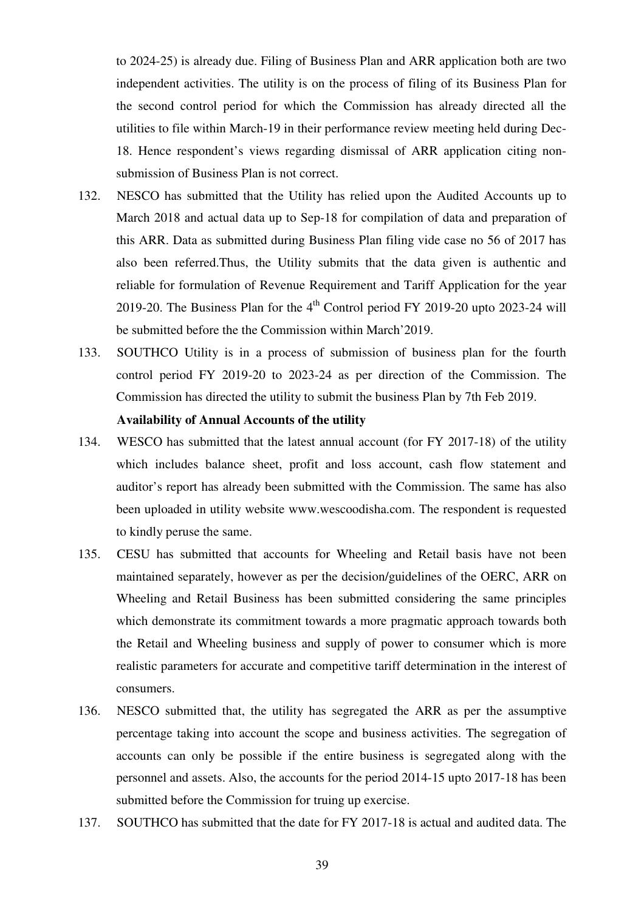to 2024-25) is already due. Filing of Business Plan and ARR application both are two independent activities. The utility is on the process of filing of its Business Plan for the second control period for which the Commission has already directed all the utilities to file within March-19 in their performance review meeting held during Dec-18. Hence respondent's views regarding dismissal of ARR application citing non-submission of Business Plan is not correct.

132. NESCO has submitted that the Utility has relied upon the Audited Accounts up to March 2018 and actual data up to Sep-18 for compilation of data and preparation of this ARR. Data as submitted during Business Plan filing vide case no 56 of 2017 has also been referred.Thus, the Utility submits that the data given is authentic and reliable for formulation of Revenue Requirement and Tariff Application for the year 2019-20. The Business Plan for the 4th Control period FY 2019-20 upto 2023-24 will be submitted before the the Commission within March'2019.

133. SOUTHCO Utility is in a process of submission of business plan for the fourth control period FY 2019-20 to 2023-24 as per direction of the Commission. The Commission has directed the utility to submit the business Plan by 7th Feb 2019.

**Availability of Annual Accounts of the utility**

134. WESCO has submitted that the latest annual account (for FY 2017-18) of the utility which includes balance sheet, profit and loss account, cash flow statement and auditor's report has already been submitted with the Commission. The same has also been uploaded in utility website www.wescoodisha.com. The respondent is requested to kindly peruse the same.

135. CESU has submitted that accounts for Wheeling and Retail basis have not been maintained separately, however as per the decision/guidelines of the OERC, ARR on Wheeling and Retail Business has been submitted considering the same principles which demonstrate its commitment towards a more pragmatic approach towards both the Retail and Wheeling business and supply of power to consumer which is more realistic parameters for accurate and competitive tariff determination in the interest of consumers.

136. NESCO submitted that, the utility has segregated the ARR as per the assumptive percentage taking into account the scope and business activities. The segregation of accounts can only be possible if the entire business is segregated along with the personnel and assets. Also, the accounts for the period 2014-15 upto 2017-18 has been submitted before the Commission for truing up exercise.

137. SOUTHCO has submitted that the date for FY 2017-18 is actual and audited data. The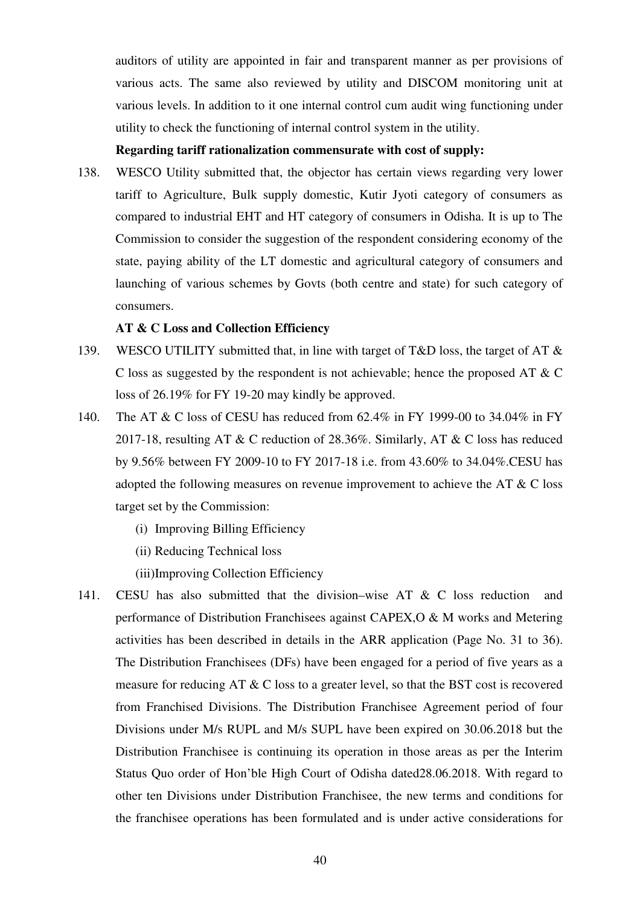auditors of utility are appointed in fair and transparent manner as per provisions of various acts. The same also reviewed by utility and DISCOM monitoring unit at various levels. In addition to it one internal control cum audit wing functioning under utility to check the functioning of internal control system in the utility.

**Regarding tariff rationalization commensurate with cost of supply:**

138. WESCO Utility submitted that, the objector has certain views regarding very lower tariff to Agriculture, Bulk supply domestic, Kutir Jyoti category of consumers as compared to industrial EHT and HT category of consumers in Odisha. It is up to The Commission to consider the suggestion of the respondent considering economy of the state, paying ability of the LT domestic and agricultural category of consumers and launching of various schemes by Govts (both centre and state) for such category of consumers.

**AT & C Loss and Collection Efficiency**

139. WESCO UTILITY submitted that, in line with target of T&D loss, the target of AT & C loss as suggested by the respondent is not achievable; hence the proposed AT & C loss of 26.19% for FY 19-20 may kindly be approved.

140. The AT & C loss of CESU has reduced from 62.4% in FY 1999-00 to 34.04% in FY 2017-18, resulting AT & C reduction of 28.36%. Similarly, AT & C loss has reduced by 9.56% between FY 2009-10 to FY 2017-18 i.e. from 43.60% to 34.04%.CESU has adopted the following measures on revenue improvement to achieve the AT & C loss target set by the Commission:

    (i) Improving Billing Efficiency
    (ii) Reducing Technical loss
    (iii)Improving Collection Efficiency

141. CESU has also submitted that the division–wise AT & C loss reduction and performance of Distribution Franchisees against CAPEX,O & M works and Metering activities has been described in details in the ARR application (Page No. 31 to 36). The Distribution Franchisees (DFs) have been engaged for a period of five years as a measure for reducing AT & C loss to a greater level, so that the BST cost is recovered from Franchised Divisions. The Distribution Franchisee Agreement period of four Divisions under M/s RUPL and M/s SUPL have been expired on 30.06.2018 but the Distribution Franchisee is continuing its operation in those areas as per the Interim Status Quo order of Hon'ble High Court of Odisha dated28.06.2018. With regard to other ten Divisions under Distribution Franchisee, the new terms and conditions for the franchisee operations has been formulated and is under active considerations for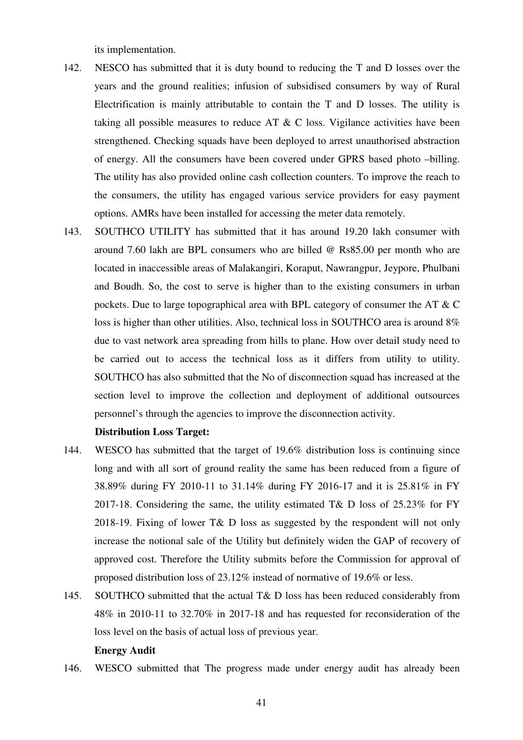its implementation.

142. NESCO has submitted that it is duty bound to reducing the T and D losses over the years and the ground realities; infusion of subsidised consumers by way of Rural Electrification is mainly attributable to contain the T and D losses. The utility is taking all possible measures to reduce AT & C loss. Vigilance activities have been strengthened. Checking squads have been deployed to arrest unauthorised abstraction of energy. All the consumers have been covered under GPRS based photo –billing. The utility has also provided online cash collection counters. To improve the reach to the consumers, the utility has engaged various service providers for easy payment options. AMRs have been installed for accessing the meter data remotely.

143. SOUTHCO UTILITY has submitted that it has around 19.20 lakh consumer with around 7.60 lakh are BPL consumers who are billed @ Rs85.00 per month who are located in inaccessible areas of Malakangiri, Koraput, Nawrangpur, Jeypore, Phulbani and Boudh. So, the cost to serve is higher than to the existing consumers in urban pockets. Due to large topographical area with BPL category of consumer the AT & C loss is higher than other utilities. Also, technical loss in SOUTHCO area is around 8% due to vast network area spreading from hills to plane. How over detail study need to be carried out to access the technical loss as it differs from utility to utility. SOUTHCO has also submitted that the No of disconnection squad has increased at the section level to improve the collection and deployment of additional outsources personnel's through the agencies to improve the disconnection activity.

**Distribution Loss Target:**

144. WESCO has submitted that the target of 19.6% distribution loss is continuing since long and with all sort of ground reality the same has been reduced from a figure of 38.89% during FY 2010-11 to 31.14% during FY 2016-17 and it is 25.81% in FY 2017-18. Considering the same, the utility estimated T& D loss of 25.23% for FY 2018-19. Fixing of lower T& D loss as suggested by the respondent will not only increase the notional sale of the Utility but definitely widen the GAP of recovery of approved cost. Therefore the Utility submits before the Commission for approval of proposed distribution loss of 23.12% instead of normative of 19.6% or less.

145. SOUTHCO submitted that the actual T& D loss has been reduced considerably from 48% in 2010-11 to 32.70% in 2017-18 and has requested for reconsideration of the loss level on the basis of actual loss of previous year.

**Energy Audit**

146. WESCO submitted that The progress made under energy audit has already been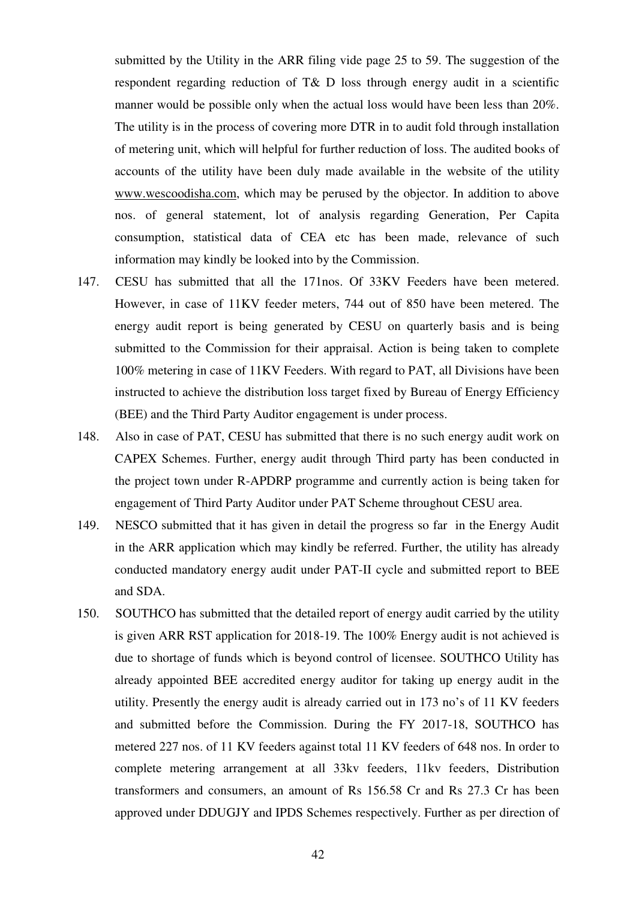submitted by the Utility in the ARR filing vide page 25 to 59. The suggestion of the respondent regarding reduction of T& D loss through energy audit in a scientific manner would be possible only when the actual loss would have been less than 20%. The utility is in the process of covering more DTR in to audit fold through installation of metering unit, which will helpful for further reduction of loss. The audited books of accounts of the utility have been duly made available in the website of the utility www.wescoodisha.com, which may be perused by the objector. In addition to above nos. of general statement, lot of analysis regarding Generation, Per Capita consumption, statistical data of CEA etc has been made, relevance of such information may kindly be looked into by the Commission.

147. CESU has submitted that all the 171nos. Of 33KV Feeders have been metered. However, in case of 11KV feeder meters, 744 out of 850 have been metered. The energy audit report is being generated by CESU on quarterly basis and is being submitted to the Commission for their appraisal. Action is being taken to complete 100% metering in case of 11KV Feeders. With regard to PAT, all Divisions have been instructed to achieve the distribution loss target fixed by Bureau of Energy Efficiency (BEE) and the Third Party Auditor engagement is under process.

148. Also in case of PAT, CESU has submitted that there is no such energy audit work on CAPEX Schemes. Further, energy audit through Third party has been conducted in the project town under R-APDRP programme and currently action is being taken for engagement of Third Party Auditor under PAT Scheme throughout CESU area.

149. NESCO submitted that it has given in detail the progress so far in the Energy Audit in the ARR application which may kindly be referred. Further, the utility has already conducted mandatory energy audit under PAT-II cycle and submitted report to BEE and SDA.

150. SOUTHCO has submitted that the detailed report of energy audit carried by the utility is given ARR RST application for 2018-19. The 100% Energy audit is not achieved is due to shortage of funds which is beyond control of licensee. SOUTHCO Utility has already appointed BEE accredited energy auditor for taking up energy audit in the utility. Presently the energy audit is already carried out in 173 no's of 11 KV feeders and submitted before the Commission. During the FY 2017-18, SOUTHCO has metered 227 nos. of 11 KV feeders against total 11 KV feeders of 648 nos. In order to complete metering arrangement at all 33kv feeders, 11kv feeders, Distribution transformers and consumers, an amount of Rs 156.58 Cr and Rs 27.3 Cr has been approved under DDUGJY and IPDS Schemes respectively. Further as per direction of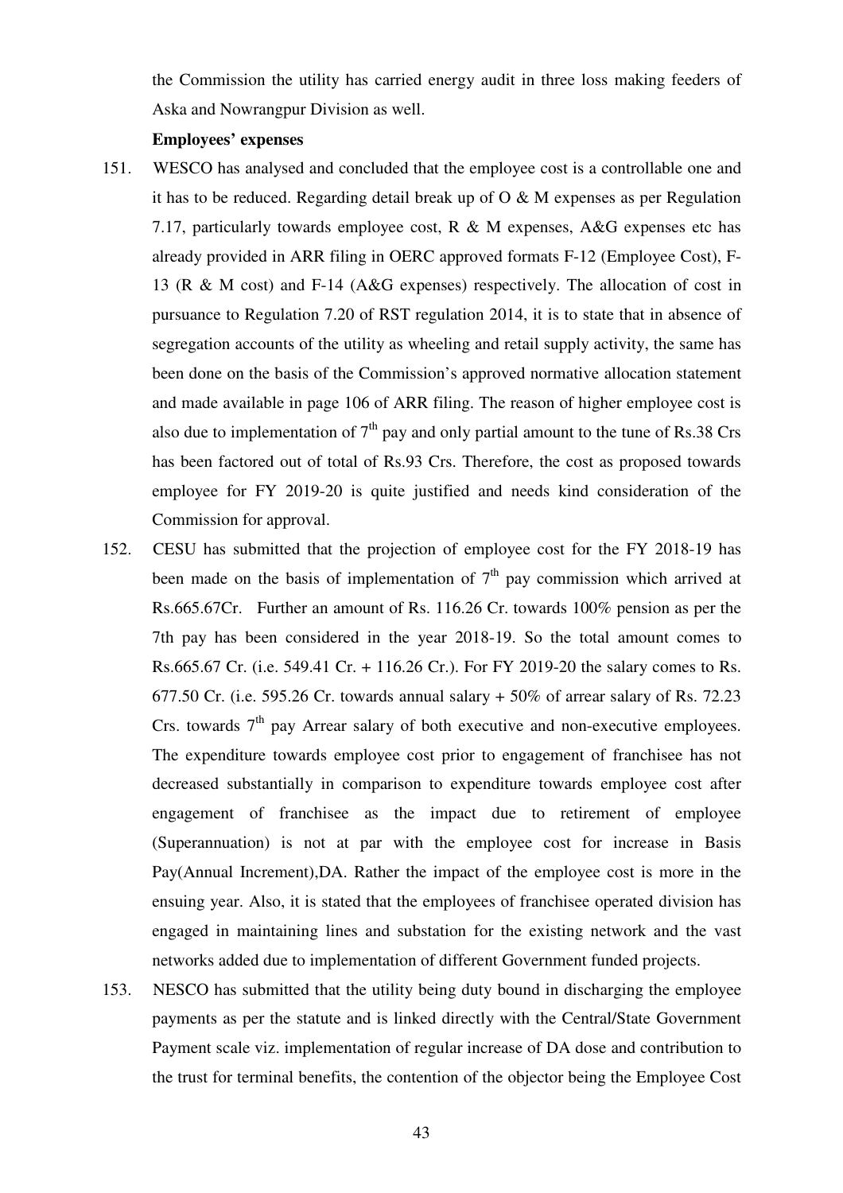the Commission the utility has carried energy audit in three loss making feeders of Aska and Nowrangpur Division as well.

**Employees' expenses**

151. WESCO has analysed and concluded that the employee cost is a controllable one and it has to be reduced. Regarding detail break up of O & M expenses as per Regulation 7.17, particularly towards employee cost, R & M expenses, A&G expenses etc has already provided in ARR filing in OERC approved formats F-12 (Employee Cost), F-13 (R & M cost) and F-14 (A&G expenses) respectively. The allocation of cost in pursuance to Regulation 7.20 of RST regulation 2014, it is to state that in absence of segregation accounts of the utility as wheeling and retail supply activity, the same has been done on the basis of the Commission's approved normative allocation statement and made available in page 106 of ARR filing. The reason of higher employee cost is also due to implementation of 7th pay and only partial amount to the tune of Rs.38 Crs has been factored out of total of Rs.93 Crs. Therefore, the cost as proposed towards employee for FY 2019-20 is quite justified and needs kind consideration of the Commission for approval.

152. CESU has submitted that the projection of employee cost for the FY 2018-19 has been made on the basis of implementation of 7th pay commission which arrived at Rs.665.67Cr. Further an amount of Rs. 116.26 Cr. towards 100% pension as per the 7th pay has been considered in the year 2018-19. So the total amount comes to Rs.665.67 Cr. (i.e. 549.41 Cr. + 116.26 Cr.). For FY 2019-20 the salary comes to Rs. 677.50 Cr. (i.e. 595.26 Cr. towards annual salary + 50% of arrear salary of Rs. 72.23 Crs. towards 7th pay Arrear salary of both executive and non-executive employees. The expenditure towards employee cost prior to engagement of franchisee has not decreased substantially in comparison to expenditure towards employee cost after engagement of franchisee as the impact due to retirement of employee (Superannuation) is not at par with the employee cost for increase in Basis Pay(Annual Increment),DA. Rather the impact of the employee cost is more in the ensuing year. Also, it is stated that the employees of franchisee operated division has engaged in maintaining lines and substation for the existing network and the vast networks added due to implementation of different Government funded projects.

153. NESCO has submitted that the utility being duty bound in discharging the employee payments as per the statute and is linked directly with the Central/State Government Payment scale viz. implementation of regular increase of DA dose and contribution to the trust for terminal benefits, the contention of the objector being the Employee Cost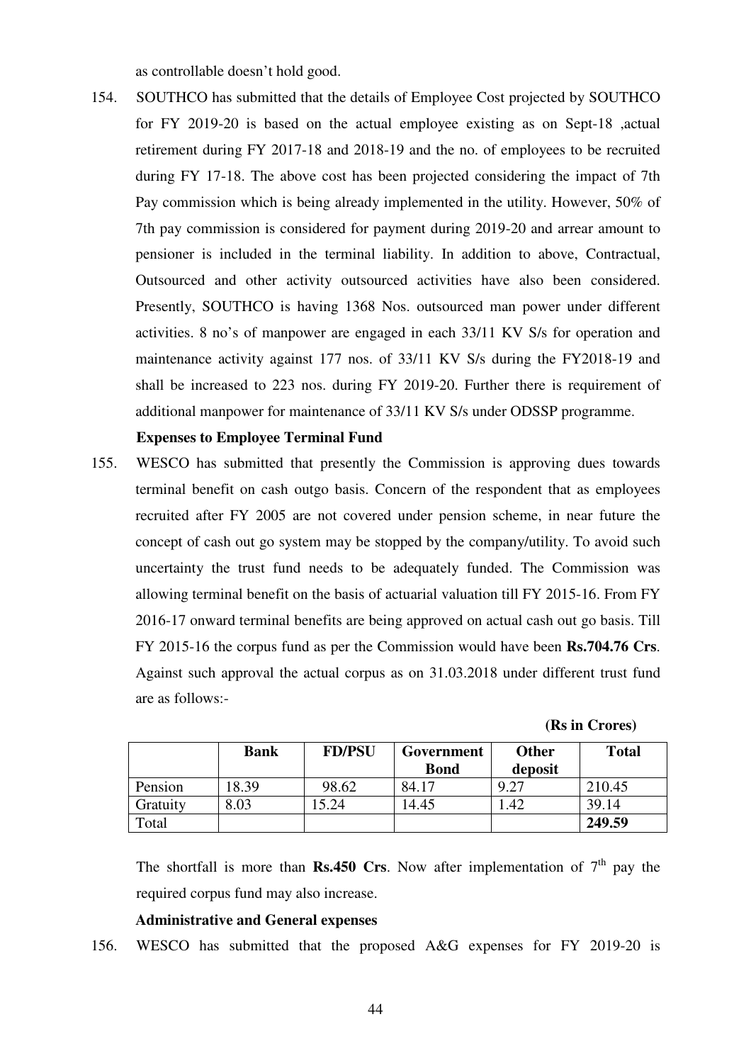as controllable doesn't hold good.

154. SOUTHCO has submitted that the details of Employee Cost projected by SOUTHCO for FY 2019-20 is based on the actual employee existing as on Sept-18 ,actual retirement during FY 2017-18 and 2018-19 and the no. of employees to be recruited during FY 17-18. The above cost has been projected considering the impact of 7th Pay commission which is being already implemented in the utility. However, 50% of 7th pay commission is considered for payment during 2019-20 and arrear amount to pensioner is included in the terminal liability. In addition to above, Contractual, Outsourced and other activity outsourced activities have also been considered. Presently, SOUTHCO is having 1368 Nos. outsourced man power under different activities. 8 no's of manpower are engaged in each 33/11 KV S/s for operation and maintenance activity against 177 nos. of 33/11 KV S/s during the FY2018-19 and shall be increased to 223 nos. during FY 2019-20. Further there is requirement of additional manpower for maintenance of 33/11 KV S/s under ODSSP programme.

**Expenses to Employee Terminal Fund**

155. WESCO has submitted that presently the Commission is approving dues towards terminal benefit on cash outgo basis. Concern of the respondent that as employees recruited after FY 2005 are not covered under pension scheme, in near future the concept of cash out go system may be stopped by the company/utility. To avoid such uncertainty the trust fund needs to be adequately funded. The Commission was allowing terminal benefit on the basis of actuarial valuation till FY 2015-16. From FY 2016-17 onward terminal benefits are being approved on actual cash out go basis. Till FY 2015-16 the corpus fund as per the Commission would have been **Rs.704.76 Crs**. Against such approval the actual corpus as on 31.03.2018 under different trust fund are as follows:-

**(Rs in Crores)**

| | Bank | FD/PSU | Government Bond | Other deposit | Total |
|---|---|---|---|---|---|
| Pension | 18.39 | 98.62 | 84.17 | 9.27 | 210.45 |
| Gratuity | 8.03 | 15.24 | 14.45 | 1.42 | 39.14 |
| Total | | | | | **249.59** |

The shortfall is more than **Rs.450 Crs**. Now after implementation of 7th pay the required corpus fund may also increase.

**Administrative and General expenses**

156. WESCO has submitted that the proposed A&G expenses for FY 2019-20 is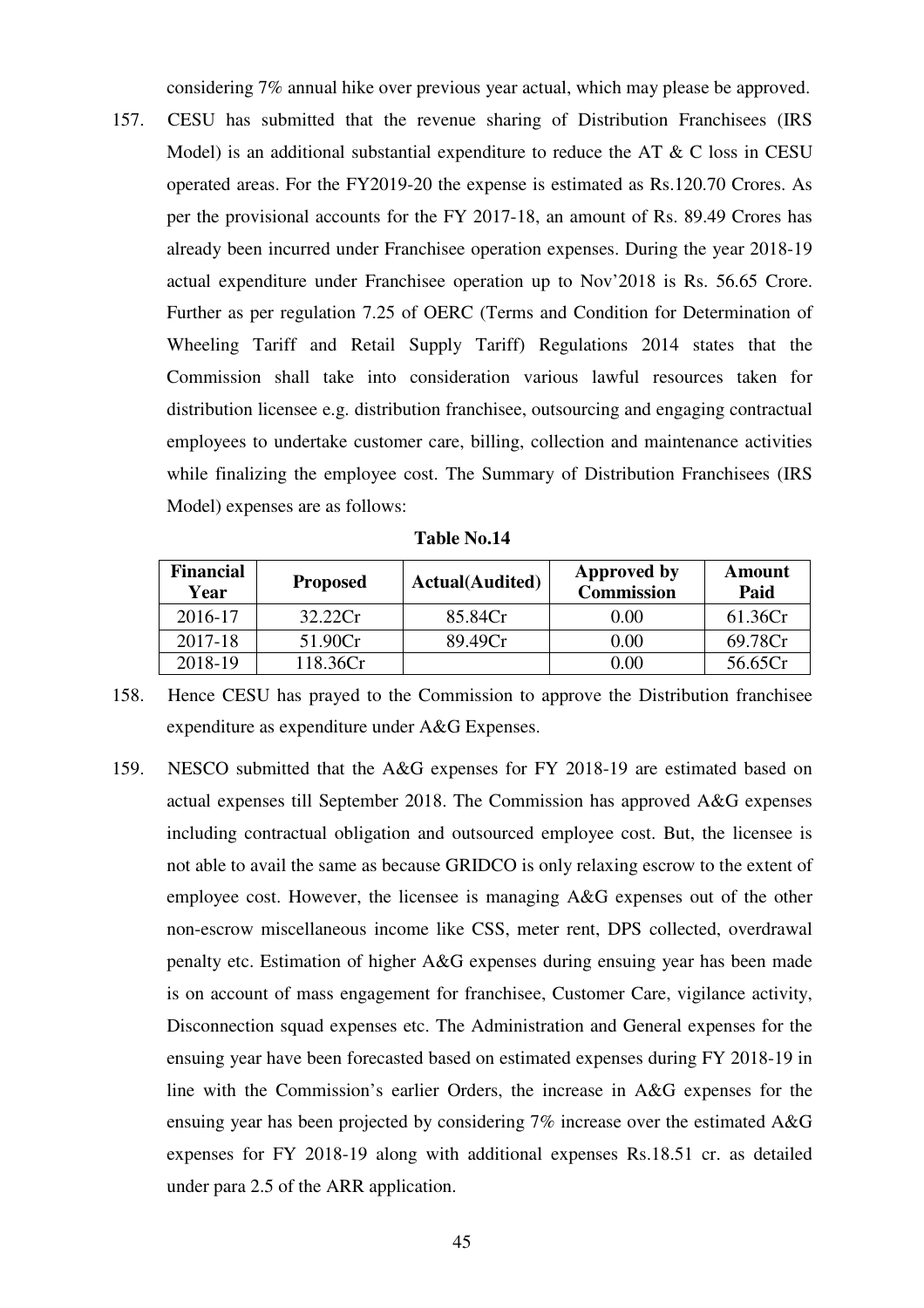considering 7% annual hike over previous year actual, which may please be approved.

157. CESU has submitted that the revenue sharing of Distribution Franchisees (IRS Model) is an additional substantial expenditure to reduce the AT & C loss in CESU operated areas. For the FY2019-20 the expense is estimated as Rs.120.70 Crores. As per the provisional accounts for the FY 2017-18, an amount of Rs. 89.49 Crores has already been incurred under Franchisee operation expenses. During the year 2018-19 actual expenditure under Franchisee operation up to Nov'2018 is Rs. 56.65 Crore. Further as per regulation 7.25 of OERC (Terms and Condition for Determination of Wheeling Tariff and Retail Supply Tariff) Regulations 2014 states that the Commission shall take into consideration various lawful resources taken for distribution licensee e.g. distribution franchisee, outsourcing and engaging contractual employees to undertake customer care, billing, collection and maintenance activities while finalizing the employee cost. The Summary of Distribution Franchisees (IRS Model) expenses are as follows:

**Table No.14**

| Financial Year | Proposed | Actual(Audited) | Approved by Commission | Amount Paid |
|---|---|---|---|---|
| 2016-17 | 32.22Cr | 85.84Cr | 0.00 | 61.36Cr |
| 2017-18 | 51.90Cr | 89.49Cr | 0.00 | 69.78Cr |
| 2018-19 | 118.36Cr | | 0.00 | 56.65Cr |

158. Hence CESU has prayed to the Commission to approve the Distribution franchisee expenditure as expenditure under A&G Expenses.

159. NESCO submitted that the A&G expenses for FY 2018-19 are estimated based on actual expenses till September 2018. The Commission has approved A&G expenses including contractual obligation and outsourced employee cost. But, the licensee is not able to avail the same as because GRIDCO is only relaxing escrow to the extent of employee cost. However, the licensee is managing A&G expenses out of the other non-escrow miscellaneous income like CSS, meter rent, DPS collected, overdrawal penalty etc. Estimation of higher A&G expenses during ensuing year has been made is on account of mass engagement for franchisee, Customer Care, vigilance activity, Disconnection squad expenses etc. The Administration and General expenses for the ensuing year have been forecasted based on estimated expenses during FY 2018-19 in line with the Commission's earlier Orders, the increase in A&G expenses for the ensuing year has been projected by considering 7% increase over the estimated A&G expenses for FY 2018-19 along with additional expenses Rs.18.51 cr. as detailed under para 2.5 of the ARR application.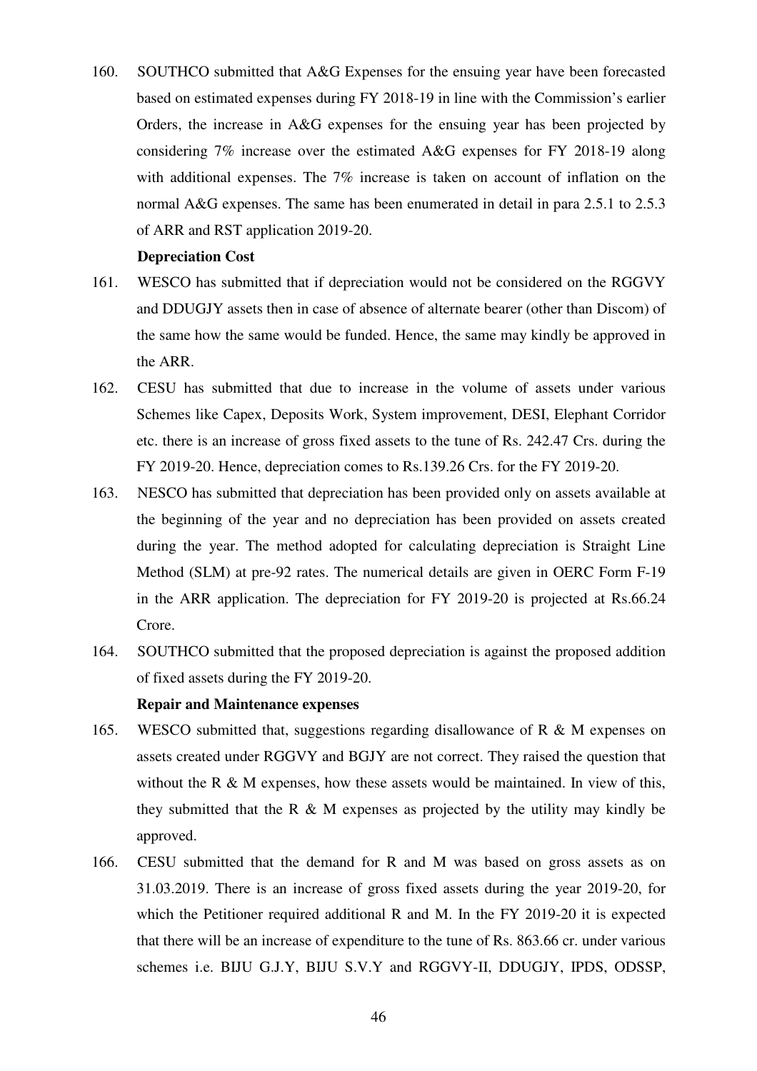160. SOUTHCO submitted that A&G Expenses for the ensuing year have been forecasted based on estimated expenses during FY 2018-19 in line with the Commission's earlier Orders, the increase in A&G expenses for the ensuing year has been projected by considering 7% increase over the estimated A&G expenses for FY 2018-19 along with additional expenses. The 7% increase is taken on account of inflation on the normal A&G expenses. The same has been enumerated in detail in para 2.5.1 to 2.5.3 of ARR and RST application 2019-20.

**Depreciation Cost**

161. WESCO has submitted that if depreciation would not be considered on the RGGVY and DDUGJY assets then in case of absence of alternate bearer (other than Discom) of the same how the same would be funded. Hence, the same may kindly be approved in the ARR.

162. CESU has submitted that due to increase in the volume of assets under various Schemes like Capex, Deposits Work, System improvement, DESI, Elephant Corridor etc. there is an increase of gross fixed assets to the tune of Rs. 242.47 Crs. during the FY 2019-20. Hence, depreciation comes to Rs.139.26 Crs. for the FY 2019-20.

163. NESCO has submitted that depreciation has been provided only on assets available at the beginning of the year and no depreciation has been provided on assets created during the year. The method adopted for calculating depreciation is Straight Line Method (SLM) at pre-92 rates. The numerical details are given in OERC Form F-19 in the ARR application. The depreciation for FY 2019-20 is projected at Rs.66.24 Crore.

164. SOUTHCO submitted that the proposed depreciation is against the proposed addition of fixed assets during the FY 2019-20.

**Repair and Maintenance expenses**

165. WESCO submitted that, suggestions regarding disallowance of R & M expenses on assets created under RGGVY and BGJY are not correct. They raised the question that without the R & M expenses, how these assets would be maintained. In view of this, they submitted that the R & M expenses as projected by the utility may kindly be approved.

166. CESU submitted that the demand for R and M was based on gross assets as on 31.03.2019. There is an increase of gross fixed assets during the year 2019-20, for which the Petitioner required additional R and M. In the FY 2019-20 it is expected that there will be an increase of expenditure to the tune of Rs. 863.66 cr. under various schemes i.e. BIJU G.J.Y, BIJU S.V.Y and RGGVY-II, DDUGJY, IPDS, ODSSP,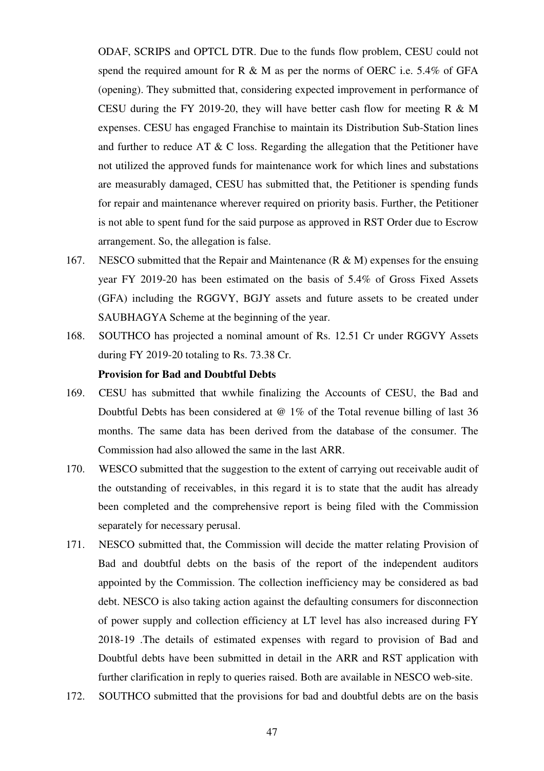ODAF, SCRIPS and OPTCL DTR. Due to the funds flow problem, CESU could not spend the required amount for R & M as per the norms of OERC i.e. 5.4% of GFA (opening). They submitted that, considering expected improvement in performance of CESU during the FY 2019-20, they will have better cash flow for meeting R & M expenses. CESU has engaged Franchise to maintain its Distribution Sub-Station lines and further to reduce AT & C loss. Regarding the allegation that the Petitioner have not utilized the approved funds for maintenance work for which lines and substations are measurably damaged, CESU has submitted that, the Petitioner is spending funds for repair and maintenance wherever required on priority basis. Further, the Petitioner is not able to spent fund for the said purpose as approved in RST Order due to Escrow arrangement. So, the allegation is false.

167. NESCO submitted that the Repair and Maintenance (R & M) expenses for the ensuing year FY 2019-20 has been estimated on the basis of 5.4% of Gross Fixed Assets (GFA) including the RGGVY, BGJY assets and future assets to be created under SAUBHAGYA Scheme at the beginning of the year.

168. SOUTHCO has projected a nominal amount of Rs. 12.51 Cr under RGGVY Assets during FY 2019-20 totaling to Rs. 73.38 Cr.

**Provision for Bad and Doubtful Debts**

169. CESU has submitted that wwhile finalizing the Accounts of CESU, the Bad and Doubtful Debts has been considered at @ 1% of the Total revenue billing of last 36 months. The same data has been derived from the database of the consumer. The Commission had also allowed the same in the last ARR.

170. WESCO submitted that the suggestion to the extent of carrying out receivable audit of the outstanding of receivables, in this regard it is to state that the audit has already been completed and the comprehensive report is being filed with the Commission separately for necessary perusal.

171. NESCO submitted that, the Commission will decide the matter relating Provision of Bad and doubtful debts on the basis of the report of the independent auditors appointed by the Commission. The collection inefficiency may be considered as bad debt. NESCO is also taking action against the defaulting consumers for disconnection of power supply and collection efficiency at LT level has also increased during FY 2018-19 .The details of estimated expenses with regard to provision of Bad and Doubtful debts have been submitted in detail in the ARR and RST application with further clarification in reply to queries raised. Both are available in NESCO web-site.

172. SOUTHCO submitted that the provisions for bad and doubtful debts are on the basis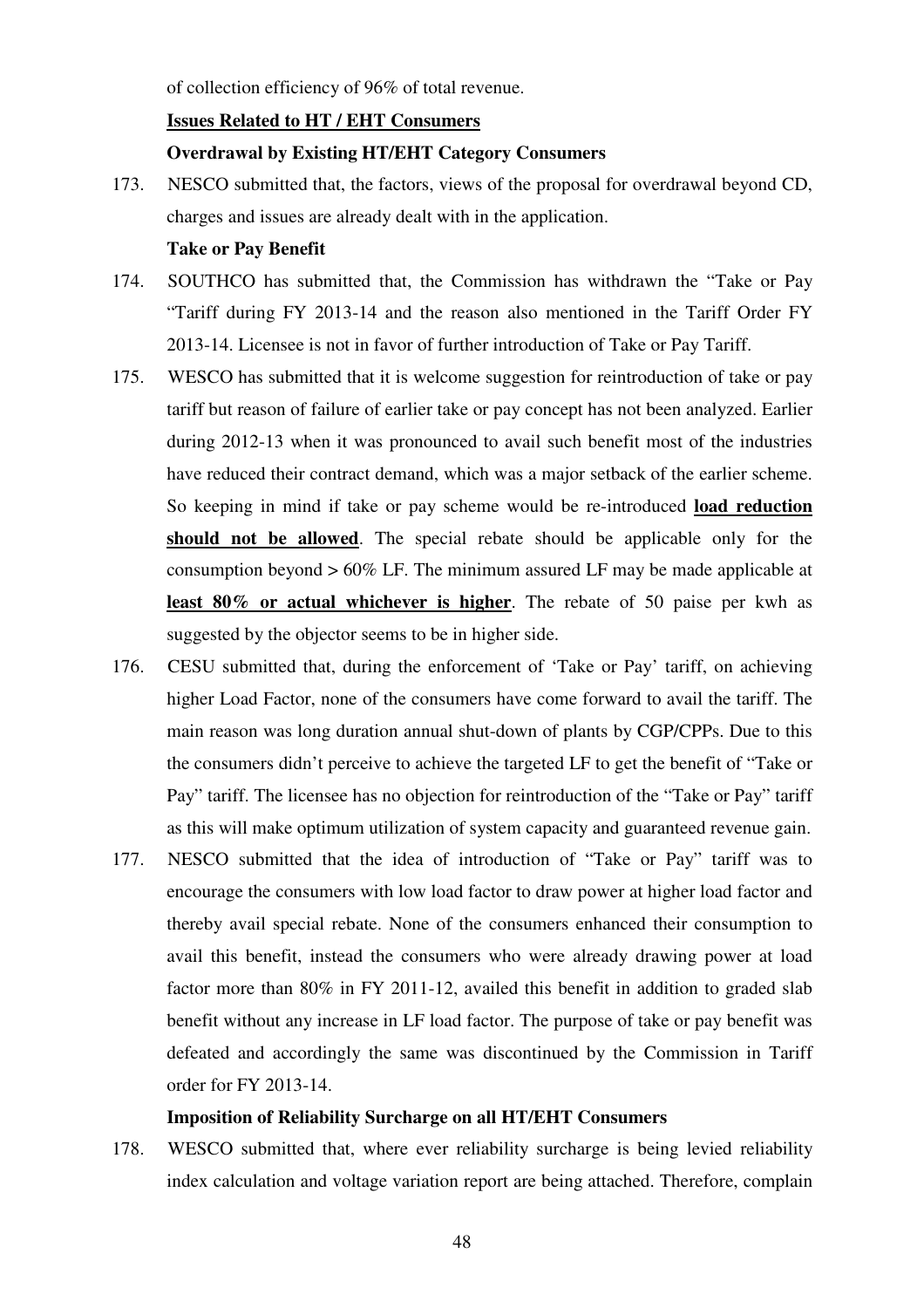of collection efficiency of 96% of total revenue.

**Issues Related to HT / EHT Consumers**

**Overdrawal by Existing HT/EHT Category Consumers**

173. NESCO submitted that, the factors, views of the proposal for overdrawal beyond CD, charges and issues are already dealt with in the application.

**Take or Pay Benefit**

174. SOUTHCO has submitted that, the Commission has withdrawn the "Take or Pay "Tariff during FY 2013-14 and the reason also mentioned in the Tariff Order FY 2013-14. Licensee is not in favor of further introduction of Take or Pay Tariff.

175. WESCO has submitted that it is welcome suggestion for reintroduction of take or pay tariff but reason of failure of earlier take or pay concept has not been analyzed. Earlier during 2012-13 when it was pronounced to avail such benefit most of the industries have reduced their contract demand, which was a major setback of the earlier scheme. So keeping in mind if take or pay scheme would be re-introduced **load reduction should not be allowed**. The special rebate should be applicable only for the consumption beyond > 60% LF. The minimum assured LF may be made applicable at **least 80% or actual whichever is higher**. The rebate of 50 paise per kwh as suggested by the objector seems to be in higher side.

176. CESU submitted that, during the enforcement of 'Take or Pay' tariff, on achieving higher Load Factor, none of the consumers have come forward to avail the tariff. The main reason was long duration annual shut-down of plants by CGP/CPPs. Due to this the consumers didn't perceive to achieve the targeted LF to get the benefit of "Take or Pay" tariff. The licensee has no objection for reintroduction of the "Take or Pay" tariff as this will make optimum utilization of system capacity and guaranteed revenue gain.

177. NESCO submitted that the idea of introduction of "Take or Pay" tariff was to encourage the consumers with low load factor to draw power at higher load factor and thereby avail special rebate. None of the consumers enhanced their consumption to avail this benefit, instead the consumers who were already drawing power at load factor more than 80% in FY 2011-12, availed this benefit in addition to graded slab benefit without any increase in LF load factor. The purpose of take or pay benefit was defeated and accordingly the same was discontinued by the Commission in Tariff order for FY 2013-14.

**Imposition of Reliability Surcharge on all HT/EHT Consumers**

178. WESCO submitted that, where ever reliability surcharge is being levied reliability index calculation and voltage variation report are being attached. Therefore, complain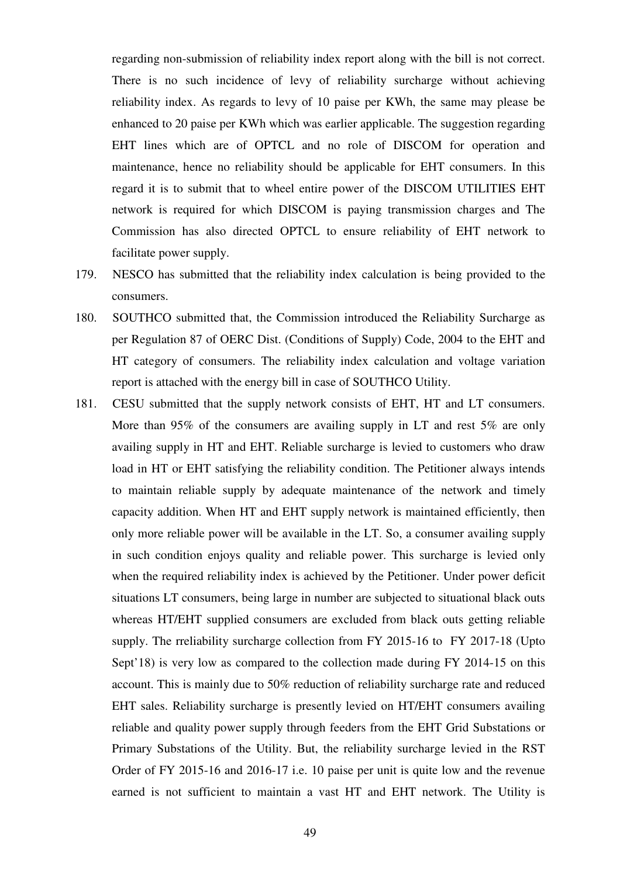regarding non-submission of reliability index report along with the bill is not correct. There is no such incidence of levy of reliability surcharge without achieving reliability index. As regards to levy of 10 paise per KWh, the same may please be enhanced to 20 paise per KWh which was earlier applicable. The suggestion regarding EHT lines which are of OPTCL and no role of DISCOM for operation and maintenance, hence no reliability should be applicable for EHT consumers. In this regard it is to submit that to wheel entire power of the DISCOM UTILITIES EHT network is required for which DISCOM is paying transmission charges and The Commission has also directed OPTCL to ensure reliability of EHT network to facilitate power supply.

179. NESCO has submitted that the reliability index calculation is being provided to the consumers.

180. SOUTHCO submitted that, the Commission introduced the Reliability Surcharge as per Regulation 87 of OERC Dist. (Conditions of Supply) Code, 2004 to the EHT and HT category of consumers. The reliability index calculation and voltage variation report is attached with the energy bill in case of SOUTHCO Utility.

181. CESU submitted that the supply network consists of EHT, HT and LT consumers. More than 95% of the consumers are availing supply in LT and rest 5% are only availing supply in HT and EHT. Reliable surcharge is levied to customers who draw load in HT or EHT satisfying the reliability condition. The Petitioner always intends to maintain reliable supply by adequate maintenance of the network and timely capacity addition. When HT and EHT supply network is maintained efficiently, then only more reliable power will be available in the LT. So, a consumer availing supply in such condition enjoys quality and reliable power. This surcharge is levied only when the required reliability index is achieved by the Petitioner. Under power deficit situations LT consumers, being large in number are subjected to situational black outs whereas HT/EHT supplied consumers are excluded from black outs getting reliable supply. The rreliability surcharge collection from FY 2015-16 to FY 2017-18 (Upto Sept'18) is very low as compared to the collection made during FY 2014-15 on this account. This is mainly due to 50% reduction of reliability surcharge rate and reduced EHT sales. Reliability surcharge is presently levied on HT/EHT consumers availing reliable and quality power supply through feeders from the EHT Grid Substations or Primary Substations of the Utility. But, the reliability surcharge levied in the RST Order of FY 2015-16 and 2016-17 i.e. 10 paise per unit is quite low and the revenue earned is not sufficient to maintain a vast HT and EHT network. The Utility is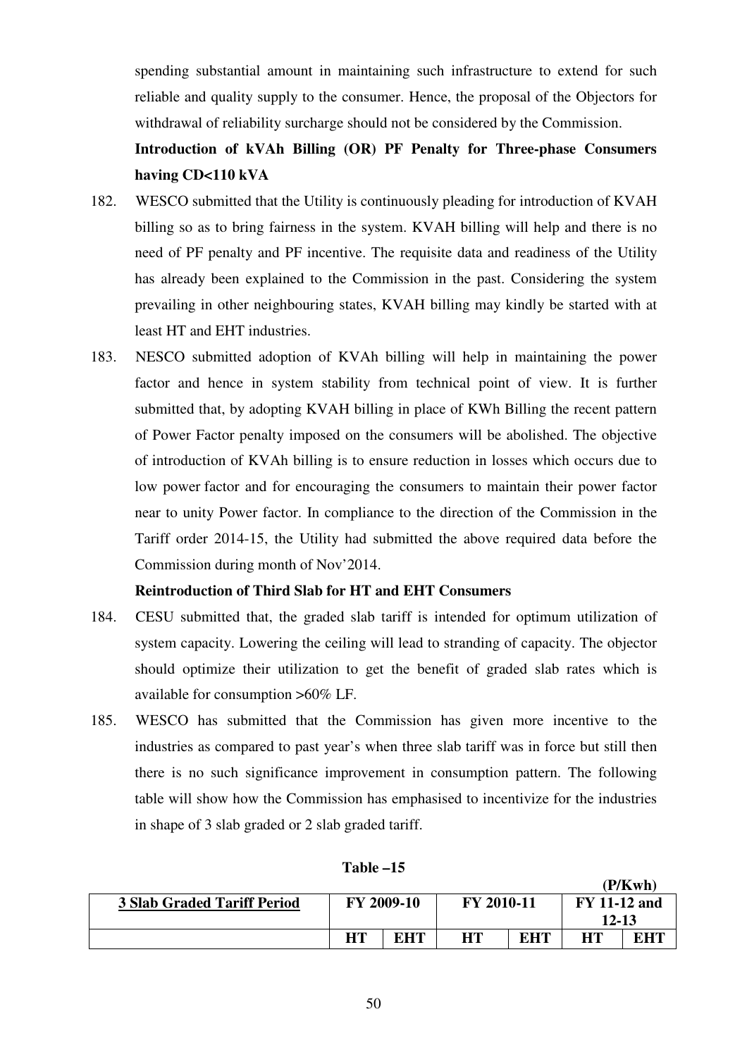spending substantial amount in maintaining such infrastructure to extend for such reliable and quality supply to the consumer. Hence, the proposal of the Objectors for withdrawal of reliability surcharge should not be considered by the Commission.

**Introduction of kVAh Billing (OR) PF Penalty for Three-phase Consumers having CD<110 kVA**

182. WESCO submitted that the Utility is continuously pleading for introduction of KVAH billing so as to bring fairness in the system. KVAH billing will help and there is no need of PF penalty and PF incentive. The requisite data and readiness of the Utility has already been explained to the Commission in the past. Considering the system prevailing in other neighbouring states, KVAH billing may kindly be started with at least HT and EHT industries.

183. NESCO submitted adoption of KVAh billing will help in maintaining the power factor and hence in system stability from technical point of view. It is further submitted that, by adopting KVAH billing in place of KWh Billing the recent pattern of Power Factor penalty imposed on the consumers will be abolished. The objective of introduction of KVAh billing is to ensure reduction in losses which occurs due to low power factor and for encouraging the consumers to maintain their power factor near to unity Power factor. In compliance to the direction of the Commission in the Tariff order 2014-15, the Utility had submitted the above required data before the Commission during month of Nov'2014.

**Reintroduction of Third Slab for HT and EHT Consumers**

184. CESU submitted that, the graded slab tariff is intended for optimum utilization of system capacity. Lowering the ceiling will lead to stranding of capacity. The objector should optimize their utilization to get the benefit of graded slab rates which is available for consumption >60% LF.

185. WESCO has submitted that the Commission has given more incentive to the industries as compared to past year's when three slab tariff was in force but still then there is no such significance improvement in consumption pattern. The following table will show how the Commission has emphasised to incentivize for the industries in shape of 3 slab graded or 2 slab graded tariff.

**Table –15**

**(P/Kwh)**

| **3 Slab Graded Tariff Period** | **FY 2009-10** | | **FY 2010-11** | | **FY 11-12 and 12-13** | |
|---|---|---|---|---|---|---|
| | **HT** | **EHT** | **HT** | **EHT** | **HT** | **EHT** |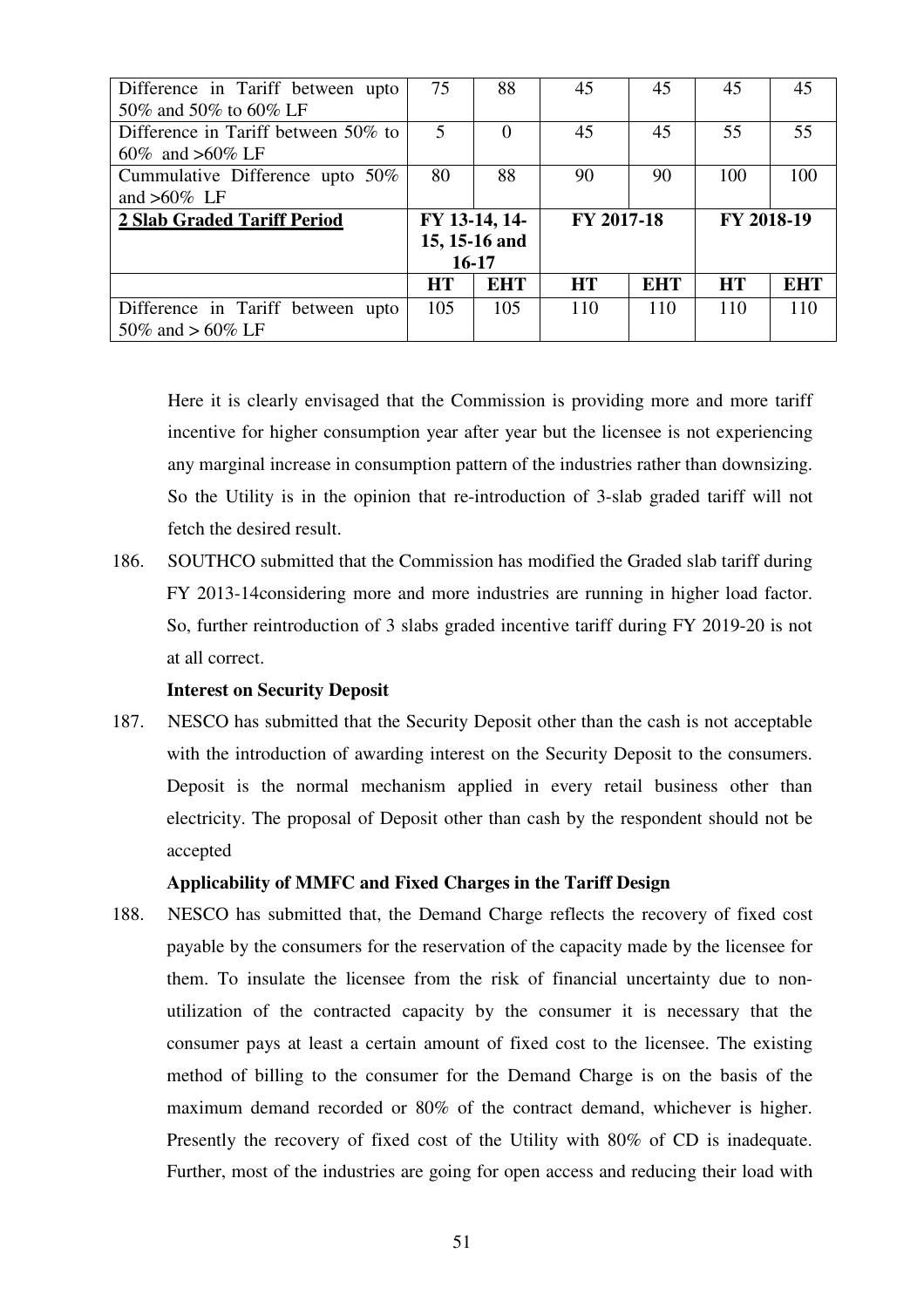| Difference in Tariff between upto 50% and 50% to 60% LF | 75 | 88 | 45 | 45 | 45 | 45 |
|---|---|---|---|---|---|---|
| Difference in Tariff between 50% to 60% and >60% LF | 5 | 0 | 45 | 45 | 55 | 55 |
| Cummulative Difference upto 50% and >60% LF | 80 | 88 | 90 | 90 | 100 | 100 |
| **2 Slab Graded Tariff Period** | **FY 13-14, 14-15, 15-16 and 16-17** | | **FY 2017-18** | | **FY 2018-19** | |
| | **HT** | **EHT** | **HT** | **EHT** | **HT** | **EHT** |
| Difference in Tariff between upto 50% and > 60% LF | 105 | 105 | 110 | 110 | 110 | 110 |

Here it is clearly envisaged that the Commission is providing more and more tariff incentive for higher consumption year after year but the licensee is not experiencing any marginal increase in consumption pattern of the industries rather than downsizing. So the Utility is in the opinion that re-introduction of 3-slab graded tariff will not fetch the desired result.

186. SOUTHCO submitted that the Commission has modified the Graded slab tariff during FY 2013-14considering more and more industries are running in higher load factor. So, further reintroduction of 3 slabs graded incentive tariff during FY 2019-20 is not at all correct.

**Interest on Security Deposit**

187. NESCO has submitted that the Security Deposit other than the cash is not acceptable with the introduction of awarding interest on the Security Deposit to the consumers. Deposit is the normal mechanism applied in every retail business other than electricity. The proposal of Deposit other than cash by the respondent should not be accepted

**Applicability of MMFC and Fixed Charges in the Tariff Design**

188. NESCO has submitted that, the Demand Charge reflects the recovery of fixed cost payable by the consumers for the reservation of the capacity made by the licensee for them. To insulate the licensee from the risk of financial uncertainty due to non-utilization of the contracted capacity by the consumer it is necessary that the consumer pays at least a certain amount of fixed cost to the licensee. The existing method of billing to the consumer for the Demand Charge is on the basis of the maximum demand recorded or 80% of the contract demand, whichever is higher. Presently the recovery of fixed cost of the Utility with 80% of CD is inadequate. Further, most of the industries are going for open access and reducing their load with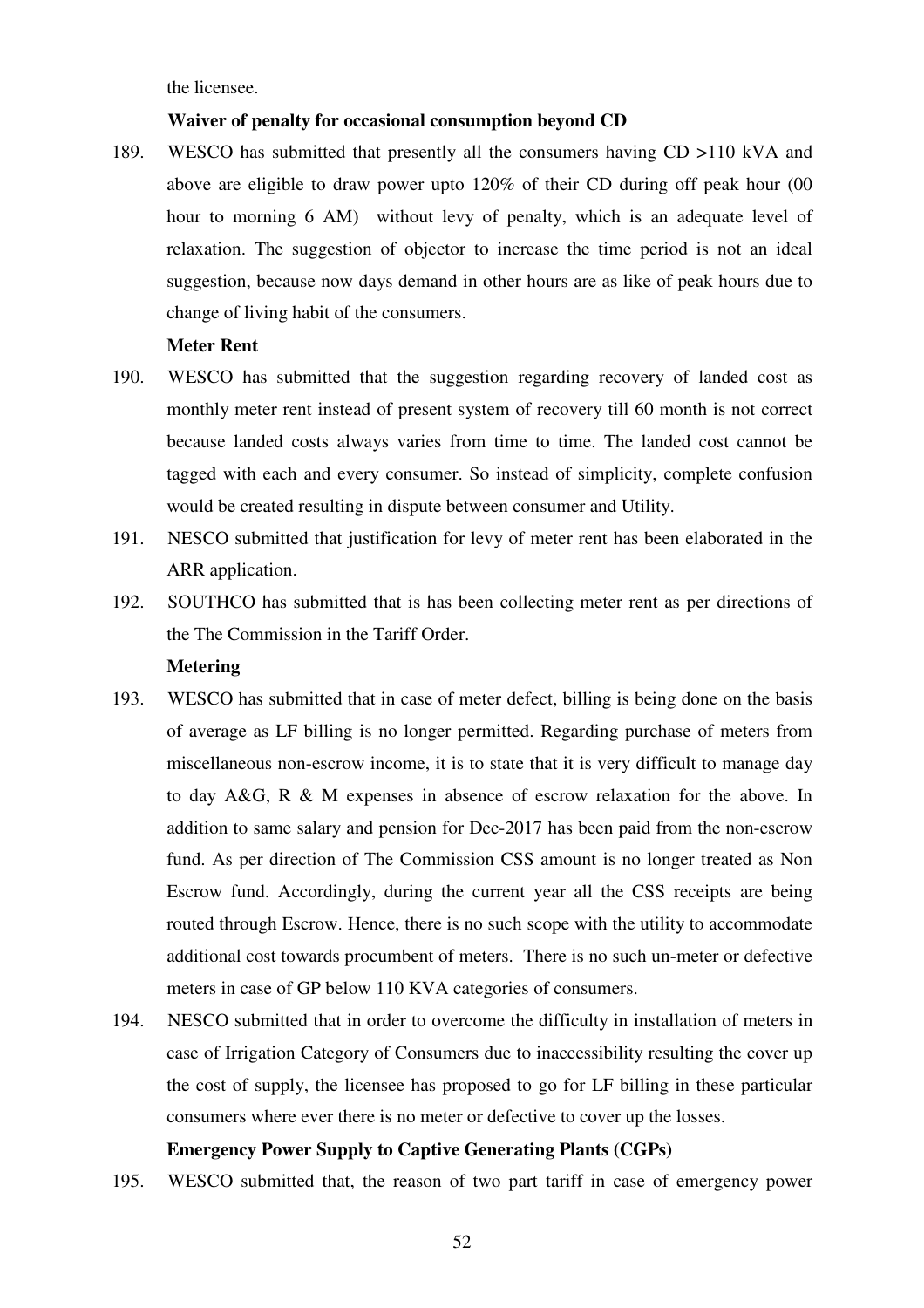the licensee.

**Waiver of penalty for occasional consumption beyond CD**

189. WESCO has submitted that presently all the consumers having CD >110 kVA and above are eligible to draw power upto 120% of their CD during off peak hour (00 hour to morning 6 AM) without levy of penalty, which is an adequate level of relaxation. The suggestion of objector to increase the time period is not an ideal suggestion, because now days demand in other hours are as like of peak hours due to change of living habit of the consumers.

**Meter Rent**

190. WESCO has submitted that the suggestion regarding recovery of landed cost as monthly meter rent instead of present system of recovery till 60 month is not correct because landed costs always varies from time to time. The landed cost cannot be tagged with each and every consumer. So instead of simplicity, complete confusion would be created resulting in dispute between consumer and Utility.

191. NESCO submitted that justification for levy of meter rent has been elaborated in the ARR application.

192. SOUTHCO has submitted that is has been collecting meter rent as per directions of the The Commission in the Tariff Order.

**Metering**

193. WESCO has submitted that in case of meter defect, billing is being done on the basis of average as LF billing is no longer permitted. Regarding purchase of meters from miscellaneous non-escrow income, it is to state that it is very difficult to manage day to day A&G, R & M expenses in absence of escrow relaxation for the above. In addition to same salary and pension for Dec-2017 has been paid from the non-escrow fund. As per direction of The Commission CSS amount is no longer treated as Non Escrow fund. Accordingly, during the current year all the CSS receipts are being routed through Escrow. Hence, there is no such scope with the utility to accommodate additional cost towards procumbent of meters. There is no such un-meter or defective meters in case of GP below 110 KVA categories of consumers.

194. NESCO submitted that in order to overcome the difficulty in installation of meters in case of Irrigation Category of Consumers due to inaccessibility resulting the cover up the cost of supply, the licensee has proposed to go for LF billing in these particular consumers where ever there is no meter or defective to cover up the losses.

**Emergency Power Supply to Captive Generating Plants (CGPs)**

195. WESCO submitted that, the reason of two part tariff in case of emergency power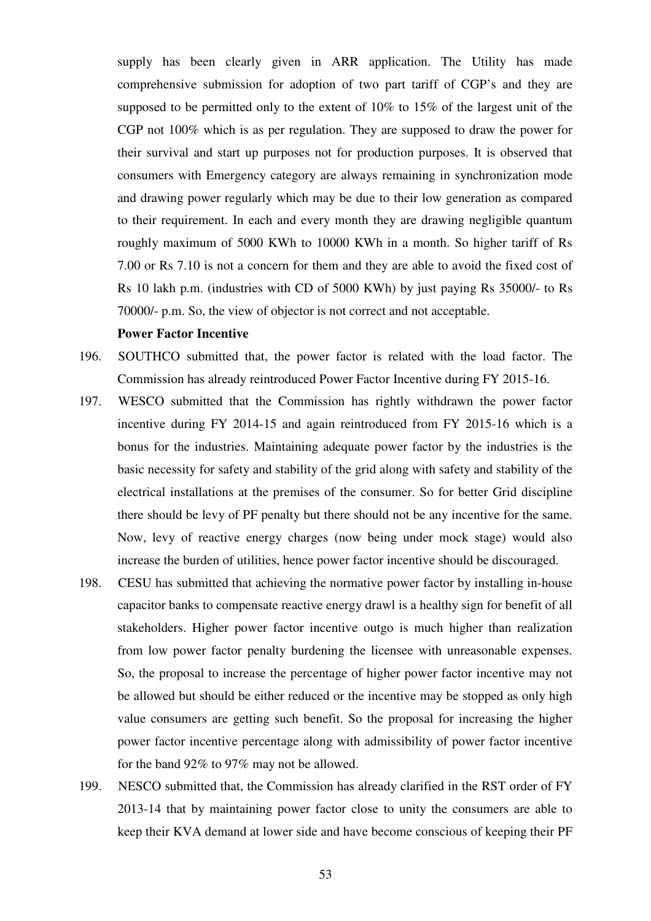supply has been clearly given in ARR application. The Utility has made comprehensive submission for adoption of two part tariff of CGP's and they are supposed to be permitted only to the extent of 10% to 15% of the largest unit of the CGP not 100% which is as per regulation. They are supposed to draw the power for their survival and start up purposes not for production purposes. It is observed that consumers with Emergency category are always remaining in synchronization mode and drawing power regularly which may be due to their low generation as compared to their requirement. In each and every month they are drawing negligible quantum roughly maximum of 5000 KWh to 10000 KWh in a month. So higher tariff of Rs 7.00 or Rs 7.10 is not a concern for them and they are able to avoid the fixed cost of Rs 10 lakh p.m. (industries with CD of 5000 KWh) by just paying Rs 35000/- to Rs 70000/- p.m. So, the view of objector is not correct and not acceptable.

**Power Factor Incentive**

196. SOUTHCO submitted that, the power factor is related with the load factor. The Commission has already reintroduced Power Factor Incentive during FY 2015-16.

197. WESCO submitted that the Commission has rightly withdrawn the power factor incentive during FY 2014-15 and again reintroduced from FY 2015-16 which is a bonus for the industries. Maintaining adequate power factor by the industries is the basic necessity for safety and stability of the grid along with safety and stability of the electrical installations at the premises of the consumer. So for better Grid discipline there should be levy of PF penalty but there should not be any incentive for the same. Now, levy of reactive energy charges (now being under mock stage) would also increase the burden of utilities, hence power factor incentive should be discouraged.

198. CESU has submitted that achieving the normative power factor by installing in-house capacitor banks to compensate reactive energy drawl is a healthy sign for benefit of all stakeholders. Higher power factor incentive outgo is much higher than realization from low power factor penalty burdening the licensee with unreasonable expenses. So, the proposal to increase the percentage of higher power factor incentive may not be allowed but should be either reduced or the incentive may be stopped as only high value consumers are getting such benefit. So the proposal for increasing the higher power factor incentive percentage along with admissibility of power factor incentive for the band 92% to 97% may not be allowed.

199. NESCO submitted that, the Commission has already clarified in the RST order of FY 2013-14 that by maintaining power factor close to unity the consumers are able to keep their KVA demand at lower side and have become conscious of keeping their PF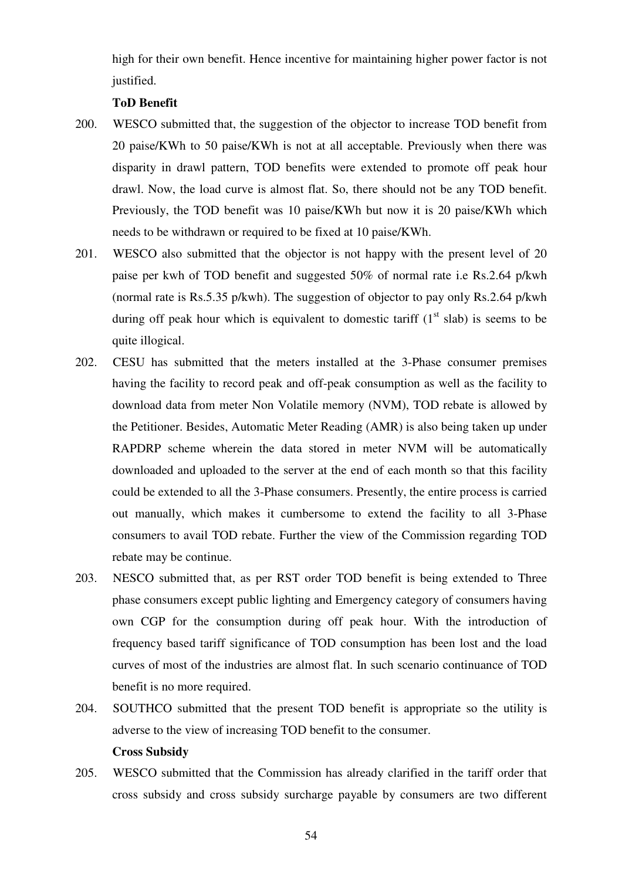high for their own benefit. Hence incentive for maintaining higher power factor is not justified.

**ToD Benefit**

200. WESCO submitted that, the suggestion of the objector to increase TOD benefit from 20 paise/KWh to 50 paise/KWh is not at all acceptable. Previously when there was disparity in drawl pattern, TOD benefits were extended to promote off peak hour drawl. Now, the load curve is almost flat. So, there should not be any TOD benefit. Previously, the TOD benefit was 10 paise/KWh but now it is 20 paise/KWh which needs to be withdrawn or required to be fixed at 10 paise/KWh.

201. WESCO also submitted that the objector is not happy with the present level of 20 paise per kwh of TOD benefit and suggested 50% of normal rate i.e Rs.2.64 p/kwh (normal rate is Rs.5.35 p/kwh). The suggestion of objector to pay only Rs.2.64 p/kwh during off peak hour which is equivalent to domestic tariff (1st slab) is seems to be quite illogical.

202. CESU has submitted that the meters installed at the 3-Phase consumer premises having the facility to record peak and off-peak consumption as well as the facility to download data from meter Non Volatile memory (NVM), TOD rebate is allowed by the Petitioner. Besides, Automatic Meter Reading (AMR) is also being taken up under RAPDRP scheme wherein the data stored in meter NVM will be automatically downloaded and uploaded to the server at the end of each month so that this facility could be extended to all the 3-Phase consumers. Presently, the entire process is carried out manually, which makes it cumbersome to extend the facility to all 3-Phase consumers to avail TOD rebate. Further the view of the Commission regarding TOD rebate may be continue.

203. NESCO submitted that, as per RST order TOD benefit is being extended to Three phase consumers except public lighting and Emergency category of consumers having own CGP for the consumption during off peak hour. With the introduction of frequency based tariff significance of TOD consumption has been lost and the load curves of most of the industries are almost flat. In such scenario continuance of TOD benefit is no more required.

204. SOUTHCO submitted that the present TOD benefit is appropriate so the utility is adverse to the view of increasing TOD benefit to the consumer.

**Cross Subsidy**

205. WESCO submitted that the Commission has already clarified in the tariff order that cross subsidy and cross subsidy surcharge payable by consumers are two different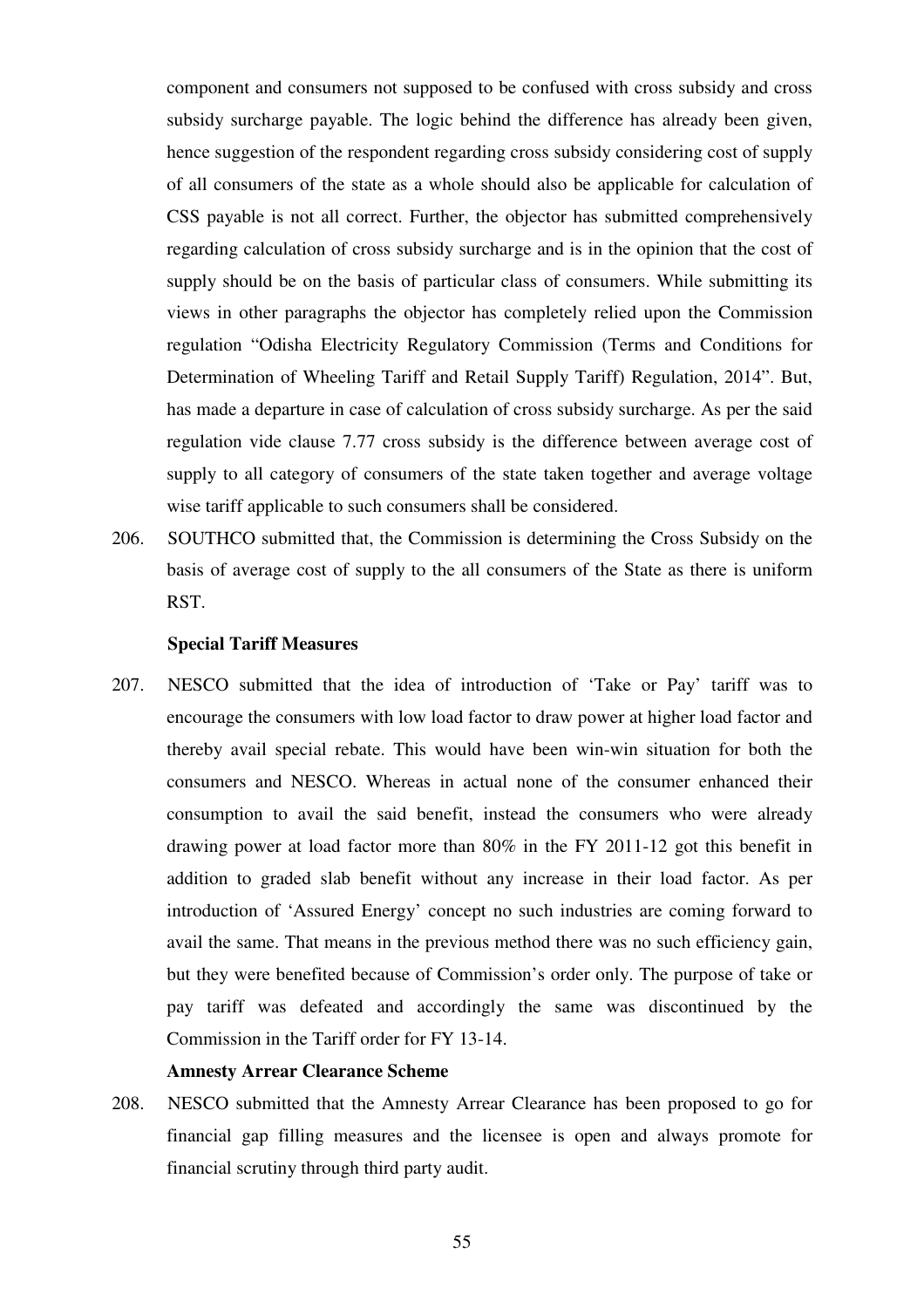component and consumers not supposed to be confused with cross subsidy and cross subsidy surcharge payable. The logic behind the difference has already been given, hence suggestion of the respondent regarding cross subsidy considering cost of supply of all consumers of the state as a whole should also be applicable for calculation of CSS payable is not all correct. Further, the objector has submitted comprehensively regarding calculation of cross subsidy surcharge and is in the opinion that the cost of supply should be on the basis of particular class of consumers. While submitting its views in other paragraphs the objector has completely relied upon the Commission regulation "Odisha Electricity Regulatory Commission (Terms and Conditions for Determination of Wheeling Tariff and Retail Supply Tariff) Regulation, 2014". But, has made a departure in case of calculation of cross subsidy surcharge. As per the said regulation vide clause 7.77 cross subsidy is the difference between average cost of supply to all category of consumers of the state taken together and average voltage wise tariff applicable to such consumers shall be considered.

206. SOUTHCO submitted that, the Commission is determining the Cross Subsidy on the basis of average cost of supply to the all consumers of the State as there is uniform RST.

**Special Tariff Measures**

207. NESCO submitted that the idea of introduction of 'Take or Pay' tariff was to encourage the consumers with low load factor to draw power at higher load factor and thereby avail special rebate. This would have been win-win situation for both the consumers and NESCO. Whereas in actual none of the consumer enhanced their consumption to avail the said benefit, instead the consumers who were already drawing power at load factor more than 80% in the FY 2011-12 got this benefit in addition to graded slab benefit without any increase in their load factor. As per introduction of 'Assured Energy' concept no such industries are coming forward to avail the same. That means in the previous method there was no such efficiency gain, but they were benefited because of Commission's order only. The purpose of take or pay tariff was defeated and accordingly the same was discontinued by the Commission in the Tariff order for FY 13-14.

**Amnesty Arrear Clearance Scheme**

208. NESCO submitted that the Amnesty Arrear Clearance has been proposed to go for financial gap filling measures and the licensee is open and always promote for financial scrutiny through third party audit.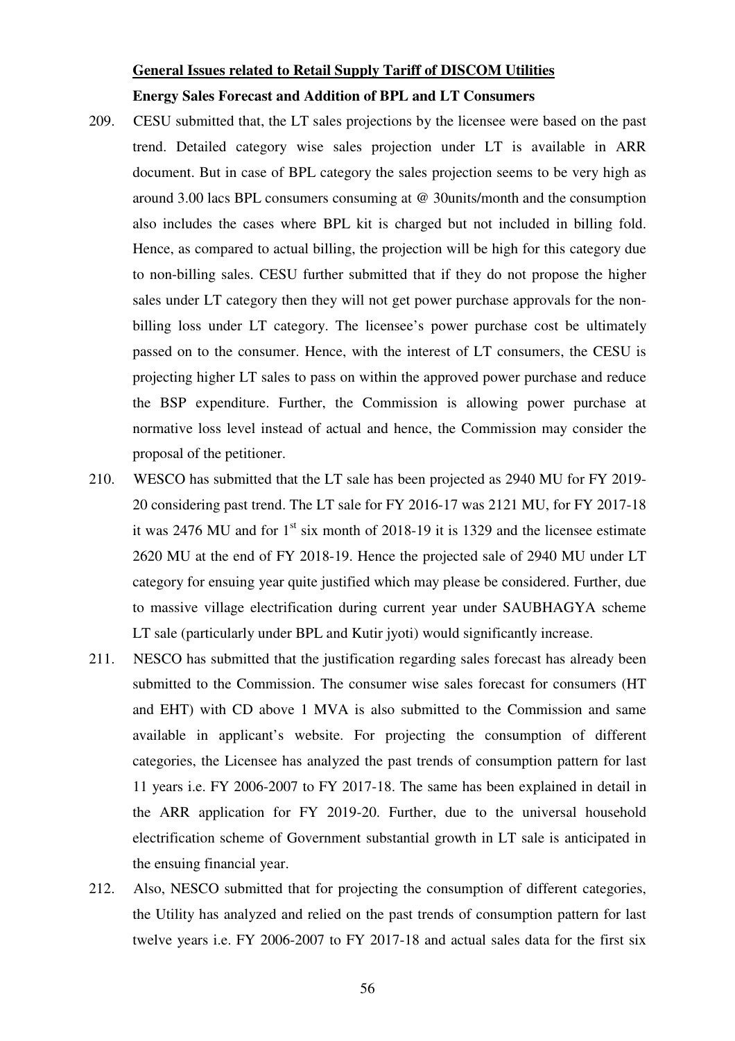**General Issues related to Retail Supply Tariff of DISCOM Utilities**

**Energy Sales Forecast and Addition of BPL and LT Consumers**

209. CESU submitted that, the LT sales projections by the licensee were based on the past trend. Detailed category wise sales projection under LT is available in ARR document. But in case of BPL category the sales projection seems to be very high as around 3.00 lacs BPL consumers consuming at @ 30units/month and the consumption also includes the cases where BPL kit is charged but not included in billing fold. Hence, as compared to actual billing, the projection will be high for this category due to non-billing sales. CESU further submitted that if they do not propose the higher sales under LT category then they will not get power purchase approvals for the non-billing loss under LT category. The licensee's power purchase cost be ultimately passed on to the consumer. Hence, with the interest of LT consumers, the CESU is projecting higher LT sales to pass on within the approved power purchase and reduce the BSP expenditure. Further, the Commission is allowing power purchase at normative loss level instead of actual and hence, the Commission may consider the proposal of the petitioner.

210. WESCO has submitted that the LT sale has been projected as 2940 MU for FY 2019-20 considering past trend. The LT sale for FY 2016-17 was 2121 MU, for FY 2017-18 it was 2476 MU and for 1st six month of 2018-19 it is 1329 and the licensee estimate 2620 MU at the end of FY 2018-19. Hence the projected sale of 2940 MU under LT category for ensuing year quite justified which may please be considered. Further, due to massive village electrification during current year under SAUBHAGYA scheme LT sale (particularly under BPL and Kutir jyoti) would significantly increase.

211. NESCO has submitted that the justification regarding sales forecast has already been submitted to the Commission. The consumer wise sales forecast for consumers (HT and EHT) with CD above 1 MVA is also submitted to the Commission and same available in applicant's website. For projecting the consumption of different categories, the Licensee has analyzed the past trends of consumption pattern for last 11 years i.e. FY 2006-2007 to FY 2017-18. The same has been explained in detail in the ARR application for FY 2019-20. Further, due to the universal household electrification scheme of Government substantial growth in LT sale is anticipated in the ensuing financial year.

212. Also, NESCO submitted that for projecting the consumption of different categories, the Utility has analyzed and relied on the past trends of consumption pattern for last twelve years i.e. FY 2006-2007 to FY 2017-18 and actual sales data for the first six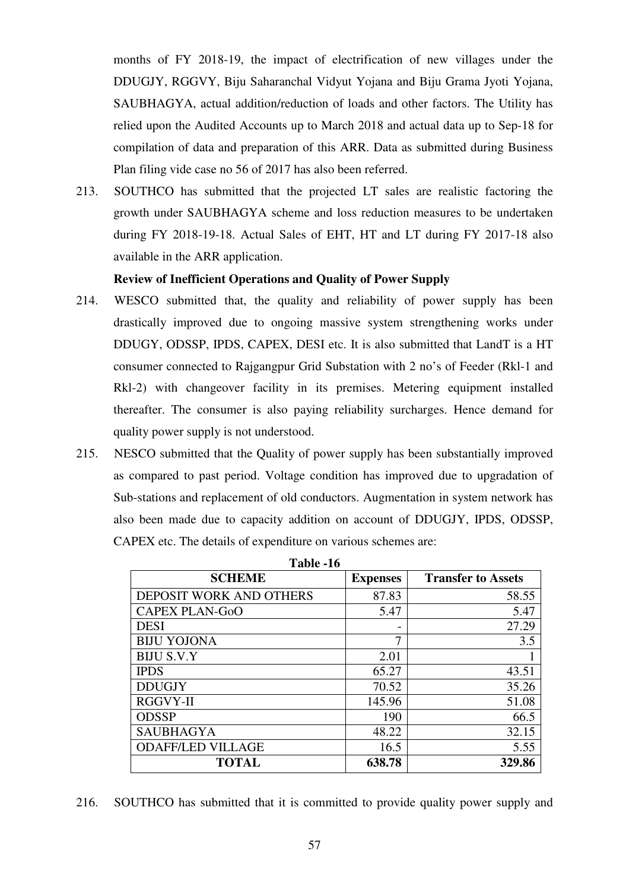months of FY 2018-19, the impact of electrification of new villages under the DDUGJY, RGGVY, Biju Saharanchal Vidyut Yojana and Biju Grama Jyoti Yojana, SAUBHAGYA, actual addition/reduction of loads and other factors. The Utility has relied upon the Audited Accounts up to March 2018 and actual data up to Sep-18 for compilation of data and preparation of this ARR. Data as submitted during Business Plan filing vide case no 56 of 2017 has also been referred.

213. SOUTHCO has submitted that the projected LT sales are realistic factoring the growth under SAUBHAGYA scheme and loss reduction measures to be undertaken during FY 2018-19-18. Actual Sales of EHT, HT and LT during FY 2017-18 also available in the ARR application.

**Review of Inefficient Operations and Quality of Power Supply**

214. WESCO submitted that, the quality and reliability of power supply has been drastically improved due to ongoing massive system strengthening works under DDUGY, ODSSP, IPDS, CAPEX, DESI etc. It is also submitted that LandT is a HT consumer connected to Rajgangpur Grid Substation with 2 no's of Feeder (Rkl-1 and Rkl-2) with changeover facility in its premises. Metering equipment installed thereafter. The consumer is also paying reliability surcharges. Hence demand for quality power supply is not understood.

215. NESCO submitted that the Quality of power supply has been substantially improved as compared to past period. Voltage condition has improved due to upgradation of Sub-stations and replacement of old conductors. Augmentation in system network has also been made due to capacity addition on account of DDUGJY, IPDS, ODSSP, CAPEX etc. The details of expenditure on various schemes are:

**Table -16**

| SCHEME | Expenses | Transfer to Assets |
|---|---|---|
| DEPOSIT WORK AND OTHERS | 87.83 | 58.55 |
| CAPEX PLAN-GoO | 5.47 | 5.47 |
| DESI | - | 27.29 |
| BIJU YOJONA | 7 | 3.5 |
| BIJU S.V.Y | 2.01 | 1 |
| IPDS | 65.27 | 43.51 |
| DDUGJY | 70.52 | 35.26 |
| RGGVY-II | 145.96 | 51.08 |
| ODSSP | 190 | 66.5 |
| SAUBHAGYA | 48.22 | 32.15 |
| ODAFF/LED VILLAGE | 16.5 | 5.55 |
| **TOTAL** | **638.78** | **329.86** |

216. SOUTHCO has submitted that it is committed to provide quality power supply and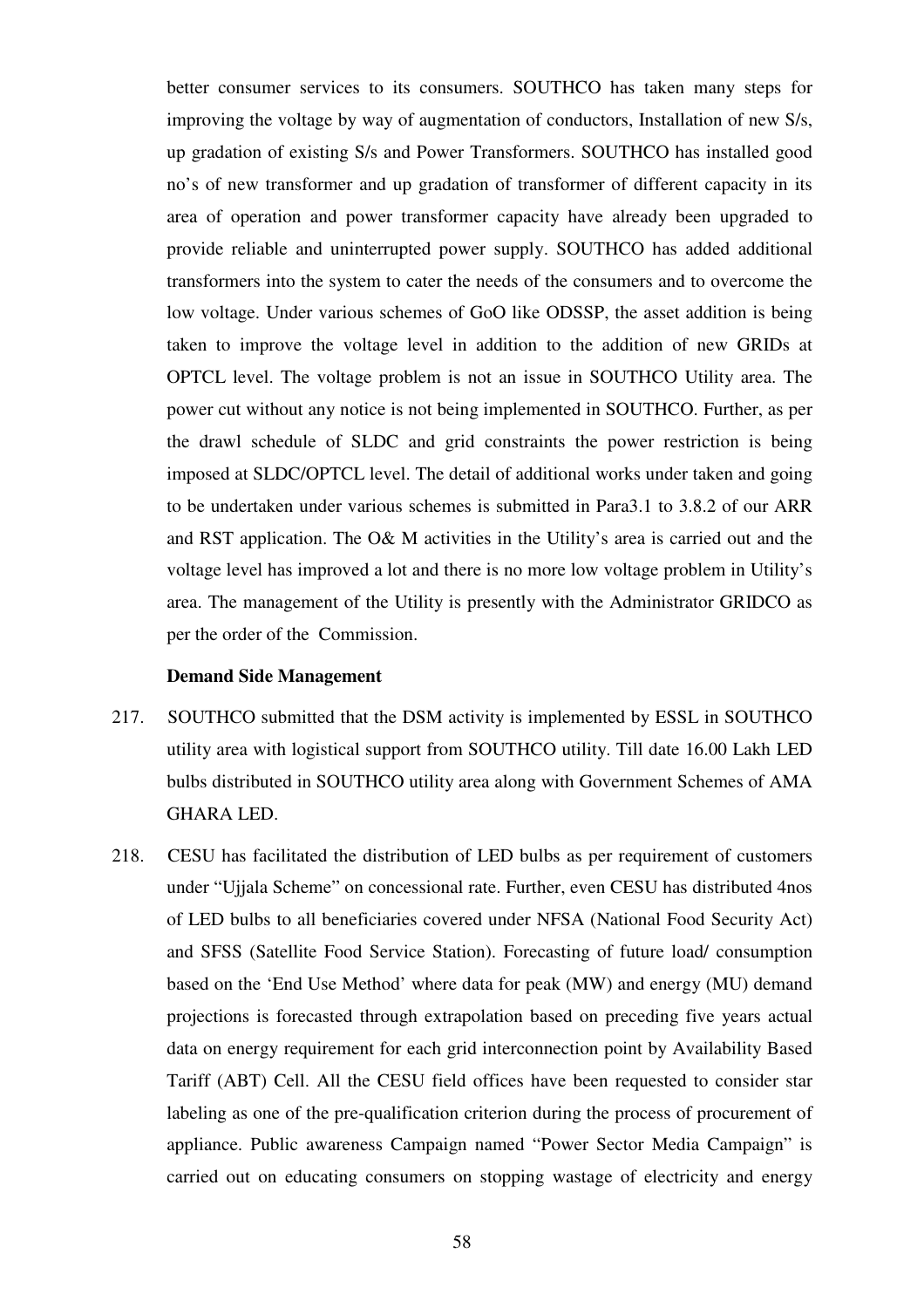better consumer services to its consumers. SOUTHCO has taken many steps for improving the voltage by way of augmentation of conductors, Installation of new S/s, up gradation of existing S/s and Power Transformers. SOUTHCO has installed good no's of new transformer and up gradation of transformer of different capacity in its area of operation and power transformer capacity have already been upgraded to provide reliable and uninterrupted power supply. SOUTHCO has added additional transformers into the system to cater the needs of the consumers and to overcome the low voltage. Under various schemes of GoO like ODSSP, the asset addition is being taken to improve the voltage level in addition to the addition of new GRIDs at OPTCL level. The voltage problem is not an issue in SOUTHCO Utility area. The power cut without any notice is not being implemented in SOUTHCO. Further, as per the drawl schedule of SLDC and grid constraints the power restriction is being imposed at SLDC/OPTCL level. The detail of additional works under taken and going to be undertaken under various schemes is submitted in Para3.1 to 3.8.2 of our ARR and RST application. The O& M activities in the Utility's area is carried out and the voltage level has improved a lot and there is no more low voltage problem in Utility's area. The management of the Utility is presently with the Administrator GRIDCO as per the order of the Commission.

**Demand Side Management**

217. SOUTHCO submitted that the DSM activity is implemented by ESSL in SOUTHCO utility area with logistical support from SOUTHCO utility. Till date 16.00 Lakh LED bulbs distributed in SOUTHCO utility area along with Government Schemes of AMA GHARA LED.

218. CESU has facilitated the distribution of LED bulbs as per requirement of customers under "Ujjala Scheme" on concessional rate. Further, even CESU has distributed 4nos of LED bulbs to all beneficiaries covered under NFSA (National Food Security Act) and SFSS (Satellite Food Service Station). Forecasting of future load/ consumption based on the 'End Use Method' where data for peak (MW) and energy (MU) demand projections is forecasted through extrapolation based on preceding five years actual data on energy requirement for each grid interconnection point by Availability Based Tariff (ABT) Cell. All the CESU field offices have been requested to consider star labeling as one of the pre-qualification criterion during the process of procurement of appliance. Public awareness Campaign named "Power Sector Media Campaign" is carried out on educating consumers on stopping wastage of electricity and energy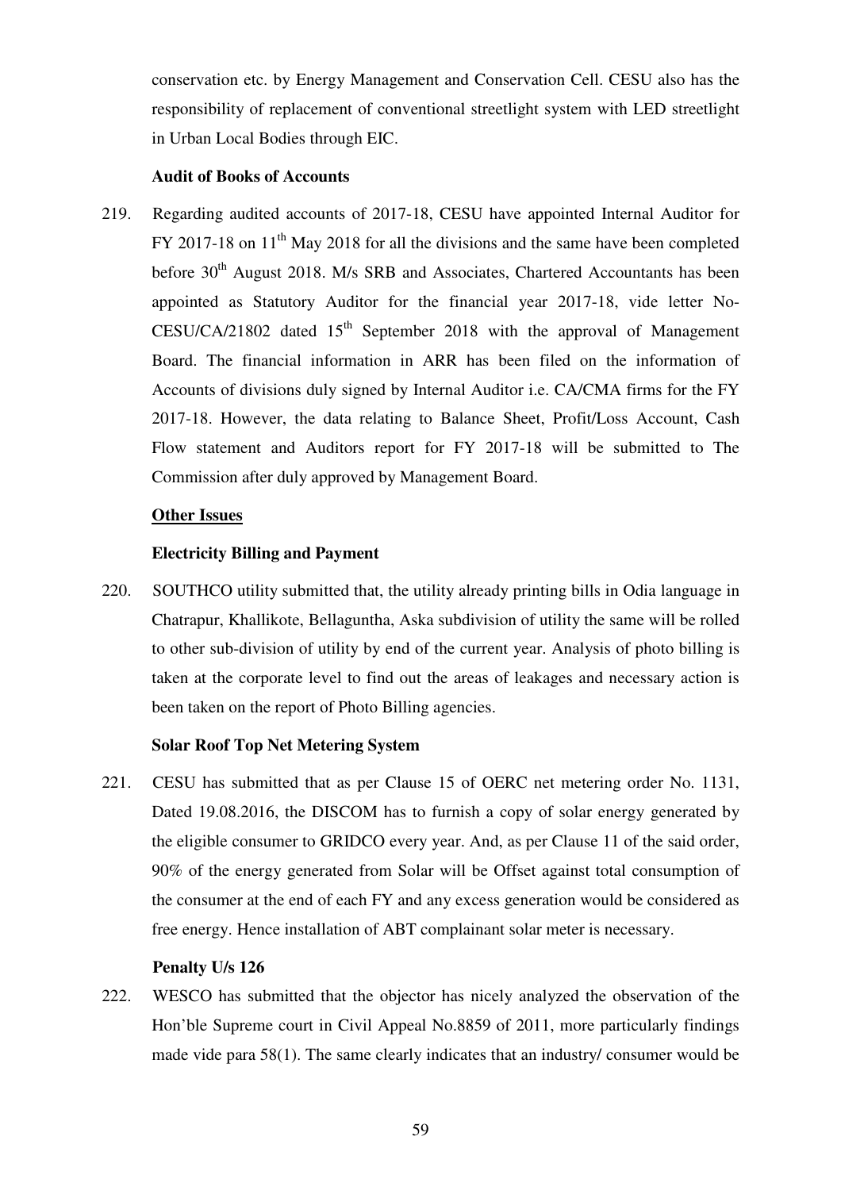conservation etc. by Energy Management and Conservation Cell. CESU also has the responsibility of replacement of conventional streetlight system with LED streetlight in Urban Local Bodies through EIC.

**Audit of Books of Accounts**

219. Regarding audited accounts of 2017-18, CESU have appointed Internal Auditor for FY 2017-18 on 11th May 2018 for all the divisions and the same have been completed before 30th August 2018. M/s SRB and Associates, Chartered Accountants has been appointed as Statutory Auditor for the financial year 2017-18, vide letter No-CESU/CA/21802 dated 15th September 2018 with the approval of Management Board. The financial information in ARR has been filed on the information of Accounts of divisions duly signed by Internal Auditor i.e. CA/CMA firms for the FY 2017-18. However, the data relating to Balance Sheet, Profit/Loss Account, Cash Flow statement and Auditors report for FY 2017-18 will be submitted to The Commission after duly approved by Management Board.

**Other Issues**

**Electricity Billing and Payment**

220. SOUTHCO utility submitted that, the utility already printing bills in Odia language in Chatrapur, Khallikote, Bellaguntha, Aska subdivision of utility the same will be rolled to other sub-division of utility by end of the current year. Analysis of photo billing is taken at the corporate level to find out the areas of leakages and necessary action is been taken on the report of Photo Billing agencies.

**Solar Roof Top Net Metering System**

221. CESU has submitted that as per Clause 15 of OERC net metering order No. 1131, Dated 19.08.2016, the DISCOM has to furnish a copy of solar energy generated by the eligible consumer to GRIDCO every year. And, as per Clause 11 of the said order, 90% of the energy generated from Solar will be Offset against total consumption of the consumer at the end of each FY and any excess generation would be considered as free energy. Hence installation of ABT complainant solar meter is necessary.

**Penalty U/s 126**

222. WESCO has submitted that the objector has nicely analyzed the observation of the Hon'ble Supreme court in Civil Appeal No.8859 of 2011, more particularly findings made vide para 58(1). The same clearly indicates that an industry/ consumer would be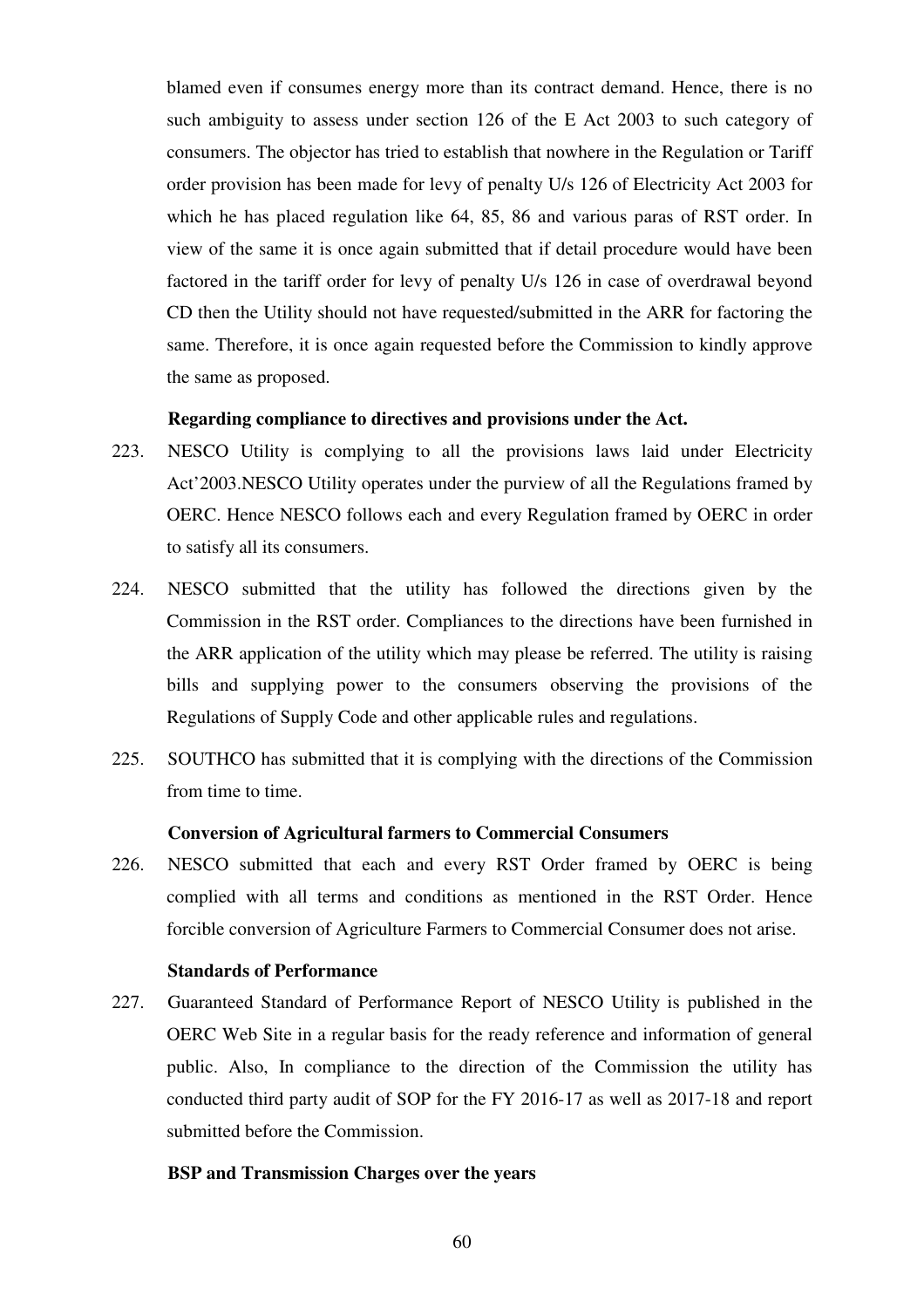blamed even if consumes energy more than its contract demand. Hence, there is no such ambiguity to assess under section 126 of the E Act 2003 to such category of consumers. The objector has tried to establish that nowhere in the Regulation or Tariff order provision has been made for levy of penalty U/s 126 of Electricity Act 2003 for which he has placed regulation like 64, 85, 86 and various paras of RST order. In view of the same it is once again submitted that if detail procedure would have been factored in the tariff order for levy of penalty U/s 126 in case of overdrawal beyond CD then the Utility should not have requested/submitted in the ARR for factoring the same. Therefore, it is once again requested before the Commission to kindly approve the same as proposed.

**Regarding compliance to directives and provisions under the Act.**

223. NESCO Utility is complying to all the provisions laws laid under Electricity Act'2003.NESCO Utility operates under the purview of all the Regulations framed by OERC. Hence NESCO follows each and every Regulation framed by OERC in order to satisfy all its consumers.

224. NESCO submitted that the utility has followed the directions given by the Commission in the RST order. Compliances to the directions have been furnished in the ARR application of the utility which may please be referred. The utility is raising bills and supplying power to the consumers observing the provisions of the Regulations of Supply Code and other applicable rules and regulations.

225. SOUTHCO has submitted that it is complying with the directions of the Commission from time to time.

**Conversion of Agricultural farmers to Commercial Consumers**

226. NESCO submitted that each and every RST Order framed by OERC is being complied with all terms and conditions as mentioned in the RST Order. Hence forcible conversion of Agriculture Farmers to Commercial Consumer does not arise.

**Standards of Performance**

227. Guaranteed Standard of Performance Report of NESCO Utility is published in the OERC Web Site in a regular basis for the ready reference and information of general public. Also, In compliance to the direction of the Commission the utility has conducted third party audit of SOP for the FY 2016-17 as well as 2017-18 and report submitted before the Commission.

**BSP and Transmission Charges over the years**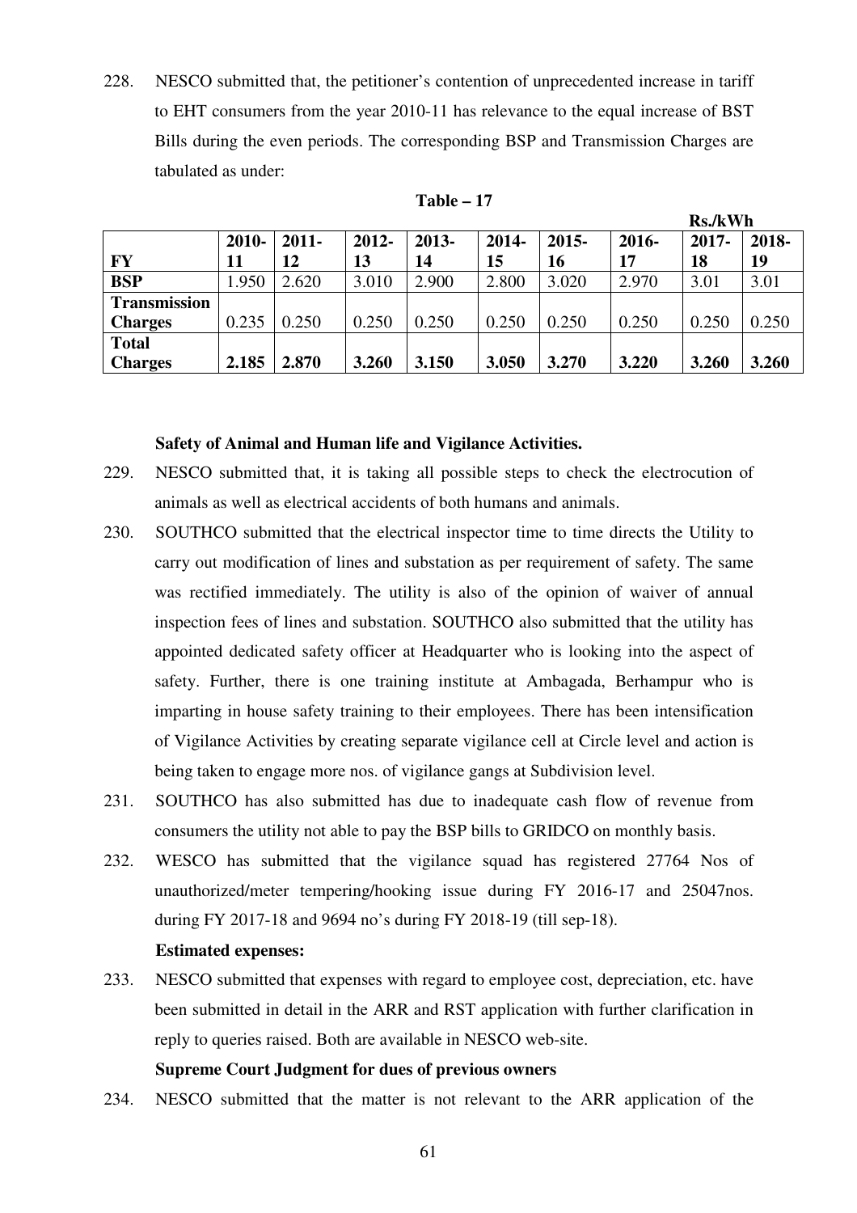228. NESCO submitted that, the petitioner's contention of unprecedented increase in tariff to EHT consumers from the year 2010-11 has relevance to the equal increase of BST Bills during the even periods. The corresponding BSP and Transmission Charges are tabulated as under:

**Table – 17**

**Rs./kWh**

| **FY** | **2010-11** | **2011-12** | **2012-13** | **2013-14** | **2014-15** | **2015-16** | **2016-17** | **2017-18** | **2018-19** |
|---|---|---|---|---|---|---|---|---|---|
| **BSP** | 1.950 | 2.620 | 3.010 | 2.900 | 2.800 | 3.020 | 2.970 | 3.01 | 3.01 |
| **Transmission Charges** | 0.235 | 0.250 | 0.250 | 0.250 | 0.250 | 0.250 | 0.250 | 0.250 | 0.250 |
| **Total Charges** | **2.185** | **2.870** | **3.260** | **3.150** | **3.050** | **3.270** | **3.220** | **3.260** | **3.260** |

**Safety of Animal and Human life and Vigilance Activities.**

229. NESCO submitted that, it is taking all possible steps to check the electrocution of animals as well as electrical accidents of both humans and animals.

230. SOUTHCO submitted that the electrical inspector time to time directs the Utility to carry out modification of lines and substation as per requirement of safety. The same was rectified immediately. The utility is also of the opinion of waiver of annual inspection fees of lines and substation. SOUTHCO also submitted that the utility has appointed dedicated safety officer at Headquarter who is looking into the aspect of safety. Further, there is one training institute at Ambagada, Berhampur who is imparting in house safety training to their employees. There has been intensification of Vigilance Activities by creating separate vigilance cell at Circle level and action is being taken to engage more nos. of vigilance gangs at Subdivision level.

231. SOUTHCO has also submitted has due to inadequate cash flow of revenue from consumers the utility not able to pay the BSP bills to GRIDCO on monthly basis.

232. WESCO has submitted that the vigilance squad has registered 27764 Nos of unauthorized/meter tempering/hooking issue during FY 2016-17 and 25047nos. during FY 2017-18 and 9694 no's during FY 2018-19 (till sep-18).

**Estimated expenses:**

233. NESCO submitted that expenses with regard to employee cost, depreciation, etc. have been submitted in detail in the ARR and RST application with further clarification in reply to queries raised. Both are available in NESCO web-site.

**Supreme Court Judgment for dues of previous owners**

234. NESCO submitted that the matter is not relevant to the ARR application of the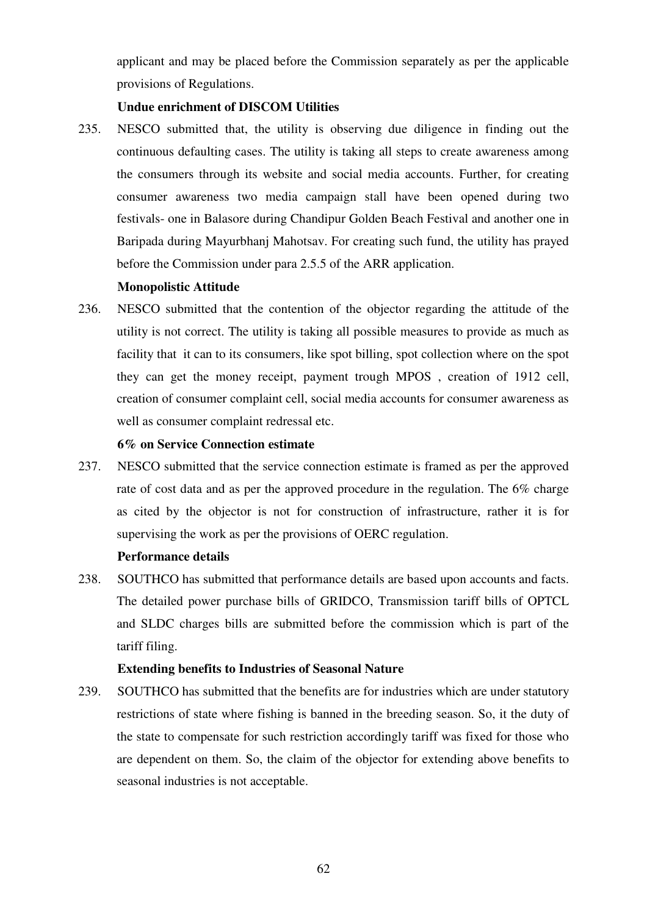applicant and may be placed before the Commission separately as per the applicable provisions of Regulations.

**Undue enrichment of DISCOM Utilities**

235. NESCO submitted that, the utility is observing due diligence in finding out the continuous defaulting cases. The utility is taking all steps to create awareness among the consumers through its website and social media accounts. Further, for creating consumer awareness two media campaign stall have been opened during two festivals- one in Balasore during Chandipur Golden Beach Festival and another one in Baripada during Mayurbhanj Mahotsav. For creating such fund, the utility has prayed before the Commission under para 2.5.5 of the ARR application.

**Monopolistic Attitude**

236. NESCO submitted that the contention of the objector regarding the attitude of the utility is not correct. The utility is taking all possible measures to provide as much as facility that it can to its consumers, like spot billing, spot collection where on the spot they can get the money receipt, payment trough MPOS , creation of 1912 cell, creation of consumer complaint cell, social media accounts for consumer awareness as well as consumer complaint redressal etc.

**6% on Service Connection estimate**

237. NESCO submitted that the service connection estimate is framed as per the approved rate of cost data and as per the approved procedure in the regulation. The 6% charge as cited by the objector is not for construction of infrastructure, rather it is for supervising the work as per the provisions of OERC regulation.

**Performance details**

238. SOUTHCO has submitted that performance details are based upon accounts and facts. The detailed power purchase bills of GRIDCO, Transmission tariff bills of OPTCL and SLDC charges bills are submitted before the commission which is part of the tariff filing.

**Extending benefits to Industries of Seasonal Nature**

239. SOUTHCO has submitted that the benefits are for industries which are under statutory restrictions of state where fishing is banned in the breeding season. So, it the duty of the state to compensate for such restriction accordingly tariff was fixed for those who are dependent on them. So, the claim of the objector for extending above benefits to seasonal industries is not acceptable.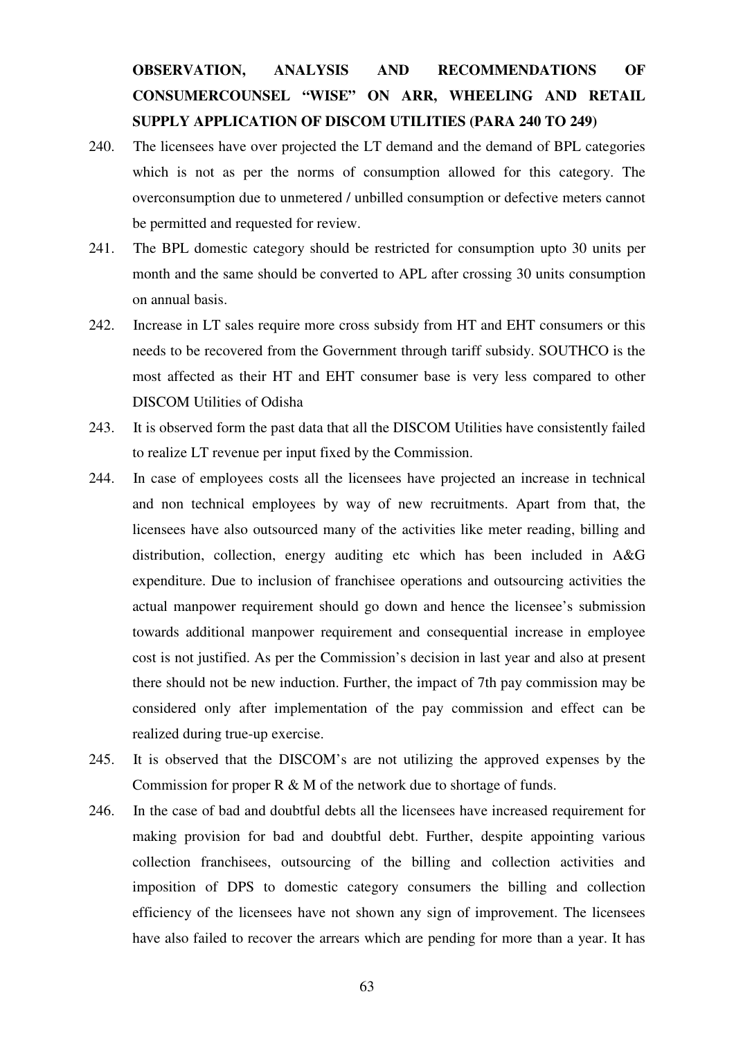**OBSERVATION, ANALYSIS AND RECOMMENDATIONS OF CONSUMERCOUNSEL "WISE" ON ARR, WHEELING AND RETAIL SUPPLY APPLICATION OF DISCOM UTILITIES (PARA 240 TO 249)**

240. The licensees have over projected the LT demand and the demand of BPL categories which is not as per the norms of consumption allowed for this category. The overconsumption due to unmetered / unbilled consumption or defective meters cannot be permitted and requested for review.

241. The BPL domestic category should be restricted for consumption upto 30 units per month and the same should be converted to APL after crossing 30 units consumption on annual basis.

242. Increase in LT sales require more cross subsidy from HT and EHT consumers or this needs to be recovered from the Government through tariff subsidy. SOUTHCO is the most affected as their HT and EHT consumer base is very less compared to other DISCOM Utilities of Odisha

243. It is observed form the past data that all the DISCOM Utilities have consistently failed to realize LT revenue per input fixed by the Commission.

244. In case of employees costs all the licensees have projected an increase in technical and non technical employees by way of new recruitments. Apart from that, the licensees have also outsourced many of the activities like meter reading, billing and distribution, collection, energy auditing etc which has been included in A&G expenditure. Due to inclusion of franchisee operations and outsourcing activities the actual manpower requirement should go down and hence the licensee's submission towards additional manpower requirement and consequential increase in employee cost is not justified. As per the Commission's decision in last year and also at present there should not be new induction. Further, the impact of 7th pay commission may be considered only after implementation of the pay commission and effect can be realized during true-up exercise.

245. It is observed that the DISCOM's are not utilizing the approved expenses by the Commission for proper R & M of the network due to shortage of funds.

246. In the case of bad and doubtful debts all the licensees have increased requirement for making provision for bad and doubtful debt. Further, despite appointing various collection franchisees, outsourcing of the billing and collection activities and imposition of DPS to domestic category consumers the billing and collection efficiency of the licensees have not shown any sign of improvement. The licensees have also failed to recover the arrears which are pending for more than a year. It has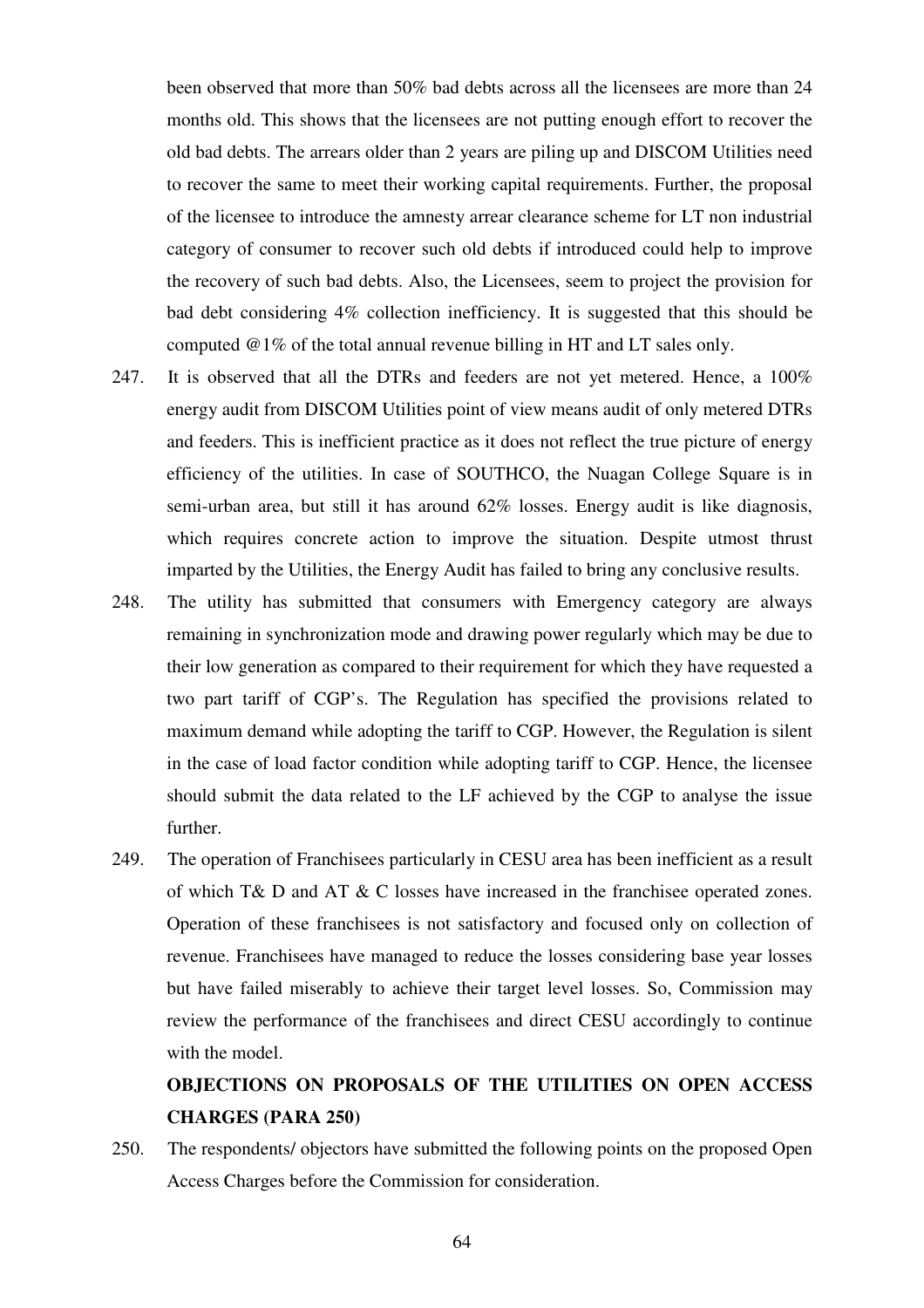been observed that more than 50% bad debts across all the licensees are more than 24 months old. This shows that the licensees are not putting enough effort to recover the old bad debts. The arrears older than 2 years are piling up and DISCOM Utilities need to recover the same to meet their working capital requirements. Further, the proposal of the licensee to introduce the amnesty arrear clearance scheme for LT non industrial category of consumer to recover such old debts if introduced could help to improve the recovery of such bad debts. Also, the Licensees, seem to project the provision for bad debt considering 4% collection inefficiency. It is suggested that this should be computed @1% of the total annual revenue billing in HT and LT sales only.

247. It is observed that all the DTRs and feeders are not yet metered. Hence, a 100% energy audit from DISCOM Utilities point of view means audit of only metered DTRs and feeders. This is inefficient practice as it does not reflect the true picture of energy efficiency of the utilities. In case of SOUTHCO, the Nuagan College Square is in semi-urban area, but still it has around 62% losses. Energy audit is like diagnosis, which requires concrete action to improve the situation. Despite utmost thrust imparted by the Utilities, the Energy Audit has failed to bring any conclusive results.

248. The utility has submitted that consumers with Emergency category are always remaining in synchronization mode and drawing power regularly which may be due to their low generation as compared to their requirement for which they have requested a two part tariff of CGP's. The Regulation has specified the provisions related to maximum demand while adopting the tariff to CGP. However, the Regulation is silent in the case of load factor condition while adopting tariff to CGP. Hence, the licensee should submit the data related to the LF achieved by the CGP to analyse the issue further.

249. The operation of Franchisees particularly in CESU area has been inefficient as a result of which T& D and AT & C losses have increased in the franchisee operated zones. Operation of these franchisees is not satisfactory and focused only on collection of revenue. Franchisees have managed to reduce the losses considering base year losses but have failed miserably to achieve their target level losses. So, Commission may review the performance of the franchisees and direct CESU accordingly to continue with the model.

**OBJECTIONS ON PROPOSALS OF THE UTILITIES ON OPEN ACCESS CHARGES (PARA 250)**

250. The respondents/ objectors have submitted the following points on the proposed Open Access Charges before the Commission for consideration.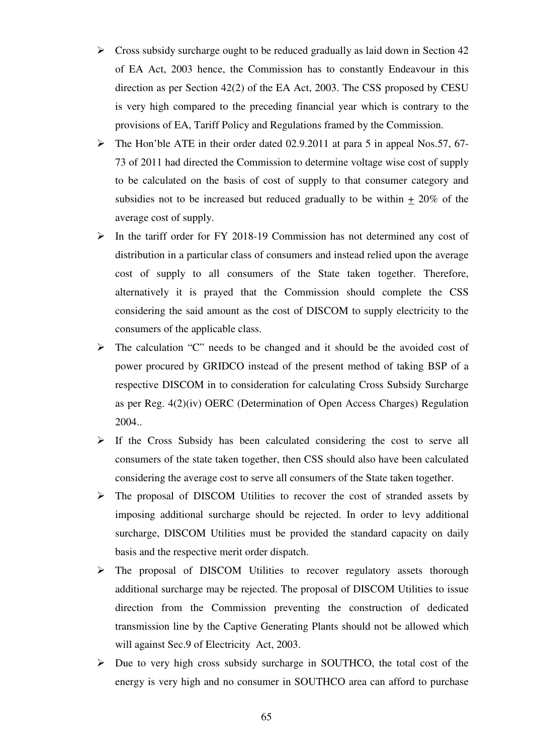- Cross subsidy surcharge ought to be reduced gradually as laid down in Section 42 of EA Act, 2003 hence, the Commission has to constantly Endeavour in this direction as per Section 42(2) of the EA Act, 2003. The CSS proposed by CESU is very high compared to the preceding financial year which is contrary to the provisions of EA, Tariff Policy and Regulations framed by the Commission.
- The Hon'ble ATE in their order dated 02.9.2011 at para 5 in appeal Nos.57, 67-73 of 2011 had directed the Commission to determine voltage wise cost of supply to be calculated on the basis of cost of supply to that consumer category and subsidies not to be increased but reduced gradually to be within ± 20% of the average cost of supply.
- In the tariff order for FY 2018-19 Commission has not determined any cost of distribution in a particular class of consumers and instead relied upon the average cost of supply to all consumers of the State taken together. Therefore, alternatively it is prayed that the Commission should complete the CSS considering the said amount as the cost of DISCOM to supply electricity to the consumers of the applicable class.
- The calculation "C" needs to be changed and it should be the avoided cost of power procured by GRIDCO instead of the present method of taking BSP of a respective DISCOM in to consideration for calculating Cross Subsidy Surcharge as per Reg. 4(2)(iv) OERC (Determination of Open Access Charges) Regulation 2004..
- If the Cross Subsidy has been calculated considering the cost to serve all consumers of the state taken together, then CSS should also have been calculated considering the average cost to serve all consumers of the State taken together.
- The proposal of DISCOM Utilities to recover the cost of stranded assets by imposing additional surcharge should be rejected. In order to levy additional surcharge, DISCOM Utilities must be provided the standard capacity on daily basis and the respective merit order dispatch.
- The proposal of DISCOM Utilities to recover regulatory assets thorough additional surcharge may be rejected. The proposal of DISCOM Utilities to issue direction from the Commission preventing the construction of dedicated transmission line by the Captive Generating Plants should not be allowed which will against Sec.9 of Electricity Act, 2003.
- Due to very high cross subsidy surcharge in SOUTHCO, the total cost of the energy is very high and no consumer in SOUTHCO area can afford to purchase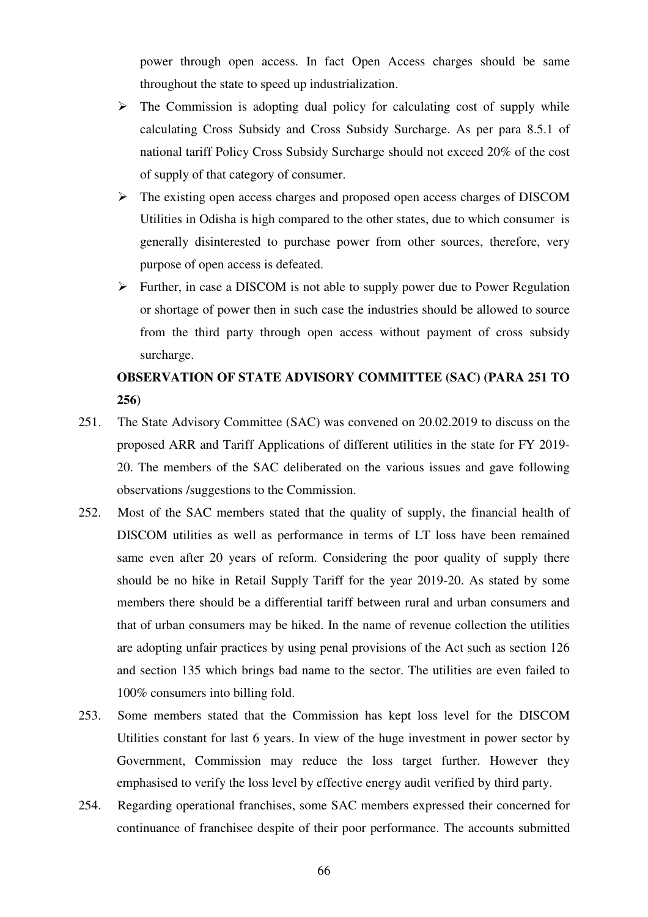power through open access. In fact Open Access charges should be same throughout the state to speed up industrialization.

- The Commission is adopting dual policy for calculating cost of supply while calculating Cross Subsidy and Cross Subsidy Surcharge. As per para 8.5.1 of national tariff Policy Cross Subsidy Surcharge should not exceed 20% of the cost of supply of that category of consumer.
- The existing open access charges and proposed open access charges of DISCOM Utilities in Odisha is high compared to the other states, due to which consumer is generally disinterested to purchase power from other sources, therefore, very purpose of open access is defeated.
- Further, in case a DISCOM is not able to supply power due to Power Regulation or shortage of power then in such case the industries should be allowed to source from the third party through open access without payment of cross subsidy surcharge.

**OBSERVATION OF STATE ADVISORY COMMITTEE (SAC) (PARA 251 TO 256)**

251. The State Advisory Committee (SAC) was convened on 20.02.2019 to discuss on the proposed ARR and Tariff Applications of different utilities in the state for FY 2019-20. The members of the SAC deliberated on the various issues and gave following observations /suggestions to the Commission.

252. Most of the SAC members stated that the quality of supply, the financial health of DISCOM utilities as well as performance in terms of LT loss have been remained same even after 20 years of reform. Considering the poor quality of supply there should be no hike in Retail Supply Tariff for the year 2019-20. As stated by some members there should be a differential tariff between rural and urban consumers and that of urban consumers may be hiked. In the name of revenue collection the utilities are adopting unfair practices by using penal provisions of the Act such as section 126 and section 135 which brings bad name to the sector. The utilities are even failed to 100% consumers into billing fold.

253. Some members stated that the Commission has kept loss level for the DISCOM Utilities constant for last 6 years. In view of the huge investment in power sector by Government, Commission may reduce the loss target further. However they emphasised to verify the loss level by effective energy audit verified by third party.

254. Regarding operational franchises, some SAC members expressed their concerned for continuance of franchisee despite of their poor performance. The accounts submitted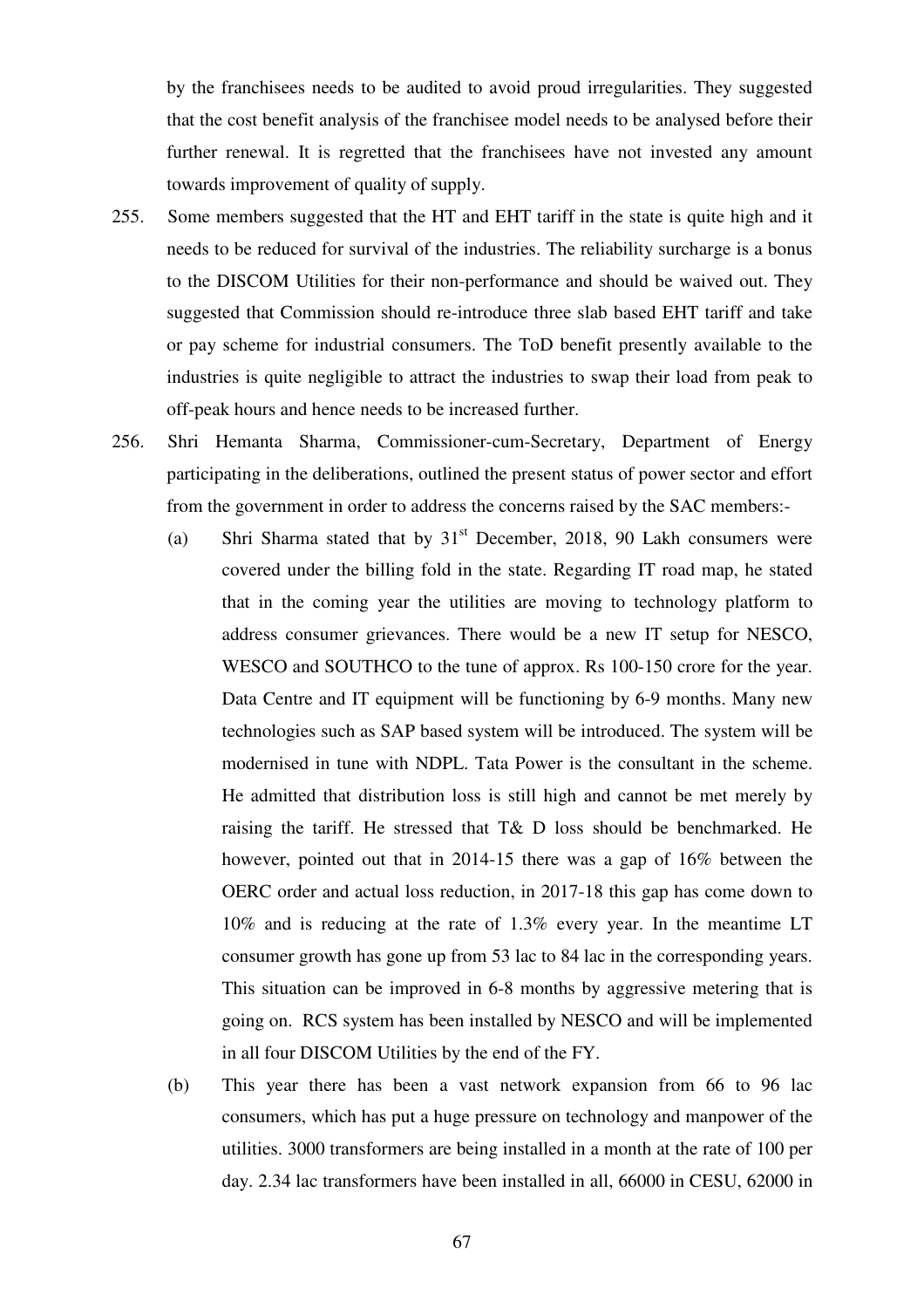by the franchisees needs to be audited to avoid proud irregularities. They suggested that the cost benefit analysis of the franchisee model needs to be analysed before their further renewal. It is regretted that the franchisees have not invested any amount towards improvement of quality of supply.

255. Some members suggested that the HT and EHT tariff in the state is quite high and it needs to be reduced for survival of the industries. The reliability surcharge is a bonus to the DISCOM Utilities for their non-performance and should be waived out. They suggested that Commission should re-introduce three slab based EHT tariff and take or pay scheme for industrial consumers. The ToD benefit presently available to the industries is quite negligible to attract the industries to swap their load from peak to off-peak hours and hence needs to be increased further.

256. Shri Hemanta Sharma, Commissioner-cum-Secretary, Department of Energy participating in the deliberations, outlined the present status of power sector and effort from the government in order to address the concerns raised by the SAC members:-

(a) Shri Sharma stated that by 31st December, 2018, 90 Lakh consumers were covered under the billing fold in the state. Regarding IT road map, he stated that in the coming year the utilities are moving to technology platform to address consumer grievances. There would be a new IT setup for NESCO, WESCO and SOUTHCO to the tune of approx. Rs 100-150 crore for the year. Data Centre and IT equipment will be functioning by 6-9 months. Many new technologies such as SAP based system will be introduced. The system will be modernised in tune with NDPL. Tata Power is the consultant in the scheme. He admitted that distribution loss is still high and cannot be met merely by raising the tariff. He stressed that T& D loss should be benchmarked. He however, pointed out that in 2014-15 there was a gap of 16% between the OERC order and actual loss reduction, in 2017-18 this gap has come down to 10% and is reducing at the rate of 1.3% every year. In the meantime LT consumer growth has gone up from 53 lac to 84 lac in the corresponding years. This situation can be improved in 6-8 months by aggressive metering that is going on. RCS system has been installed by NESCO and will be implemented in all four DISCOM Utilities by the end of the FY.

(b) This year there has been a vast network expansion from 66 to 96 lac consumers, which has put a huge pressure on technology and manpower of the utilities. 3000 transformers are being installed in a month at the rate of 100 per day. 2.34 lac transformers have been installed in all, 66000 in CESU, 62000 in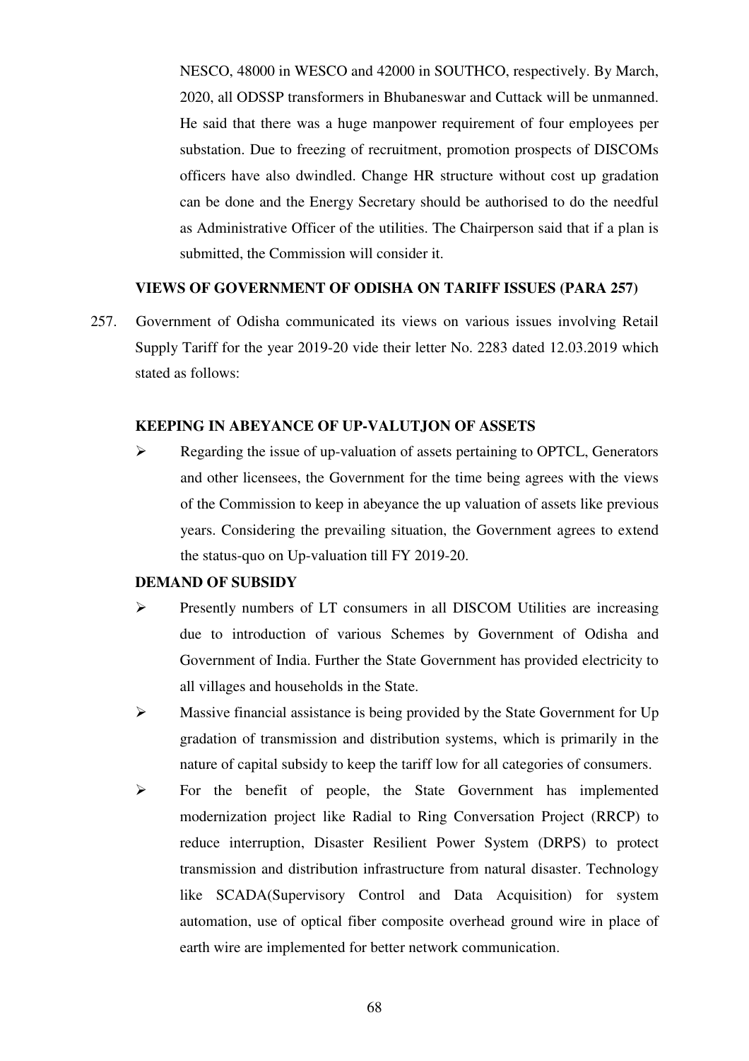NESCO, 48000 in WESCO and 42000 in SOUTHCO, respectively. By March, 2020, all ODSSP transformers in Bhubaneswar and Cuttack will be unmanned. He said that there was a huge manpower requirement of four employees per substation. Due to freezing of recruitment, promotion prospects of DISCOMs officers have also dwindled. Change HR structure without cost up gradation can be done and the Energy Secretary should be authorised to do the needful as Administrative Officer of the utilities. The Chairperson said that if a plan is submitted, the Commission will consider it.

**VIEWS OF GOVERNMENT OF ODISHA ON TARIFF ISSUES (PARA 257)**

257. Government of Odisha communicated its views on various issues involving Retail Supply Tariff for the year 2019-20 vide their letter No. 2283 dated 12.03.2019 which stated as follows:

**KEEPING IN ABEYANCE OF UP-VALUTJON OF ASSETS**

- Regarding the issue of up-valuation of assets pertaining to OPTCL, Generators and other licensees, the Government for the time being agrees with the views of the Commission to keep in abeyance the up valuation of assets like previous years. Considering the prevailing situation, the Government agrees to extend the status-quo on Up-valuation till FY 2019-20.

**DEMAND OF SUBSIDY**

- Presently numbers of LT consumers in all DISCOM Utilities are increasing due to introduction of various Schemes by Government of Odisha and Government of India. Further the State Government has provided electricity to all villages and households in the State.
- Massive financial assistance is being provided by the State Government for Up gradation of transmission and distribution systems, which is primarily in the nature of capital subsidy to keep the tariff low for all categories of consumers.
- For the benefit of people, the State Government has implemented modernization project like Radial to Ring Conversation Project (RRCP) to reduce interruption, Disaster Resilient Power System (DRPS) to protect transmission and distribution infrastructure from natural disaster. Technology like SCADA(Supervisory Control and Data Acquisition) for system automation, use of optical fiber composite overhead ground wire in place of earth wire are implemented for better network communication.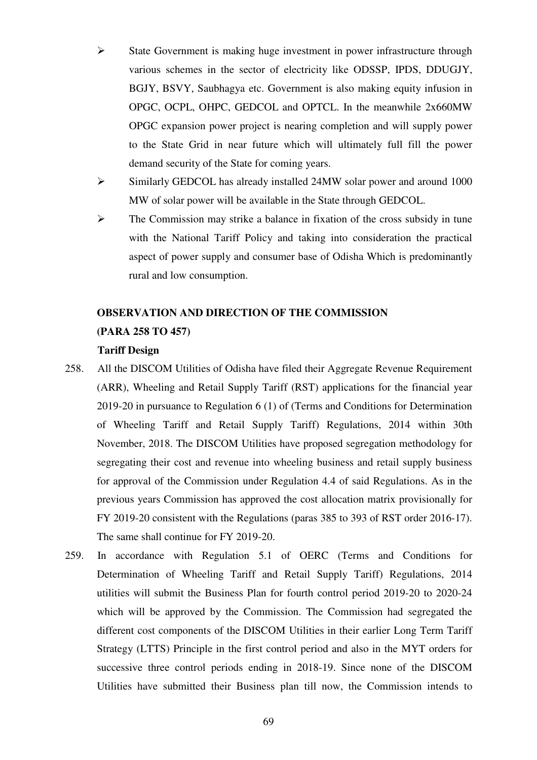- State Government is making huge investment in power infrastructure through various schemes in the sector of electricity like ODSSP, IPDS, DDUGJY, BGJY, BSVY, Saubhagya etc. Government is also making equity infusion in OPGC, OCPL, OHPC, GEDCOL and OPTCL. In the meanwhile 2x660MW OPGC expansion power project is nearing completion and will supply power to the State Grid in near future which will ultimately full fill the power demand security of the State for coming years.
- Similarly GEDCOL has already installed 24MW solar power and around 1000 MW of solar power will be available in the State through GEDCOL.
- The Commission may strike a balance in fixation of the cross subsidy in tune with the National Tariff Policy and taking into consideration the practical aspect of power supply and consumer base of Odisha Which is predominantly rural and low consumption.

**OBSERVATION AND DIRECTION OF THE COMMISSION**
**(PARA 258 TO 457)**

**Tariff Design**

258. All the DISCOM Utilities of Odisha have filed their Aggregate Revenue Requirement (ARR), Wheeling and Retail Supply Tariff (RST) applications for the financial year 2019-20 in pursuance to Regulation 6 (1) of (Terms and Conditions for Determination of Wheeling Tariff and Retail Supply Tariff) Regulations, 2014 within 30th November, 2018. The DISCOM Utilities have proposed segregation methodology for segregating their cost and revenue into wheeling business and retail supply business for approval of the Commission under Regulation 4.4 of said Regulations. As in the previous years Commission has approved the cost allocation matrix provisionally for FY 2019-20 consistent with the Regulations (paras 385 to 393 of RST order 2016-17). The same shall continue for FY 2019-20.

259. In accordance with Regulation 5.1 of OERC (Terms and Conditions for Determination of Wheeling Tariff and Retail Supply Tariff) Regulations, 2014 utilities will submit the Business Plan for fourth control period 2019-20 to 2020-24 which will be approved by the Commission. The Commission had segregated the different cost components of the DISCOM Utilities in their earlier Long Term Tariff Strategy (LTTS) Principle in the first control period and also in the MYT orders for successive three control periods ending in 2018-19. Since none of the DISCOM Utilities have submitted their Business plan till now, the Commission intends to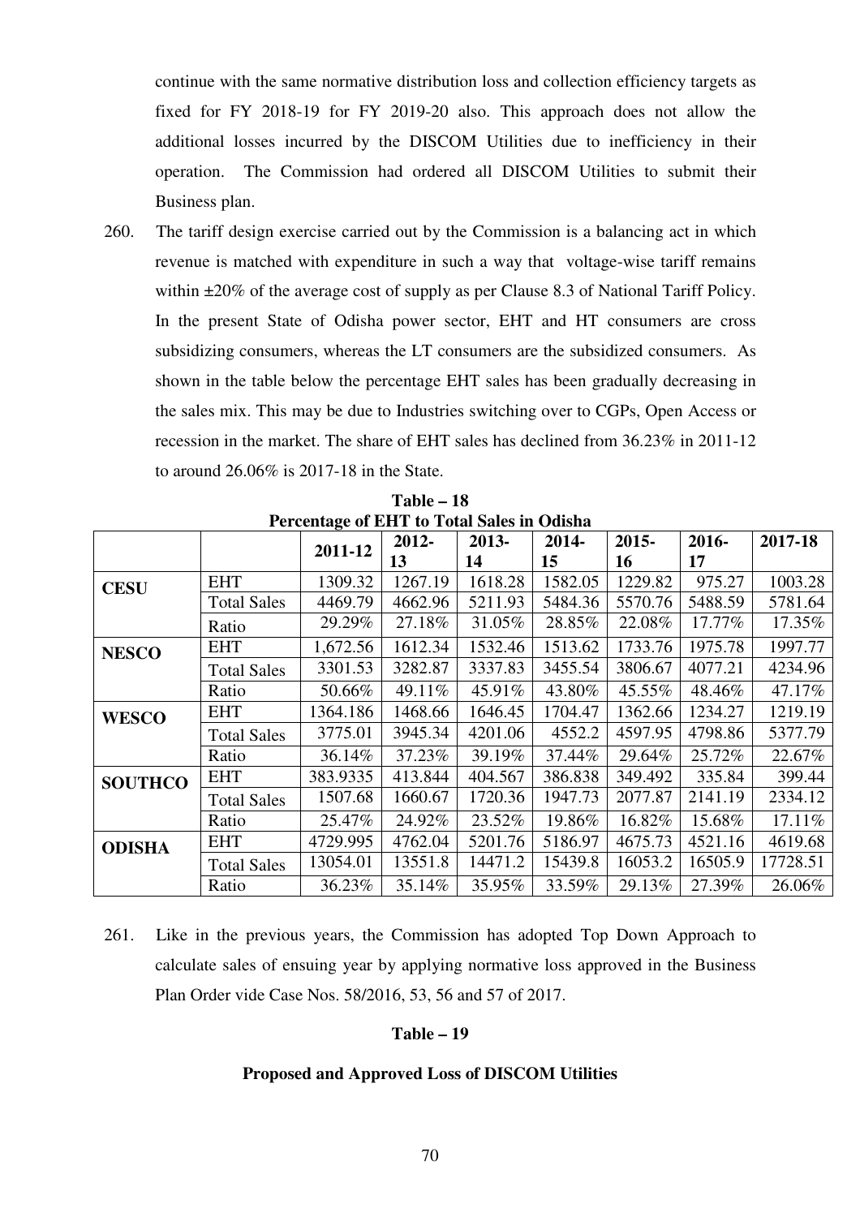continue with the same normative distribution loss and collection efficiency targets as fixed for FY 2018-19 for FY 2019-20 also. This approach does not allow the additional losses incurred by the DISCOM Utilities due to inefficiency in their operation. The Commission had ordered all DISCOM Utilities to submit their Business plan.

260. The tariff design exercise carried out by the Commission is a balancing act in which revenue is matched with expenditure in such a way that voltage-wise tariff remains within ±20% of the average cost of supply as per Clause 8.3 of National Tariff Policy. In the present State of Odisha power sector, EHT and HT consumers are cross subsidizing consumers, whereas the LT consumers are the subsidized consumers. As shown in the table below the percentage EHT sales has been gradually decreasing in the sales mix. This may be due to Industries switching over to CGPs, Open Access or recession in the market. The share of EHT sales has declined from 36.23% in 2011-12 to around 26.06% is 2017-18 in the State.

**Table – 18**

**Percentage of EHT to Total Sales in Odisha**

| | | 2011-12 | 2012-13 | 2013-14 | 2014-15 | 2015-16 | 2016-17 | 2017-18 |
|---|---|---|---|---|---|---|---|---|
| **CESU** | EHT | 1309.32 | 1267.19 | 1618.28 | 1582.05 | 1229.82 | 975.27 | 1003.28 |
| | Total Sales | 4469.79 | 4662.96 | 5211.93 | 5484.36 | 5570.76 | 5488.59 | 5781.64 |
| | Ratio | 29.29% | 27.18% | 31.05% | 28.85% | 22.08% | 17.77% | 17.35% |
| **NESCO** | EHT | 1,672.56 | 1612.34 | 1532.46 | 1513.62 | 1733.76 | 1975.78 | 1997.77 |
| | Total Sales | 3301.53 | 3282.87 | 3337.83 | 3455.54 | 3806.67 | 4077.21 | 4234.96 |
| | Ratio | 50.66% | 49.11% | 45.91% | 43.80% | 45.55% | 48.46% | 47.17% |
| **WESCO** | EHT | 1364.186 | 1468.66 | 1646.45 | 1704.47 | 1362.66 | 1234.27 | 1219.19 |
| | Total Sales | 3775.01 | 3945.34 | 4201.06 | 4552.2 | 4597.95 | 4798.86 | 5377.79 |
| | Ratio | 36.14% | 37.23% | 39.19% | 37.44% | 29.64% | 25.72% | 22.67% |
| **SOUTHCO** | EHT | 383.9335 | 413.844 | 404.567 | 386.838 | 349.492 | 335.84 | 399.44 |
| | Total Sales | 1507.68 | 1660.67 | 1720.36 | 1947.73 | 2077.87 | 2141.19 | 2334.12 |
| | Ratio | 25.47% | 24.92% | 23.52% | 19.86% | 16.82% | 15.68% | 17.11% |
| **ODISHA** | EHT | 4729.995 | 4762.04 | 5201.76 | 5186.97 | 4675.73 | 4521.16 | 4619.68 |
| | Total Sales | 13054.01 | 13551.8 | 14471.2 | 15439.8 | 16053.2 | 16505.9 | 17728.51 |
| | Ratio | 36.23% | 35.14% | 35.95% | 33.59% | 29.13% | 27.39% | 26.06% |

261. Like in the previous years, the Commission has adopted Top Down Approach to calculate sales of ensuing year by applying normative loss approved in the Business Plan Order vide Case Nos. 58/2016, 53, 56 and 57 of 2017.

**Table – 19**

**Proposed and Approved Loss of DISCOM Utilities**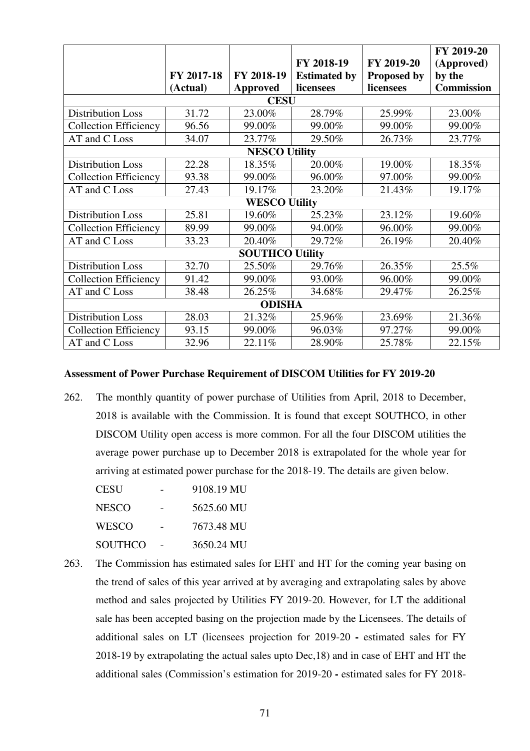| | FY 2017-18 (Actual) | FY 2018-19 Approved | FY 2018-19 Estimated by licensees | FY 2019-20 Proposed by licensees | FY 2019-20 (Approved) by the Commission |
|---|---|---|---|---|---|
| **CESU** | | | | | |
| Distribution Loss | 31.72 | 23.00% | 28.79% | 25.99% | 23.00% |
| Collection Efficiency | 96.56 | 99.00% | 99.00% | 99.00% | 99.00% |
| AT and C Loss | 34.07 | 23.77% | 29.50% | 26.73% | 23.77% |
| **NESCO Utility** | | | | | |
| Distribution Loss | 22.28 | 18.35% | 20.00% | 19.00% | 18.35% |
| Collection Efficiency | 93.38 | 99.00% | 96.00% | 97.00% | 99.00% |
| AT and C Loss | 27.43 | 19.17% | 23.20% | 21.43% | 19.17% |
| **WESCO Utility** | | | | | |
| Distribution Loss | 25.81 | 19.60% | 25.23% | 23.12% | 19.60% |
| Collection Efficiency | 89.99 | 99.00% | 94.00% | 96.00% | 99.00% |
| AT and C Loss | 33.23 | 20.40% | 29.72% | 26.19% | 20.40% |
| **SOUTHCO Utility** | | | | | |
| Distribution Loss | 32.70 | 25.50% | 29.76% | 26.35% | 25.5% |
| Collection Efficiency | 91.42 | 99.00% | 93.00% | 96.00% | 99.00% |
| AT and C Loss | 38.48 | 26.25% | 34.68% | 29.47% | 26.25% |
| **ODISHA** | | | | | |
| Distribution Loss | 28.03 | 21.32% | 25.96% | 23.69% | 21.36% |
| Collection Efficiency | 93.15 | 99.00% | 96.03% | 97.27% | 99.00% |
| AT and C Loss | 32.96 | 22.11% | 28.90% | 25.78% | 22.15% |

**Assessment of Power Purchase Requirement of DISCOM Utilities for FY 2019-20**

262. The monthly quantity of power purchase of Utilities from April, 2018 to December, 2018 is available with the Commission. It is found that except SOUTHCO, in other DISCOM Utility open access is more common. For all the four DISCOM utilities the average power purchase up to December 2018 is extrapolated for the whole year for arriving at estimated power purchase for the 2018-19. The details are given below.

CESU - 9108.19 MU

NESCO - 5625.60 MU

WESCO - 7673.48 MU

SOUTHCO - 3650.24 MU

263. The Commission has estimated sales for EHT and HT for the coming year basing on the trend of sales of this year arrived at by averaging and extrapolating sales by above method and sales projected by Utilities FY 2019-20. However, for LT the additional sale has been accepted basing on the projection made by the Licensees. The details of additional sales on LT (licensees projection for 2019-20 **-** estimated sales for FY 2018-19 by extrapolating the actual sales upto Dec,18) and in case of EHT and HT the additional sales (Commission's estimation for 2019-20 **-** estimated sales for FY 2018-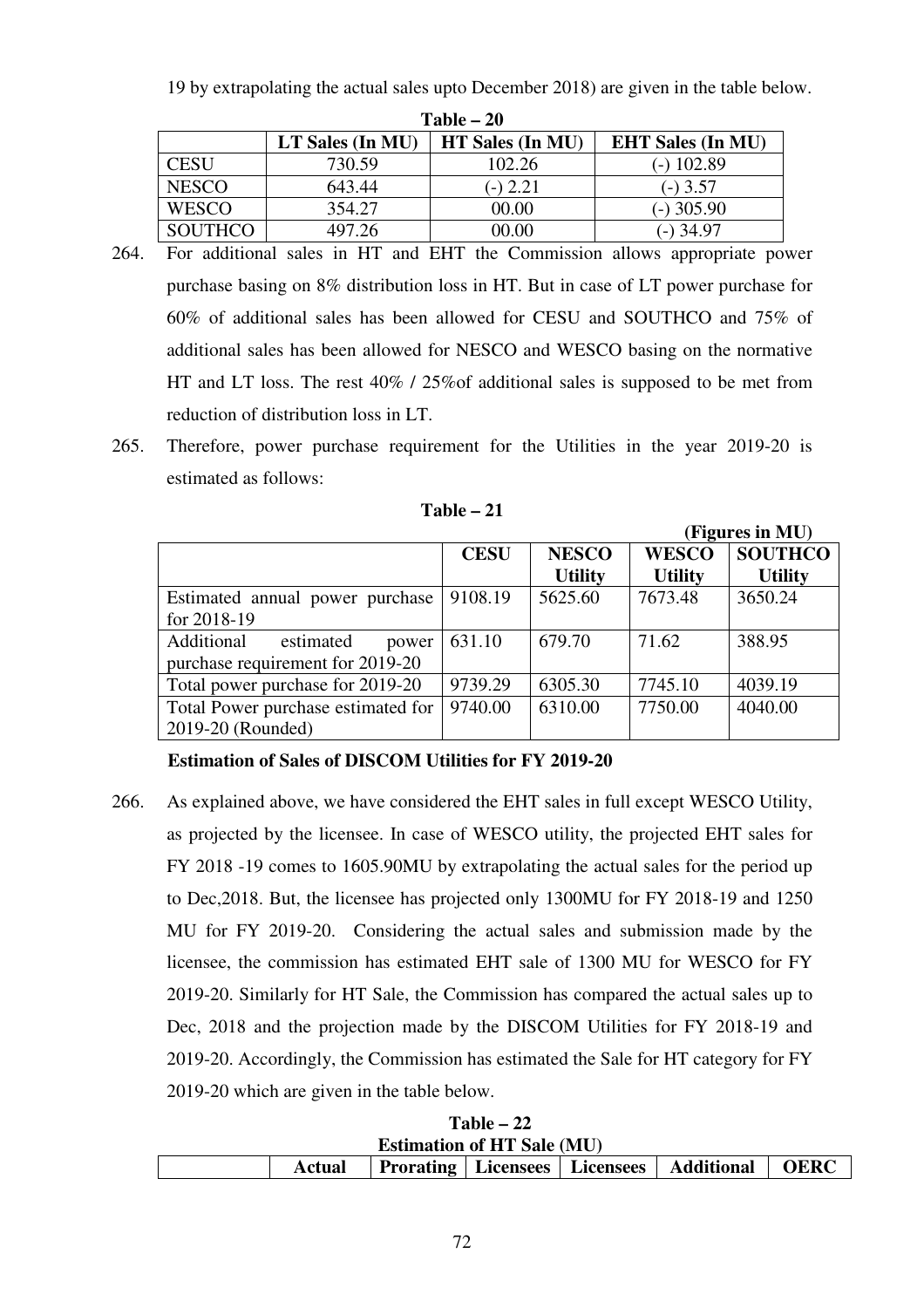19 by extrapolating the actual sales upto December 2018) are given in the table below.

**Table – 20**

| | LT Sales (In MU) | HT Sales (In MU) | EHT Sales (In MU) |
|---|---|---|---|
| CESU | 730.59 | 102.26 | (-) 102.89 |
| NESCO | 643.44 | (-) 2.21 | (-) 3.57 |
| WESCO | 354.27 | 00.00 | (-) 305.90 |
| SOUTHCO | 497.26 | 00.00 | (-) 34.97 |

264. For additional sales in HT and EHT the Commission allows appropriate power purchase basing on 8% distribution loss in HT. But in case of LT power purchase for 60% of additional sales has been allowed for CESU and SOUTHCO and 75% of additional sales has been allowed for NESCO and WESCO basing on the normative HT and LT loss. The rest 40% / 25%of additional sales is supposed to be met from reduction of distribution loss in LT.

265. Therefore, power purchase requirement for the Utilities in the year 2019-20 is estimated as follows:

**Table – 21**

**(Figures in MU)**

| | CESU | NESCO Utility | WESCO Utility | SOUTHCO Utility |
|---|---|---|---|---|
| Estimated annual power purchase for 2018-19 | 9108.19 | 5625.60 | 7673.48 | 3650.24 |
| Additional estimated power purchase requirement for 2019-20 | 631.10 | 679.70 | 71.62 | 388.95 |
| Total power purchase for 2019-20 | 9739.29 | 6305.30 | 7745.10 | 4039.19 |
| Total Power purchase estimated for 2019-20 (Rounded) | 9740.00 | 6310.00 | 7750.00 | 4040.00 |

**Estimation of Sales of DISCOM Utilities for FY 2019-20**

266. As explained above, we have considered the EHT sales in full except WESCO Utility, as projected by the licensee. In case of WESCO utility, the projected EHT sales for FY 2018 -19 comes to 1605.90MU by extrapolating the actual sales for the period up to Dec,2018. But, the licensee has projected only 1300MU for FY 2018-19 and 1250 MU for FY 2019-20. Considering the actual sales and submission made by the licensee, the commission has estimated EHT sale of 1300 MU for WESCO for FY 2019-20. Similarly for HT Sale, the Commission has compared the actual sales up to Dec, 2018 and the projection made by the DISCOM Utilities for FY 2018-19 and 2019-20. Accordingly, the Commission has estimated the Sale for HT category for FY 2019-20 which are given in the table below.

**Table – 22**
**Estimation of HT Sale (MU)**

| | Actual | Prorating | Licensees | Licensees | Additional | OERC |
|---|---|---|---|---|---|---|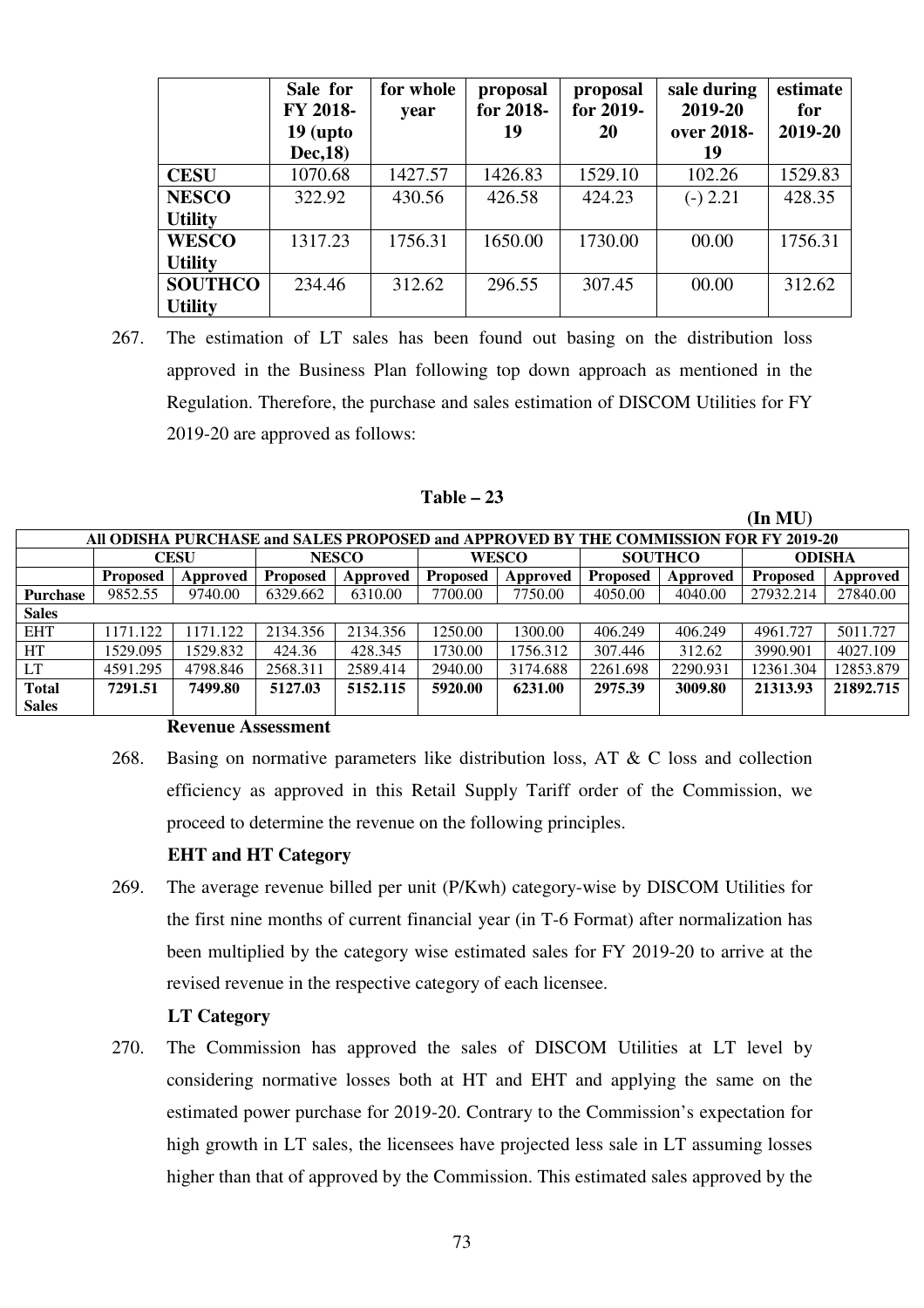| | Sale for FY 2018-19 (upto Dec,18) | for whole year | proposal for 2018-19 | proposal for 2019-20 | sale during 2019-20 over 2018-19 | estimate for 2019-20 |
|---|---|---|---|---|---|---|
| **CESU** | 1070.68 | 1427.57 | 1426.83 | 1529.10 | 102.26 | 1529.83 |
| **NESCO Utility** | 322.92 | 430.56 | 426.58 | 424.23 | (-) 2.21 | 428.35 |
| **WESCO Utility** | 1317.23 | 1756.31 | 1650.00 | 1730.00 | 00.00 | 1756.31 |
| **SOUTHCO Utility** | 234.46 | 312.62 | 296.55 | 307.45 | 00.00 | 312.62 |

267. The estimation of LT sales has been found out basing on the distribution loss approved in the Business Plan following top down approach as mentioned in the Regulation. Therefore, the purchase and sales estimation of DISCOM Utilities for FY 2019-20 are approved as follows:

**Table – 23**

**(In MU)**

| All ODISHA PURCHASE and SALES PROPOSED and APPROVED BY THE COMMISSION FOR FY 2019-20 | | | | | | | | | | |
|---|---|---|---|---|---|---|---|---|---|---|
| | **CESU** | | **NESCO** | | **WESCO** | | **SOUTHCO** | | **ODISHA** | |
| | **Proposed** | **Approved** | **Proposed** | **Approved** | **Proposed** | **Approved** | **Proposed** | **Approved** | **Proposed** | **Approved** |
| **Purchase** | 9852.55 | 9740.00 | 6329.662 | 6310.00 | 7700.00 | 7750.00 | 4050.00 | 4040.00 | 27932.214 | 27840.00 |
| **Sales** | | | | | | | | | | |
| EHT | 1171.122 | 1171.122 | 2134.356 | 2134.356 | 1250.00 | 1300.00 | 406.249 | 406.249 | 4961.727 | 5011.727 |
| HT | 1529.095 | 1529.832 | 424.36 | 428.345 | 1730.00 | 1756.312 | 307.446 | 312.62 | 3990.901 | 4027.109 |
| LT | 4591.295 | 4798.846 | 2568.311 | 2589.414 | 2940.00 | 3174.688 | 2261.698 | 2290.931 | 12361.304 | 12853.879 |
| **Total Sales** | **7291.51** | **7499.80** | **5127.03** | **5152.115** | **5920.00** | **6231.00** | **2975.39** | **3009.80** | **21313.93** | **21892.715** |

**Revenue Assessment**

268. Basing on normative parameters like distribution loss, AT & C loss and collection efficiency as approved in this Retail Supply Tariff order of the Commission, we proceed to determine the revenue on the following principles.

**EHT and HT Category**

269. The average revenue billed per unit (P/Kwh) category-wise by DISCOM Utilities for the first nine months of current financial year (in T-6 Format) after normalization has been multiplied by the category wise estimated sales for FY 2019-20 to arrive at the revised revenue in the respective category of each licensee.

**LT Category**

270. The Commission has approved the sales of DISCOM Utilities at LT level by considering normative losses both at HT and EHT and applying the same on the estimated power purchase for 2019-20. Contrary to the Commission's expectation for high growth in LT sales, the licensees have projected less sale in LT assuming losses higher than that of approved by the Commission. This estimated sales approved by the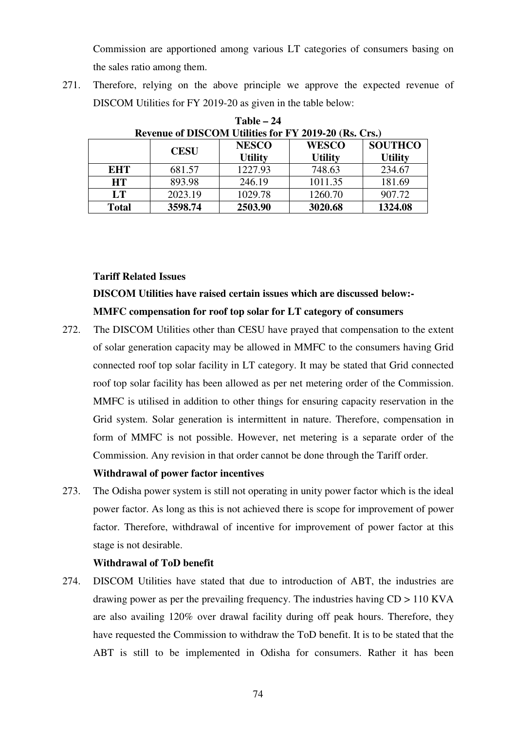Commission are apportioned among various LT categories of consumers basing on the sales ratio among them.

271. Therefore, relying on the above principle we approve the expected revenue of DISCOM Utilities for FY 2019-20 as given in the table below:

**Table – 24**
**Revenue of DISCOM Utilities for FY 2019-20 (Rs. Crs.)**

| | CESU | NESCO Utility | WESCO Utility | SOUTHCO Utility |
|---|---|---|---|---|
| **EHT** | 681.57 | 1227.93 | 748.63 | 234.67 |
| **HT** | 893.98 | 246.19 | 1011.35 | 181.69 |
| **LT** | 2023.19 | 1029.78 | 1260.70 | 907.72 |
| **Total** | **3598.74** | **2503.90** | **3020.68** | **1324.08** |

**Tariff Related Issues**

**DISCOM Utilities have raised certain issues which are discussed below:-**

**MMFC compensation for roof top solar for LT category of consumers**

272. The DISCOM Utilities other than CESU have prayed that compensation to the extent of solar generation capacity may be allowed in MMFC to the consumers having Grid connected roof top solar facility in LT category. It may be stated that Grid connected roof top solar facility has been allowed as per net metering order of the Commission. MMFC is utilised in addition to other things for ensuring capacity reservation in the Grid system. Solar generation is intermittent in nature. Therefore, compensation in form of MMFC is not possible. However, net metering is a separate order of the Commission. Any revision in that order cannot be done through the Tariff order.

**Withdrawal of power factor incentives**

273. The Odisha power system is still not operating in unity power factor which is the ideal power factor. As long as this is not achieved there is scope for improvement of power factor. Therefore, withdrawal of incentive for improvement of power factor at this stage is not desirable.

**Withdrawal of ToD benefit**

274. DISCOM Utilities have stated that due to introduction of ABT, the industries are drawing power as per the prevailing frequency. The industries having CD > 110 KVA are also availing 120% over drawal facility during off peak hours. Therefore, they have requested the Commission to withdraw the ToD benefit. It is to be stated that the ABT is still to be implemented in Odisha for consumers. Rather it has been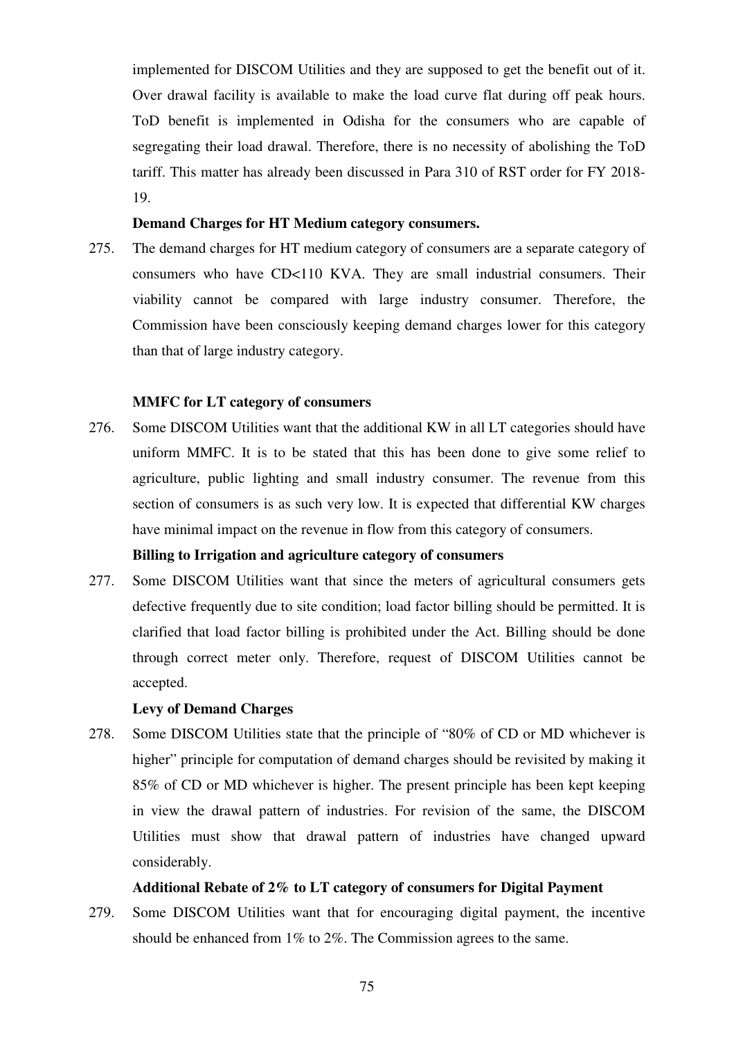implemented for DISCOM Utilities and they are supposed to get the benefit out of it. Over drawal facility is available to make the load curve flat during off peak hours. ToD benefit is implemented in Odisha for the consumers who are capable of segregating their load drawal. Therefore, there is no necessity of abolishing the ToD tariff. This matter has already been discussed in Para 310 of RST order for FY 2018-19.

**Demand Charges for HT Medium category consumers.**

275. The demand charges for HT medium category of consumers are a separate category of consumers who have CD<110 KVA. They are small industrial consumers. Their viability cannot be compared with large industry consumer. Therefore, the Commission have been consciously keeping demand charges lower for this category than that of large industry category.

**MMFC for LT category of consumers**

276. Some DISCOM Utilities want that the additional KW in all LT categories should have uniform MMFC. It is to be stated that this has been done to give some relief to agriculture, public lighting and small industry consumer. The revenue from this section of consumers is as such very low. It is expected that differential KW charges have minimal impact on the revenue in flow from this category of consumers.

**Billing to Irrigation and agriculture category of consumers**

277. Some DISCOM Utilities want that since the meters of agricultural consumers gets defective frequently due to site condition; load factor billing should be permitted. It is clarified that load factor billing is prohibited under the Act. Billing should be done through correct meter only. Therefore, request of DISCOM Utilities cannot be accepted.

**Levy of Demand Charges**

278. Some DISCOM Utilities state that the principle of "80% of CD or MD whichever is higher" principle for computation of demand charges should be revisited by making it 85% of CD or MD whichever is higher. The present principle has been kept keeping in view the drawal pattern of industries. For revision of the same, the DISCOM Utilities must show that drawal pattern of industries have changed upward considerably.

**Additional Rebate of 2% to LT category of consumers for Digital Payment**

279. Some DISCOM Utilities want that for encouraging digital payment, the incentive should be enhanced from 1% to 2%. The Commission agrees to the same.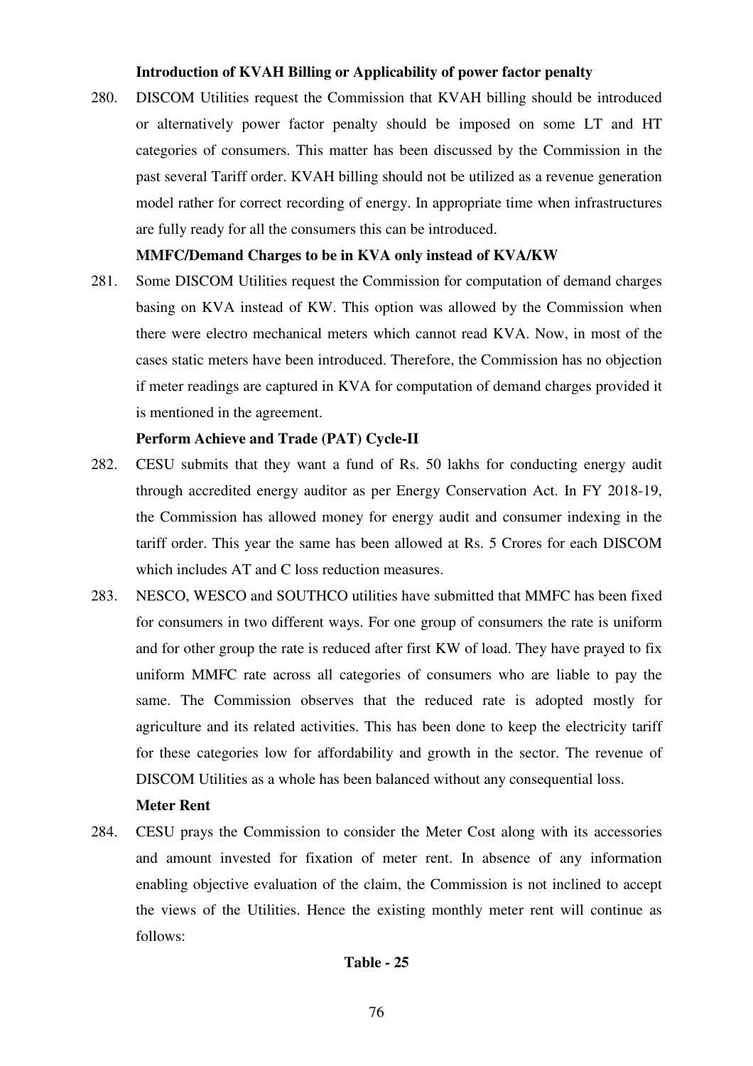**Introduction of KVAH Billing or Applicability of power factor penalty**

280. DISCOM Utilities request the Commission that KVAH billing should be introduced or alternatively power factor penalty should be imposed on some LT and HT categories of consumers. This matter has been discussed by the Commission in the past several Tariff order. KVAH billing should not be utilized as a revenue generation model rather for correct recording of energy. In appropriate time when infrastructures are fully ready for all the consumers this can be introduced.

**MMFC/Demand Charges to be in KVA only instead of KVA/KW**

281. Some DISCOM Utilities request the Commission for computation of demand charges basing on KVA instead of KW. This option was allowed by the Commission when there were electro mechanical meters which cannot read KVA. Now, in most of the cases static meters have been introduced. Therefore, the Commission has no objection if meter readings are captured in KVA for computation of demand charges provided it is mentioned in the agreement.

**Perform Achieve and Trade (PAT) Cycle-II**

282. CESU submits that they want a fund of Rs. 50 lakhs for conducting energy audit through accredited energy auditor as per Energy Conservation Act. In FY 2018-19, the Commission has allowed money for energy audit and consumer indexing in the tariff order. This year the same has been allowed at Rs. 5 Crores for each DISCOM which includes AT and C loss reduction measures.

283. NESCO, WESCO and SOUTHCO utilities have submitted that MMFC has been fixed for consumers in two different ways. For one group of consumers the rate is uniform and for other group the rate is reduced after first KW of load. They have prayed to fix uniform MMFC rate across all categories of consumers who are liable to pay the same. The Commission observes that the reduced rate is adopted mostly for agriculture and its related activities. This has been done to keep the electricity tariff for these categories low for affordability and growth in the sector. The revenue of DISCOM Utilities as a whole has been balanced without any consequential loss.

**Meter Rent**

284. CESU prays the Commission to consider the Meter Cost along with its accessories and amount invested for fixation of meter rent. In absence of any information enabling objective evaluation of the claim, the Commission is not inclined to accept the views of the Utilities. Hence the existing monthly meter rent will continue as follows:

**Table - 25**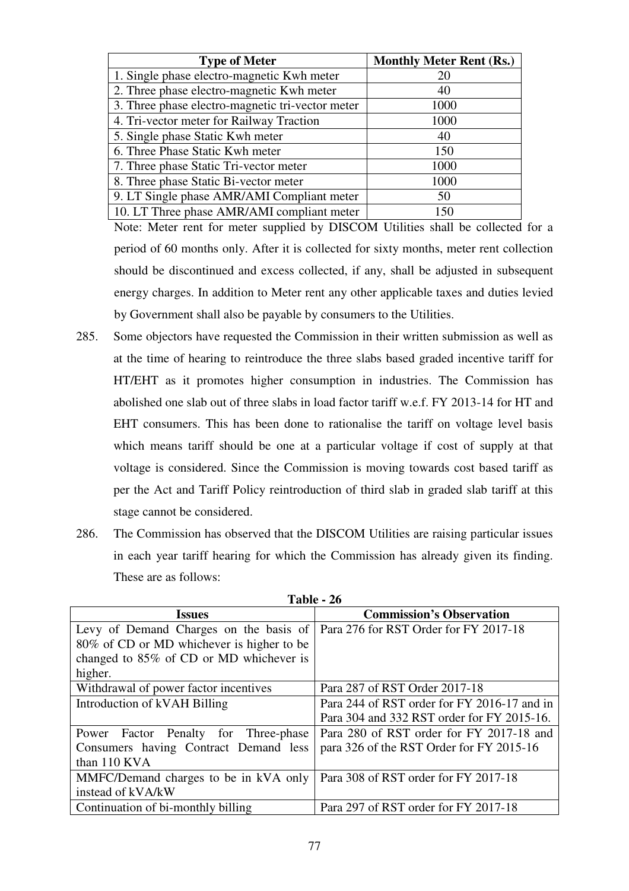| Type of Meter | Monthly Meter Rent (Rs.) |
|---|---|
| 1. Single phase electro-magnetic Kwh meter | 20 |
| 2. Three phase electro-magnetic Kwh meter | 40 |
| 3. Three phase electro-magnetic tri-vector meter | 1000 |
| 4. Tri-vector meter for Railway Traction | 1000 |
| 5. Single phase Static Kwh meter | 40 |
| 6. Three Phase Static Kwh meter | 150 |
| 7. Three phase Static Tri-vector meter | 1000 |
| 8. Three phase Static Bi-vector meter | 1000 |
| 9. LT Single phase AMR/AMI Compliant meter | 50 |
| 10. LT Three phase AMR/AMI compliant meter | 150 |

Note: Meter rent for meter supplied by DISCOM Utilities shall be collected for a period of 60 months only. After it is collected for sixty months, meter rent collection should be discontinued and excess collected, if any, shall be adjusted in subsequent energy charges. In addition to Meter rent any other applicable taxes and duties levied by Government shall also be payable by consumers to the Utilities.

285. Some objectors have requested the Commission in their written submission as well as at the time of hearing to reintroduce the three slabs based graded incentive tariff for HT/EHT as it promotes higher consumption in industries. The Commission has abolished one slab out of three slabs in load factor tariff w.e.f. FY 2013-14 for HT and EHT consumers. This has been done to rationalise the tariff on voltage level basis which means tariff should be one at a particular voltage if cost of supply at that voltage is considered. Since the Commission is moving towards cost based tariff as per the Act and Tariff Policy reintroduction of third slab in graded slab tariff at this stage cannot be considered.

286. The Commission has observed that the DISCOM Utilities are raising particular issues in each year tariff hearing for which the Commission has already given its finding. These are as follows:

**Table - 26**

| Issues | Commission's Observation |
|---|---|
| Levy of Demand Charges on the basis of 80% of CD or MD whichever is higher to be changed to 85% of CD or MD whichever is higher. | Para 276 for RST Order for FY 2017-18 |
| Withdrawal of power factor incentives | Para 287 of RST Order 2017-18 |
| Introduction of kVAH Billing | Para 244 of RST order for FY 2016-17 and in Para 304 and 332 RST order for FY 2015-16. |
| Power Factor Penalty for Three-phase Consumers having Contract Demand less than 110 KVA | Para 280 of RST order for FY 2017-18 and para 326 of the RST Order for FY 2015-16 |
| MMFC/Demand charges to be in kVA only instead of kVA/kW | Para 308 of RST order for FY 2017-18 |
| Continuation of bi-monthly billing | Para 297 of RST order for FY 2017-18 |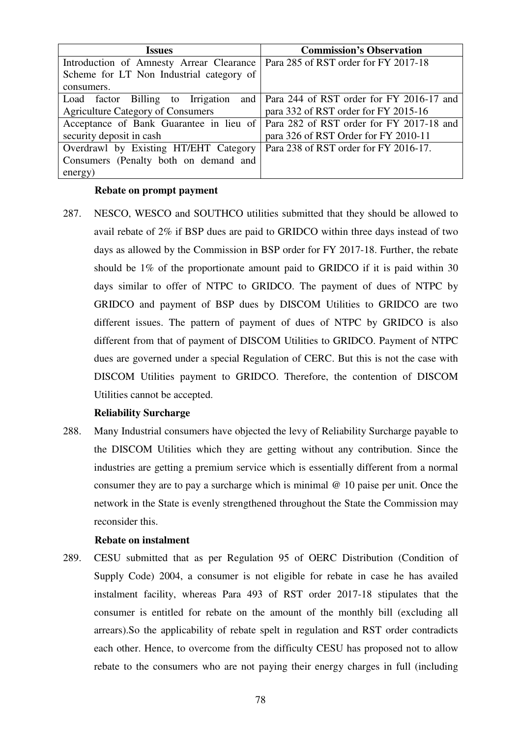| Issues | Commission's Observation |
|---|---|
| Introduction of Amnesty Arrear Clearance Scheme for LT Non Industrial category of consumers. | Para 285 of RST order for FY 2017-18 |
| Load factor Billing to Irrigation and Agriculture Category of Consumers | Para 244 of RST order for FY 2016-17 and para 332 of RST order for FY 2015-16 |
| Acceptance of Bank Guarantee in lieu of security deposit in cash | Para 282 of RST order for FY 2017-18 and para 326 of RST Order for FY 2010-11 |
| Overdrawl by Existing HT/EHT Category Consumers (Penalty both on demand and energy) | Para 238 of RST order for FY 2016-17. |

**Rebate on prompt payment**

287. NESCO, WESCO and SOUTHCO utilities submitted that they should be allowed to avail rebate of 2% if BSP dues are paid to GRIDCO within three days instead of two days as allowed by the Commission in BSP order for FY 2017-18. Further, the rebate should be 1% of the proportionate amount paid to GRIDCO if it is paid within 30 days similar to offer of NTPC to GRIDCO. The payment of dues of NTPC by GRIDCO and payment of BSP dues by DISCOM Utilities to GRIDCO are two different issues. The pattern of payment of dues of NTPC by GRIDCO is also different from that of payment of DISCOM Utilities to GRIDCO. Payment of NTPC dues are governed under a special Regulation of CERC. But this is not the case with DISCOM Utilities payment to GRIDCO. Therefore, the contention of DISCOM Utilities cannot be accepted.

**Reliability Surcharge**

288. Many Industrial consumers have objected the levy of Reliability Surcharge payable to the DISCOM Utilities which they are getting without any contribution. Since the industries are getting a premium service which is essentially different from a normal consumer they are to pay a surcharge which is minimal @ 10 paise per unit. Once the network in the State is evenly strengthened throughout the State the Commission may reconsider this.

**Rebate on instalment**

289. CESU submitted that as per Regulation 95 of OERC Distribution (Condition of Supply Code) 2004, a consumer is not eligible for rebate in case he has availed instalment facility, whereas Para 493 of RST order 2017-18 stipulates that the consumer is entitled for rebate on the amount of the monthly bill (excluding all arrears).So the applicability of rebate spelt in regulation and RST order contradicts each other. Hence, to overcome from the difficulty CESU has proposed not to allow rebate to the consumers who are not paying their energy charges in full (including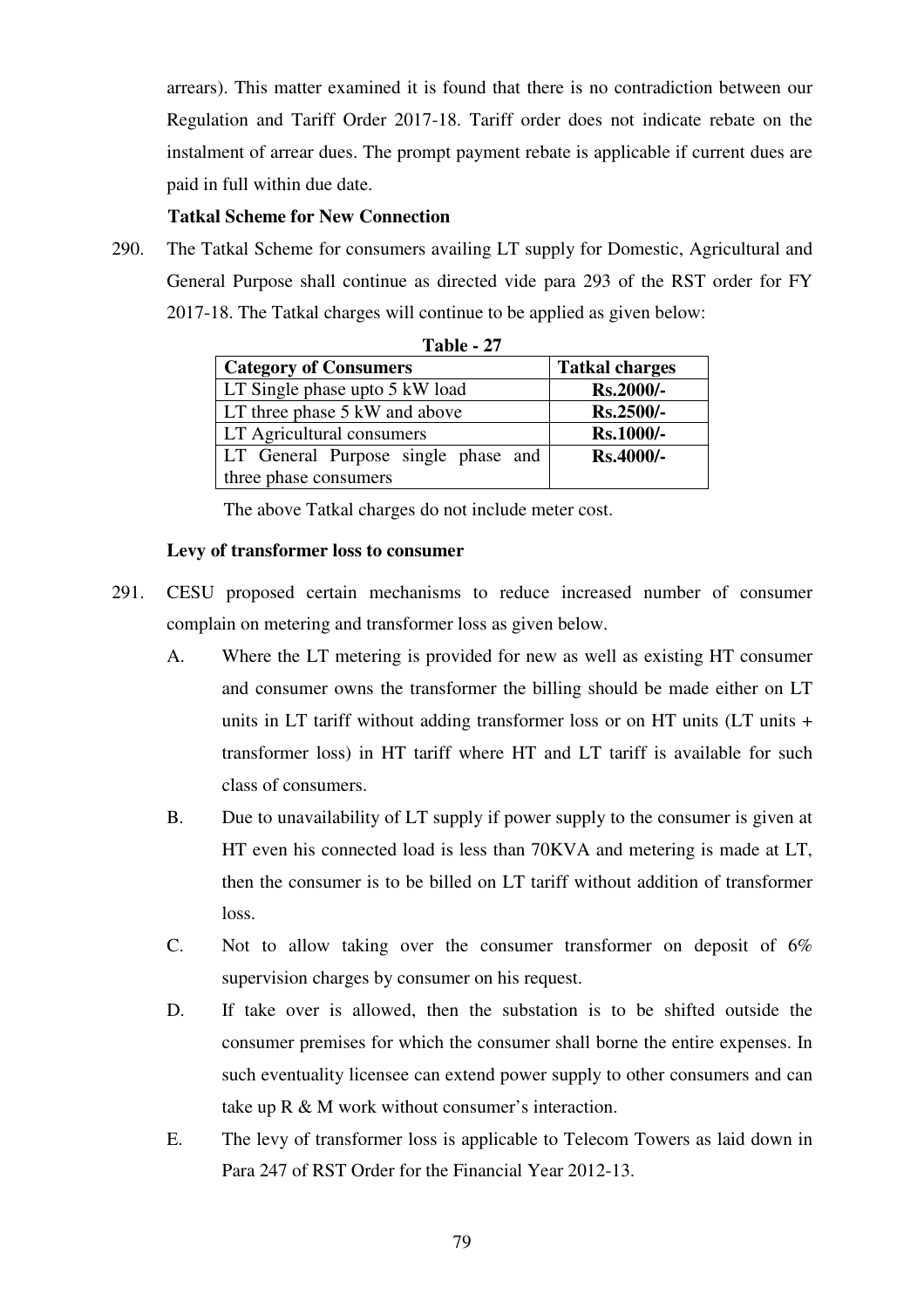arrears). This matter examined it is found that there is no contradiction between our Regulation and Tariff Order 2017-18. Tariff order does not indicate rebate on the instalment of arrear dues. The prompt payment rebate is applicable if current dues are paid in full within due date.

**Tatkal Scheme for New Connection**

290. The Tatkal Scheme for consumers availing LT supply for Domestic, Agricultural and General Purpose shall continue as directed vide para 293 of the RST order for FY 2017-18. The Tatkal charges will continue to be applied as given below:

**Table - 27**

| Category of Consumers | Tatkal charges |
|---|---|
| LT Single phase upto 5 kW load | Rs.2000/- |
| LT three phase 5 kW and above | Rs.2500/- |
| LT Agricultural consumers | Rs.1000/- |
| LT General Purpose single phase and three phase consumers | Rs.4000/- |

The above Tatkal charges do not include meter cost.

**Levy of transformer loss to consumer**

291. CESU proposed certain mechanisms to reduce increased number of consumer complain on metering and transformer loss as given below.

A. Where the LT metering is provided for new as well as existing HT consumer and consumer owns the transformer the billing should be made either on LT units in LT tariff without adding transformer loss or on HT units (LT units + transformer loss) in HT tariff where HT and LT tariff is available for such class of consumers.

B. Due to unavailability of LT supply if power supply to the consumer is given at HT even his connected load is less than 70KVA and metering is made at LT, then the consumer is to be billed on LT tariff without addition of transformer loss.

C. Not to allow taking over the consumer transformer on deposit of 6% supervision charges by consumer on his request.

D. If take over is allowed, then the substation is to be shifted outside the consumer premises for which the consumer shall borne the entire expenses. In such eventuality licensee can extend power supply to other consumers and can take up R & M work without consumer's interaction.

E. The levy of transformer loss is applicable to Telecom Towers as laid down in Para 247 of RST Order for the Financial Year 2012-13.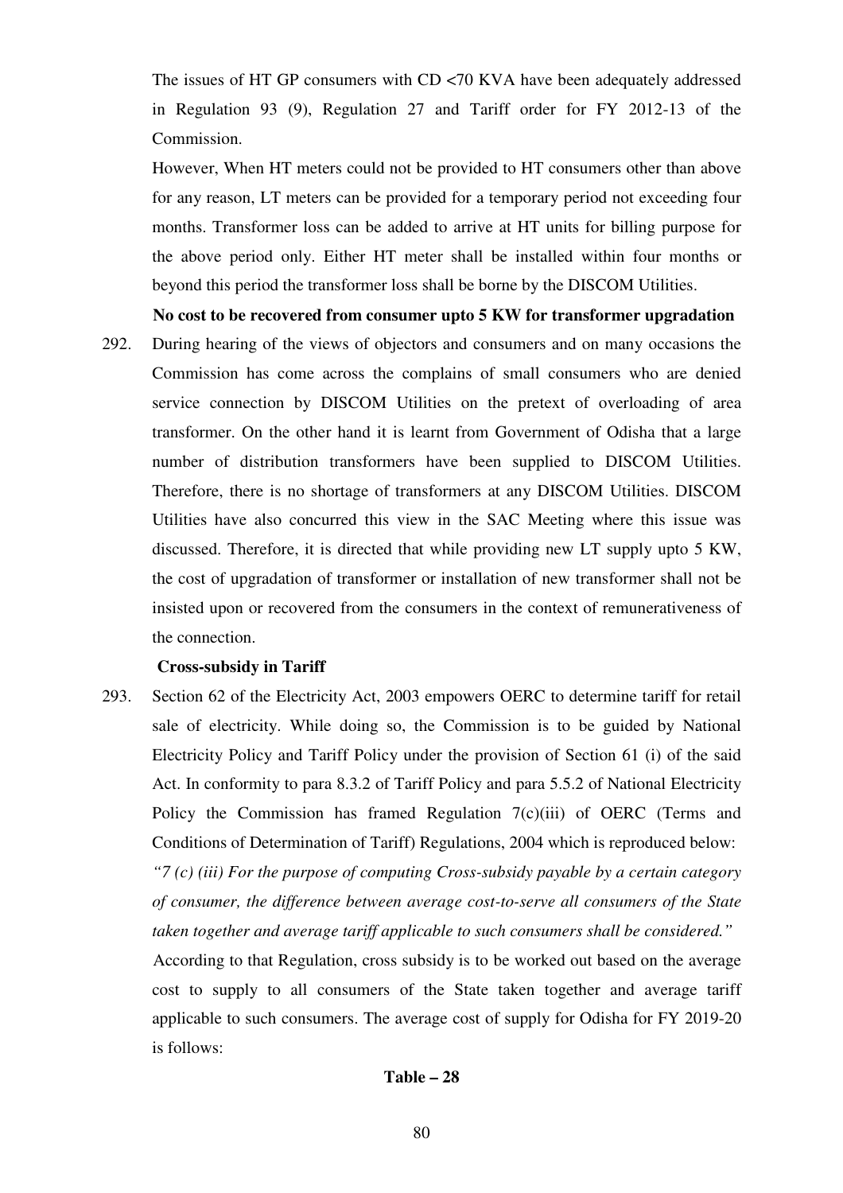The issues of HT GP consumers with CD <70 KVA have been adequately addressed in Regulation 93 (9), Regulation 27 and Tariff order for FY 2012-13 of the Commission.

However, When HT meters could not be provided to HT consumers other than above for any reason, LT meters can be provided for a temporary period not exceeding four months. Transformer loss can be added to arrive at HT units for billing purpose for the above period only. Either HT meter shall be installed within four months or beyond this period the transformer loss shall be borne by the DISCOM Utilities.

**No cost to be recovered from consumer upto 5 KW for transformer upgradation**

292. During hearing of the views of objectors and consumers and on many occasions the Commission has come across the complains of small consumers who are denied service connection by DISCOM Utilities on the pretext of overloading of area transformer. On the other hand it is learnt from Government of Odisha that a large number of distribution transformers have been supplied to DISCOM Utilities. Therefore, there is no shortage of transformers at any DISCOM Utilities. DISCOM Utilities have also concurred this view in the SAC Meeting where this issue was discussed. Therefore, it is directed that while providing new LT supply upto 5 KW, the cost of upgradation of transformer or installation of new transformer shall not be insisted upon or recovered from the consumers in the context of remunerativeness of the connection.

**Cross-subsidy in Tariff**

293. Section 62 of the Electricity Act, 2003 empowers OERC to determine tariff for retail sale of electricity. While doing so, the Commission is to be guided by National Electricity Policy and Tariff Policy under the provision of Section 61 (i) of the said Act. In conformity to para 8.3.2 of Tariff Policy and para 5.5.2 of National Electricity Policy the Commission has framed Regulation 7(c)(iii) of OERC (Terms and Conditions of Determination of Tariff) Regulations, 2004 which is reproduced below:

*"7 (c) (iii) For the purpose of computing Cross-subsidy payable by a certain category of consumer, the difference between average cost-to-serve all consumers of the State taken together and average tariff applicable to such consumers shall be considered."*

According to that Regulation, cross subsidy is to be worked out based on the average cost to supply to all consumers of the State taken together and average tariff applicable to such consumers. The average cost of supply for Odisha for FY 2019-20 is follows:

**Table – 28**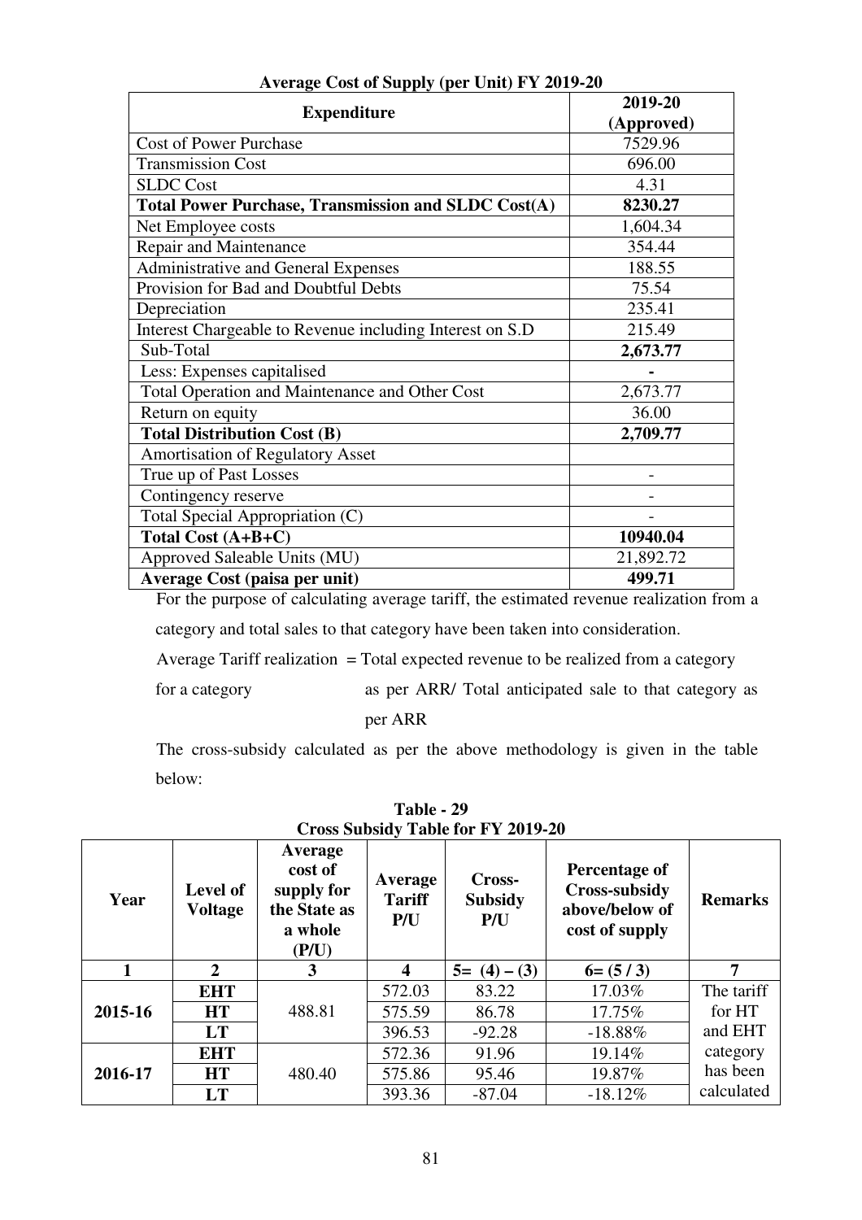**Average Cost of Supply (per Unit) FY 2019-20**

| Expenditure | 2019-20 (Approved) |
|---|---|
| Cost of Power Purchase | 7529.96 |
| Transmission Cost | 696.00 |
| SLDC Cost | 4.31 |
| **Total Power Purchase, Transmission and SLDC Cost(A)** | **8230.27** |
| Net Employee costs | 1,604.34 |
| Repair and Maintenance | 354.44 |
| Administrative and General Expenses | 188.55 |
| Provision for Bad and Doubtful Debts | 75.54 |
| Depreciation | 235.41 |
| Interest Chargeable to Revenue including Interest on S.D | 215.49 |
| Sub-Total | **2,673.77** |
| Less: Expenses capitalised | **-** |
| Total Operation and Maintenance and Other Cost | 2,673.77 |
| Return on equity | 36.00 |
| **Total Distribution Cost (B)** | **2,709.77** |
| Amortisation of Regulatory Asset | |
| True up of Past Losses | - |
| Contingency reserve | - |
| Total Special Appropriation (C) | - |
| **Total Cost (A+B+C)** | **10940.04** |
| Approved Saleable Units (MU) | 21,892.72 |
| **Average Cost (paisa per unit)** | **499.71** |

For the purpose of calculating average tariff, the estimated revenue realization from a category and total sales to that category have been taken into consideration.

Average Tariff realization for a category = Total expected revenue to be realized from a category as per ARR/ Total anticipated sale to that category as per ARR

The cross-subsidy calculated as per the above methodology is given in the table below:

**Table - 29**
**Cross Subsidy Table for FY 2019-20**

| Year | Level of Voltage | Average cost of supply for the State as a whole (P/U) | Average Tariff P/U | Cross-Subsidy P/U | Percentage of Cross-subsidy above/below of cost of supply | Remarks |
|---|---|---|---|---|---|---|
| **1** | **2** | **3** | **4** | **5= (4) – (3)** | **6= (5 / 3)** | **7** |
| **2015-16** | **EHT** | 488.81 | 572.03 | 83.22 | 17.03% | The tariff for HT and EHT category has been calculated |
| | **HT** | | 575.59 | 86.78 | 17.75% | |
| | **LT** | | 396.53 | -92.28 | -18.88% | |
| **2016-17** | **EHT** | 480.40 | 572.36 | 91.96 | 19.14% | |
| | **HT** | | 575.86 | 95.46 | 19.87% | |
| | **LT** | | 393.36 | -87.04 | -18.12% | |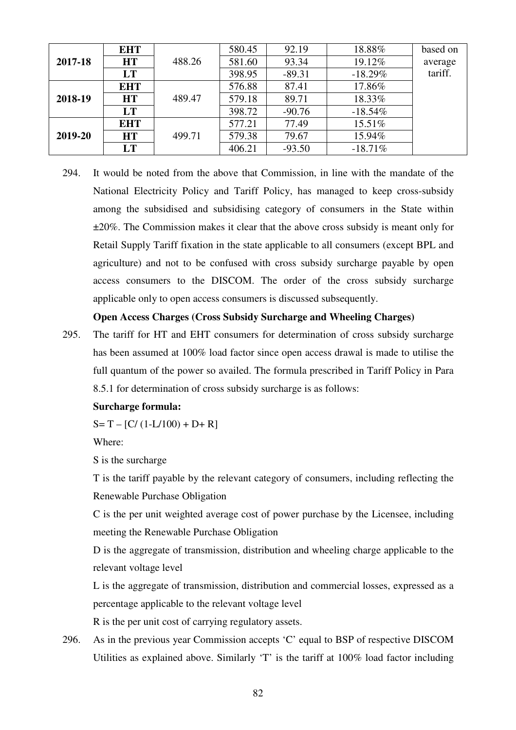| | | | | | | |
|---|---|---|---|---|---|---|
| **2017-18** | **EHT** | 488.26 | 580.45 | 92.19 | 18.88% | based on average tariff. |
| | **HT** | | 581.60 | 93.34 | 19.12% | |
| | **LT** | | 398.95 | -89.31 | -18.29% | |
| **2018-19** | **EHT** | 489.47 | 576.88 | 87.41 | 17.86% | |
| | **HT** | | 579.18 | 89.71 | 18.33% | |
| | **LT** | | 398.72 | -90.76 | -18.54% | |
| **2019-20** | **EHT** | 499.71 | 577.21 | 77.49 | 15.51% | |
| | **HT** | | 579.38 | 79.67 | 15.94% | |
| | **LT** | | 406.21 | -93.50 | -18.71% | |

294. It would be noted from the above that Commission, in line with the mandate of the National Electricity Policy and Tariff Policy, has managed to keep cross-subsidy among the subsidised and subsidising category of consumers in the State within ±20%. The Commission makes it clear that the above cross subsidy is meant only for Retail Supply Tariff fixation in the state applicable to all consumers (except BPL and agriculture) and not to be confused with cross subsidy surcharge payable by open access consumers to the DISCOM. The order of the cross subsidy surcharge applicable only to open access consumers is discussed subsequently.

**Open Access Charges (Cross Subsidy Surcharge and Wheeling Charges)**

295. The tariff for HT and EHT consumers for determination of cross subsidy surcharge has been assumed at 100% load factor since open access drawal is made to utilise the full quantum of the power so availed. The formula prescribed in Tariff Policy in Para 8.5.1 for determination of cross subsidy surcharge is as follows:

**Surcharge formula:**

$S = T - [C/(1-L/100) + D + R]$

Where:

S is the surcharge

T is the tariff payable by the relevant category of consumers, including reflecting the Renewable Purchase Obligation

C is the per unit weighted average cost of power purchase by the Licensee, including meeting the Renewable Purchase Obligation

D is the aggregate of transmission, distribution and wheeling charge applicable to the relevant voltage level

L is the aggregate of transmission, distribution and commercial losses, expressed as a percentage applicable to the relevant voltage level

R is the per unit cost of carrying regulatory assets.

296. As in the previous year Commission accepts 'C' equal to BSP of respective DISCOM Utilities as explained above. Similarly 'T' is the tariff at 100% load factor including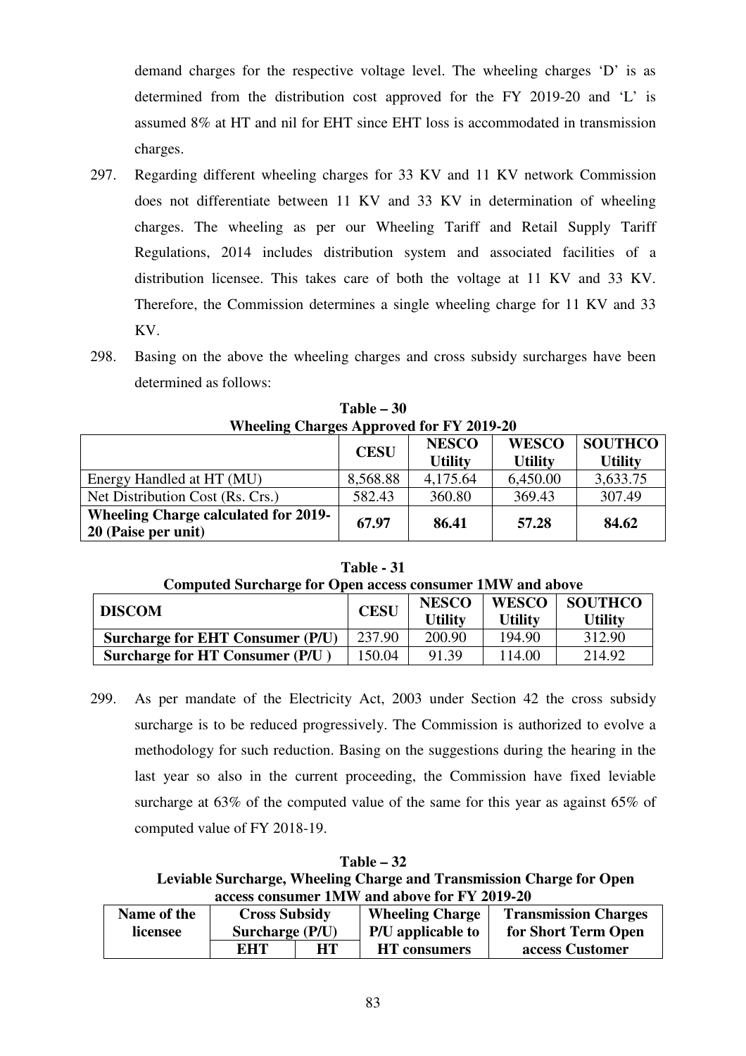demand charges for the respective voltage level. The wheeling charges 'D' is as determined from the distribution cost approved for the FY 2019-20 and 'L' is assumed 8% at HT and nil for EHT since EHT loss is accommodated in transmission charges.

297. Regarding different wheeling charges for 33 KV and 11 KV network Commission does not differentiate between 11 KV and 33 KV in determination of wheeling charges. The wheeling as per our Wheeling Tariff and Retail Supply Tariff Regulations, 2014 includes distribution system and associated facilities of a distribution licensee. This takes care of both the voltage at 11 KV and 33 KV. Therefore, the Commission determines a single wheeling charge for 11 KV and 33 KV.

298. Basing on the above the wheeling charges and cross subsidy surcharges have been determined as follows:

**Table – 30**
**Wheeling Charges Approved for FY 2019-20**

| | CESU | NESCO Utility | WESCO Utility | SOUTHCO Utility |
|---|---|---|---|---|
| Energy Handled at HT (MU) | 8,568.88 | 4,175.64 | 6,450.00 | 3,633.75 |
| Net Distribution Cost (Rs. Crs.) | 582.43 | 360.80 | 369.43 | 307.49 |
| **Wheeling Charge calculated for 2019-20 (Paise per unit)** | **67.97** | **86.41** | **57.28** | **84.62** |

**Table - 31**
**Computed Surcharge for Open access consumer 1MW and above**

| DISCOM | CESU | NESCO Utility | WESCO Utility | SOUTHCO Utility |
|---|---|---|---|---|
| **Surcharge for EHT Consumer (P/U)** | 237.90 | 200.90 | 194.90 | 312.90 |
| **Surcharge for HT Consumer (P/U )** | 150.04 | 91.39 | 114.00 | 214.92 |

299. As per mandate of the Electricity Act, 2003 under Section 42 the cross subsidy surcharge is to be reduced progressively. The Commission is authorized to evolve a methodology for such reduction. Basing on the suggestions during the hearing in the last year so also in the current proceeding, the Commission have fixed leviable surcharge at 63% of the computed value of the same for this year as against 65% of computed value of FY 2018-19.

**Table – 32**
**Leviable Surcharge, Wheeling Charge and Transmission Charge for Open access consumer 1MW and above for FY 2019-20**

| Name of the licensee | Cross Subsidy Surcharge (P/U) | | Wheeling Charge P/U applicable to HT consumers | Transmission Charges for Short Term Open access Customer |
|---|---|---|---|---|
| | EHT | HT | | |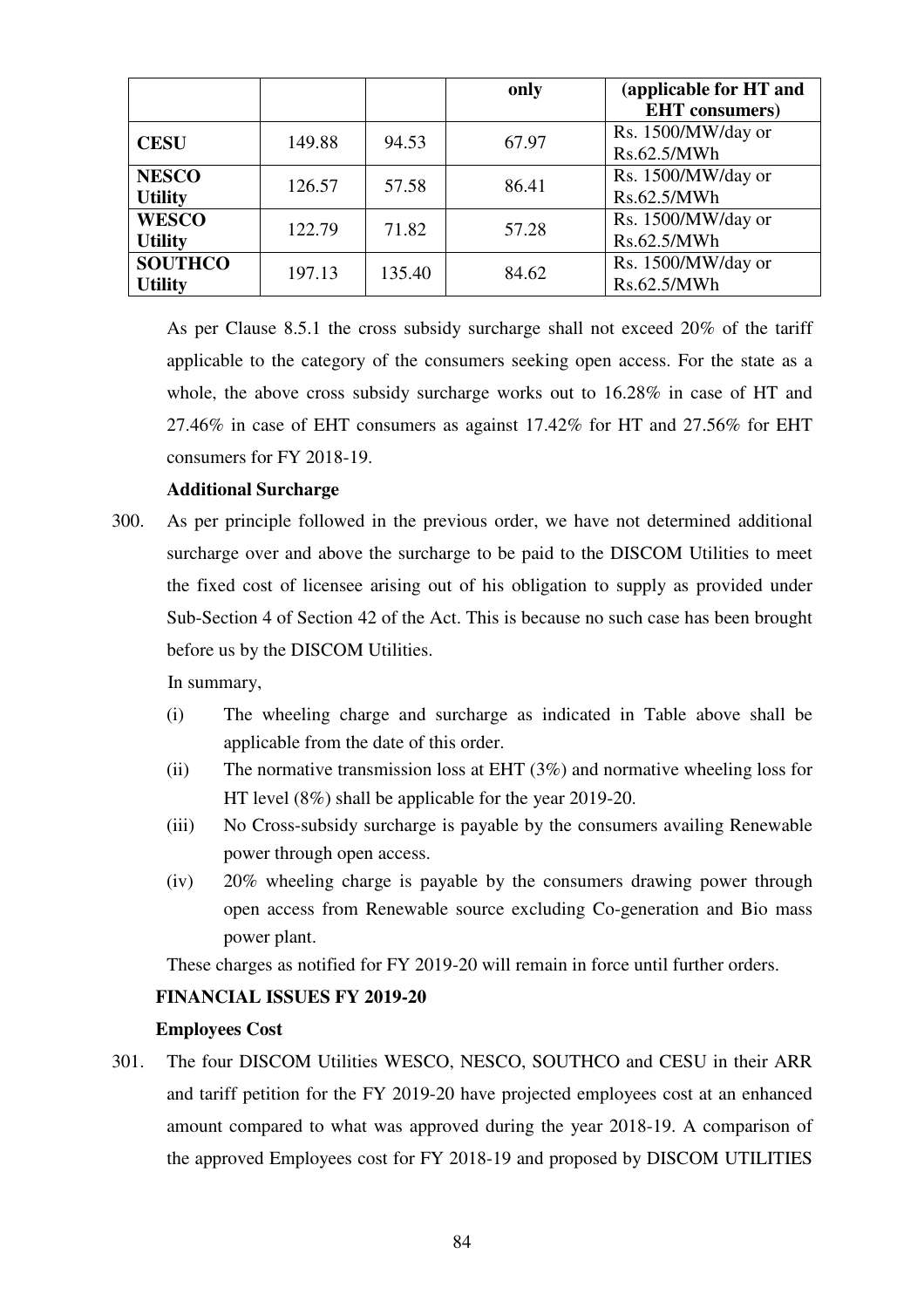| | | | only | (applicable for HT and EHT consumers) |
|---|---|---|---|---|
| **CESU** | 149.88 | 94.53 | 67.97 | Rs. 1500/MW/day or Rs.62.5/MWh |
| **NESCO Utility** | 126.57 | 57.58 | 86.41 | Rs. 1500/MW/day or Rs.62.5/MWh |
| **WESCO Utility** | 122.79 | 71.82 | 57.28 | Rs. 1500/MW/day or Rs.62.5/MWh |
| **SOUTHCO Utility** | 197.13 | 135.40 | 84.62 | Rs. 1500/MW/day or Rs.62.5/MWh |

As per Clause 8.5.1 the cross subsidy surcharge shall not exceed 20% of the tariff applicable to the category of the consumers seeking open access. For the state as a whole, the above cross subsidy surcharge works out to 16.28% in case of HT and 27.46% in case of EHT consumers as against 17.42% for HT and 27.56% for EHT consumers for FY 2018-19.

**Additional Surcharge**

300. As per principle followed in the previous order, we have not determined additional surcharge over and above the surcharge to be paid to the DISCOM Utilities to meet the fixed cost of licensee arising out of his obligation to supply as provided under Sub-Section 4 of Section 42 of the Act. This is because no such case has been brought before us by the DISCOM Utilities.

In summary,

(i) The wheeling charge and surcharge as indicated in Table above shall be applicable from the date of this order.

(ii) The normative transmission loss at EHT (3%) and normative wheeling loss for HT level (8%) shall be applicable for the year 2019-20.

(iii) No Cross-subsidy surcharge is payable by the consumers availing Renewable power through open access.

(iv) 20% wheeling charge is payable by the consumers drawing power through open access from Renewable source excluding Co-generation and Bio mass power plant.

These charges as notified for FY 2019-20 will remain in force until further orders.

**FINANCIAL ISSUES FY 2019-20**

**Employees Cost**

301. The four DISCOM Utilities WESCO, NESCO, SOUTHCO and CESU in their ARR and tariff petition for the FY 2019-20 have projected employees cost at an enhanced amount compared to what was approved during the year 2018-19. A comparison of the approved Employees cost for FY 2018-19 and proposed by DISCOM UTILITIES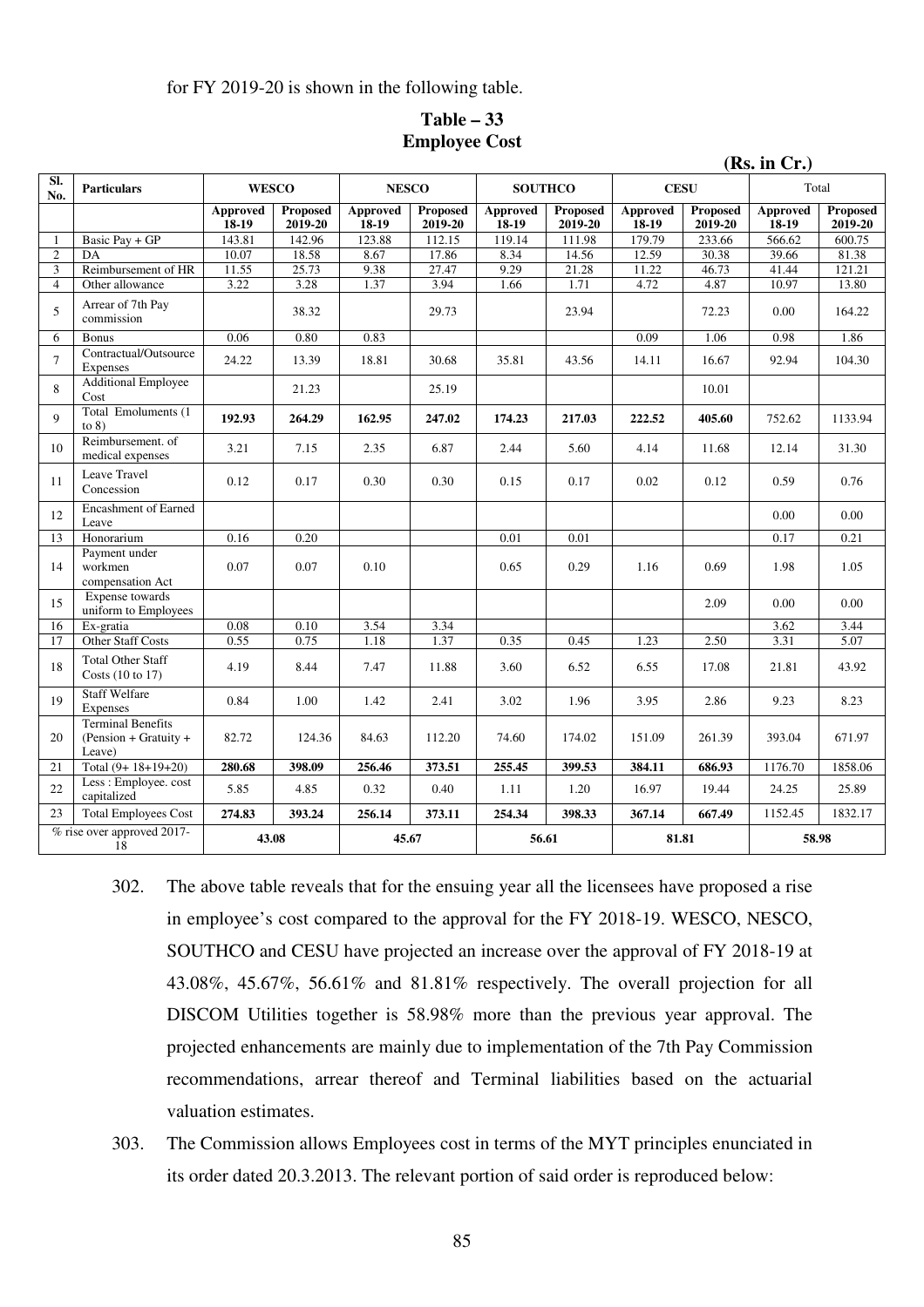for FY 2019-20 is shown in the following table.

**Table – 33**
**Employee Cost**

**(Rs. in Cr.)**

| Sl. No. | Particulars | WESCO | | NESCO | | SOUTHCO | | CESU | | Total | |
|---|---|---|---|---|---|---|---|---|---|---|---|
| | | Approved 18-19 | Proposed 2019-20 | Approved 18-19 | Proposed 2019-20 | Approved 18-19 | Proposed 2019-20 | Approved 18-19 | Proposed 2019-20 | Approved 18-19 | Proposed 2019-20 |
| 1 | Basic Pay + GP | 143.81 | 142.96 | 123.88 | 112.15 | 119.14 | 111.98 | 179.79 | 233.66 | 566.62 | 600.75 |
| 2 | DA | 10.07 | 18.58 | 8.67 | 17.86 | 8.34 | 14.56 | 12.59 | 30.38 | 39.66 | 81.38 |
| 3 | Reimbursement of HR | 11.55 | 25.73 | 9.38 | 27.47 | 9.29 | 21.28 | 11.22 | 46.73 | 41.44 | 121.21 |
| 4 | Other allowance | 3.22 | 3.28 | 1.37 | 3.94 | 1.66 | 1.71 | 4.72 | 4.87 | 10.97 | 13.80 |
| 5 | Arrear of 7th Pay commission | | 38.32 | | 29.73 | | 23.94 | | 72.23 | 0.00 | 164.22 |
| 6 | Bonus | 0.06 | 0.80 | 0.83 | | | | 0.09 | 1.06 | 0.98 | 1.86 |
| 7 | Contractual/Outsource Expenses | 24.22 | 13.39 | 18.81 | 30.68 | 35.81 | 43.56 | 14.11 | 16.67 | 92.94 | 104.30 |
| 8 | Additional Employee Cost | | 21.23 | | 25.19 | | | | 10.01 | | |
| 9 | Total Emoluments (1 to 8) | **192.93** | **264.29** | **162.95** | **247.02** | **174.23** | **217.03** | **222.52** | **405.60** | 752.62 | 1133.94 |
| 10 | Reimbursement. of medical expenses | 3.21 | 7.15 | 2.35 | 6.87 | 2.44 | 5.60 | 4.14 | 11.68 | 12.14 | 31.30 |
| 11 | Leave Travel Concession | 0.12 | 0.17 | 0.30 | 0.30 | 0.15 | 0.17 | 0.02 | 0.12 | 0.59 | 0.76 |
| 12 | Encashment of Earned Leave | | | | | | | | | 0.00 | 0.00 |
| 13 | Honorarium | 0.16 | 0.20 | | | 0.01 | 0.01 | | | 0.17 | 0.21 |
| 14 | Payment under workmen compensation Act | 0.07 | 0.07 | 0.10 | | 0.65 | 0.29 | 1.16 | 0.69 | 1.98 | 1.05 |
| 15 | Expense towards uniform to Employees | | | | | | | | 2.09 | 0.00 | 0.00 |
| 16 | Ex-gratia | 0.08 | 0.10 | 3.54 | 3.34 | | | | | 3.62 | 3.44 |
| 17 | Other Staff Costs | 0.55 | 0.75 | 1.18 | 1.37 | 0.35 | 0.45 | 1.23 | 2.50 | 3.31 | 5.07 |
| 18 | Total Other Staff Costs (10 to 17) | 4.19 | 8.44 | 7.47 | 11.88 | 3.60 | 6.52 | 6.55 | 17.08 | 21.81 | 43.92 |
| 19 | Staff Welfare Expenses | 0.84 | 1.00 | 1.42 | 2.41 | 3.02 | 1.96 | 3.95 | 2.86 | 9.23 | 8.23 |
| 20 | Terminal Benefits (Pension + Gratuity + Leave) | 82.72 | 124.36 | 84.63 | 112.20 | 74.60 | 174.02 | 151.09 | 261.39 | 393.04 | 671.97 |
| 21 | Total (9+ 18+19+20) | **280.68** | **398.09** | **256.46** | **373.51** | **255.45** | **399.53** | **384.11** | **686.93** | 1176.70 | 1858.06 |
| 22 | Less : Employee. cost capitalized | 5.85 | 4.85 | 0.32 | 0.40 | 1.11 | 1.20 | 16.97 | 19.44 | 24.25 | 25.89 |
| 23 | Total Employees Cost | **274.83** | **393.24** | **256.14** | **373.11** | **254.34** | **398.33** | **367.14** | **667.49** | 1152.45 | 1832.17 |
| % rise over approved 2017-18 | | 43.08 | | 45.67 | | 56.61 | | 81.81 | | 58.98 | |

302. The above table reveals that for the ensuing year all the licensees have proposed a rise in employee's cost compared to the approval for the FY 2018-19. WESCO, NESCO, SOUTHCO and CESU have projected an increase over the approval of FY 2018-19 at 43.08%, 45.67%, 56.61% and 81.81% respectively. The overall projection for all DISCOM Utilities together is 58.98% more than the previous year approval. The projected enhancements are mainly due to implementation of the 7th Pay Commission recommendations, arrear thereof and Terminal liabilities based on the actuarial valuation estimates.

303. The Commission allows Employees cost in terms of the MYT principles enunciated in its order dated 20.3.2013. The relevant portion of said order is reproduced below: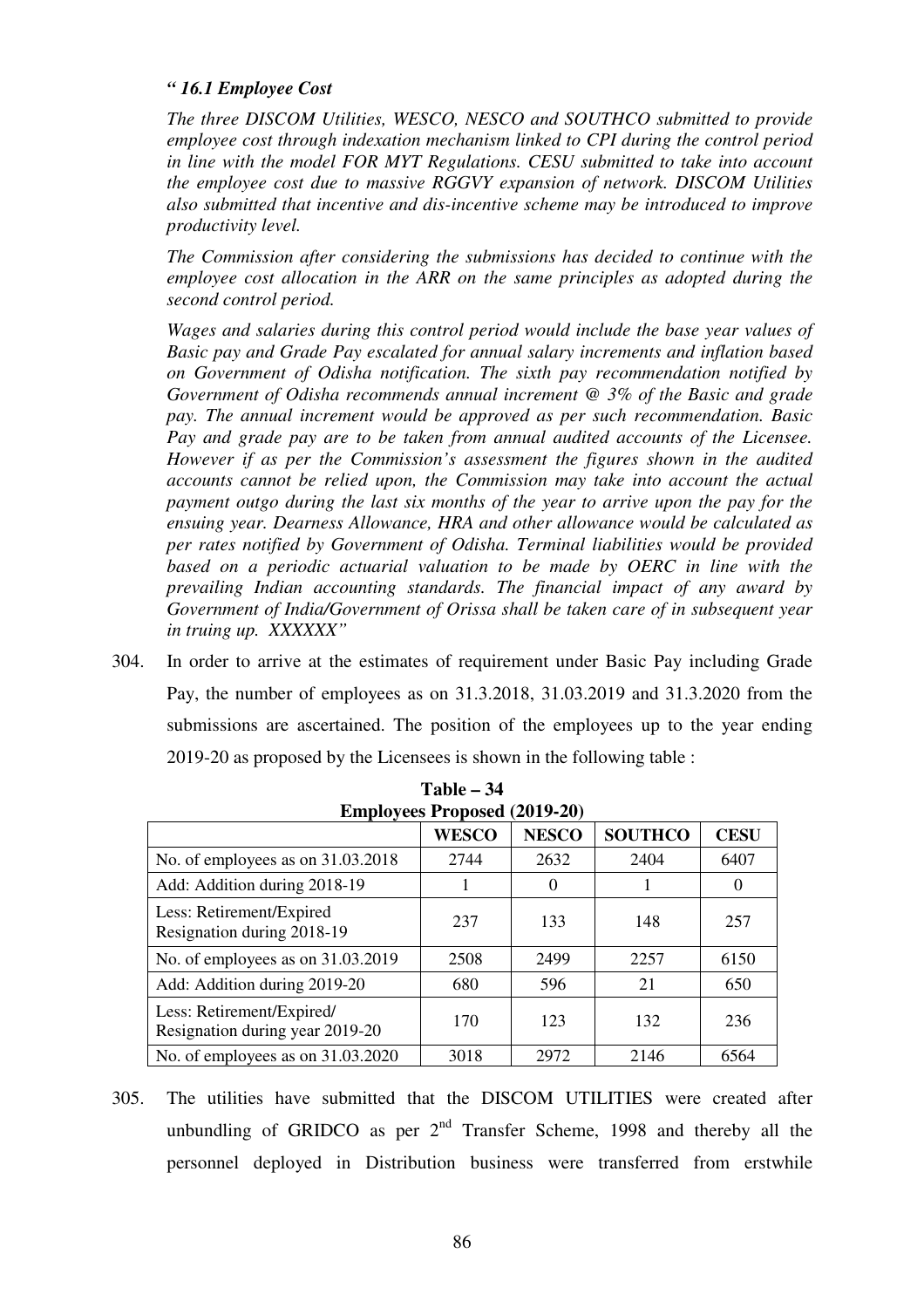*" 16.1 Employee Cost*

*The three DISCOM Utilities, WESCO, NESCO and SOUTHCO submitted to provide employee cost through indexation mechanism linked to CPI during the control period in line with the model FOR MYT Regulations. CESU submitted to take into account the employee cost due to massive RGGVY expansion of network. DISCOM Utilities also submitted that incentive and dis-incentive scheme may be introduced to improve productivity level.*

*The Commission after considering the submissions has decided to continue with the employee cost allocation in the ARR on the same principles as adopted during the second control period.*

*Wages and salaries during this control period would include the base year values of Basic pay and Grade Pay escalated for annual salary increments and inflation based on Government of Odisha notification. The sixth pay recommendation notified by Government of Odisha recommends annual increment @ 3% of the Basic and grade pay. The annual increment would be approved as per such recommendation. Basic Pay and grade pay are to be taken from annual audited accounts of the Licensee. However if as per the Commission's assessment the figures shown in the audited accounts cannot be relied upon, the Commission may take into account the actual payment outgo during the last six months of the year to arrive upon the pay for the ensuing year. Dearness Allowance, HRA and other allowance would be calculated as per rates notified by Government of Odisha. Terminal liabilities would be provided based on a periodic actuarial valuation to be made by OERC in line with the prevailing Indian accounting standards. The financial impact of any award by Government of India/Government of Orissa shall be taken care of in subsequent year in truing up. XXXXXX"*

304. In order to arrive at the estimates of requirement under Basic Pay including Grade Pay, the number of employees as on 31.3.2018, 31.03.2019 and 31.3.2020 from the submissions are ascertained. The position of the employees up to the year ending 2019-20 as proposed by the Licensees is shown in the following table :

**Table – 34**
**Employees Proposed (2019-20)**

| | WESCO | NESCO | SOUTHCO | CESU |
|---|---|---|---|---|
| No. of employees as on 31.03.2018 | 2744 | 2632 | 2404 | 6407 |
| Add: Addition during 2018-19 | 1 | 0 | 1 | 0 |
| Less: Retirement/Expired Resignation during 2018-19 | 237 | 133 | 148 | 257 |
| No. of employees as on 31.03.2019 | 2508 | 2499 | 2257 | 6150 |
| Add: Addition during 2019-20 | 680 | 596 | 21 | 650 |
| Less: Retirement/Expired/ Resignation during year 2019-20 | 170 | 123 | 132 | 236 |
| No. of employees as on 31.03.2020 | 3018 | 2972 | 2146 | 6564 |

305. The utilities have submitted that the DISCOM UTILITIES were created after unbundling of GRIDCO as per 2nd Transfer Scheme, 1998 and thereby all the personnel deployed in Distribution business were transferred from erstwhile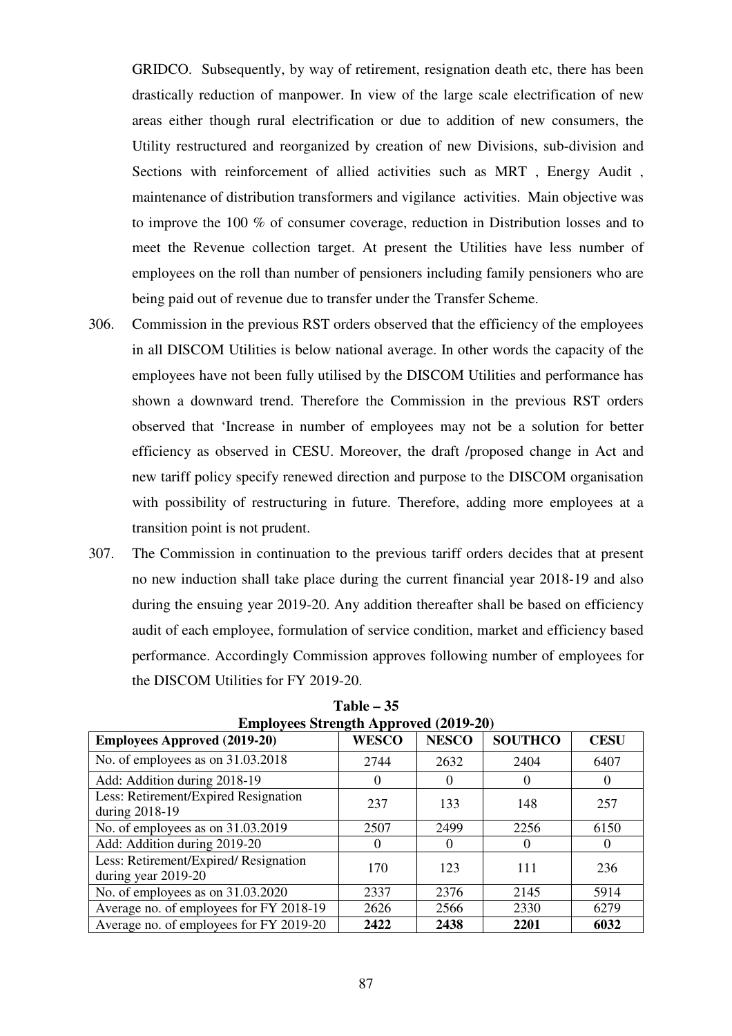GRIDCO. Subsequently, by way of retirement, resignation death etc, there has been drastically reduction of manpower. In view of the large scale electrification of new areas either though rural electrification or due to addition of new consumers, the Utility restructured and reorganized by creation of new Divisions, sub-division and Sections with reinforcement of allied activities such as MRT , Energy Audit , maintenance of distribution transformers and vigilance activities. Main objective was to improve the 100 % of consumer coverage, reduction in Distribution losses and to meet the Revenue collection target. At present the Utilities have less number of employees on the roll than number of pensioners including family pensioners who are being paid out of revenue due to transfer under the Transfer Scheme.

306. Commission in the previous RST orders observed that the efficiency of the employees in all DISCOM Utilities is below national average. In other words the capacity of the employees have not been fully utilised by the DISCOM Utilities and performance has shown a downward trend. Therefore the Commission in the previous RST orders observed that 'Increase in number of employees may not be a solution for better efficiency as observed in CESU. Moreover, the draft /proposed change in Act and new tariff policy specify renewed direction and purpose to the DISCOM organisation with possibility of restructuring in future. Therefore, adding more employees at a transition point is not prudent.

307. The Commission in continuation to the previous tariff orders decides that at present no new induction shall take place during the current financial year 2018-19 and also during the ensuing year 2019-20. Any addition thereafter shall be based on efficiency audit of each employee, formulation of service condition, market and efficiency based performance. Accordingly Commission approves following number of employees for the DISCOM Utilities for FY 2019-20.

**Table – 35**
**Employees Strength Approved (2019-20)**

| Employees Approved (2019-20) | WESCO | NESCO | SOUTHCO | CESU |
|---|---|---|---|---|
| No. of employees as on 31.03.2018 | 2744 | 2632 | 2404 | 6407 |
| Add: Addition during 2018-19 | 0 | 0 | 0 | 0 |
| Less: Retirement/Expired Resignation during 2018-19 | 237 | 133 | 148 | 257 |
| No. of employees as on 31.03.2019 | 2507 | 2499 | 2256 | 6150 |
| Add: Addition during 2019-20 | 0 | 0 | 0 | 0 |
| Less: Retirement/Expired/ Resignation during year 2019-20 | 170 | 123 | 111 | 236 |
| No. of employees as on 31.03.2020 | 2337 | 2376 | 2145 | 5914 |
| Average no. of employees for FY 2018-19 | 2626 | 2566 | 2330 | 6279 |
| Average no. of employees for FY 2019-20 | **2422** | **2438** | **2201** | **6032** |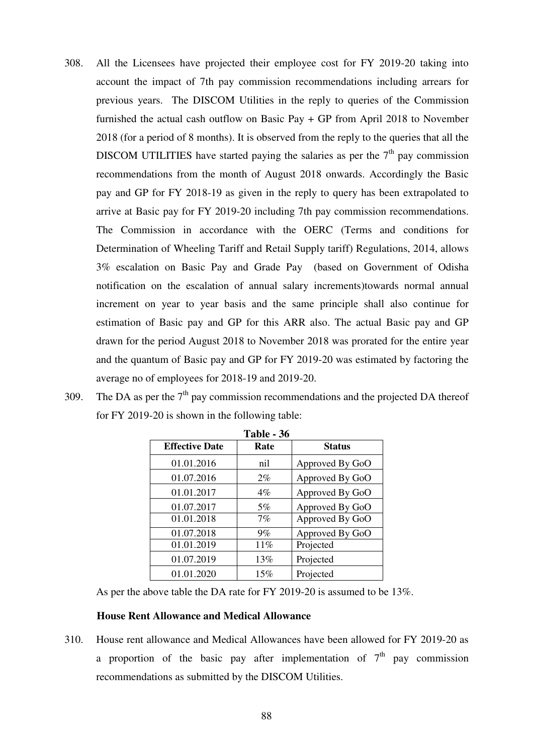308. All the Licensees have projected their employee cost for FY 2019-20 taking into account the impact of 7th pay commission recommendations including arrears for previous years. The DISCOM Utilities in the reply to queries of the Commission furnished the actual cash outflow on Basic Pay + GP from April 2018 to November 2018 (for a period of 8 months). It is observed from the reply to the queries that all the DISCOM UTILITIES have started paying the salaries as per the 7th pay commission recommendations from the month of August 2018 onwards. Accordingly the Basic pay and GP for FY 2018-19 as given in the reply to query has been extrapolated to arrive at Basic pay for FY 2019-20 including 7th pay commission recommendations. The Commission in accordance with the OERC (Terms and conditions for Determination of Wheeling Tariff and Retail Supply tariff) Regulations, 2014, allows 3% escalation on Basic Pay and Grade Pay (based on Government of Odisha notification on the escalation of annual salary increments)towards normal annual increment on year to year basis and the same principle shall also continue for estimation of Basic pay and GP for this ARR also. The actual Basic pay and GP drawn for the period August 2018 to November 2018 was prorated for the entire year and the quantum of Basic pay and GP for FY 2019-20 was estimated by factoring the average no of employees for 2018-19 and 2019-20.

309. The DA as per the 7th pay commission recommendations and the projected DA thereof for FY 2019-20 is shown in the following table:

**Table - 36**

| Effective Date | Rate | Status |
|---|---|---|
| 01.01.2016 | nil | Approved By GoO |
| 01.07.2016 | 2% | Approved By GoO |
| 01.01.2017 | 4% | Approved By GoO |
| 01.07.2017 | 5% | Approved By GoO |
| 01.01.2018 | 7% | Approved By GoO |
| 01.07.2018 | 9% | Approved By GoO |
| 01.01.2019 | 11% | Projected |
| 01.07.2019 | 13% | Projected |
| 01.01.2020 | 15% | Projected |

As per the above table the DA rate for FY 2019-20 is assumed to be 13%.

**House Rent Allowance and Medical Allowance**

310. House rent allowance and Medical Allowances have been allowed for FY 2019-20 as a proportion of the basic pay after implementation of 7th pay commission recommendations as submitted by the DISCOM Utilities.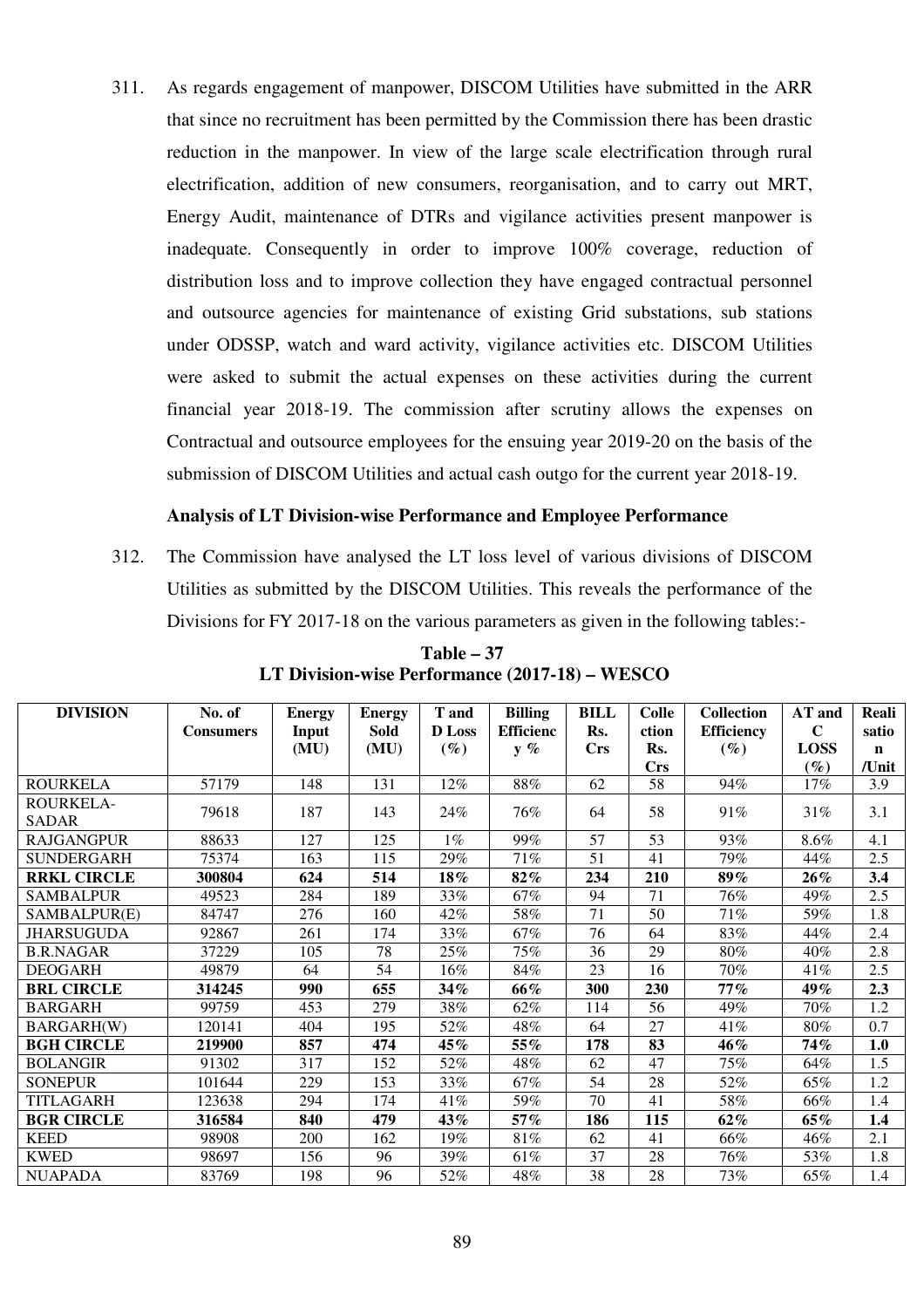311. As regards engagement of manpower, DISCOM Utilities have submitted in the ARR that since no recruitment has been permitted by the Commission there has been drastic reduction in the manpower. In view of the large scale electrification through rural electrification, addition of new consumers, reorganisation, and to carry out MRT, Energy Audit, maintenance of DTRs and vigilance activities present manpower is inadequate. Consequently in order to improve 100% coverage, reduction of distribution loss and to improve collection they have engaged contractual personnel and outsource agencies for maintenance of existing Grid substations, sub stations under ODSSP, watch and ward activity, vigilance activities etc. DISCOM Utilities were asked to submit the actual expenses on these activities during the current financial year 2018-19. The commission after scrutiny allows the expenses on Contractual and outsource employees for the ensuing year 2019-20 on the basis of the submission of DISCOM Utilities and actual cash outgo for the current year 2018-19.

**Analysis of LT Division-wise Performance and Employee Performance**

312. The Commission have analysed the LT loss level of various divisions of DISCOM Utilities as submitted by the DISCOM Utilities. This reveals the performance of the Divisions for FY 2017-18 on the various parameters as given in the following tables:-

**Table – 37**
**LT Division-wise Performance (2017-18) – WESCO**

| DIVISION | No. of Consumers | Energy Input (MU) | Energy Sold (MU) | T and D Loss (%) | Billing Efficiency % | BILL Rs. Crs | Collection Rs. Crs | Collection Efficiency (%) | AT and C LOSS (%) | Realisation /Unit |
|---|---|---|---|---|---|---|---|---|---|---|
| ROURKELA | 57179 | 148 | 131 | 12% | 88% | 62 | 58 | 94% | 17% | 3.9 |
| ROURKELA-SADAR | 79618 | 187 | 143 | 24% | 76% | 64 | 58 | 91% | 31% | 3.1 |
| RAJGANGPUR | 88633 | 127 | 125 | 1% | 99% | 57 | 53 | 93% | 8.6% | 4.1 |
| SUNDERGARH | 75374 | 163 | 115 | 29% | 71% | 51 | 41 | 79% | 44% | 2.5 |
| **RRKL CIRCLE** | **300804** | **624** | **514** | **18%** | **82%** | **234** | **210** | **89%** | **26%** | **3.4** |
| SAMBALPUR | 49523 | 284 | 189 | 33% | 67% | 94 | 71 | 76% | 49% | 2.5 |
| SAMBALPUR(E) | 84747 | 276 | 160 | 42% | 58% | 71 | 50 | 71% | 59% | 1.8 |
| JHARSUGUDA | 92867 | 261 | 174 | 33% | 67% | 76 | 64 | 83% | 44% | 2.4 |
| B.R.NAGAR | 37229 | 105 | 78 | 25% | 75% | 36 | 29 | 80% | 40% | 2.8 |
| DEOGARH | 49879 | 64 | 54 | 16% | 84% | 23 | 16 | 70% | 41% | 2.5 |
| **BRL CIRCLE** | **314245** | **990** | **655** | **34%** | **66%** | **300** | **230** | **77%** | **49%** | **2.3** |
| BARGARH | 99759 | 453 | 279 | 38% | 62% | 114 | 56 | 49% | 70% | 1.2 |
| BARGARH(W) | 120141 | 404 | 195 | 52% | 48% | 64 | 27 | 41% | 80% | 0.7 |
| **BGH CIRCLE** | **219900** | **857** | **474** | **45%** | **55%** | **178** | **83** | **46%** | **74%** | **1.0** |
| BOLANGIR | 91302 | 317 | 152 | 52% | 48% | 62 | 47 | 75% | 64% | 1.5 |
| SONEPUR | 101644 | 229 | 153 | 33% | 67% | 54 | 28 | 52% | 65% | 1.2 |
| TITLAGARH | 123638 | 294 | 174 | 41% | 59% | 70 | 41 | 58% | 66% | 1.4 |
| **BGR CIRCLE** | **316584** | **840** | **479** | **43%** | **57%** | **186** | **115** | **62%** | **65%** | **1.4** |
| KEED | 98908 | 200 | 162 | 19% | 81% | 62 | 41 | 66% | 46% | 2.1 |
| KWED | 98697 | 156 | 96 | 39% | 61% | 37 | 28 | 76% | 53% | 1.8 |
| NUAPADA | 83769 | 198 | 96 | 52% | 48% | 38 | 28 | 73% | 65% | 1.4 |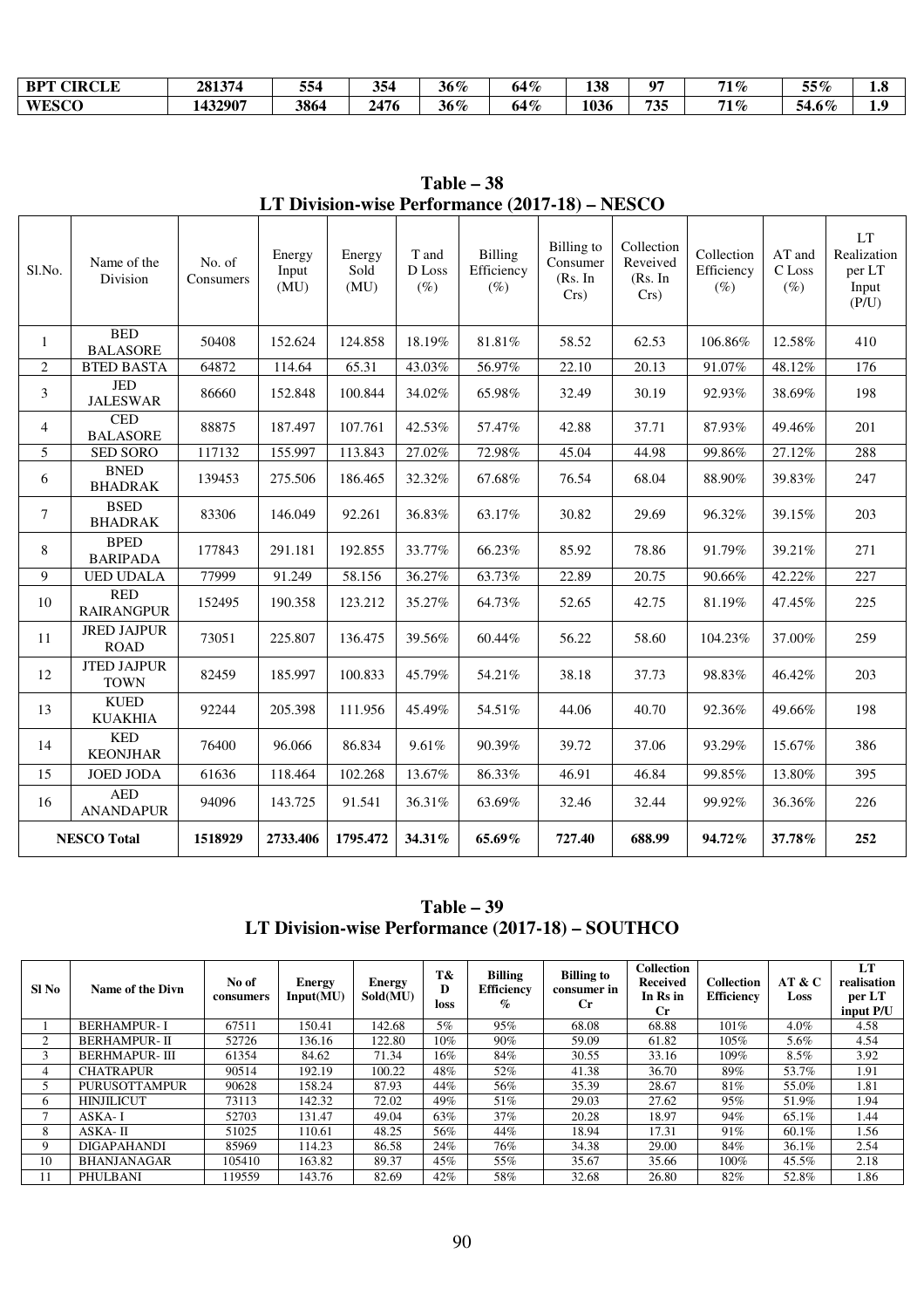| BPT CIRCLE | 281374 | 554 | 354 | 36% | 64% | 138 | 97 | 71% | 55% | 1.8 |
|---|---|---|---|---|---|---|---|---|---|---|
| WESCO | 1432907 | 3864 | 2476 | 36% | 64% | 1036 | 735 | 71% | 54.6% | 1.9 |

## Table – 38
## LT Division-wise Performance (2017-18) – NESCO

| Sl.No. | Name of the Division | No. of Consumers | Energy Input (MU) | Energy Sold (MU) | T and D Loss (%) | Billing Efficiency (%) | Billing to Consumer (Rs. In Crs) | Collection Reveived (Rs. In Crs) | Collection Efficiency (%) | AT and C Loss (%) | LT Realization per LT Input (P/U) |
|---|---|---|---|---|---|---|---|---|---|---|---|
| 1 | BED BALASORE | 50408 | 152.624 | 124.858 | 18.19% | 81.81% | 58.52 | 62.53 | 106.86% | 12.58% | 410 |
| 2 | BTED BASTA | 64872 | 114.64 | 65.31 | 43.03% | 56.97% | 22.10 | 20.13 | 91.07% | 48.12% | 176 |
| 3 | JED JALESWAR | 86660 | 152.848 | 100.844 | 34.02% | 65.98% | 32.49 | 30.19 | 92.93% | 38.69% | 198 |
| 4 | CED BALASORE | 88875 | 187.497 | 107.761 | 42.53% | 57.47% | 42.88 | 37.71 | 87.93% | 49.46% | 201 |
| 5 | SED SORO | 117132 | 155.997 | 113.843 | 27.02% | 72.98% | 45.04 | 44.98 | 99.86% | 27.12% | 288 |
| 6 | BNED BHADRAK | 139453 | 275.506 | 186.465 | 32.32% | 67.68% | 76.54 | 68.04 | 88.90% | 39.83% | 247 |
| 7 | BSED BHADRAK | 83306 | 146.049 | 92.261 | 36.83% | 63.17% | 30.82 | 29.69 | 96.32% | 39.15% | 203 |
| 8 | BPED BARIPADA | 177843 | 291.181 | 192.855 | 33.77% | 66.23% | 85.92 | 78.86 | 91.79% | 39.21% | 271 |
| 9 | UED UDALA | 77999 | 91.249 | 58.156 | 36.27% | 63.73% | 22.89 | 20.75 | 90.66% | 42.22% | 227 |
| 10 | RED RAIRANGPUR | 152495 | 190.358 | 123.212 | 35.27% | 64.73% | 52.65 | 42.75 | 81.19% | 47.45% | 225 |
| 11 | JRED JAJPUR ROAD | 73051 | 225.807 | 136.475 | 39.56% | 60.44% | 56.22 | 58.60 | 104.23% | 37.00% | 259 |
| 12 | JTED JAJPUR TOWN | 82459 | 185.997 | 100.833 | 45.79% | 54.21% | 38.18 | 37.73 | 98.83% | 46.42% | 203 |
| 13 | KUED KUAKHIA | 92244 | 205.398 | 111.956 | 45.49% | 54.51% | 44.06 | 40.70 | 92.36% | 49.66% | 198 |
| 14 | KED KEONJHAR | 76400 | 96.066 | 86.834 | 9.61% | 90.39% | 39.72 | 37.06 | 93.29% | 15.67% | 386 |
| 15 | JOED JODA | 61636 | 118.464 | 102.268 | 13.67% | 86.33% | 46.91 | 46.84 | 99.85% | 13.80% | 395 |
| 16 | AED ANANDAPUR | 94096 | 143.725 | 91.541 | 36.31% | 63.69% | 32.46 | 32.44 | 99.92% | 36.36% | 226 |
| **NESCO Total** | | **1518929** | **2733.406** | **1795.472** | **34.31%** | **65.69%** | **727.40** | **688.99** | **94.72%** | **37.78%** | **252** |

## Table – 39
## LT Division-wise Performance (2017-18) – SOUTHCO

| Sl No | Name of the Divn | No of consumers | Energy Input(MU) | Energy Sold(MU) | T& D loss | Billing Efficiency % | Billing to consumer in Cr | Collection Received In Rs in Cr | Collection Efficiency | AT & C Loss | LT realisation per LT input P/U |
|---|---|---|---|---|---|---|---|---|---|---|---|
| 1 | BERHAMPUR- I | 67511 | 150.41 | 142.68 | 5% | 95% | 68.08 | 68.88 | 101% | 4.0% | 4.58 |
| 2 | BERHAMPUR- II | 52726 | 136.16 | 122.80 | 10% | 90% | 59.09 | 61.82 | 105% | 5.6% | 4.54 |
| 3 | BERHMAPUR- III | 61354 | 84.62 | 71.34 | 16% | 84% | 30.55 | 33.16 | 109% | 8.5% | 3.92 |
| 4 | CHATRAPUR | 90514 | 192.19 | 100.22 | 48% | 52% | 41.38 | 36.70 | 89% | 53.7% | 1.91 |
| 5 | PURUSOTTAMPUR | 90628 | 158.24 | 87.93 | 44% | 56% | 35.39 | 28.67 | 81% | 55.0% | 1.81 |
| 6 | HINJILICUT | 73113 | 142.32 | 72.02 | 49% | 51% | 29.03 | 27.62 | 95% | 51.9% | 1.94 |
| 7 | ASKA- I | 52703 | 131.47 | 49.04 | 63% | 37% | 20.28 | 18.97 | 94% | 65.1% | 1.44 |
| 8 | ASKA- II | 51025 | 110.61 | 48.25 | 56% | 44% | 18.94 | 17.31 | 91% | 60.1% | 1.56 |
| 9 | DIGAPAHANDI | 85969 | 114.23 | 86.58 | 24% | 76% | 34.38 | 29.00 | 84% | 36.1% | 2.54 |
| 10 | BHANJANAGAR | 105410 | 163.82 | 89.37 | 45% | 55% | 35.67 | 35.66 | 100% | 45.5% | 2.18 |
| 11 | PHULBANI | 119559 | 143.76 | 82.69 | 42% | 58% | 32.68 | 26.80 | 82% | 52.8% | 1.86 |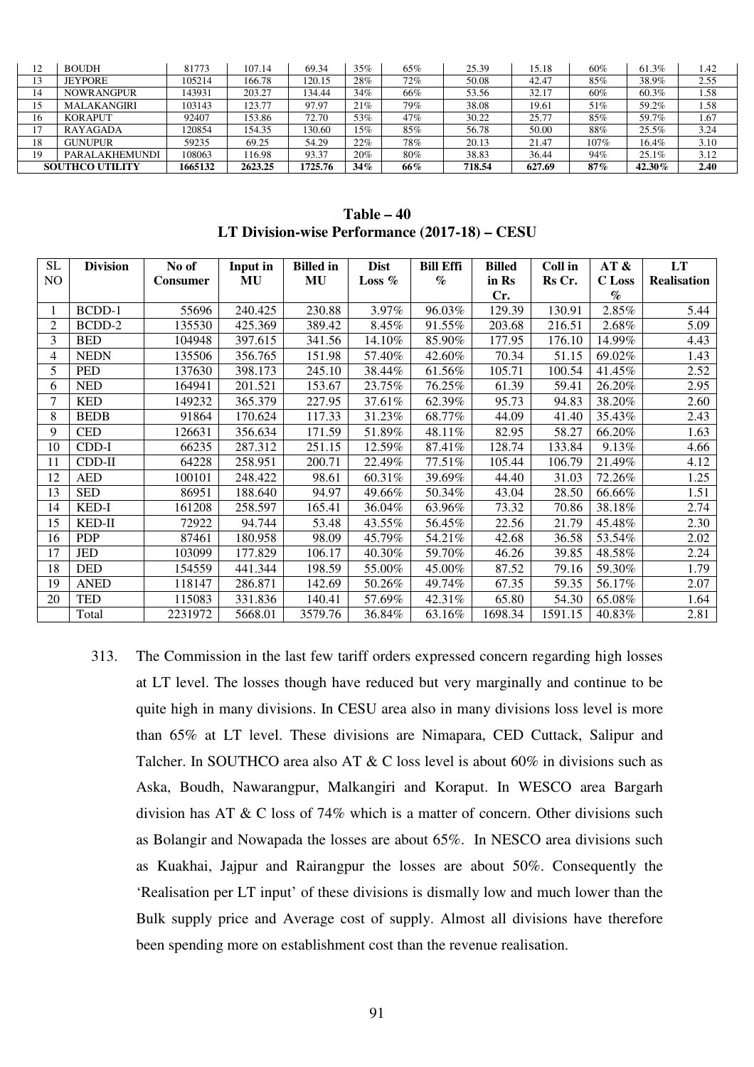| 12 | BOUDH | 81773 | 107.14 | 69.34 | 35% | 65% | 25.39 | 15.18 | 60% | 61.3% | 1.42 |
|---|---|---|---|---|---|---|---|---|---|---|---|
| 13 | JEYPORE | 105214 | 166.78 | 120.15 | 28% | 72% | 50.08 | 42.47 | 85% | 38.9% | 2.55 |
| 14 | NOWRANGPUR | 143931 | 203.27 | 134.44 | 34% | 66% | 53.56 | 32.17 | 60% | 60.3% | 1.58 |
| 15 | MALAKANGIRI | 103143 | 123.77 | 97.97 | 21% | 79% | 38.08 | 19.61 | 51% | 59.2% | 1.58 |
| 16 | KORAPUT | 92407 | 153.86 | 72.70 | 53% | 47% | 30.22 | 25.77 | 85% | 59.7% | 1.67 |
| 17 | RAYAGADA | 120854 | 154.35 | 130.60 | 15% | 85% | 56.78 | 50.00 | 88% | 25.5% | 3.24 |
| 18 | GUNUPUR | 59235 | 69.25 | 54.29 | 22% | 78% | 20.13 | 21.47 | 107% | 16.4% | 3.10 |
| 19 | PARALAKHEMUNDI | 108063 | 116.98 | 93.37 | 20% | 80% | 38.83 | 36.44 | 94% | 25.1% | 3.12 |
| **SOUTHCO UTILITY** | | **1665132** | **2623.25** | **1725.76** | **34%** | **66%** | **718.54** | **627.69** | **87%** | **42.30%** | **2.40** |

**Table – 40**
**LT Division-wise Performance (2017-18) – CESU**

| SL NO | Division | No of Consumer | Input in MU | Billed in MU | Dist Loss % | Bill Effi % | Billed in Rs Cr. | Coll in Rs Cr. | AT & C Loss % | LT Realisation |
|---|---|---|---|---|---|---|---|---|---|---|
| 1 | BCDD-1 | 55696 | 240.425 | 230.88 | 3.97% | 96.03% | 129.39 | 130.91 | 2.85% | 5.44 |
| 2 | BCDD-2 | 135530 | 425.369 | 389.42 | 8.45% | 91.55% | 203.68 | 216.51 | 2.68% | 5.09 |
| 3 | BED | 104948 | 397.615 | 341.56 | 14.10% | 85.90% | 177.95 | 176.10 | 14.99% | 4.43 |
| 4 | NEDN | 135506 | 356.765 | 151.98 | 57.40% | 42.60% | 70.34 | 51.15 | 69.02% | 1.43 |
| 5 | PED | 137630 | 398.173 | 245.10 | 38.44% | 61.56% | 105.71 | 100.54 | 41.45% | 2.52 |
| 6 | NED | 164941 | 201.521 | 153.67 | 23.75% | 76.25% | 61.39 | 59.41 | 26.20% | 2.95 |
| 7 | KED | 149232 | 365.379 | 227.95 | 37.61% | 62.39% | 95.73 | 94.83 | 38.20% | 2.60 |
| 8 | BEDB | 91864 | 170.624 | 117.33 | 31.23% | 68.77% | 44.09 | 41.40 | 35.43% | 2.43 |
| 9 | CED | 126631 | 356.634 | 171.59 | 51.89% | 48.11% | 82.95 | 58.27 | 66.20% | 1.63 |
| 10 | CDD-I | 66235 | 287.312 | 251.15 | 12.59% | 87.41% | 128.74 | 133.84 | 9.13% | 4.66 |
| 11 | CDD-II | 64228 | 258.951 | 200.71 | 22.49% | 77.51% | 105.44 | 106.79 | 21.49% | 4.12 |
| 12 | AED | 100101 | 248.422 | 98.61 | 60.31% | 39.69% | 44.40 | 31.03 | 72.26% | 1.25 |
| 13 | SED | 86951 | 188.640 | 94.97 | 49.66% | 50.34% | 43.04 | 28.50 | 66.66% | 1.51 |
| 14 | KED-I | 161208 | 258.597 | 165.41 | 36.04% | 63.96% | 73.32 | 70.86 | 38.18% | 2.74 |
| 15 | KED-II | 72922 | 94.744 | 53.48 | 43.55% | 56.45% | 22.56 | 21.79 | 45.48% | 2.30 |
| 16 | PDP | 87461 | 180.958 | 98.09 | 45.79% | 54.21% | 42.68 | 36.58 | 53.54% | 2.02 |
| 17 | JED | 103099 | 177.829 | 106.17 | 40.30% | 59.70% | 46.26 | 39.85 | 48.58% | 2.24 |
| 18 | DED | 154559 | 441.344 | 198.59 | 55.00% | 45.00% | 87.52 | 79.16 | 59.30% | 1.79 |
| 19 | ANED | 118147 | 286.871 | 142.69 | 50.26% | 49.74% | 67.35 | 59.35 | 56.17% | 2.07 |
| 20 | TED | 115083 | 331.836 | 140.41 | 57.69% | 42.31% | 65.80 | 54.30 | 65.08% | 1.64 |
| | Total | 2231972 | 5668.01 | 3579.76 | 36.84% | 63.16% | 1698.34 | 1591.15 | 40.83% | 2.81 |

313. The Commission in the last few tariff orders expressed concern regarding high losses at LT level. The losses though have reduced but very marginally and continue to be quite high in many divisions. In CESU area also in many divisions loss level is more than 65% at LT level. These divisions are Nimapara, CED Cuttack, Salipur and Talcher. In SOUTHCO area also AT & C loss level is about 60% in divisions such as Aska, Boudh, Nawarangpur, Malkangiri and Koraput. In WESCO area Bargarh division has AT & C loss of 74% which is a matter of concern. Other divisions such as Bolangir and Nowapada the losses are about 65%. In NESCO area divisions such as Kuakhai, Jajpur and Rairangpur the losses are about 50%. Consequently the 'Realisation per LT input' of these divisions is dismally low and much lower than the Bulk supply price and Average cost of supply. Almost all divisions have therefore been spending more on establishment cost than the revenue realisation.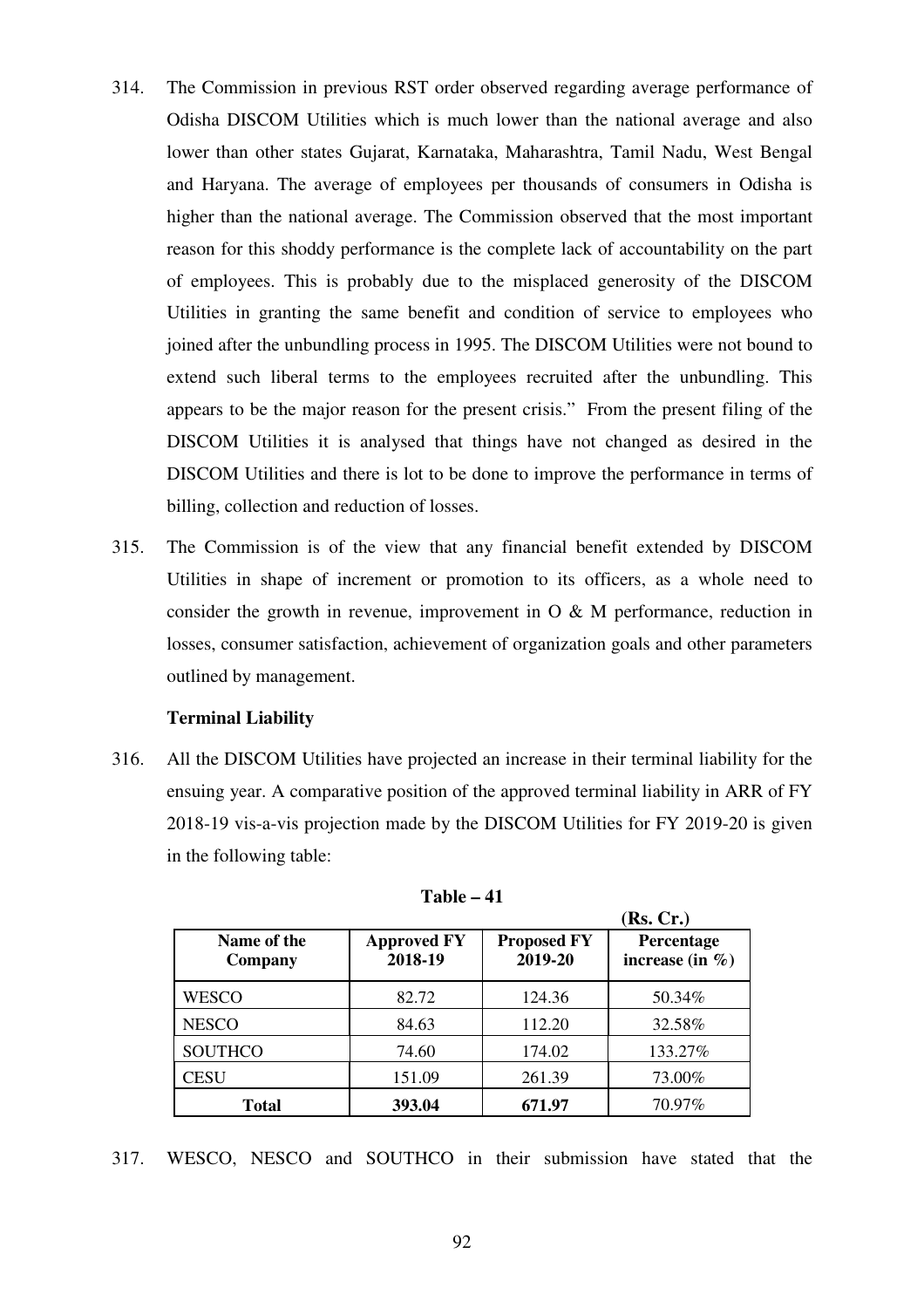314. The Commission in previous RST order observed regarding average performance of Odisha DISCOM Utilities which is much lower than the national average and also lower than other states Gujarat, Karnataka, Maharashtra, Tamil Nadu, West Bengal and Haryana. The average of employees per thousands of consumers in Odisha is higher than the national average. The Commission observed that the most important reason for this shoddy performance is the complete lack of accountability on the part of employees. This is probably due to the misplaced generosity of the DISCOM Utilities in granting the same benefit and condition of service to employees who joined after the unbundling process in 1995. The DISCOM Utilities were not bound to extend such liberal terms to the employees recruited after the unbundling. This appears to be the major reason for the present crisis." From the present filing of the DISCOM Utilities it is analysed that things have not changed as desired in the DISCOM Utilities and there is lot to be done to improve the performance in terms of billing, collection and reduction of losses.

315. The Commission is of the view that any financial benefit extended by DISCOM Utilities in shape of increment or promotion to its officers, as a whole need to consider the growth in revenue, improvement in O & M performance, reduction in losses, consumer satisfaction, achievement of organization goals and other parameters outlined by management.

**Terminal Liability**

316. All the DISCOM Utilities have projected an increase in their terminal liability for the ensuing year. A comparative position of the approved terminal liability in ARR of FY 2018-19 vis-a-vis projection made by the DISCOM Utilities for FY 2019-20 is given in the following table:

**Table – 41**

**(Rs. Cr.)**

| Name of the Company | Approved FY 2018-19 | Proposed FY 2019-20 | Percentage increase (in %) |
|---|---|---|---|
| WESCO | 82.72 | 124.36 | 50.34% |
| NESCO | 84.63 | 112.20 | 32.58% |
| SOUTHCO | 74.60 | 174.02 | 133.27% |
| CESU | 151.09 | 261.39 | 73.00% |
| **Total** | **393.04** | **671.97** | 70.97% |

317. WESCO, NESCO and SOUTHCO in their submission have stated that the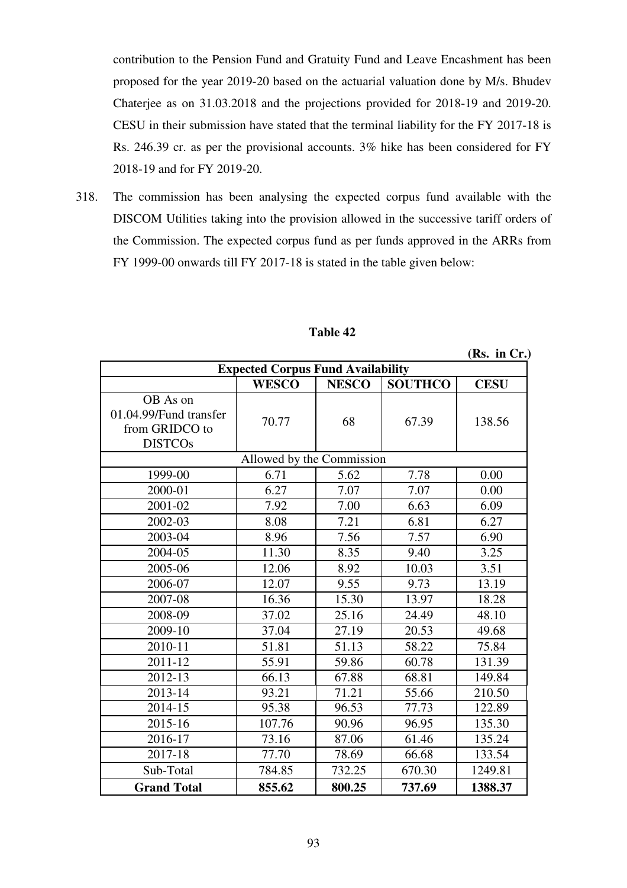contribution to the Pension Fund and Gratuity Fund and Leave Encashment has been proposed for the year 2019-20 based on the actuarial valuation done by M/s. Bhudev Chaterjee as on 31.03.2018 and the projections provided for 2018-19 and 2019-20. CESU in their submission have stated that the terminal liability for the FY 2017-18 is Rs. 246.39 cr. as per the provisional accounts. 3% hike has been considered for FY 2018-19 and for FY 2019-20.

318. The commission has been analysing the expected corpus fund available with the DISCOM Utilities taking into the provision allowed in the successive tariff orders of the Commission. The expected corpus fund as per funds approved in the ARRs from FY 1999-00 onwards till FY 2017-18 is stated in the table given below:

**Table 42**

**(Rs. in Cr.)**

| **Expected Corpus Fund Availability** | | | | |
|---|---|---|---|---|
| | **WESCO** | **NESCO** | **SOUTHCO** | **CESU** |
| OB As on 01.04.99/Fund transfer from GRIDCO to DISTCOs | 70.77 | 68 | 67.39 | 138.56 |
| Allowed by the Commission | | | | |
| 1999-00 | 6.71 | 5.62 | 7.78 | 0.00 |
| 2000-01 | 6.27 | 7.07 | 7.07 | 0.00 |
| 2001-02 | 7.92 | 7.00 | 6.63 | 6.09 |
| 2002-03 | 8.08 | 7.21 | 6.81 | 6.27 |
| 2003-04 | 8.96 | 7.56 | 7.57 | 6.90 |
| 2004-05 | 11.30 | 8.35 | 9.40 | 3.25 |
| 2005-06 | 12.06 | 8.92 | 10.03 | 3.51 |
| 2006-07 | 12.07 | 9.55 | 9.73 | 13.19 |
| 2007-08 | 16.36 | 15.30 | 13.97 | 18.28 |
| 2008-09 | 37.02 | 25.16 | 24.49 | 48.10 |
| 2009-10 | 37.04 | 27.19 | 20.53 | 49.68 |
| 2010-11 | 51.81 | 51.13 | 58.22 | 75.84 |
| 2011-12 | 55.91 | 59.86 | 60.78 | 131.39 |
| 2012-13 | 66.13 | 67.88 | 68.81 | 149.84 |
| 2013-14 | 93.21 | 71.21 | 55.66 | 210.50 |
| 2014-15 | 95.38 | 96.53 | 77.73 | 122.89 |
| 2015-16 | 107.76 | 90.96 | 96.95 | 135.30 |
| 2016-17 | 73.16 | 87.06 | 61.46 | 135.24 |
| 2017-18 | 77.70 | 78.69 | 66.68 | 133.54 |
| Sub-Total | 784.85 | 732.25 | 670.30 | 1249.81 |
| **Grand Total** | **855.62** | **800.25** | **737.69** | **1388.37** |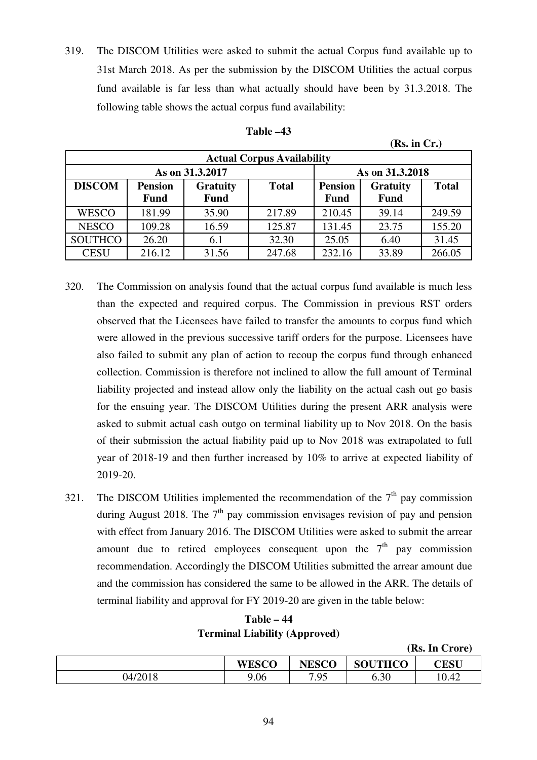319. The DISCOM Utilities were asked to submit the actual Corpus fund available up to 31st March 2018. As per the submission by the DISCOM Utilities the actual corpus fund available is far less than what actually should have been by 31.3.2018. The following table shows the actual corpus fund availability:

**Table –43**

**(Rs. in Cr.)**

| Actual Corpus Availability | | | | | | |
|---|---|---|---|---|---|---|
| | As on 31.3.2017 | | | As on 31.3.2018 | | |
| **DISCOM** | **Pension Fund** | **Gratuity Fund** | **Total** | **Pension Fund** | **Gratuity Fund** | **Total** |
| WESCO | 181.99 | 35.90 | 217.89 | 210.45 | 39.14 | 249.59 |
| NESCO | 109.28 | 16.59 | 125.87 | 131.45 | 23.75 | 155.20 |
| SOUTHCO | 26.20 | 6.1 | 32.30 | 25.05 | 6.40 | 31.45 |
| CESU | 216.12 | 31.56 | 247.68 | 232.16 | 33.89 | 266.05 |

320. The Commission on analysis found that the actual corpus fund available is much less than the expected and required corpus. The Commission in previous RST orders observed that the Licensees have failed to transfer the amounts to corpus fund which were allowed in the previous successive tariff orders for the purpose. Licensees have also failed to submit any plan of action to recoup the corpus fund through enhanced collection. Commission is therefore not inclined to allow the full amount of Terminal liability projected and instead allow only the liability on the actual cash out go basis for the ensuing year. The DISCOM Utilities during the present ARR analysis were asked to submit actual cash outgo on terminal liability up to Nov 2018. On the basis of their submission the actual liability paid up to Nov 2018 was extrapolated to full year of 2018-19 and then further increased by 10% to arrive at expected liability of 2019-20.

321. The DISCOM Utilities implemented the recommendation of the 7th pay commission during August 2018. The 7th pay commission envisages revision of pay and pension with effect from January 2016. The DISCOM Utilities were asked to submit the arrear amount due to retired employees consequent upon the 7th pay commission recommendation. Accordingly the DISCOM Utilities submitted the arrear amount due and the commission has considered the same to be allowed in the ARR. The details of terminal liability and approval for FY 2019-20 are given in the table below:

**Table – 44**
**Terminal Liability (Approved)**

**(Rs. In Crore)**

| | WESCO | NESCO | SOUTHCO | CESU |
|---|---|---|---|---|
| 04/2018 | 9.06 | 7.95 | 6.30 | 10.42 |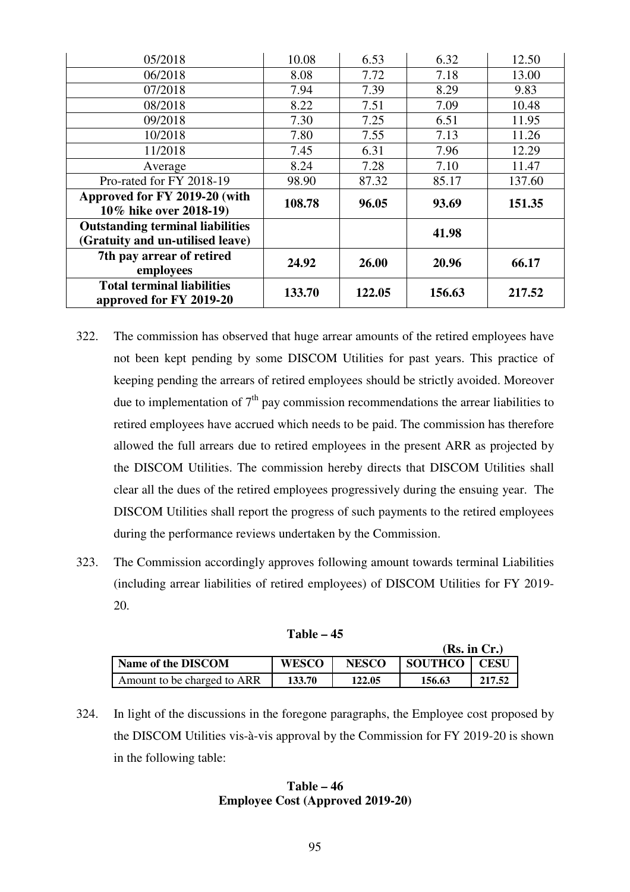| 05/2018 | 10.08 | 6.53 | 6.32 | 12.50 |
|---|---|---|---|---|
| 06/2018 | 8.08 | 7.72 | 7.18 | 13.00 |
| 07/2018 | 7.94 | 7.39 | 8.29 | 9.83 |
| 08/2018 | 8.22 | 7.51 | 7.09 | 10.48 |
| 09/2018 | 7.30 | 7.25 | 6.51 | 11.95 |
| 10/2018 | 7.80 | 7.55 | 7.13 | 11.26 |
| 11/2018 | 7.45 | 6.31 | 7.96 | 12.29 |
| Average | 8.24 | 7.28 | 7.10 | 11.47 |
| Pro-rated for FY 2018-19 | 98.90 | 87.32 | 85.17 | 137.60 |
| **Approved for FY 2019-20 (with 10% hike over 2018-19)** | **108.78** | **96.05** | **93.69** | **151.35** |
| **Outstanding terminal liabilities (Gratuity and un-utilised leave)** | | | **41.98** | |
| **7th pay arrear of retired employees** | **24.92** | **26.00** | **20.96** | **66.17** |
| **Total terminal liabilities approved for FY 2019-20** | **133.70** | **122.05** | **156.63** | **217.52** |

322. The commission has observed that huge arrear amounts of the retired employees have not been kept pending by some DISCOM Utilities for past years. This practice of keeping pending the arrears of retired employees should be strictly avoided. Moreover due to implementation of 7th pay commission recommendations the arrear liabilities to retired employees have accrued which needs to be paid. The commission has therefore allowed the full arrears due to retired employees in the present ARR as projected by the DISCOM Utilities. The commission hereby directs that DISCOM Utilities shall clear all the dues of the retired employees progressively during the ensuing year. The DISCOM Utilities shall report the progress of such payments to the retired employees during the performance reviews undertaken by the Commission.

323. The Commission accordingly approves following amount towards terminal Liabilities (including arrear liabilities of retired employees) of DISCOM Utilities for FY 2019-20.

**Table – 45**

**(Rs. in Cr.)**

| Name of the DISCOM | WESCO | NESCO | SOUTHCO | CESU |
|---|---|---|---|---|
| Amount to be charged to ARR | **133.70** | **122.05** | **156.63** | **217.52** |

324. In light of the discussions in the foregone paragraphs, the Employee cost proposed by the DISCOM Utilities vis-à-vis approval by the Commission for FY 2019-20 is shown in the following table:

**Table – 46**
**Employee Cost (Approved 2019-20)**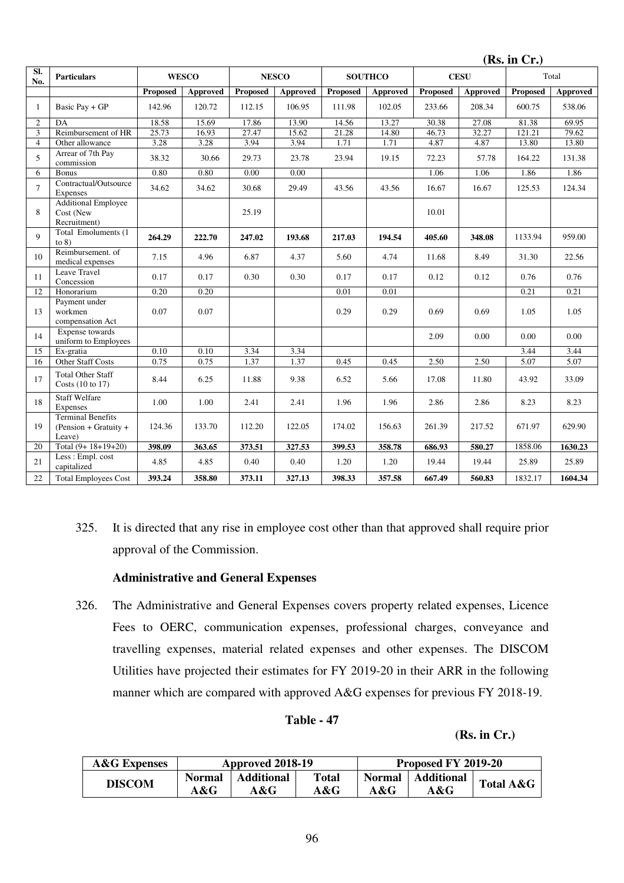(Rs. in Cr.)

| Sl. No. | Particulars | WESCO | | NESCO | | SOUTHCO | | CESU | | Total | |
|---|---|---|---|---|---|---|---|---|---|---|---|
| | | Proposed | Approved | Proposed | Approved | Proposed | Approved | Proposed | Approved | Proposed | Approved |
| 1 | Basic Pay + GP | 142.96 | 120.72 | 112.15 | 106.95 | 111.98 | 102.05 | 233.66 | 208.34 | 600.75 | 538.06 |
| 2 | DA | 18.58 | 15.69 | 17.86 | 13.90 | 14.56 | 13.27 | 30.38 | 27.08 | 81.38 | 69.95 |
| 3 | Reimbursement of HR | 25.73 | 16.93 | 27.47 | 15.62 | 21.28 | 14.80 | 46.73 | 32.27 | 121.21 | 79.62 |
| 4 | Other allowance | 3.28 | 3.28 | 3.94 | 3.94 | 1.71 | 1.71 | 4.87 | 4.87 | 13.80 | 13.80 |
| 5 | Arrear of 7th Pay commission | 38.32 | 30.66 | 29.73 | 23.78 | 23.94 | 19.15 | 72.23 | 57.78 | 164.22 | 131.38 |
| 6 | Bonus | 0.80 | 0.80 | 0.00 | 0.00 | | | 1.06 | 1.06 | 1.86 | 1.86 |
| 7 | Contractual/Outsource Expenses | 34.62 | 34.62 | 30.68 | 29.49 | 43.56 | 43.56 | 16.67 | 16.67 | 125.53 | 124.34 |
| 8 | Additional Employee Cost (New Recruitment) | | | 25.19 | | | | 10.01 | | | |
| 9 | Total Emoluments (1 to 8) | **264.29** | **222.70** | **247.02** | **193.68** | **217.03** | **194.54** | **405.60** | **348.08** | 1133.94 | 959.00 |
| 10 | Reimbursement. of medical expenses | 7.15 | 4.96 | 6.87 | 4.37 | 5.60 | 4.74 | 11.68 | 8.49 | 31.30 | 22.56 |
| 11 | Leave Travel Concession | 0.17 | 0.17 | 0.30 | 0.30 | 0.17 | 0.17 | 0.12 | 0.12 | 0.76 | 0.76 |
| 12 | Honorarium | 0.20 | 0.20 | | | 0.01 | 0.01 | | | 0.21 | 0.21 |
| 13 | Payment under workmen compensation Act | 0.07 | 0.07 | | | 0.29 | 0.29 | 0.69 | 0.69 | 1.05 | 1.05 |
| 14 | Expense towards uniform to Employees | | | | | | | 2.09 | 0.00 | 0.00 | 0.00 |
| 15 | Ex-gratia | 0.10 | 0.10 | 3.34 | 3.34 | | | | | 3.44 | 3.44 |
| 16 | Other Staff Costs | 0.75 | 0.75 | 1.37 | 1.37 | 0.45 | 0.45 | 2.50 | 2.50 | 5.07 | 5.07 |
| 17 | Total Other Staff Costs (10 to 17) | 8.44 | 6.25 | 11.88 | 9.38 | 6.52 | 5.66 | 17.08 | 11.80 | 43.92 | 33.09 |
| 18 | Staff Welfare Expenses | 1.00 | 1.00 | 2.41 | 2.41 | 1.96 | 1.96 | 2.86 | 2.86 | 8.23 | 8.23 |
| 19 | Terminal Benefits (Pension + Gratuity + Leave) | 124.36 | 133.70 | 112.20 | 122.05 | 174.02 | 156.63 | 261.39 | 217.52 | 671.97 | 629.90 |
| 20 | Total (9+ 18+19+20) | **398.09** | **363.65** | **373.51** | **327.53** | **399.53** | **358.78** | **686.93** | **580.27** | 1858.06 | **1630.23** |
| 21 | Less : Empl. cost capitalized | 4.85 | 4.85 | 0.40 | 0.40 | 1.20 | 1.20 | 19.44 | 19.44 | 25.89 | 25.89 |
| 22 | Total Employees Cost | **393.24** | **358.80** | **373.11** | **327.13** | **398.33** | **357.58** | **667.49** | **560.83** | 1832.17 | **1604.34** |

325. It is directed that any rise in employee cost other than that approved shall require prior approval of the Commission.

**Administrative and General Expenses**

326. The Administrative and General Expenses covers property related expenses, Licence Fees to OERC, communication expenses, professional charges, conveyance and travelling expenses, material related expenses and other expenses. The DISCOM Utilities have projected their estimates for FY 2019-20 in their ARR in the following manner which are compared with approved A&G expenses for previous FY 2018-19.

**Table - 47**

**(Rs. in Cr.)**

| A&G Expenses | Approved 2018-19 | | | Proposed FY 2019-20 | | |
|---|---|---|---|---|---|---|
| DISCOM | Normal A&G | Additional A&G | Total A&G | Normal A&G | Additional A&G | Total A&G |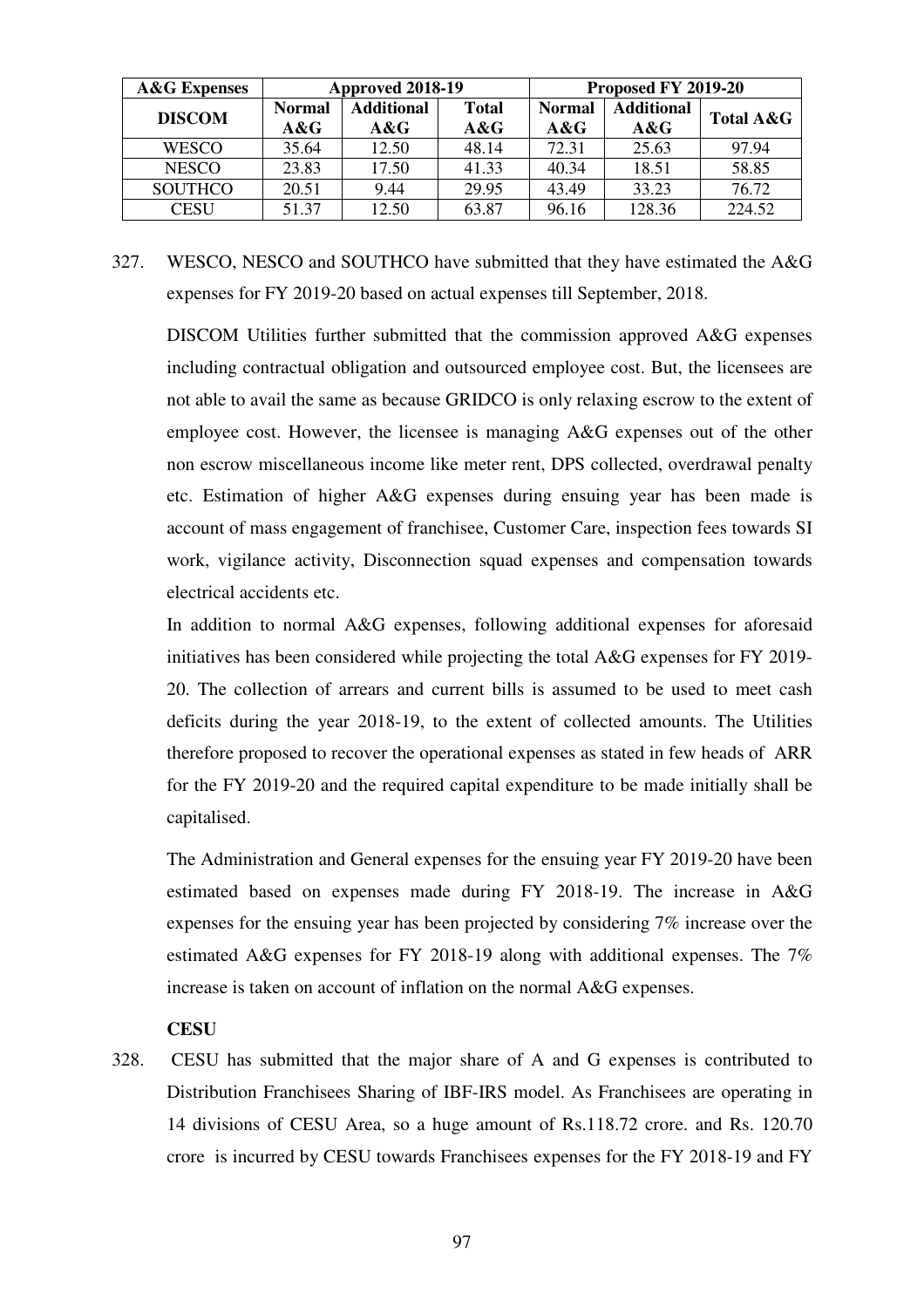| A&G Expenses | Approved 2018-19 | | | Proposed FY 2019-20 | | |
|---|---|---|---|---|---|---|
| DISCOM | Normal A&G | Additional A&G | Total A&G | Normal A&G | Additional A&G | Total A&G |
| WESCO | 35.64 | 12.50 | 48.14 | 72.31 | 25.63 | 97.94 |
| NESCO | 23.83 | 17.50 | 41.33 | 40.34 | 18.51 | 58.85 |
| SOUTHCO | 20.51 | 9.44 | 29.95 | 43.49 | 33.23 | 76.72 |
| CESU | 51.37 | 12.50 | 63.87 | 96.16 | 128.36 | 224.52 |

327. WESCO, NESCO and SOUTHCO have submitted that they have estimated the A&G expenses for FY 2019-20 based on actual expenses till September, 2018.

DISCOM Utilities further submitted that the commission approved A&G expenses including contractual obligation and outsourced employee cost. But, the licensees are not able to avail the same as because GRIDCO is only relaxing escrow to the extent of employee cost. However, the licensee is managing A&G expenses out of the other non escrow miscellaneous income like meter rent, DPS collected, overdrawal penalty etc. Estimation of higher A&G expenses during ensuing year has been made is account of mass engagement of franchisee, Customer Care, inspection fees towards SI work, vigilance activity, Disconnection squad expenses and compensation towards electrical accidents etc.

In addition to normal A&G expenses, following additional expenses for aforesaid initiatives has been considered while projecting the total A&G expenses for FY 2019-20. The collection of arrears and current bills is assumed to be used to meet cash deficits during the year 2018-19, to the extent of collected amounts. The Utilities therefore proposed to recover the operational expenses as stated in few heads of ARR for the FY 2019-20 and the required capital expenditure to be made initially shall be capitalised.

The Administration and General expenses for the ensuing year FY 2019-20 have been estimated based on expenses made during FY 2018-19. The increase in A&G expenses for the ensuing year has been projected by considering 7% increase over the estimated A&G expenses for FY 2018-19 along with additional expenses. The 7% increase is taken on account of inflation on the normal A&G expenses.

**CESU**

328. CESU has submitted that the major share of A and G expenses is contributed to Distribution Franchisees Sharing of IBF-IRS model. As Franchisees are operating in 14 divisions of CESU Area, so a huge amount of Rs.118.72 crore. and Rs. 120.70 crore is incurred by CESU towards Franchisees expenses for the FY 2018-19 and FY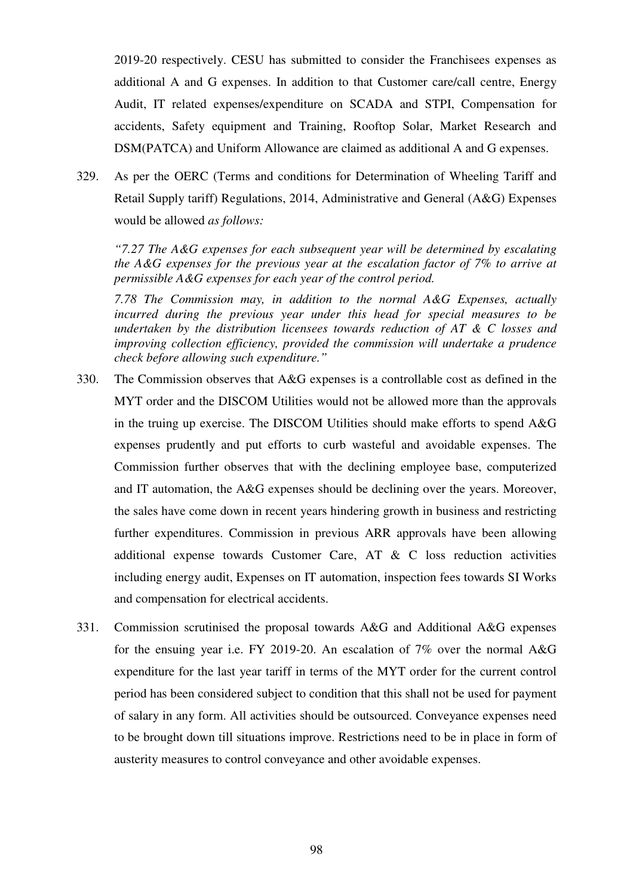2019-20 respectively. CESU has submitted to consider the Franchisees expenses as additional A and G expenses. In addition to that Customer care/call centre, Energy Audit, IT related expenses/expenditure on SCADA and STPI, Compensation for accidents, Safety equipment and Training, Rooftop Solar, Market Research and DSM(PATCA) and Uniform Allowance are claimed as additional A and G expenses.

329. As per the OERC (Terms and conditions for Determination of Wheeling Tariff and Retail Supply tariff) Regulations, 2014, Administrative and General (A&G) Expenses would be allowed *as follows:*

> *"7.27 The A&G expenses for each subsequent year will be determined by escalating the A&G expenses for the previous year at the escalation factor of 7% to arrive at permissible A&G expenses for each year of the control period.*
>
> *7.78 The Commission may, in addition to the normal A&G Expenses, actually incurred during the previous year under this head for special measures to be undertaken by the distribution licensees towards reduction of AT & C losses and improving collection efficiency, provided the commission will undertake a prudence check before allowing such expenditure."*

330. The Commission observes that A&G expenses is a controllable cost as defined in the MYT order and the DISCOM Utilities would not be allowed more than the approvals in the truing up exercise. The DISCOM Utilities should make efforts to spend A&G expenses prudently and put efforts to curb wasteful and avoidable expenses. The Commission further observes that with the declining employee base, computerized and IT automation, the A&G expenses should be declining over the years. Moreover, the sales have come down in recent years hindering growth in business and restricting further expenditures. Commission in previous ARR approvals have been allowing additional expense towards Customer Care, AT & C loss reduction activities including energy audit, Expenses on IT automation, inspection fees towards SI Works and compensation for electrical accidents.

331. Commission scrutinised the proposal towards A&G and Additional A&G expenses for the ensuing year i.e. FY 2019-20. An escalation of 7% over the normal A&G expenditure for the last year tariff in terms of the MYT order for the current control period has been considered subject to condition that this shall not be used for payment of salary in any form. All activities should be outsourced. Conveyance expenses need to be brought down till situations improve. Restrictions need to be in place in form of austerity measures to control conveyance and other avoidable expenses.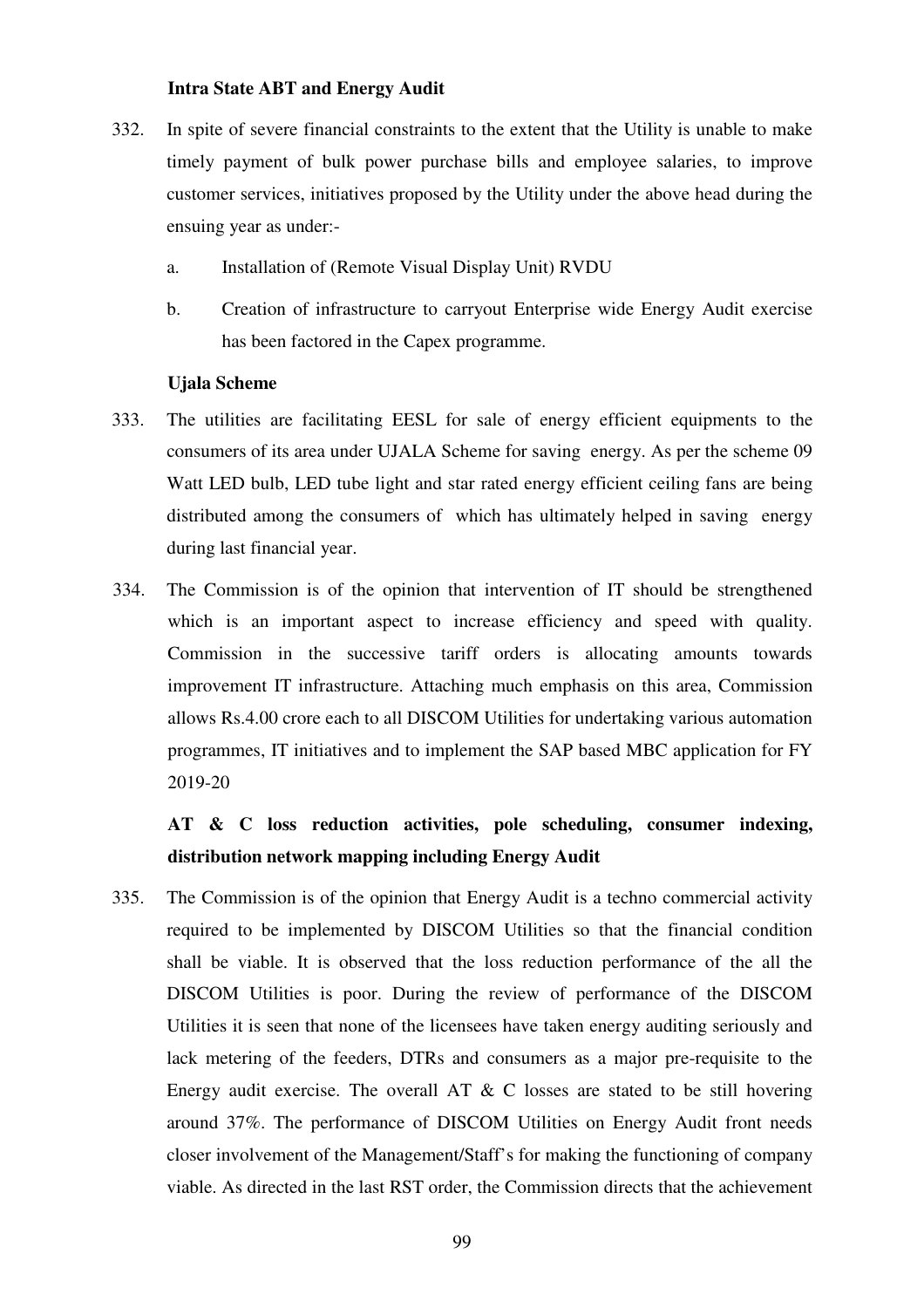**Intra State ABT and Energy Audit**

332. In spite of severe financial constraints to the extent that the Utility is unable to make timely payment of bulk power purchase bills and employee salaries, to improve customer services, initiatives proposed by the Utility under the above head during the ensuing year as under:-

    a. Installation of (Remote Visual Display Unit) RVDU

    b. Creation of infrastructure to carryout Enterprise wide Energy Audit exercise has been factored in the Capex programme.

**Ujala Scheme**

333. The utilities are facilitating EESL for sale of energy efficient equipments to the consumers of its area under UJALA Scheme for saving energy. As per the scheme 09 Watt LED bulb, LED tube light and star rated energy efficient ceiling fans are being distributed among the consumers of which has ultimately helped in saving energy during last financial year.

334. The Commission is of the opinion that intervention of IT should be strengthened which is an important aspect to increase efficiency and speed with quality. Commission in the successive tariff orders is allocating amounts towards improvement IT infrastructure. Attaching much emphasis on this area, Commission allows Rs.4.00 crore each to all DISCOM Utilities for undertaking various automation programmes, IT initiatives and to implement the SAP based MBC application for FY 2019-20

**AT & C loss reduction activities, pole scheduling, consumer indexing, distribution network mapping including Energy Audit**

335. The Commission is of the opinion that Energy Audit is a techno commercial activity required to be implemented by DISCOM Utilities so that the financial condition shall be viable. It is observed that the loss reduction performance of the all the DISCOM Utilities is poor. During the review of performance of the DISCOM Utilities it is seen that none of the licensees have taken energy auditing seriously and lack metering of the feeders, DTRs and consumers as a major pre-requisite to the Energy audit exercise. The overall AT & C losses are stated to be still hovering around 37%. The performance of DISCOM Utilities on Energy Audit front needs closer involvement of the Management/Staff's for making the functioning of company viable. As directed in the last RST order, the Commission directs that the achievement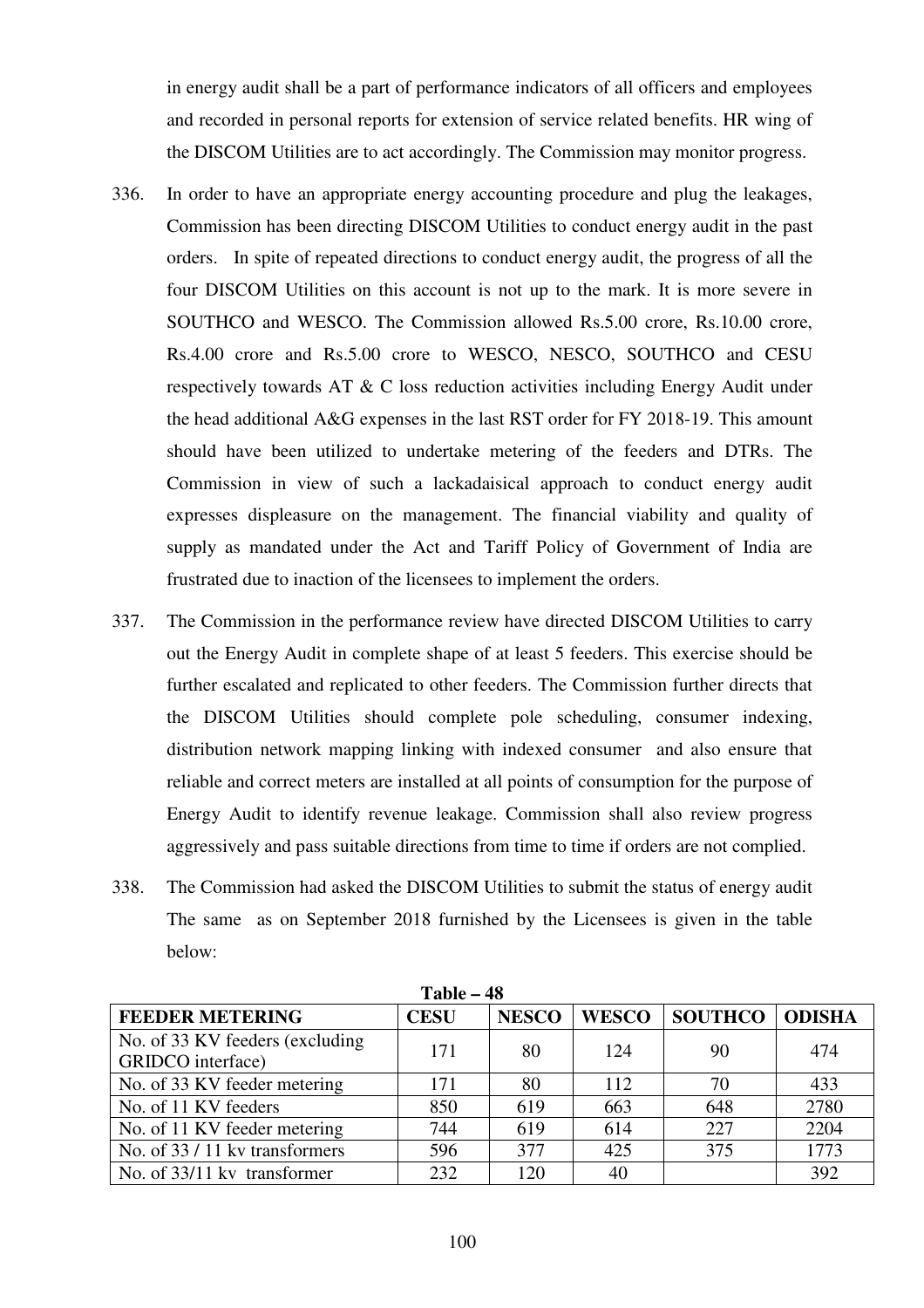in energy audit shall be a part of performance indicators of all officers and employees and recorded in personal reports for extension of service related benefits. HR wing of the DISCOM Utilities are to act accordingly. The Commission may monitor progress.

336. In order to have an appropriate energy accounting procedure and plug the leakages, Commission has been directing DISCOM Utilities to conduct energy audit in the past orders. In spite of repeated directions to conduct energy audit, the progress of all the four DISCOM Utilities on this account is not up to the mark. It is more severe in SOUTHCO and WESCO. The Commission allowed Rs.5.00 crore, Rs.10.00 crore, Rs.4.00 crore and Rs.5.00 crore to WESCO, NESCO, SOUTHCO and CESU respectively towards AT & C loss reduction activities including Energy Audit under the head additional A&G expenses in the last RST order for FY 2018-19. This amount should have been utilized to undertake metering of the feeders and DTRs. The Commission in view of such a lackadaisical approach to conduct energy audit expresses displeasure on the management. The financial viability and quality of supply as mandated under the Act and Tariff Policy of Government of India are frustrated due to inaction of the licensees to implement the orders.

337. The Commission in the performance review have directed DISCOM Utilities to carry out the Energy Audit in complete shape of at least 5 feeders. This exercise should be further escalated and replicated to other feeders. The Commission further directs that the DISCOM Utilities should complete pole scheduling, consumer indexing, distribution network mapping linking with indexed consumer and also ensure that reliable and correct meters are installed at all points of consumption for the purpose of Energy Audit to identify revenue leakage. Commission shall also review progress aggressively and pass suitable directions from time to time if orders are not complied.

338. The Commission had asked the DISCOM Utilities to submit the status of energy audit The same as on September 2018 furnished by the Licensees is given in the table below:

**Table – 48**

| FEEDER METERING | CESU | NESCO | WESCO | SOUTHCO | ODISHA |
|---|---|---|---|---|---|
| No. of 33 KV feeders (excluding GRIDCO interface) | 171 | 80 | 124 | 90 | 474 |
| No. of 33 KV feeder metering | 171 | 80 | 112 | 70 | 433 |
| No. of 11 KV feeders | 850 | 619 | 663 | 648 | 2780 |
| No. of 11 KV feeder metering | 744 | 619 | 614 | 227 | 2204 |
| No. of 33 / 11 kv transformers | 596 | 377 | 425 | 375 | 1773 |
| No. of 33/11 kv transformer | 232 | 120 | 40 | | 392 |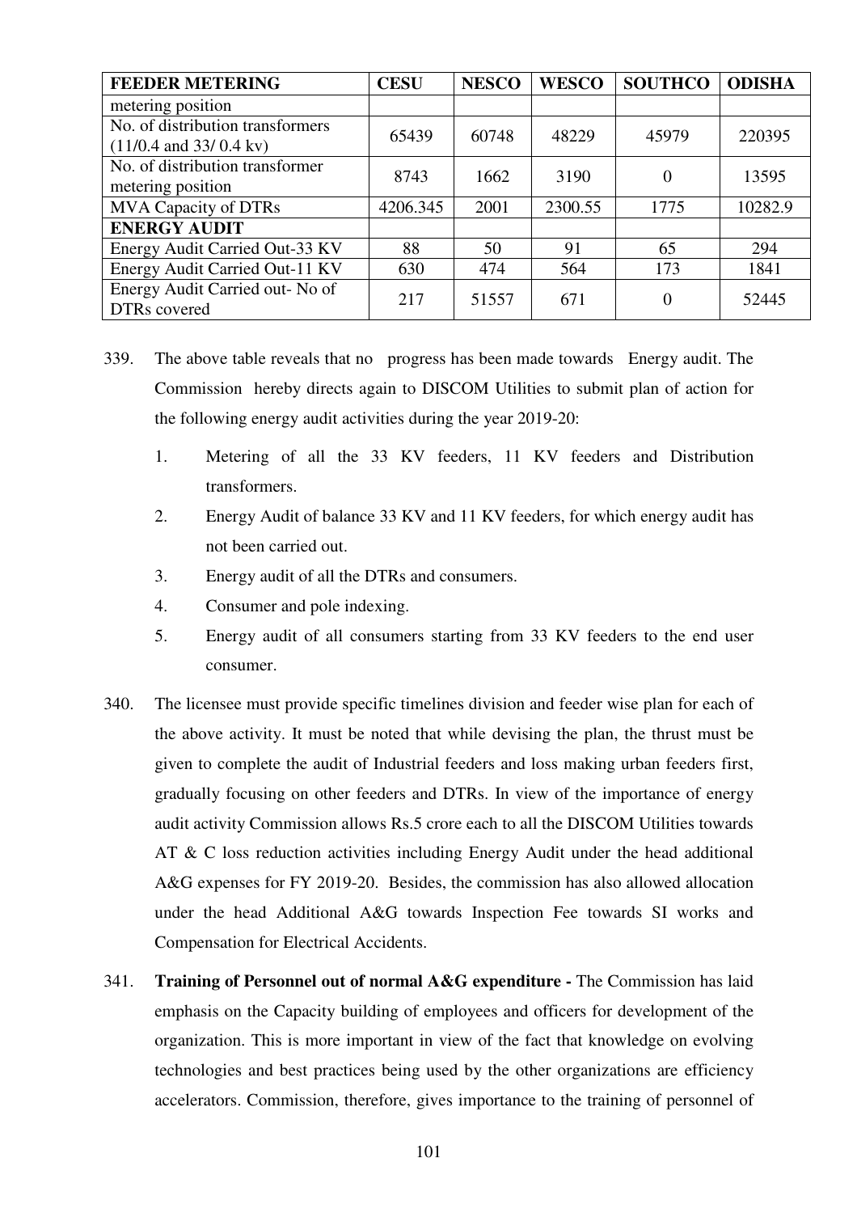| FEEDER METERING | CESU | NESCO | WESCO | SOUTHCO | ODISHA |
|---|---|---|---|---|---|
| metering position | | | | | |
| No. of distribution transformers (11/0.4 and 33/ 0.4 kv) | 65439 | 60748 | 48229 | 45979 | 220395 |
| No. of distribution transformer metering position | 8743 | 1662 | 3190 | 0 | 13595 |
| MVA Capacity of DTRs | 4206.345 | 2001 | 2300.55 | 1775 | 10282.9 |
| **ENERGY AUDIT** | | | | | |
| Energy Audit Carried Out-33 KV | 88 | 50 | 91 | 65 | 294 |
| Energy Audit Carried Out-11 KV | 630 | 474 | 564 | 173 | 1841 |
| Energy Audit Carried out- No of DTRs covered | 217 | 51557 | 671 | 0 | 52445 |

339. The above table reveals that no progress has been made towards Energy audit. The Commission hereby directs again to DISCOM Utilities to submit plan of action for the following energy audit activities during the year 2019-20:

1. Metering of all the 33 KV feeders, 11 KV feeders and Distribution transformers.
2. Energy Audit of balance 33 KV and 11 KV feeders, for which energy audit has not been carried out.
3. Energy audit of all the DTRs and consumers.
4. Consumer and pole indexing.
5. Energy audit of all consumers starting from 33 KV feeders to the end user consumer.

340. The licensee must provide specific timelines division and feeder wise plan for each of the above activity. It must be noted that while devising the plan, the thrust must be given to complete the audit of Industrial feeders and loss making urban feeders first, gradually focusing on other feeders and DTRs. In view of the importance of energy audit activity Commission allows Rs.5 crore each to all the DISCOM Utilities towards AT & C loss reduction activities including Energy Audit under the head additional A&G expenses for FY 2019-20. Besides, the commission has also allowed allocation under the head Additional A&G towards Inspection Fee towards SI works and Compensation for Electrical Accidents.

341. **Training of Personnel out of normal A&G expenditure -** The Commission has laid emphasis on the Capacity building of employees and officers for development of the organization. This is more important in view of the fact that knowledge on evolving technologies and best practices being used by the other organizations are efficiency accelerators. Commission, therefore, gives importance to the training of personnel of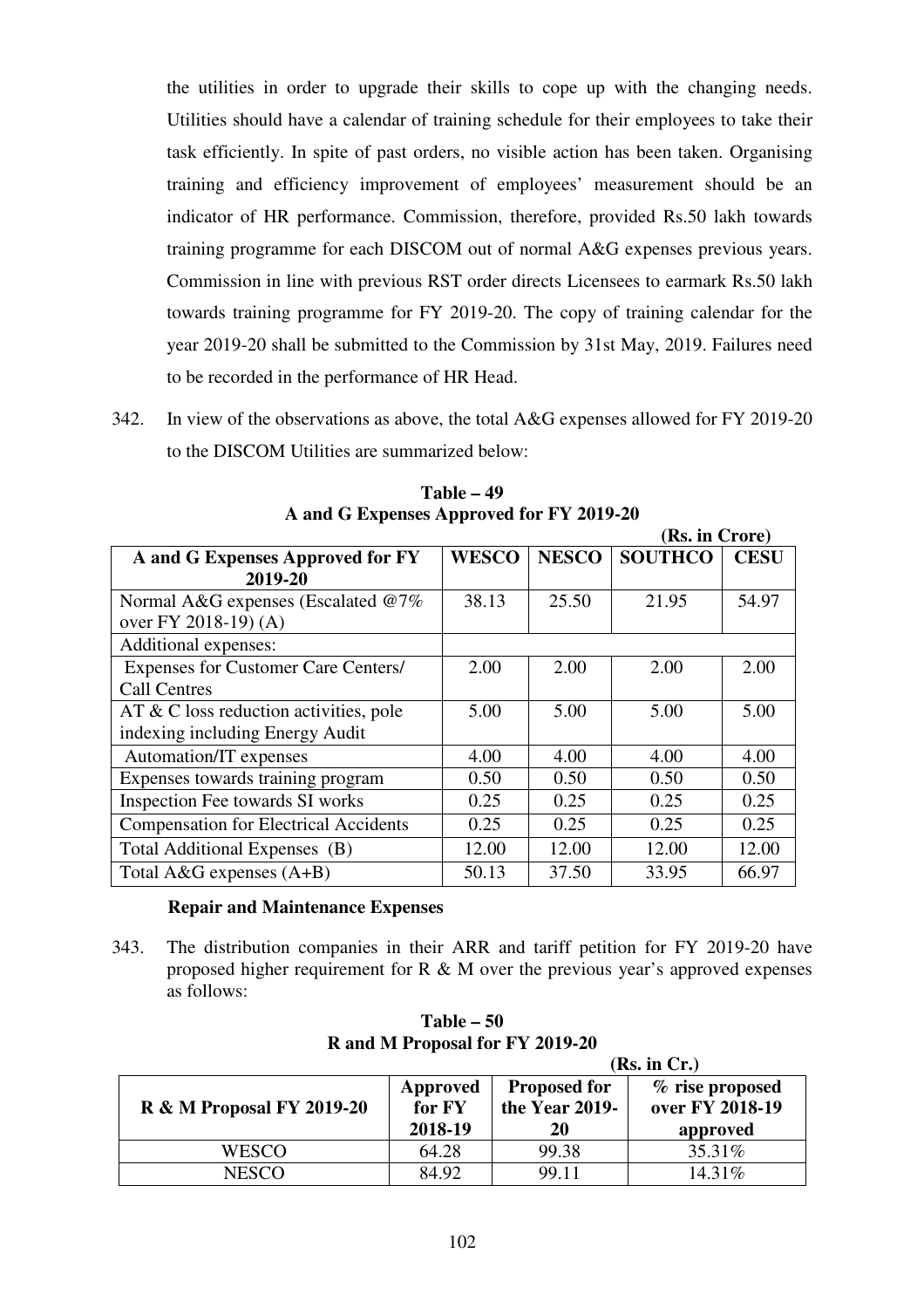the utilities in order to upgrade their skills to cope up with the changing needs. Utilities should have a calendar of training schedule for their employees to take their task efficiently. In spite of past orders, no visible action has been taken. Organising training and efficiency improvement of employees' measurement should be an indicator of HR performance. Commission, therefore, provided Rs.50 lakh towards training programme for each DISCOM out of normal A&G expenses previous years. Commission in line with previous RST order directs Licensees to earmark Rs.50 lakh towards training programme for FY 2019-20. The copy of training calendar for the year 2019-20 shall be submitted to the Commission by 31st May, 2019. Failures need to be recorded in the performance of HR Head.

342. In view of the observations as above, the total A&G expenses allowed for FY 2019-20 to the DISCOM Utilities are summarized below:

**Table – 49**
**A and G Expenses Approved for FY 2019-20**

**(Rs. in Crore)**

| A and G Expenses Approved for FY 2019-20 | WESCO | NESCO | SOUTHCO | CESU |
|---|---|---|---|---|
| Normal A&G expenses (Escalated @7% over FY 2018-19) (A) | 38.13 | 25.50 | 21.95 | 54.97 |
| Additional expenses: | | | | |
| Expenses for Customer Care Centers/ Call Centres | 2.00 | 2.00 | 2.00 | 2.00 |
| AT & C loss reduction activities, pole indexing including Energy Audit | 5.00 | 5.00 | 5.00 | 5.00 |
| Automation/IT expenses | 4.00 | 4.00 | 4.00 | 4.00 |
| Expenses towards training program | 0.50 | 0.50 | 0.50 | 0.50 |
| Inspection Fee towards SI works | 0.25 | 0.25 | 0.25 | 0.25 |
| Compensation for Electrical Accidents | 0.25 | 0.25 | 0.25 | 0.25 |
| Total Additional Expenses (B) | 12.00 | 12.00 | 12.00 | 12.00 |
| Total A&G expenses (A+B) | 50.13 | 37.50 | 33.95 | 66.97 |

**Repair and Maintenance Expenses**

343. The distribution companies in their ARR and tariff petition for FY 2019-20 have proposed higher requirement for R & M over the previous year's approved expenses as follows:

**Table – 50**
**R and M Proposal for FY 2019-20**

**(Rs. in Cr.)**

| R & M Proposal FY 2019-20 | Approved for FY 2018-19 | Proposed for the Year 2019-20 | % rise proposed over FY 2018-19 approved |
|---|---|---|---|
| WESCO | 64.28 | 99.38 | 35.31% |
| NESCO | 84.92 | 99.11 | 14.31% |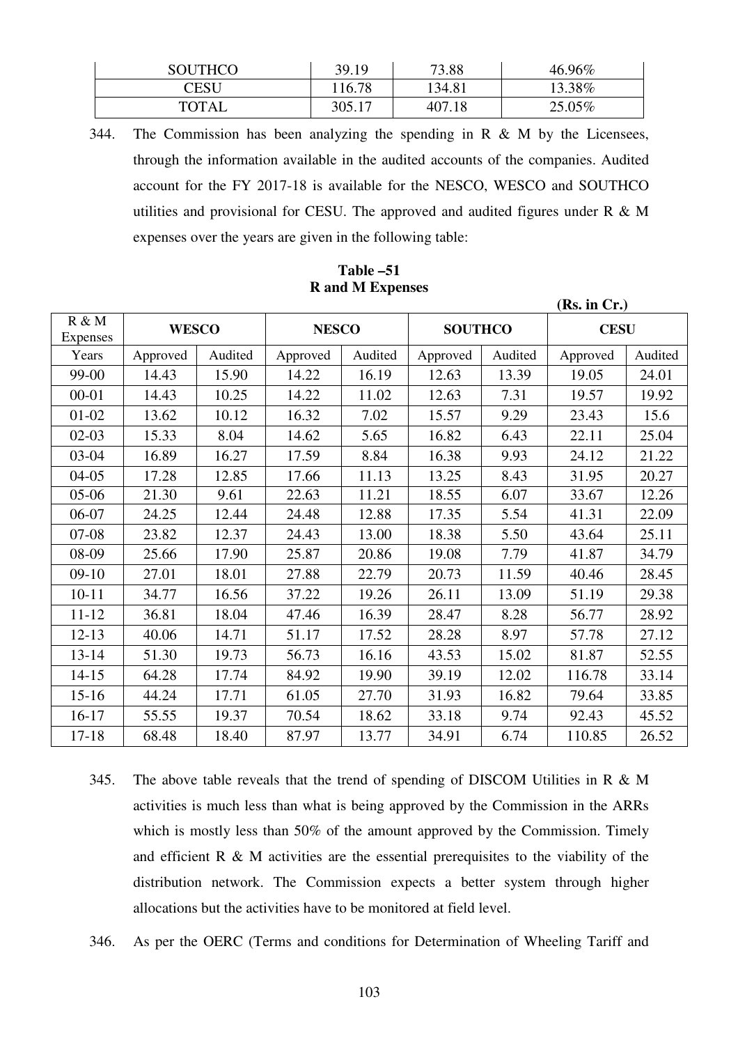| SOUTHCO | 39.19 | 73.88 | 46.96% |
|---|---|---|---|
| CESU | 116.78 | 134.81 | 13.38% |
| TOTAL | 305.17 | 407.18 | 25.05% |

344. The Commission has been analyzing the spending in R & M by the Licensees, through the information available in the audited accounts of the companies. Audited account for the FY 2017-18 is available for the NESCO, WESCO and SOUTHCO utilities and provisional for CESU. The approved and audited figures under R & M expenses over the years are given in the following table:

**Table –51**
**R and M Expenses**

**(Rs. in Cr.)**

| R & M Expenses | WESCO | | NESCO | | SOUTHCO | | CESU | |
|---|---|---|---|---|---|---|---|---|
| Years | Approved | Audited | Approved | Audited | Approved | Audited | Approved | Audited |
| 99-00 | 14.43 | 15.90 | 14.22 | 16.19 | 12.63 | 13.39 | 19.05 | 24.01 |
| 00-01 | 14.43 | 10.25 | 14.22 | 11.02 | 12.63 | 7.31 | 19.57 | 19.92 |
| 01-02 | 13.62 | 10.12 | 16.32 | 7.02 | 15.57 | 9.29 | 23.43 | 15.6 |
| 02-03 | 15.33 | 8.04 | 14.62 | 5.65 | 16.82 | 6.43 | 22.11 | 25.04 |
| 03-04 | 16.89 | 16.27 | 17.59 | 8.84 | 16.38 | 9.93 | 24.12 | 21.22 |
| 04-05 | 17.28 | 12.85 | 17.66 | 11.13 | 13.25 | 8.43 | 31.95 | 20.27 |
| 05-06 | 21.30 | 9.61 | 22.63 | 11.21 | 18.55 | 6.07 | 33.67 | 12.26 |
| 06-07 | 24.25 | 12.44 | 24.48 | 12.88 | 17.35 | 5.54 | 41.31 | 22.09 |
| 07-08 | 23.82 | 12.37 | 24.43 | 13.00 | 18.38 | 5.50 | 43.64 | 25.11 |
| 08-09 | 25.66 | 17.90 | 25.87 | 20.86 | 19.08 | 7.79 | 41.87 | 34.79 |
| 09-10 | 27.01 | 18.01 | 27.88 | 22.79 | 20.73 | 11.59 | 40.46 | 28.45 |
| 10-11 | 34.77 | 16.56 | 37.22 | 19.26 | 26.11 | 13.09 | 51.19 | 29.38 |
| 11-12 | 36.81 | 18.04 | 47.46 | 16.39 | 28.47 | 8.28 | 56.77 | 28.92 |
| 12-13 | 40.06 | 14.71 | 51.17 | 17.52 | 28.28 | 8.97 | 57.78 | 27.12 |
| 13-14 | 51.30 | 19.73 | 56.73 | 16.16 | 43.53 | 15.02 | 81.87 | 52.55 |
| 14-15 | 64.28 | 17.74 | 84.92 | 19.90 | 39.19 | 12.02 | 116.78 | 33.14 |
| 15-16 | 44.24 | 17.71 | 61.05 | 27.70 | 31.93 | 16.82 | 79.64 | 33.85 |
| 16-17 | 55.55 | 19.37 | 70.54 | 18.62 | 33.18 | 9.74 | 92.43 | 45.52 |
| 17-18 | 68.48 | 18.40 | 87.97 | 13.77 | 34.91 | 6.74 | 110.85 | 26.52 |

345. The above table reveals that the trend of spending of DISCOM Utilities in R & M activities is much less than what is being approved by the Commission in the ARRs which is mostly less than 50% of the amount approved by the Commission. Timely and efficient R & M activities are the essential prerequisites to the viability of the distribution network. The Commission expects a better system through higher allocations but the activities have to be monitored at field level.

346. As per the OERC (Terms and conditions for Determination of Wheeling Tariff and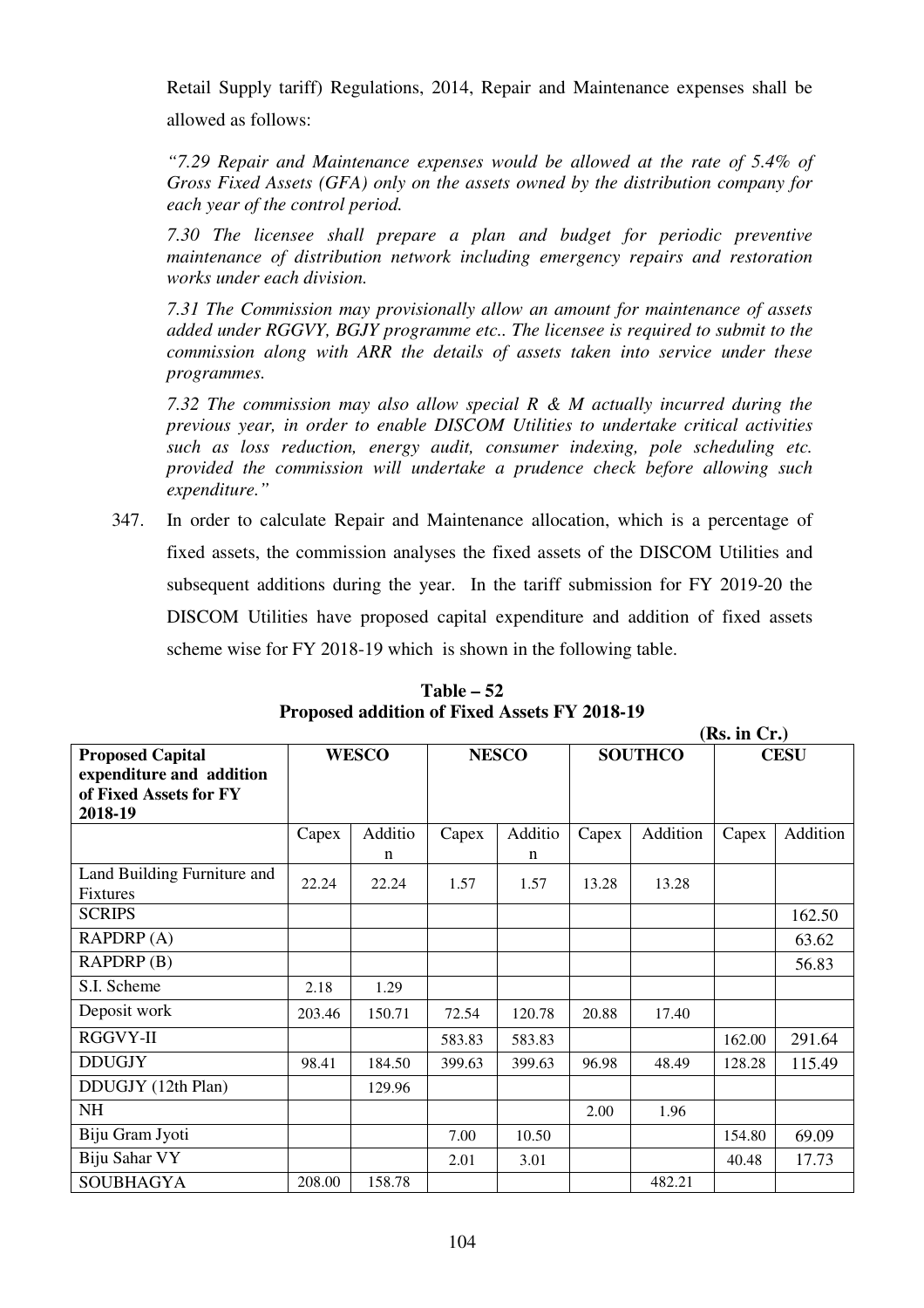Retail Supply tariff) Regulations, 2014, Repair and Maintenance expenses shall be allowed as follows:

*"7.29 Repair and Maintenance expenses would be allowed at the rate of 5.4% of Gross Fixed Assets (GFA) only on the assets owned by the distribution company for each year of the control period.*

*7.30 The licensee shall prepare a plan and budget for periodic preventive maintenance of distribution network including emergency repairs and restoration works under each division.*

*7.31 The Commission may provisionally allow an amount for maintenance of assets added under RGGVY, BGJY programme etc.. The licensee is required to submit to the commission along with ARR the details of assets taken into service under these programmes.*

*7.32 The commission may also allow special R & M actually incurred during the previous year, in order to enable DISCOM Utilities to undertake critical activities such as loss reduction, energy audit, consumer indexing, pole scheduling etc. provided the commission will undertake a prudence check before allowing such expenditure."*

347. In order to calculate Repair and Maintenance allocation, which is a percentage of fixed assets, the commission analyses the fixed assets of the DISCOM Utilities and subsequent additions during the year. In the tariff submission for FY 2019-20 the DISCOM Utilities have proposed capital expenditure and addition of fixed assets scheme wise for FY 2018-19 which is shown in the following table.

**Table – 52**
**Proposed addition of Fixed Assets FY 2018-19**

**(Rs. in Cr.)**

| Proposed Capital expenditure and addition of Fixed Assets for FY 2018-19 | WESCO | | NESCO | | SOUTHCO | | CESU | |
|---|---|---|---|---|---|---|---|---|
| | Capex | Addition | Capex | Addition | Capex | Addition | Capex | Addition |
| Land Building Furniture and Fixtures | 22.24 | 22.24 | 1.57 | 1.57 | 13.28 | 13.28 | | |
| SCRIPS | | | | | | | | 162.50 |
| RAPDRP (A) | | | | | | | | 63.62 |
| RAPDRP (B) | | | | | | | | 56.83 |
| S.I. Scheme | 2.18 | 1.29 | | | | | | |
| Deposit work | 203.46 | 150.71 | 72.54 | 120.78 | 20.88 | 17.40 | | |
| RGGVY-II | | | 583.83 | 583.83 | | | 162.00 | 291.64 |
| DDUGJY | 98.41 | 184.50 | 399.63 | 399.63 | 96.98 | 48.49 | 128.28 | 115.49 |
| DDUGJY (12th Plan) | | 129.96 | | | | | | |
| NH | | | | | 2.00 | 1.96 | | |
| Biju Gram Jyoti | | | 7.00 | 10.50 | | | 154.80 | 69.09 |
| Biju Sahar VY | | | 2.01 | 3.01 | | | 40.48 | 17.73 |
| SOUBHAGYA | 208.00 | 158.78 | | | | 482.21 | | |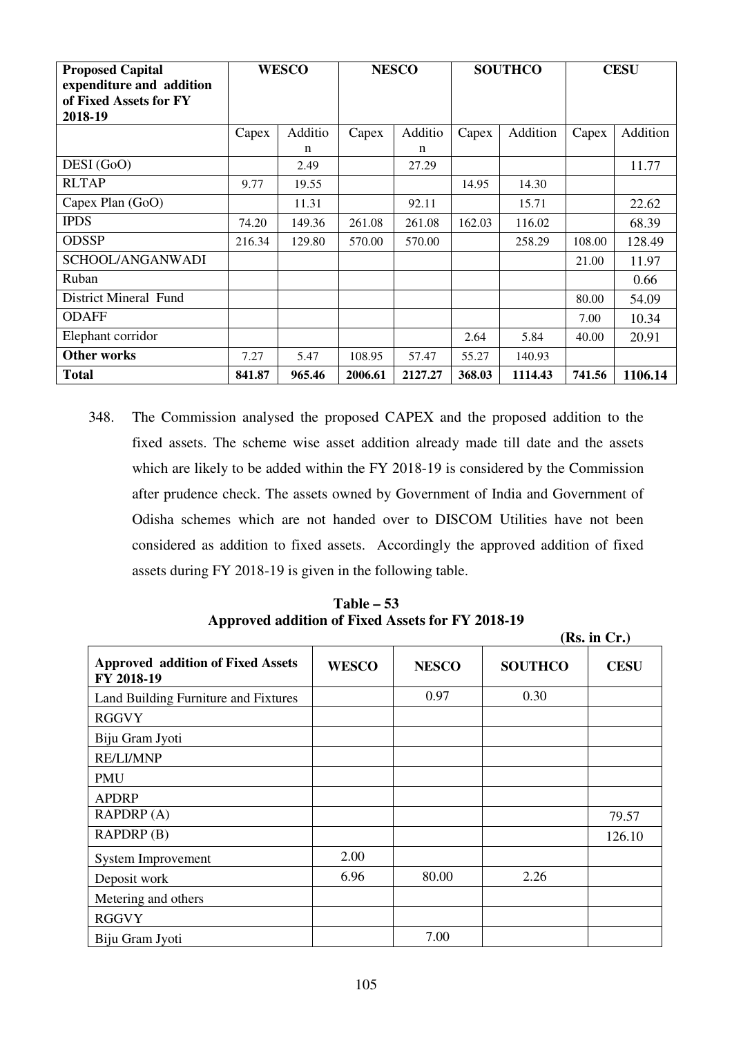| Proposed Capital expenditure and addition of Fixed Assets for FY 2018-19 | WESCO | | NESCO | | SOUTHCO | | CESU | |
|---|---|---|---|---|---|---|---|---|
| | Capex | Addition | Capex | Addition | Capex | Addition | Capex | Addition |
| DESI (GoO) | | 2.49 | | 27.29 | | | | 11.77 |
| RLTAP | 9.77 | 19.55 | | | 14.95 | 14.30 | | |
| Capex Plan (GoO) | | 11.31 | | 92.11 | | 15.71 | | 22.62 |
| IPDS | 74.20 | 149.36 | 261.08 | 261.08 | 162.03 | 116.02 | | 68.39 |
| ODSSP | 216.34 | 129.80 | 570.00 | 570.00 | | 258.29 | 108.00 | 128.49 |
| SCHOOL/ANGANWADI | | | | | | | 21.00 | 11.97 |
| Ruban | | | | | | | | 0.66 |
| District Mineral Fund | | | | | | | 80.00 | 54.09 |
| ODAFF | | | | | | | 7.00 | 10.34 |
| Elephant corridor | | | | | 2.64 | 5.84 | 40.00 | 20.91 |
| **Other works** | 7.27 | 5.47 | 108.95 | 57.47 | 55.27 | 140.93 | | |
| **Total** | **841.87** | **965.46** | **2006.61** | **2127.27** | **368.03** | **1114.43** | **741.56** | **1106.14** |

348. The Commission analysed the proposed CAPEX and the proposed addition to the fixed assets. The scheme wise asset addition already made till date and the assets which are likely to be added within the FY 2018-19 is considered by the Commission after prudence check. The assets owned by Government of India and Government of Odisha schemes which are not handed over to DISCOM Utilities have not been considered as addition to fixed assets. Accordingly the approved addition of fixed assets during FY 2018-19 is given in the following table.

**Table – 53**
**Approved addition of Fixed Assets for FY 2018-19**

**(Rs. in Cr.)**

| Approved addition of Fixed Assets FY 2018-19 | WESCO | NESCO | SOUTHCO | CESU |
|---|---|---|---|---|
| Land Building Furniture and Fixtures | | 0.97 | 0.30 | |
| RGGVY | | | | |
| Biju Gram Jyoti | | | | |
| RE/LI/MNP | | | | |
| PMU | | | | |
| APDRP | | | | |
| RAPDRP (A) | | | | 79.57 |
| RAPDRP (B) | | | | 126.10 |
| System Improvement | 2.00 | | | |
| Deposit work | 6.96 | 80.00 | 2.26 | |
| Metering and others | | | | |
| RGGVY | | | | |
| Biju Gram Jyoti | | 7.00 | | |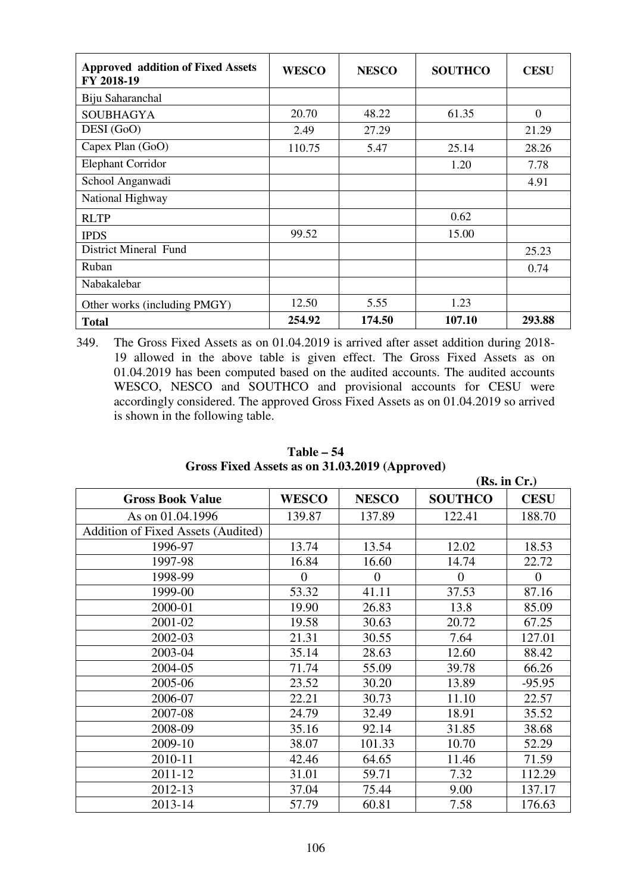| Approved addition of Fixed Assets FY 2018-19 | WESCO | NESCO | SOUTHCO | CESU |
|---|---|---|---|---|
| Biju Saharanchal | | | | |
| SOUBHAGYA | 20.70 | 48.22 | 61.35 | 0 |
| DESI (GoO) | 2.49 | 27.29 | | 21.29 |
| Capex Plan (GoO) | 110.75 | 5.47 | 25.14 | 28.26 |
| Elephant Corridor | | | 1.20 | 7.78 |
| School Anganwadi | | | | 4.91 |
| National Highway | | | | |
| RLTP | | | 0.62 | |
| IPDS | 99.52 | | 15.00 | |
| District Mineral Fund | | | | 25.23 |
| Ruban | | | | 0.74 |
| Nabakalebar | | | | |
| Other works (including PMGY) | 12.50 | 5.55 | 1.23 | |
| **Total** | **254.92** | **174.50** | **107.10** | **293.88** |

349. The Gross Fixed Assets as on 01.04.2019 is arrived after asset addition during 2018-19 allowed in the above table is given effect. The Gross Fixed Assets as on 01.04.2019 has been computed based on the audited accounts. The audited accounts WESCO, NESCO and SOUTHCO and provisional accounts for CESU were accordingly considered. The approved Gross Fixed Assets as on 01.04.2019 so arrived is shown in the following table.

**Table – 54**
**Gross Fixed Assets as on 31.03.2019 (Approved)**

**(Rs. in Cr.)**

| Gross Book Value | WESCO | NESCO | SOUTHCO | CESU |
|---|---|---|---|---|
| As on 01.04.1996 | 139.87 | 137.89 | 122.41 | 188.70 |
| Addition of Fixed Assets (Audited) | | | | |
| 1996-97 | 13.74 | 13.54 | 12.02 | 18.53 |
| 1997-98 | 16.84 | 16.60 | 14.74 | 22.72 |
| 1998-99 | 0 | 0 | 0 | 0 |
| 1999-00 | 53.32 | 41.11 | 37.53 | 87.16 |
| 2000-01 | 19.90 | 26.83 | 13.8 | 85.09 |
| 2001-02 | 19.58 | 30.63 | 20.72 | 67.25 |
| 2002-03 | 21.31 | 30.55 | 7.64 | 127.01 |
| 2003-04 | 35.14 | 28.63 | 12.60 | 88.42 |
| 2004-05 | 71.74 | 55.09 | 39.78 | 66.26 |
| 2005-06 | 23.52 | 30.20 | 13.89 | -95.95 |
| 2006-07 | 22.21 | 30.73 | 11.10 | 22.57 |
| 2007-08 | 24.79 | 32.49 | 18.91 | 35.52 |
| 2008-09 | 35.16 | 92.14 | 31.85 | 38.68 |
| 2009-10 | 38.07 | 101.33 | 10.70 | 52.29 |
| 2010-11 | 42.46 | 64.65 | 11.46 | 71.59 |
| 2011-12 | 31.01 | 59.71 | 7.32 | 112.29 |
| 2012-13 | 37.04 | 75.44 | 9.00 | 137.17 |
| 2013-14 | 57.79 | 60.81 | 7.58 | 176.63 |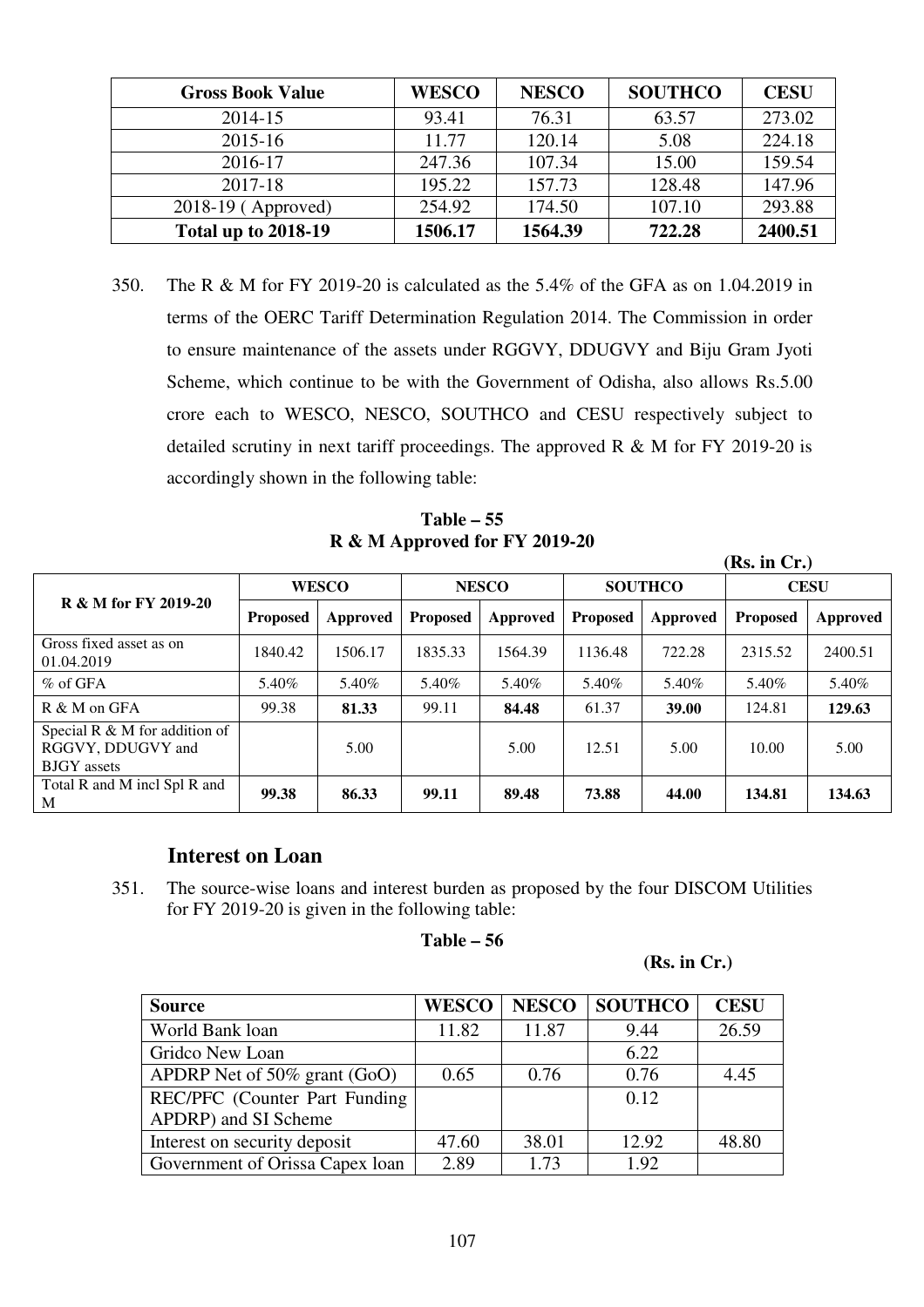| Gross Book Value | WESCO | NESCO | SOUTHCO | CESU |
|---|---|---|---|---|
| 2014-15 | 93.41 | 76.31 | 63.57 | 273.02 |
| 2015-16 | 11.77 | 120.14 | 5.08 | 224.18 |
| 2016-17 | 247.36 | 107.34 | 15.00 | 159.54 |
| 2017-18 | 195.22 | 157.73 | 128.48 | 147.96 |
| 2018-19 ( Approved) | 254.92 | 174.50 | 107.10 | 293.88 |
| **Total up to 2018-19** | **1506.17** | **1564.39** | **722.28** | **2400.51** |

350. The R & M for FY 2019-20 is calculated as the 5.4% of the GFA as on 1.04.2019 in terms of the OERC Tariff Determination Regulation 2014. The Commission in order to ensure maintenance of the assets under RGGVY, DDUGVY and Biju Gram Jyoti Scheme, which continue to be with the Government of Odisha, also allows Rs.5.00 crore each to WESCO, NESCO, SOUTHCO and CESU respectively subject to detailed scrutiny in next tariff proceedings. The approved R & M for FY 2019-20 is accordingly shown in the following table:

**Table – 55**
**R & M Approved for FY 2019-20**

**(Rs. in Cr.)**

| R & M for FY 2019-20 | WESCO | | NESCO | | SOUTHCO | | CESU | |
|---|---|---|---|---|---|---|---|---|
| | Proposed | Approved | Proposed | Approved | Proposed | Approved | Proposed | Approved |
| Gross fixed asset as on 01.04.2019 | 1840.42 | 1506.17 | 1835.33 | 1564.39 | 1136.48 | 722.28 | 2315.52 | 2400.51 |
| % of GFA | 5.40% | 5.40% | 5.40% | 5.40% | 5.40% | 5.40% | 5.40% | 5.40% |
| R & M on GFA | 99.38 | **81.33** | 99.11 | **84.48** | 61.37 | **39.00** | 124.81 | **129.63** |
| Special R & M for addition of RGGVY, DDUGVY and BJGY assets | | 5.00 | | 5.00 | 12.51 | 5.00 | 10.00 | 5.00 |
| Total R and M incl Spl R and M | **99.38** | **86.33** | **99.11** | **89.48** | **73.88** | **44.00** | **134.81** | **134.63** |

### Interest on Loan

351. The source-wise loans and interest burden as proposed by the four DISCOM Utilities for FY 2019-20 is given in the following table:

**Table – 56**

**(Rs. in Cr.)**

| Source | WESCO | NESCO | SOUTHCO | CESU |
|---|---|---|---|---|
| World Bank loan | 11.82 | 11.87 | 9.44 | 26.59 |
| Gridco New Loan | | | 6.22 | |
| APDRP Net of 50% grant (GoO) | 0.65 | 0.76 | 0.76 | 4.45 |
| REC/PFC (Counter Part Funding APDRP) and SI Scheme | | | 0.12 | |
| Interest on security deposit | 47.60 | 38.01 | 12.92 | 48.80 |
| Government of Orissa Capex loan | 2.89 | 1.73 | 1.92 | |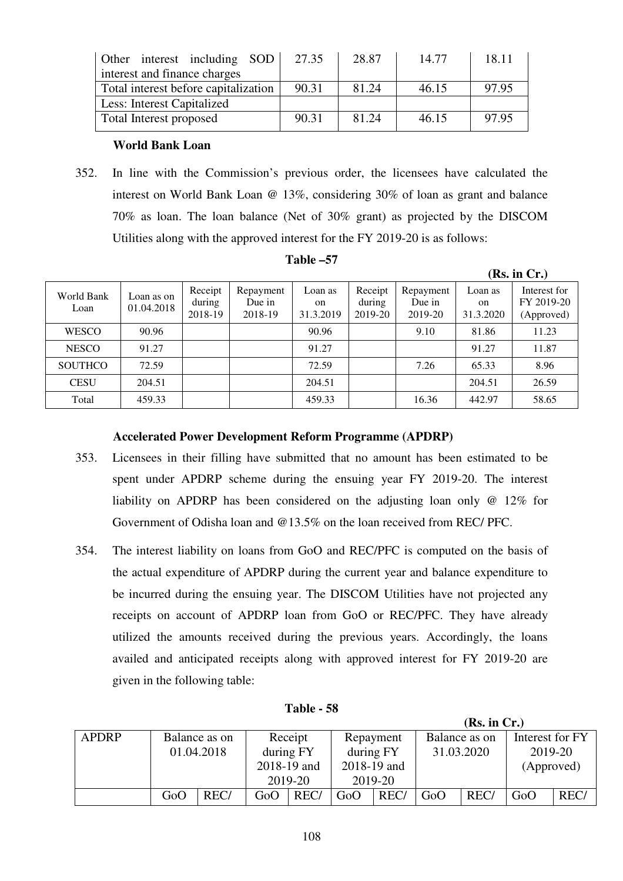| Other interest including SOD interest and finance charges | 27.35 | 28.87 | 14.77 | 18.11 |
|---|---|---|---|---|
| Total interest before capitalization | 90.31 | 81.24 | 46.15 | 97.95 |
| Less: Interest Capitalized | | | | |
| Total Interest proposed | 90.31 | 81.24 | 46.15 | 97.95 |

**World Bank Loan**

352. In line with the Commission's previous order, the licensees have calculated the interest on World Bank Loan @ 13%, considering 30% of loan as grant and balance 70% as loan. The loan balance (Net of 30% grant) as projected by the DISCOM Utilities along with the approved interest for the FY 2019-20 is as follows:

**Table –57**

**(Rs. in Cr.)**

| World Bank Loan | Loan as on 01.04.2018 | Receipt during 2018-19 | Repayment Due in 2018-19 | Loan as on 31.3.2019 | Receipt during 2019-20 | Repayment Due in 2019-20 | Loan as on 31.3.2020 | Interest for FY 2019-20 (Approved) |
|---|---|---|---|---|---|---|---|---|
| WESCO | 90.96 | | | 90.96 | | 9.10 | 81.86 | 11.23 |
| NESCO | 91.27 | | | 91.27 | | | 91.27 | 11.87 |
| SOUTHCO | 72.59 | | | 72.59 | | 7.26 | 65.33 | 8.96 |
| CESU | 204.51 | | | 204.51 | | | 204.51 | 26.59 |
| Total | 459.33 | | | 459.33 | | 16.36 | 442.97 | 58.65 |

**Accelerated Power Development Reform Programme (APDRP)**

353. Licensees in their filling have submitted that no amount has been estimated to be spent under APDRP scheme during the ensuing year FY 2019-20. The interest liability on APDRP has been considered on the adjusting loan only @ 12% for Government of Odisha loan and @13.5% on the loan received from REC/ PFC.

354. The interest liability on loans from GoO and REC/PFC is computed on the basis of the actual expenditure of APDRP during the current year and balance expenditure to be incurred during the ensuing year. The DISCOM Utilities have not projected any receipts on account of APDRP loan from GoO or REC/PFC. They have already utilized the amounts received during the previous years. Accordingly, the loans availed and anticipated receipts along with approved interest for FY 2019-20 are given in the following table:

**Table - 58**

**(Rs. in Cr.)**

| APDRP | Balance as on 01.04.2018 | | Receipt during FY 2018-19 and 2019-20 | | Repayment during FY 2018-19 and 2019-20 | | Balance as on 31.03.2020 | | Interest for FY 2019-20 (Approved) | |
|---|---|---|---|---|---|---|---|---|---|---|
| | GoO | REC/ | GoO | REC/ | GoO | REC/ | GoO | REC/ | GoO | REC/ |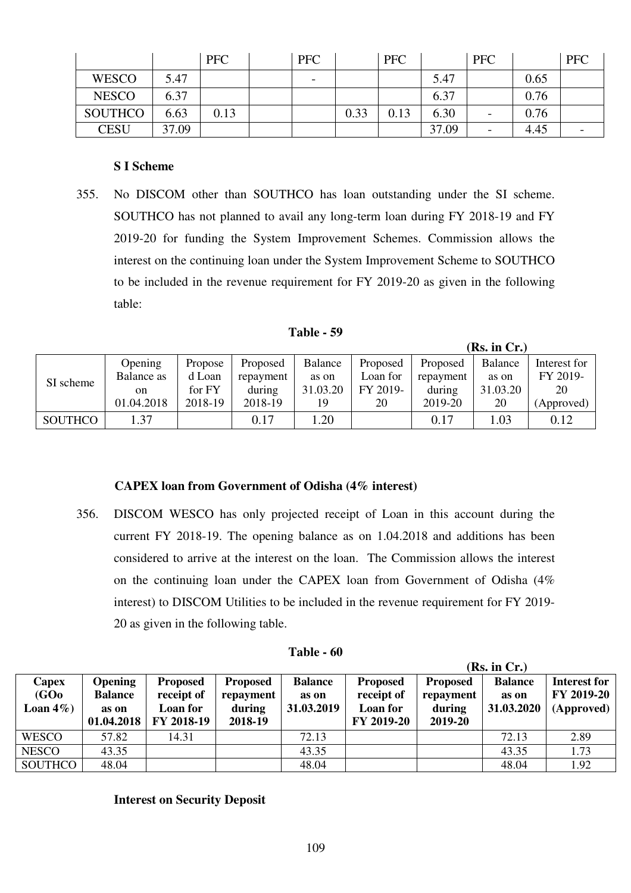| | | PFC | | PFC | | PFC | | PFC | | PFC |
|---|---|---|---|---|---|---|---|---|---|---|
| WESCO | 5.47 | | | - | | | 5.47 | | 0.65 | |
| NESCO | 6.37 | | | | | | 6.37 | | 0.76 | |
| SOUTHCO | 6.63 | 0.13 | | | 0.33 | 0.13 | 6.30 | - | 0.76 | |
| CESU | 37.09 | | | | | | 37.09 | - | 4.45 | - |

**S I Scheme**

355. No DISCOM other than SOUTHCO has loan outstanding under the SI scheme. SOUTHCO has not planned to avail any long-term loan during FY 2018-19 and FY 2019-20 for funding the System Improvement Schemes. Commission allows the interest on the continuing loan under the System Improvement Scheme to SOUTHCO to be included in the revenue requirement for FY 2019-20 as given in the following table:

**Table - 59**

**(Rs. in Cr.)**

| SI scheme | Opening Balance as on 01.04.2018 | Proposed Loan for FY 2018-19 | Proposed repayment during 2018-19 | Balance as on 31.03.2019 | Proposed Loan for FY 2019-20 | Proposed repayment during 2019-20 | Balance as on 31.03.2020 | Interest for FY 2019-20 (Approved) |
|---|---|---|---|---|---|---|---|---|
| SOUTHCO | 1.37 | | 0.17 | 1.20 | | 0.17 | 1.03 | 0.12 |

**CAPEX loan from Government of Odisha (4% interest)**

356. DISCOM WESCO has only projected receipt of Loan in this account during the current FY 2018-19. The opening balance as on 1.04.2018 and additions has been considered to arrive at the interest on the loan. The Commission allows the interest on the continuing loan under the CAPEX loan from Government of Odisha (4% interest) to DISCOM Utilities to be included in the revenue requirement for FY 2019-20 as given in the following table.

**Table - 60**

**(Rs. in Cr.)**

| **Capex (GOo Loan 4%)** | **Opening Balance as on 01.04.2018** | **Proposed receipt of Loan for FY 2018-19** | **Proposed repayment during 2018-19** | **Balance as on 31.03.2019** | **Proposed receipt of Loan for FY 2019-20** | **Proposed repayment during 2019-20** | **Balance as on 31.03.2020** | **Interest for FY 2019-20 (Approved)** |
|---|---|---|---|---|---|---|---|---|
| WESCO | 57.82 | 14.31 | | 72.13 | | | 72.13 | 2.89 |
| NESCO | 43.35 | | | 43.35 | | | 43.35 | 1.73 |
| SOUTHCO | 48.04 | | | 48.04 | | | 48.04 | 1.92 |

**Interest on Security Deposit**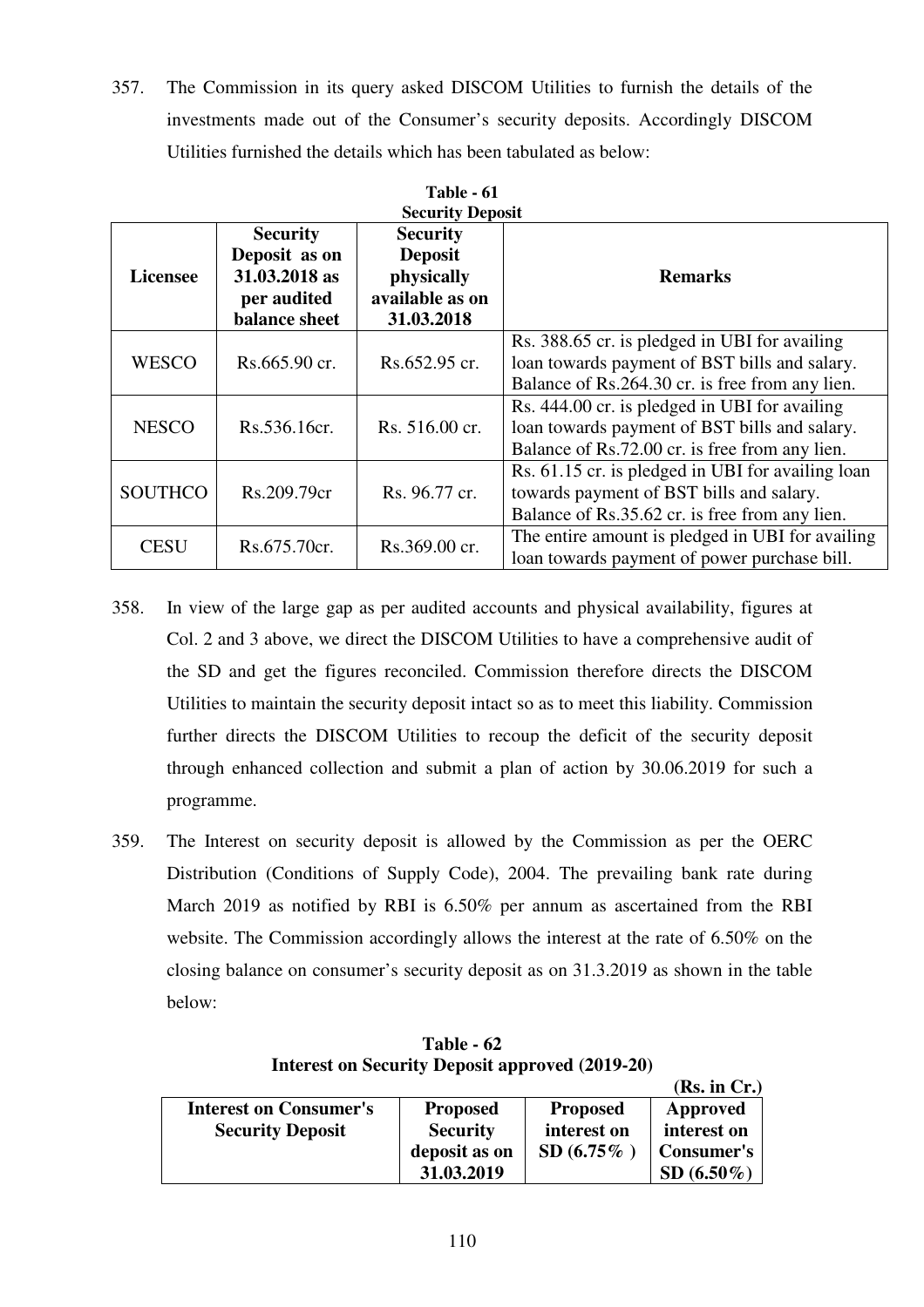357. The Commission in its query asked DISCOM Utilities to furnish the details of the investments made out of the Consumer's security deposits. Accordingly DISCOM Utilities furnished the details which has been tabulated as below:

**Table - 61**
**Security Deposit**

| Licensee | Security Deposit as on 31.03.2018 as per audited balance sheet | Security Deposit physically available as on 31.03.2018 | Remarks |
|---|---|---|---|
| WESCO | Rs.665.90 cr. | Rs.652.95 cr. | Rs. 388.65 cr. is pledged in UBI for availing loan towards payment of BST bills and salary. Balance of Rs.264.30 cr. is free from any lien. |
| NESCO | Rs.536.16cr. | Rs. 516.00 cr. | Rs. 444.00 cr. is pledged in UBI for availing loan towards payment of BST bills and salary. Balance of Rs.72.00 cr. is free from any lien. |
| SOUTHCO | Rs.209.79cr | Rs. 96.77 cr. | Rs. 61.15 cr. is pledged in UBI for availing loan towards payment of BST bills and salary. Balance of Rs.35.62 cr. is free from any lien. |
| CESU | Rs.675.70cr. | Rs.369.00 cr. | The entire amount is pledged in UBI for availing loan towards payment of power purchase bill. |

358. In view of the large gap as per audited accounts and physical availability, figures at Col. 2 and 3 above, we direct the DISCOM Utilities to have a comprehensive audit of the SD and get the figures reconciled. Commission therefore directs the DISCOM Utilities to maintain the security deposit intact so as to meet this liability. Commission further directs the DISCOM Utilities to recoup the deficit of the security deposit through enhanced collection and submit a plan of action by 30.06.2019 for such a programme.

359. The Interest on security deposit is allowed by the Commission as per the OERC Distribution (Conditions of Supply Code), 2004. The prevailing bank rate during March 2019 as notified by RBI is 6.50% per annum as ascertained from the RBI website. The Commission accordingly allows the interest at the rate of 6.50% on the closing balance on consumer's security deposit as on 31.3.2019 as shown in the table below:

**Table - 62**
**Interest on Security Deposit approved (2019-20)**

**(Rs. in Cr.)**

| Interest on Consumer's Security Deposit | Proposed Security deposit as on 31.03.2019 | Proposed interest on SD (6.75% ) | Approved interest on Consumer's SD (6.50%) |
|---|---|---|---|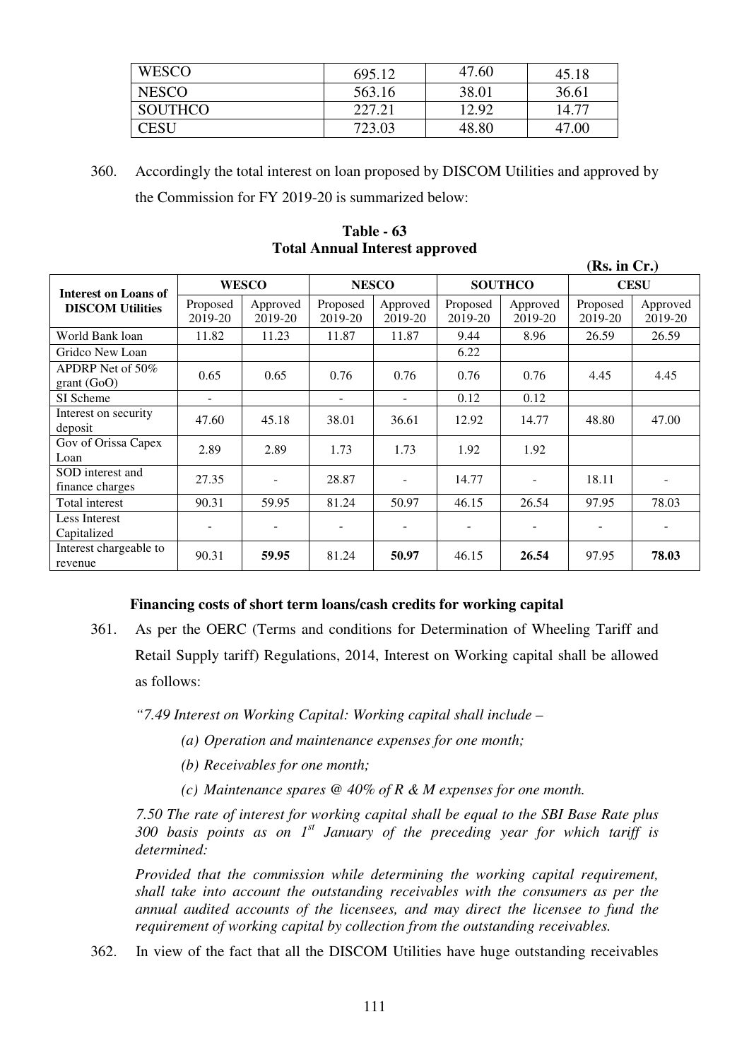| WESCO | 695.12 | 47.60 | 45.18 |
|---|---|---|---|
| NESCO | 563.16 | 38.01 | 36.61 |
| SOUTHCO | 227.21 | 12.92 | 14.77 |
| CESU | 723.03 | 48.80 | 47.00 |

360. Accordingly the total interest on loan proposed by DISCOM Utilities and approved by the Commission for FY 2019-20 is summarized below:

**Table - 63**
**Total Annual Interest approved**

**(Rs. in Cr.)**

| Interest on Loans of DISCOM Utilities | WESCO | | NESCO | | SOUTHCO | | CESU | |
|---|---|---|---|---|---|---|---|---|
| | Proposed 2019-20 | Approved 2019-20 | Proposed 2019-20 | Approved 2019-20 | Proposed 2019-20 | Approved 2019-20 | Proposed 2019-20 | Approved 2019-20 |
| World Bank loan | 11.82 | 11.23 | 11.87 | 11.87 | 9.44 | 8.96 | 26.59 | 26.59 |
| Gridco New Loan | | | | | 6.22 | | | |
| APDRP Net of 50% grant (GoO) | 0.65 | 0.65 | 0.76 | 0.76 | 0.76 | 0.76 | 4.45 | 4.45 |
| SI Scheme | - | | - | - | 0.12 | 0.12 | | |
| Interest on security deposit | 47.60 | 45.18 | 38.01 | 36.61 | 12.92 | 14.77 | 48.80 | 47.00 |
| Gov of Orissa Capex Loan | 2.89 | 2.89 | 1.73 | 1.73 | 1.92 | 1.92 | | |
| SOD interest and finance charges | 27.35 | - | 28.87 | - | 14.77 | - | 18.11 | - |
| Total interest | 90.31 | 59.95 | 81.24 | 50.97 | 46.15 | 26.54 | 97.95 | 78.03 |
| Less Interest Capitalized | - | - | - | - | - | - | - | - |
| Interest chargeable to revenue | 90.31 | **59.95** | 81.24 | **50.97** | 46.15 | **26.54** | 97.95 | **78.03** |

**Financing costs of short term loans/cash credits for working capital**

361. As per the OERC (Terms and conditions for Determination of Wheeling Tariff and Retail Supply tariff) Regulations, 2014, Interest on Working capital shall be allowed as follows:

*"7.49 Interest on Working Capital: Working capital shall include –*

*(a) Operation and maintenance expenses for one month;*

*(b) Receivables for one month;*

*(c) Maintenance spares @ 40% of R & M expenses for one month.*

*7.50 The rate of interest for working capital shall be equal to the SBI Base Rate plus 300 basis points as on 1st January of the preceding year for which tariff is determined:*

*Provided that the commission while determining the working capital requirement, shall take into account the outstanding receivables with the consumers as per the annual audited accounts of the licensees, and may direct the licensee to fund the requirement of working capital by collection from the outstanding receivables.*

362. In view of the fact that all the DISCOM Utilities have huge outstanding receivables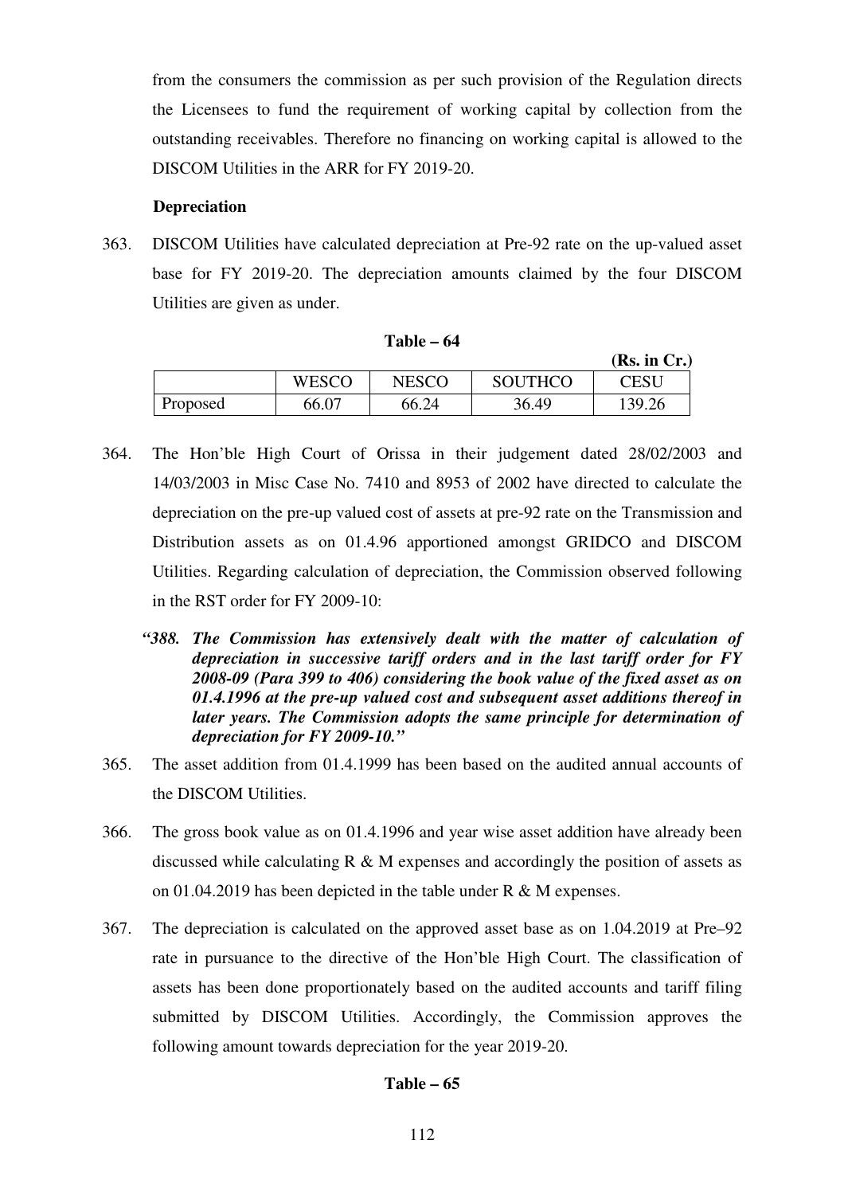from the consumers the commission as per such provision of the Regulation directs the Licensees to fund the requirement of working capital by collection from the outstanding receivables. Therefore no financing on working capital is allowed to the DISCOM Utilities in the ARR for FY 2019-20.

**Depreciation**

363. DISCOM Utilities have calculated depreciation at Pre-92 rate on the up-valued asset base for FY 2019-20. The depreciation amounts claimed by the four DISCOM Utilities are given as under.

**Table – 64**

**(Rs. in Cr.)**

| | WESCO | NESCO | SOUTHCO | CESU |
|---|---|---|---|---|
| Proposed | 66.07 | 66.24 | 36.49 | 139.26 |

364. The Hon'ble High Court of Orissa in their judgement dated 28/02/2003 and 14/03/2003 in Misc Case No. 7410 and 8953 of 2002 have directed to calculate the depreciation on the pre-up valued cost of assets at pre-92 rate on the Transmission and Distribution assets as on 01.4.96 apportioned amongst GRIDCO and DISCOM Utilities. Regarding calculation of depreciation, the Commission observed following in the RST order for FY 2009-10:

> ***"388. The Commission has extensively dealt with the matter of calculation of depreciation in successive tariff orders and in the last tariff order for FY 2008-09 (Para 399 to 406) considering the book value of the fixed asset as on 01.4.1996 at the pre-up valued cost and subsequent asset additions thereof in later years. The Commission adopts the same principle for determination of depreciation for FY 2009-10."***

365. The asset addition from 01.4.1999 has been based on the audited annual accounts of the DISCOM Utilities.

366. The gross book value as on 01.4.1996 and year wise asset addition have already been discussed while calculating R & M expenses and accordingly the position of assets as on 01.04.2019 has been depicted in the table under R & M expenses.

367. The depreciation is calculated on the approved asset base as on 1.04.2019 at Pre–92 rate in pursuance to the directive of the Hon'ble High Court. The classification of assets has been done proportionately based on the audited accounts and tariff filing submitted by DISCOM Utilities. Accordingly, the Commission approves the following amount towards depreciation for the year 2019-20.

**Table – 65**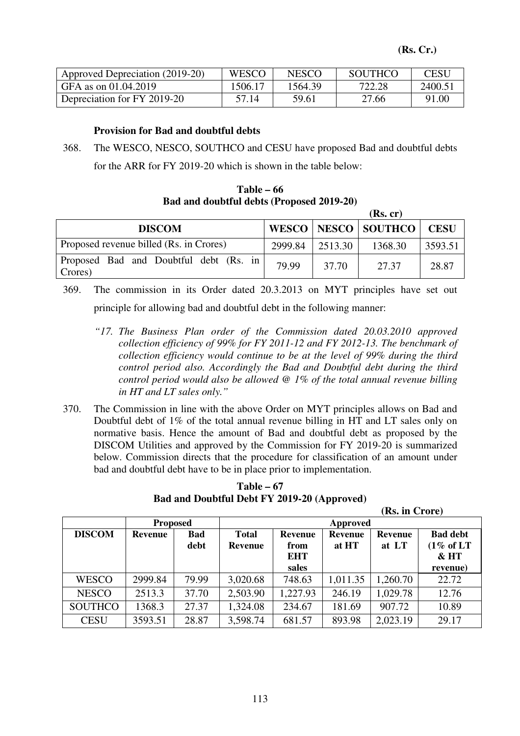**(Rs. Cr.)**

| Approved Depreciation (2019-20) | WESCO | NESCO | SOUTHCO | CESU |
|---|---|---|---|---|
| GFA as on 01.04.2019 | 1506.17 | 1564.39 | 722.28 | 2400.51 |
| Depreciation for FY 2019-20 | 57.14 | 59.61 | 27.66 | 91.00 |

**Provision for Bad and doubtful debts**

368. The WESCO, NESCO, SOUTHCO and CESU have proposed Bad and doubtful debts for the ARR for FY 2019-20 which is shown in the table below:

**Table – 66**
**Bad and doubtful debts (Proposed 2019-20)**

**(Rs. cr)**

| DISCOM | WESCO | NESCO | SOUTHCO | CESU |
|---|---|---|---|---|
| Proposed revenue billed (Rs. in Crores) | 2999.84 | 2513.30 | 1368.30 | 3593.51 |
| Proposed Bad and Doubtful debt (Rs. in Crores) | 79.99 | 37.70 | 27.37 | 28.87 |

369. The commission in its Order dated 20.3.2013 on MYT principles have set out principle for allowing bad and doubtful debt in the following manner:

*"17. The Business Plan order of the Commission dated 20.03.2010 approved collection efficiency of 99% for FY 2011-12 and FY 2012-13. The benchmark of collection efficiency would continue to be at the level of 99% during the third control period also. Accordingly the Bad and Doubtful debt during the third control period would also be allowed @ 1% of the total annual revenue billing in HT and LT sales only."*

370. The Commission in line with the above Order on MYT principles allows on Bad and Doubtful debt of 1% of the total annual revenue billing in HT and LT sales only on normative basis. Hence the amount of Bad and doubtful debt as proposed by the DISCOM Utilities and approved by the Commission for FY 2019-20 is summarized below. Commission directs that the procedure for classification of an amount under bad and doubtful debt have to be in place prior to implementation.

**Table – 67**
**Bad and Doubtful Debt FY 2019-20 (Approved)**

**(Rs. in Crore)**

| | Proposed | | Approved | | | | |
|---|---|---|---|---|---|---|---|
| **DISCOM** | **Revenue** | **Bad debt** | **Total Revenue** | **Revenue from EHT sales** | **Revenue at HT** | **Revenue at LT** | **Bad debt (1% of LT & HT revenue)** |
| WESCO | 2999.84 | 79.99 | 3,020.68 | 748.63 | 1,011.35 | 1,260.70 | 22.72 |
| NESCO | 2513.3 | 37.70 | 2,503.90 | 1,227.93 | 246.19 | 1,029.78 | 12.76 |
| SOUTHCO | 1368.3 | 27.37 | 1,324.08 | 234.67 | 181.69 | 907.72 | 10.89 |
| CESU | 3593.51 | 28.87 | 3,598.74 | 681.57 | 893.98 | 2,023.19 | 29.17 |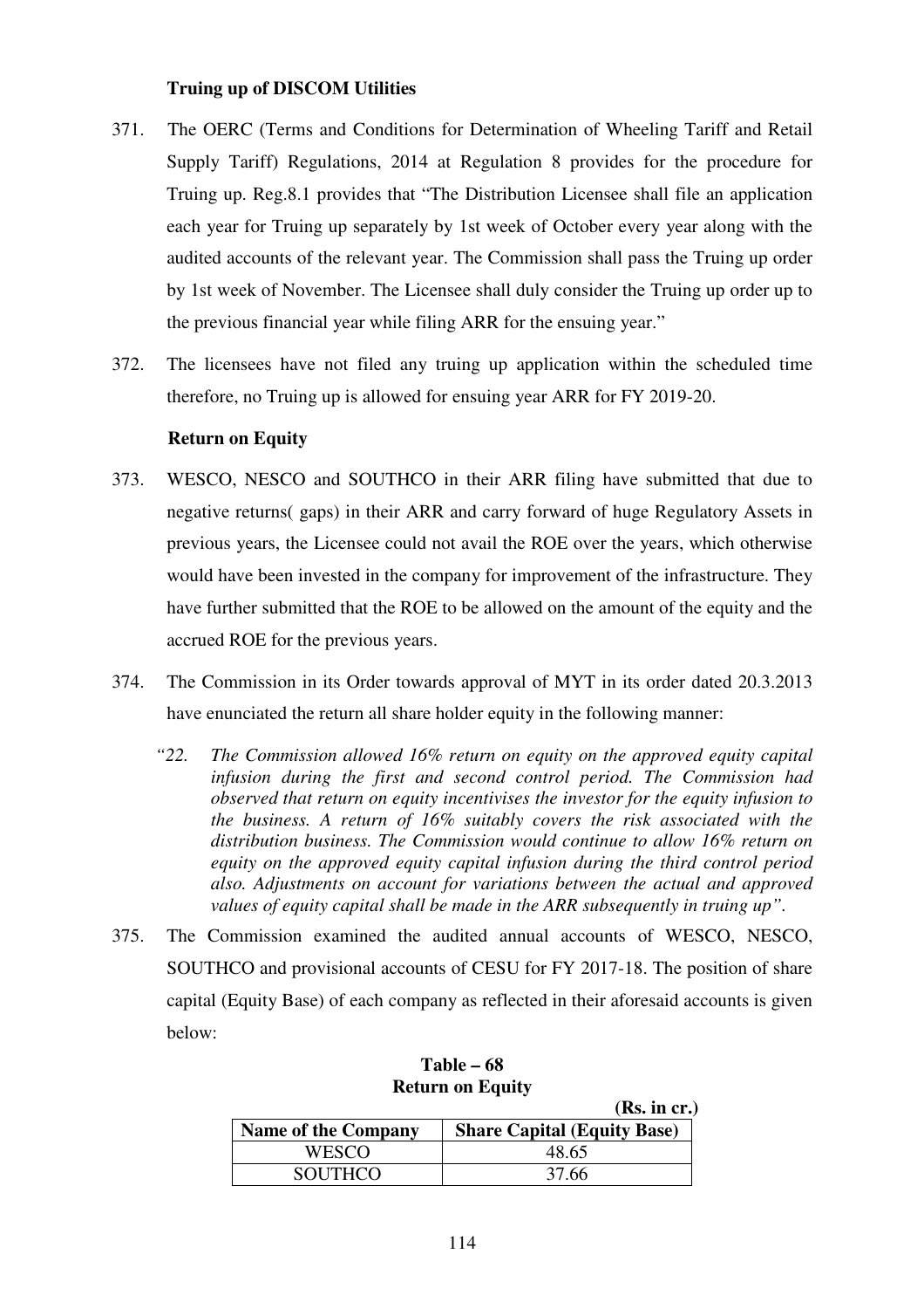**Truing up of DISCOM Utilities**

371. The OERC (Terms and Conditions for Determination of Wheeling Tariff and Retail Supply Tariff) Regulations, 2014 at Regulation 8 provides for the procedure for Truing up. Reg.8.1 provides that "The Distribution Licensee shall file an application each year for Truing up separately by 1st week of October every year along with the audited accounts of the relevant year. The Commission shall pass the Truing up order by 1st week of November. The Licensee shall duly consider the Truing up order up to the previous financial year while filing ARR for the ensuing year."

372. The licensees have not filed any truing up application within the scheduled time therefore, no Truing up is allowed for ensuing year ARR for FY 2019-20.

**Return on Equity**

373. WESCO, NESCO and SOUTHCO in their ARR filing have submitted that due to negative returns( gaps) in their ARR and carry forward of huge Regulatory Assets in previous years, the Licensee could not avail the ROE over the years, which otherwise would have been invested in the company for improvement of the infrastructure. They have further submitted that the ROE to be allowed on the amount of the equity and the accrued ROE for the previous years.

374. The Commission in its Order towards approval of MYT in its order dated 20.3.2013 have enunciated the return all share holder equity in the following manner:

   *"22. The Commission allowed 16% return on equity on the approved equity capital infusion during the first and second control period. The Commission had observed that return on equity incentivises the investor for the equity infusion to the business. A return of 16% suitably covers the risk associated with the distribution business. The Commission would continue to allow 16% return on equity on the approved equity capital infusion during the third control period also. Adjustments on account for variations between the actual and approved values of equity capital shall be made in the ARR subsequently in truing up".*

375. The Commission examined the audited annual accounts of WESCO, NESCO, SOUTHCO and provisional accounts of CESU for FY 2017-18. The position of share capital (Equity Base) of each company as reflected in their aforesaid accounts is given below:

**Table – 68**
**Return on Equity**

**(Rs. in cr.)**

| Name of the Company | Share Capital (Equity Base) |
|---|---|
| WESCO | 48.65 |
| SOUTHCO | 37.66 |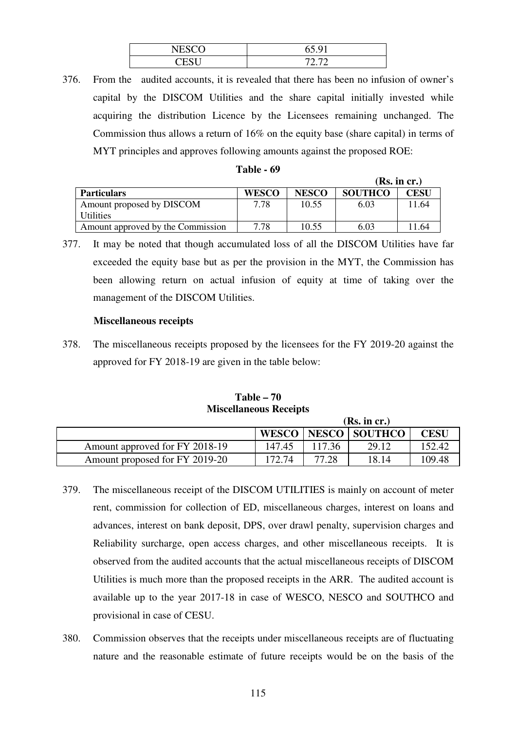| NESCO | 65.91 |
|---|---|
| CESU | 72.72 |

376. From the audited accounts, it is revealed that there has been no infusion of owner's capital by the DISCOM Utilities and the share capital initially invested while acquiring the distribution Licence by the Licensees remaining unchanged. The Commission thus allows a return of 16% on the equity base (share capital) in terms of MYT principles and approves following amounts against the proposed ROE:

**Table - 69**

**(Rs. in cr.)**

| Particulars | WESCO | NESCO | SOUTHCO | CESU |
|---|---|---|---|---|
| Amount proposed by DISCOM Utilities | 7.78 | 10.55 | 6.03 | 11.64 |
| Amount approved by the Commission | 7.78 | 10.55 | 6.03 | 11.64 |

377. It may be noted that though accumulated loss of all the DISCOM Utilities have far exceeded the equity base but as per the provision in the MYT, the Commission has been allowing return on actual infusion of equity at time of taking over the management of the DISCOM Utilities.

**Miscellaneous receipts**

378. The miscellaneous receipts proposed by the licensees for the FY 2019-20 against the approved for FY 2018-19 are given in the table below:

**Table – 70**
**Miscellaneous Receipts**

**(Rs. in cr.)**

| | WESCO | NESCO | SOUTHCO | CESU |
|---|---|---|---|---|
| Amount approved for FY 2018-19 | 147.45 | 117.36 | 29.12 | 152.42 |
| Amount proposed for FY 2019-20 | 172.74 | 77.28 | 18.14 | 109.48 |

379. The miscellaneous receipt of the DISCOM UTILITIES is mainly on account of meter rent, commission for collection of ED, miscellaneous charges, interest on loans and advances, interest on bank deposit, DPS, over drawl penalty, supervision charges and Reliability surcharge, open access charges, and other miscellaneous receipts. It is observed from the audited accounts that the actual miscellaneous receipts of DISCOM Utilities is much more than the proposed receipts in the ARR. The audited account is available up to the year 2017-18 in case of WESCO, NESCO and SOUTHCO and provisional in case of CESU.

380. Commission observes that the receipts under miscellaneous receipts are of fluctuating nature and the reasonable estimate of future receipts would be on the basis of the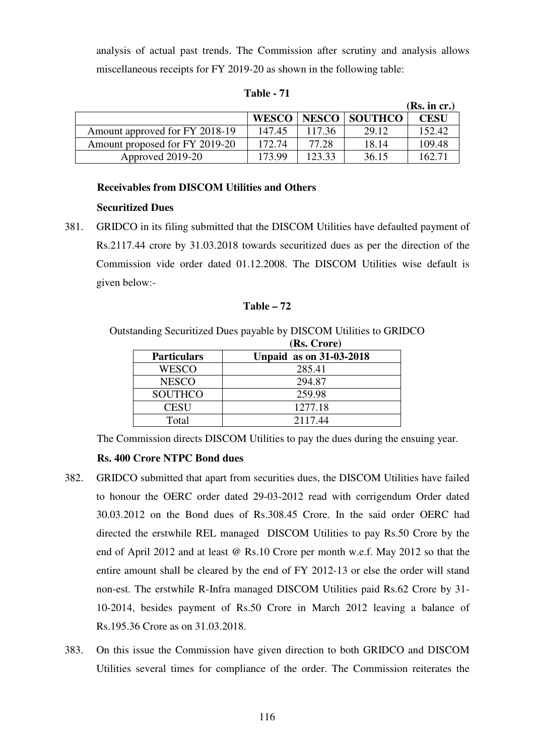analysis of actual past trends. The Commission after scrutiny and analysis allows miscellaneous receipts for FY 2019-20 as shown in the following table:

**Table - 71**

**(Rs. in cr.)**

| | WESCO | NESCO | SOUTHCO | CESU |
|---|---|---|---|---|
| Amount approved for FY 2018-19 | 147.45 | 117.36 | 29.12 | 152.42 |
| Amount proposed for FY 2019-20 | 172.74 | 77.28 | 18.14 | 109.48 |
| Approved 2019-20 | 173.99 | 123.33 | 36.15 | 162.71 |

**Receivables from DISCOM Utilities and Others**

**Securitized Dues**

381. GRIDCO in its filing submitted that the DISCOM Utilities have defaulted payment of Rs.2117.44 crore by 31.03.2018 towards securitized dues as per the direction of the Commission vide order dated 01.12.2008. The DISCOM Utilities wise default is given below:-

**Table – 72**

Outstanding Securitized Dues payable by DISCOM Utilities to GRIDCO

**(Rs. Crore)**

| Particulars | Unpaid as on 31-03-2018 |
|---|---|
| WESCO | 285.41 |
| NESCO | 294.87 |
| SOUTHCO | 259.98 |
| CESU | 1277.18 |
| Total | 2117.44 |

The Commission directs DISCOM Utilities to pay the dues during the ensuing year.

**Rs. 400 Crore NTPC Bond dues**

382. GRIDCO submitted that apart from securities dues, the DISCOM Utilities have failed to honour the OERC order dated 29-03-2012 read with corrigendum Order dated 30.03.2012 on the Bond dues of Rs.308.45 Crore. In the said order OERC had directed the erstwhile REL managed DISCOM Utilities to pay Rs.50 Crore by the end of April 2012 and at least @ Rs.10 Crore per month w.e.f. May 2012 so that the entire amount shall be cleared by the end of FY 2012-13 or else the order will stand non-est. The erstwhile R-Infra managed DISCOM Utilities paid Rs.62 Crore by 31-10-2014, besides payment of Rs.50 Crore in March 2012 leaving a balance of Rs.195.36 Crore as on 31.03.2018.

383. On this issue the Commission have given direction to both GRIDCO and DISCOM Utilities several times for compliance of the order. The Commission reiterates the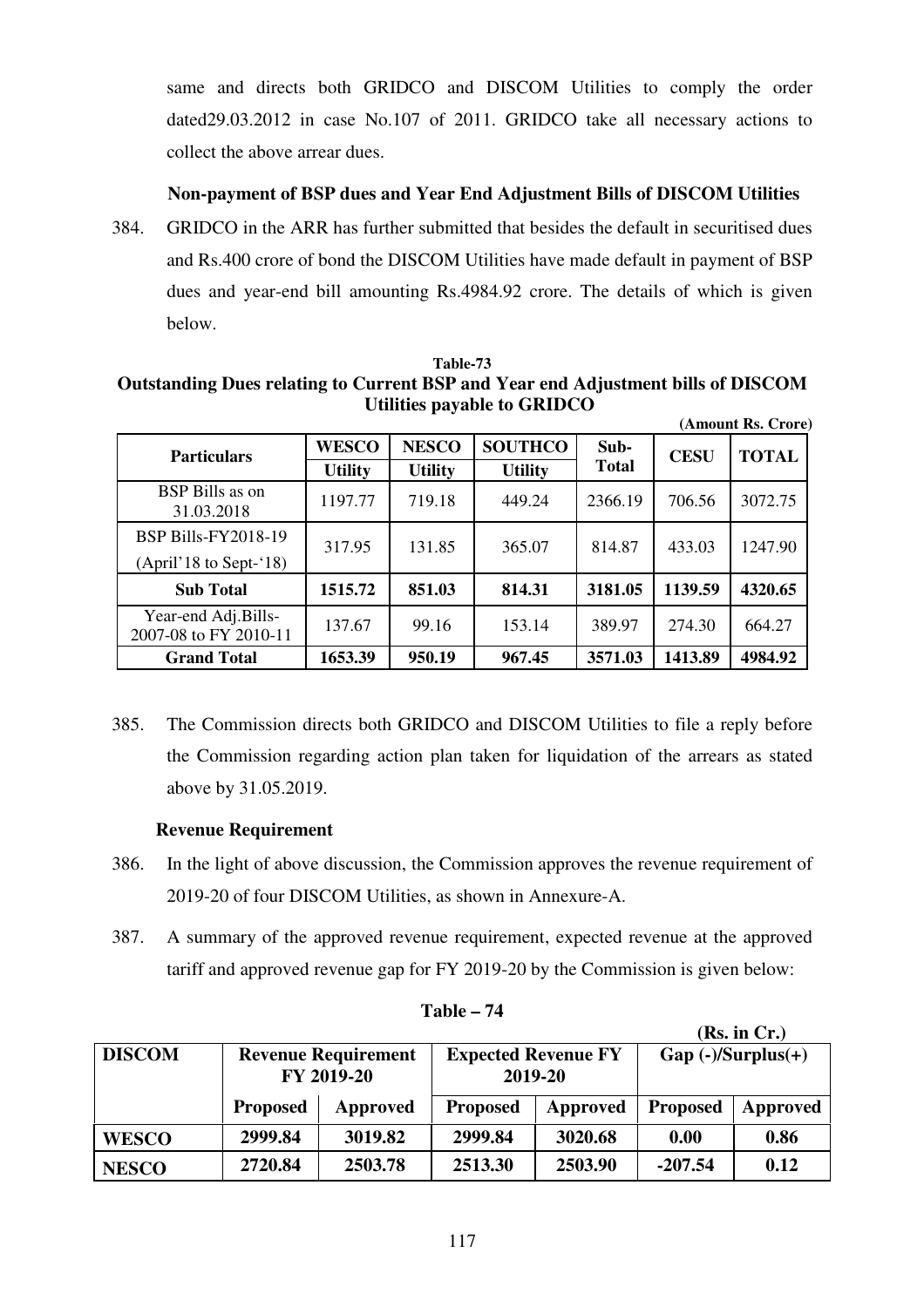same and directs both GRIDCO and DISCOM Utilities to comply the order dated29.03.2012 in case No.107 of 2011. GRIDCO take all necessary actions to collect the above arrear dues.

**Non-payment of BSP dues and Year End Adjustment Bills of DISCOM Utilities**

384. GRIDCO in the ARR has further submitted that besides the default in securitised dues and Rs.400 crore of bond the DISCOM Utilities have made default in payment of BSP dues and year-end bill amounting Rs.4984.92 crore. The details of which is given below.

**Table-73**
**Outstanding Dues relating to Current BSP and Year end Adjustment bills of DISCOM Utilities payable to GRIDCO**

**(Amount Rs. Crore)**

| Particulars | WESCO | NESCO | SOUTHCO | Sub-Total | CESU | TOTAL |
|---|---|---|---|---|---|---|
| | Utility | Utility | Utility | | | |
| BSP Bills as on 31.03.2018 | 1197.77 | 719.18 | 449.24 | 2366.19 | 706.56 | 3072.75 |
| BSP Bills-FY2018-19 (April'18 to Sept-'18) | 317.95 | 131.85 | 365.07 | 814.87 | 433.03 | 1247.90 |
| **Sub Total** | **1515.72** | **851.03** | **814.31** | **3181.05** | **1139.59** | **4320.65** |
| Year-end Adj.Bills-2007-08 to FY 2010-11 | 137.67 | 99.16 | 153.14 | 389.97 | 274.30 | 664.27 |
| **Grand Total** | **1653.39** | **950.19** | **967.45** | **3571.03** | **1413.89** | **4984.92** |

385. The Commission directs both GRIDCO and DISCOM Utilities to file a reply before the Commission regarding action plan taken for liquidation of the arrears as stated above by 31.05.2019.

**Revenue Requirement**

386. In the light of above discussion, the Commission approves the revenue requirement of 2019-20 of four DISCOM Utilities, as shown in Annexure-A.

387. A summary of the approved revenue requirement, expected revenue at the approved tariff and approved revenue gap for FY 2019-20 by the Commission is given below:

**Table – 74**

**(Rs. in Cr.)**

| DISCOM | Revenue Requirement FY 2019-20 | | Expected Revenue FY 2019-20 | | Gap (-)/Surplus(+) | |
|---|---|---|---|---|---|---|
| | Proposed | Approved | Proposed | Approved | Proposed | Approved |
| **WESCO** | **2999.84** | **3019.82** | **2999.84** | **3020.68** | **0.00** | **0.86** |
| **NESCO** | **2720.84** | **2503.78** | **2513.30** | **2503.90** | **-207.54** | **0.12** |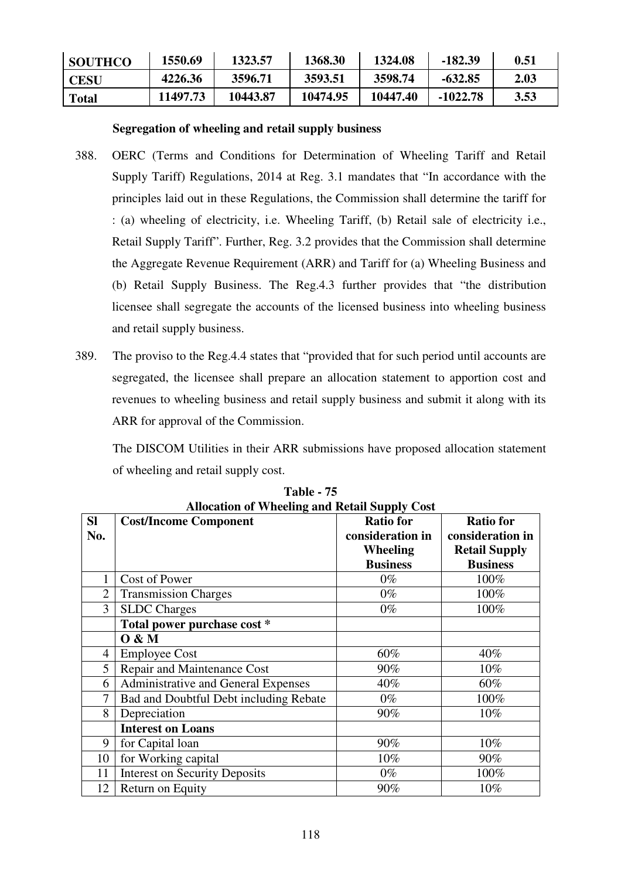| **SOUTHCO** | **1550.69** | **1323.57** | **1368.30** | **1324.08** | **-182.39** | **0.51** |
|---|---|---|---|---|---|---|
| **CESU** | **4226.36** | **3596.71** | **3593.51** | **3598.74** | **-632.85** | **2.03** |
| **Total** | **11497.73** | **10443.87** | **10474.95** | **10447.40** | **-1022.78** | **3.53** |

**Segregation of wheeling and retail supply business**

388. OERC (Terms and Conditions for Determination of Wheeling Tariff and Retail Supply Tariff) Regulations, 2014 at Reg. 3.1 mandates that "In accordance with the principles laid out in these Regulations, the Commission shall determine the tariff for : (a) wheeling of electricity, i.e. Wheeling Tariff, (b) Retail sale of electricity i.e., Retail Supply Tariff". Further, Reg. 3.2 provides that the Commission shall determine the Aggregate Revenue Requirement (ARR) and Tariff for (a) Wheeling Business and (b) Retail Supply Business. The Reg.4.3 further provides that "the distribution licensee shall segregate the accounts of the licensed business into wheeling business and retail supply business.

389. The proviso to the Reg.4.4 states that "provided that for such period until accounts are segregated, the licensee shall prepare an allocation statement to apportion cost and revenues to wheeling business and retail supply business and submit it along with its ARR for approval of the Commission.

The DISCOM Utilities in their ARR submissions have proposed allocation statement of wheeling and retail supply cost.

**Table - 75**
**Allocation of Wheeling and Retail Supply Cost**

| Sl No. | Cost/Income Component | Ratio for consideration in Wheeling Business | Ratio for consideration in Retail Supply Business |
|---|---|---|---|
| 1 | Cost of Power | 0% | 100% |
| 2 | Transmission Charges | 0% | 100% |
| 3 | SLDC Charges | 0% | 100% |
| | **Total power purchase cost *** | | |
| | **O & M** | | |
| 4 | Employee Cost | 60% | 40% |
| 5 | Repair and Maintenance Cost | 90% | 10% |
| 6 | Administrative and General Expenses | 40% | 60% |
| 7 | Bad and Doubtful Debt including Rebate | 0% | 100% |
| 8 | Depreciation | 90% | 10% |
| | **Interest on Loans** | | |
| 9 | for Capital loan | 90% | 10% |
| 10 | for Working capital | 10% | 90% |
| 11 | Interest on Security Deposits | 0% | 100% |
| 12 | Return on Equity | 90% | 10% |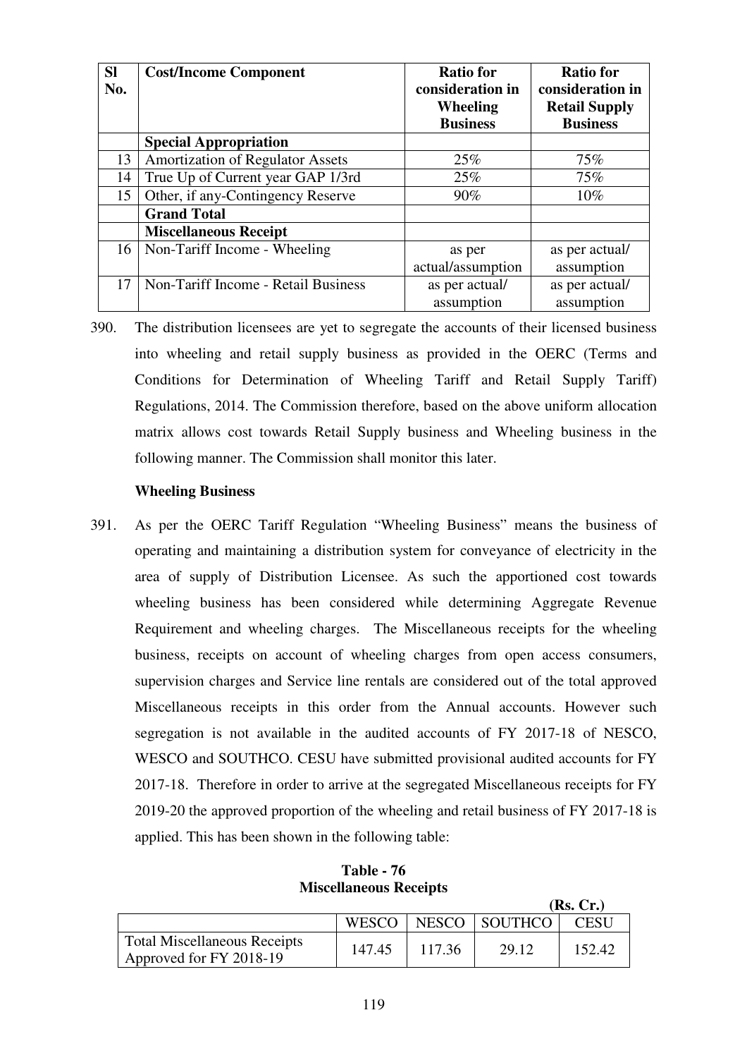| Sl No. | Cost/Income Component | Ratio for consideration in Wheeling Business | Ratio for consideration in Retail Supply Business |
|---|---|---|---|
| | **Special Appropriation** | | |
| 13 | Amortization of Regulator Assets | 25% | 75% |
| 14 | True Up of Current year GAP 1/3rd | 25% | 75% |
| 15 | Other, if any-Contingency Reserve | 90% | 10% |
| | **Grand Total** | | |
| | **Miscellaneous Receipt** | | |
| 16 | Non-Tariff Income - Wheeling | as per actual/assumption | as per actual/ assumption |
| 17 | Non-Tariff Income - Retail Business | as per actual/ assumption | as per actual/ assumption |

390. The distribution licensees are yet to segregate the accounts of their licensed business into wheeling and retail supply business as provided in the OERC (Terms and Conditions for Determination of Wheeling Tariff and Retail Supply Tariff) Regulations, 2014. The Commission therefore, based on the above uniform allocation matrix allows cost towards Retail Supply business and Wheeling business in the following manner. The Commission shall monitor this later.

**Wheeling Business**

391. As per the OERC Tariff Regulation "Wheeling Business" means the business of operating and maintaining a distribution system for conveyance of electricity in the area of supply of Distribution Licensee. As such the apportioned cost towards wheeling business has been considered while determining Aggregate Revenue Requirement and wheeling charges. The Miscellaneous receipts for the wheeling business, receipts on account of wheeling charges from open access consumers, supervision charges and Service line rentals are considered out of the total approved Miscellaneous receipts in this order from the Annual accounts. However such segregation is not available in the audited accounts of FY 2017-18 of NESCO, WESCO and SOUTHCO. CESU have submitted provisional audited accounts for FY 2017-18. Therefore in order to arrive at the segregated Miscellaneous receipts for FY 2019-20 the approved proportion of the wheeling and retail business of FY 2017-18 is applied. This has been shown in the following table:

**Table - 76**
**Miscellaneous Receipts**

**(Rs. Cr.)**

| | WESCO | NESCO | SOUTHCO | CESU |
|---|---|---|---|---|
| Total Miscellaneous Receipts Approved for FY 2018-19 | 147.45 | 117.36 | 29.12 | 152.42 |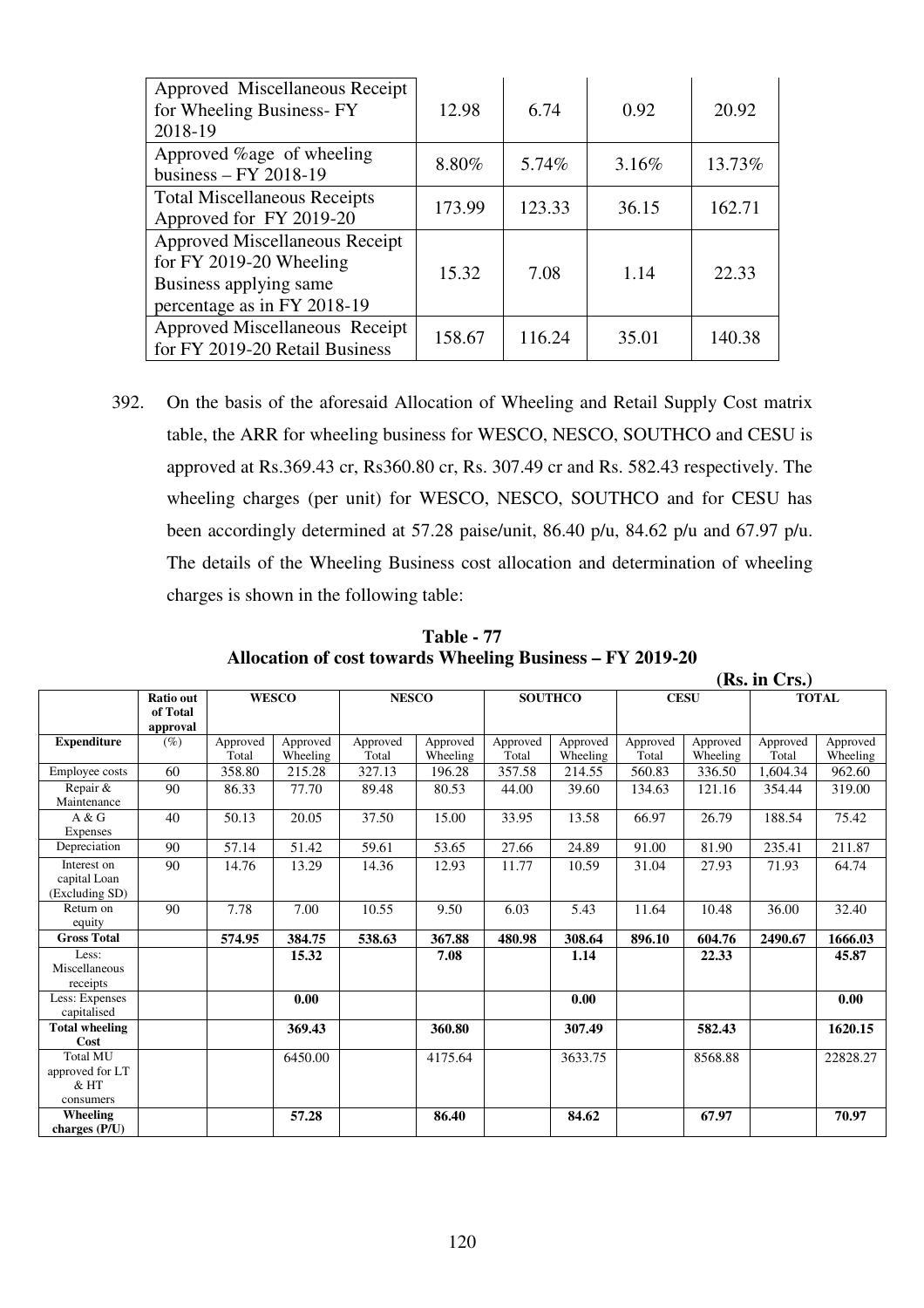| Approved Miscellaneous Receipt for Wheeling Business- FY 2018-19 | 12.98 | 6.74 | 0.92 | 20.92 |
|---|---|---|---|---|
| Approved %age of wheeling business – FY 2018-19 | 8.80% | 5.74% | 3.16% | 13.73% |
| Total Miscellaneous Receipts Approved for FY 2019-20 | 173.99 | 123.33 | 36.15 | 162.71 |
| Approved Miscellaneous Receipt for FY 2019-20 Wheeling Business applying same percentage as in FY 2018-19 | 15.32 | 7.08 | 1.14 | 22.33 |
| Approved Miscellaneous Receipt for FY 2019-20 Retail Business | 158.67 | 116.24 | 35.01 | 140.38 |

392. On the basis of the aforesaid Allocation of Wheeling and Retail Supply Cost matrix table, the ARR for wheeling business for WESCO, NESCO, SOUTHCO and CESU is approved at Rs.369.43 cr, Rs360.80 cr, Rs. 307.49 cr and Rs. 582.43 respectively. The wheeling charges (per unit) for WESCO, NESCO, SOUTHCO and for CESU has been accordingly determined at 57.28 paise/unit, 86.40 p/u, 84.62 p/u and 67.97 p/u. The details of the Wheeling Business cost allocation and determination of wheeling charges is shown in the following table:

**Table - 77**
**Allocation of cost towards Wheeling Business – FY 2019-20**

**(Rs. in Crs.)**

| | Ratio out of Total approval | WESCO | | NESCO | | SOUTHCO | | CESU | | TOTAL | |
|---|---|---|---|---|---|---|---|---|---|---|---|
| **Expenditure** | (%) | Approved Total | Approved Wheeling | Approved Total | Approved Wheeling | Approved Total | Approved Wheeling | Approved Total | Approved Wheeling | Approved Total | Approved Wheeling |
| Employee costs | 60 | 358.80 | 215.28 | 327.13 | 196.28 | 357.58 | 214.55 | 560.83 | 336.50 | 1,604.34 | 962.60 |
| Repair & Maintenance | 90 | 86.33 | 77.70 | 89.48 | 80.53 | 44.00 | 39.60 | 134.63 | 121.16 | 354.44 | 319.00 |
| A & G Expenses | 40 | 50.13 | 20.05 | 37.50 | 15.00 | 33.95 | 13.58 | 66.97 | 26.79 | 188.54 | 75.42 |
| Depreciation | 90 | 57.14 | 51.42 | 59.61 | 53.65 | 27.66 | 24.89 | 91.00 | 81.90 | 235.41 | 211.87 |
| Interest on capital Loan (Excluding SD) | 90 | 14.76 | 13.29 | 14.36 | 12.93 | 11.77 | 10.59 | 31.04 | 27.93 | 71.93 | 64.74 |
| Return on equity | 90 | 7.78 | 7.00 | 10.55 | 9.50 | 6.03 | 5.43 | 11.64 | 10.48 | 36.00 | 32.40 |
| **Gross Total** | | **574.95** | **384.75** | **538.63** | **367.88** | **480.98** | **308.64** | **896.10** | **604.76** | **2490.67** | **1666.03** |
| Less: Miscellaneous receipts | | | **15.32** | | **7.08** | | **1.14** | | **22.33** | | **45.87** |
| Less: Expenses capitalised | | | **0.00** | | | | **0.00** | | | | **0.00** |
| **Total wheeling Cost** | | | **369.43** | | **360.80** | | **307.49** | | **582.43** | | **1620.15** |
| Total MU approved for LT & HT consumers | | | 6450.00 | | 4175.64 | | 3633.75 | | 8568.88 | | 22828.27 |
| **Wheeling charges (P/U)** | | | **57.28** | | **86.40** | | **84.62** | | **67.97** | | **70.97** |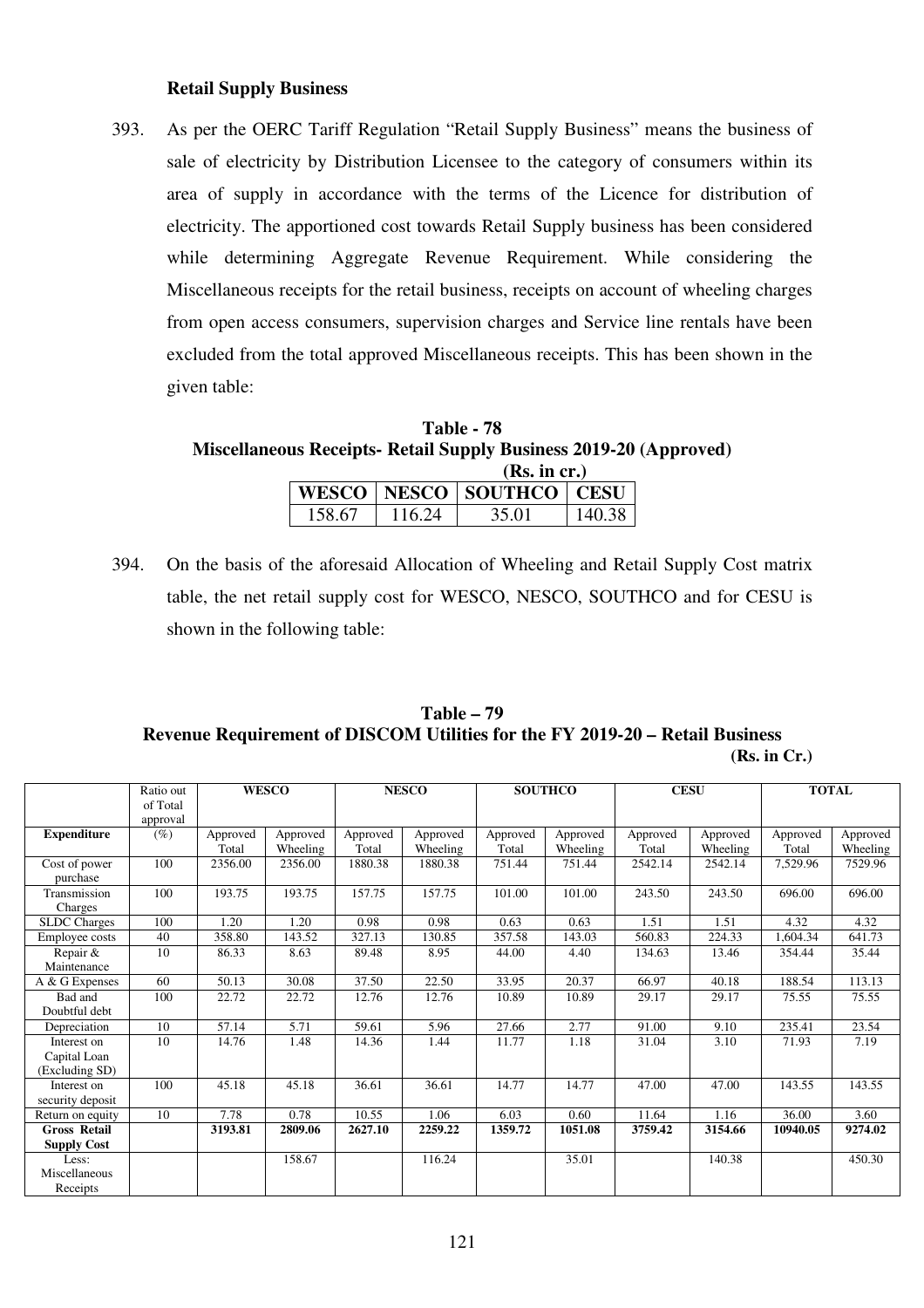### Retail Supply Business

393. As per the OERC Tariff Regulation "Retail Supply Business" means the business of sale of electricity by Distribution Licensee to the category of consumers within its area of supply in accordance with the terms of the Licence for distribution of electricity. The apportioned cost towards Retail Supply business has been considered while determining Aggregate Revenue Requirement. While considering the Miscellaneous receipts for the retail business, receipts on account of wheeling charges from open access consumers, supervision charges and Service line rentals have been excluded from the total approved Miscellaneous receipts. This has been shown in the given table:

**Table - 78**
**Miscellaneous Receipts- Retail Supply Business 2019-20 (Approved)**
**(Rs. in cr.)**

| WESCO | NESCO | SOUTHCO | CESU |
|---|---|---|---|
| 158.67 | 116.24 | 35.01 | 140.38 |

394. On the basis of the aforesaid Allocation of Wheeling and Retail Supply Cost matrix table, the net retail supply cost for WESCO, NESCO, SOUTHCO and for CESU is shown in the following table:

**Table – 79**
**Revenue Requirement of DISCOM Utilities for the FY 2019-20 – Retail Business**
**(Rs. in Cr.)**

| | Ratio out of Total approval | WESCO | | NESCO | | SOUTHCO | | CESU | | TOTAL | |
|---|---|---|---|---|---|---|---|---|---|---|---|
| **Expenditure** | (%) | Approved Total | Approved Wheeling | Approved Total | Approved Wheeling | Approved Total | Approved Wheeling | Approved Total | Approved Wheeling | Approved Total | Approved Wheeling |
| Cost of power purchase | 100 | 2356.00 | 2356.00 | 1880.38 | 1880.38 | 751.44 | 751.44 | 2542.14 | 2542.14 | 7,529.96 | 7529.96 |
| Transmission Charges | 100 | 193.75 | 193.75 | 157.75 | 157.75 | 101.00 | 101.00 | 243.50 | 243.50 | 696.00 | 696.00 |
| SLDC Charges | 100 | 1.20 | 1.20 | 0.98 | 0.98 | 0.63 | 0.63 | 1.51 | 1.51 | 4.32 | 4.32 |
| Employee costs | 40 | 358.80 | 143.52 | 327.13 | 130.85 | 357.58 | 143.03 | 560.83 | 224.33 | 1,604.34 | 641.73 |
| Repair & Maintenance | 10 | 86.33 | 8.63 | 89.48 | 8.95 | 44.00 | 4.40 | 134.63 | 13.46 | 354.44 | 35.44 |
| A & G Expenses | 60 | 50.13 | 30.08 | 37.50 | 22.50 | 33.95 | 20.37 | 66.97 | 40.18 | 188.54 | 113.13 |
| Bad and Doubtful debt | 100 | 22.72 | 22.72 | 12.76 | 12.76 | 10.89 | 10.89 | 29.17 | 29.17 | 75.55 | 75.55 |
| Depreciation | 10 | 57.14 | 5.71 | 59.61 | 5.96 | 27.66 | 2.77 | 91.00 | 9.10 | 235.41 | 23.54 |
| Interest on Capital Loan (Excluding SD) | 10 | 14.76 | 1.48 | 14.36 | 1.44 | 11.77 | 1.18 | 31.04 | 3.10 | 71.93 | 7.19 |
| Interest on security deposit | 100 | 45.18 | 45.18 | 36.61 | 36.61 | 14.77 | 14.77 | 47.00 | 47.00 | 143.55 | 143.55 |
| Return on equity | 10 | 7.78 | 0.78 | 10.55 | 1.06 | 6.03 | 0.60 | 11.64 | 1.16 | 36.00 | 3.60 |
| **Gross Retail Supply Cost** | | **3193.81** | **2809.06** | **2627.10** | **2259.22** | **1359.72** | **1051.08** | **3759.42** | **3154.66** | **10940.05** | **9274.02** |
| Less: Miscellaneous Receipts | | | 158.67 | | 116.24 | | 35.01 | | 140.38 | | 450.30 |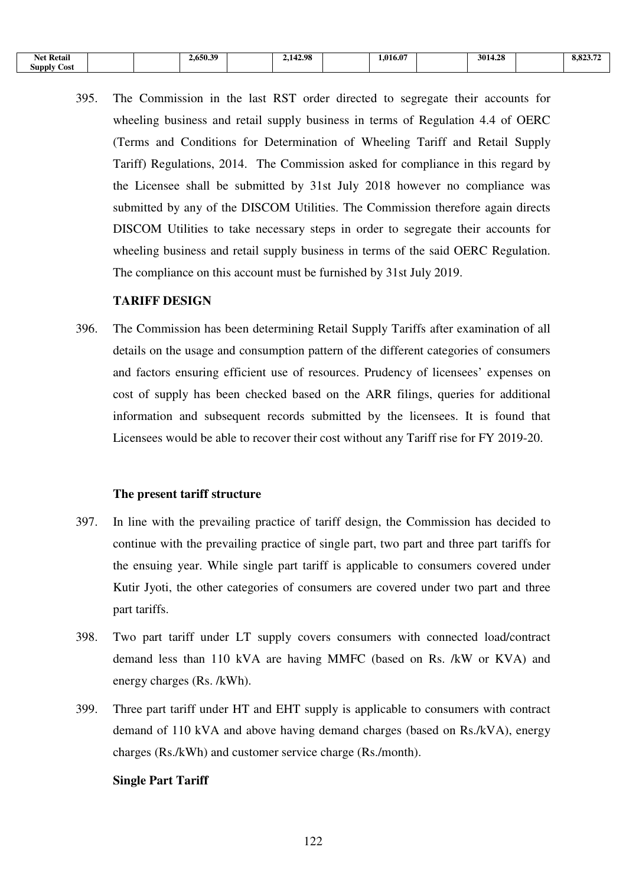| Net Retail Supply Cost | | | 2,650.39 | | 2,142.98 | | 1,016.07 | | 3014.28 | | 8,823.72 |
|---|---|---|---|---|---|---|---|---|---|---|---|

395. The Commission in the last RST order directed to segregate their accounts for wheeling business and retail supply business in terms of Regulation 4.4 of OERC (Terms and Conditions for Determination of Wheeling Tariff and Retail Supply Tariff) Regulations, 2014. The Commission asked for compliance in this regard by the Licensee shall be submitted by 31st July 2018 however no compliance was submitted by any of the DISCOM Utilities. The Commission therefore again directs DISCOM Utilities to take necessary steps in order to segregate their accounts for wheeling business and retail supply business in terms of the said OERC Regulation. The compliance on this account must be furnished by 31st July 2019.

**TARIFF DESIGN**

396. The Commission has been determining Retail Supply Tariffs after examination of all details on the usage and consumption pattern of the different categories of consumers and factors ensuring efficient use of resources. Prudency of licensees' expenses on cost of supply has been checked based on the ARR filings, queries for additional information and subsequent records submitted by the licensees. It is found that Licensees would be able to recover their cost without any Tariff rise for FY 2019-20.

**The present tariff structure**

397. In line with the prevailing practice of tariff design, the Commission has decided to continue with the prevailing practice of single part, two part and three part tariffs for the ensuing year. While single part tariff is applicable to consumers covered under Kutir Jyoti, the other categories of consumers are covered under two part and three part tariffs.

398. Two part tariff under LT supply covers consumers with connected load/contract demand less than 110 kVA are having MMFC (based on Rs. /kW or KVA) and energy charges (Rs. /kWh).

399. Three part tariff under HT and EHT supply is applicable to consumers with contract demand of 110 kVA and above having demand charges (based on Rs./kVA), energy charges (Rs./kWh) and customer service charge (Rs./month).

**Single Part Tariff**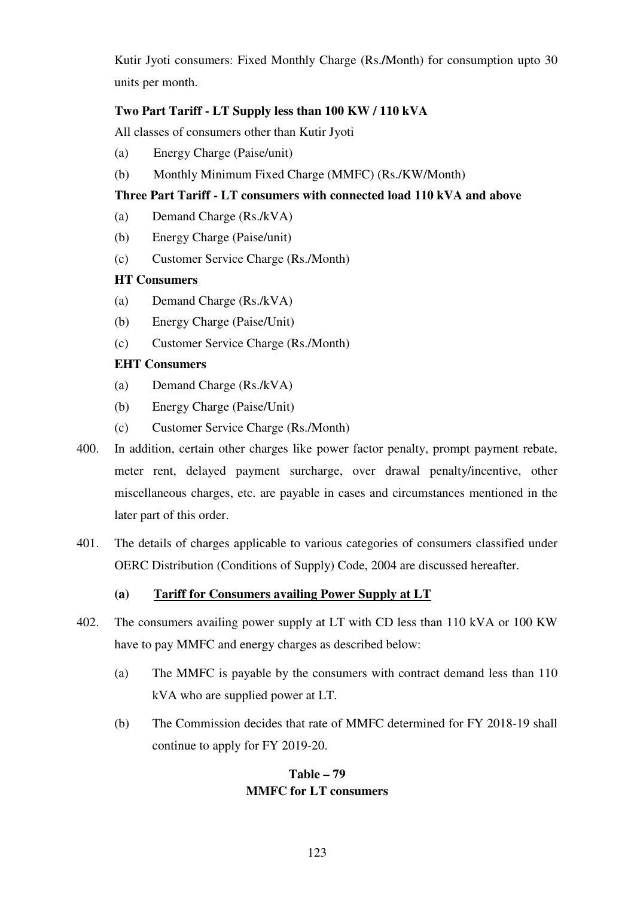Kutir Jyoti consumers: Fixed Monthly Charge (Rs./Month) for consumption upto 30 units per month.

**Two Part Tariff - LT Supply less than 100 KW / 110 kVA**

All classes of consumers other than Kutir Jyoti

(a) Energy Charge (Paise/unit)

(b) Monthly Minimum Fixed Charge (MMFC) (Rs./KW/Month)

**Three Part Tariff - LT consumers with connected load 110 kVA and above**

(a) Demand Charge (Rs./kVA)

(b) Energy Charge (Paise/unit)

(c) Customer Service Charge (Rs./Month)

**HT Consumers**

(a) Demand Charge (Rs./kVA)

(b) Energy Charge (Paise/Unit)

(c) Customer Service Charge (Rs./Month)

**EHT Consumers**

(a) Demand Charge (Rs./kVA)

(b) Energy Charge (Paise/Unit)

(c) Customer Service Charge (Rs./Month)

400. In addition, certain other charges like power factor penalty, prompt payment rebate, meter rent, delayed payment surcharge, over drawal penalty/incentive, other miscellaneous charges, etc. are payable in cases and circumstances mentioned in the later part of this order.

401. The details of charges applicable to various categories of consumers classified under OERC Distribution (Conditions of Supply) Code, 2004 are discussed hereafter.

**(a) <u>Tariff for Consumers availing Power Supply at LT</u>**

402. The consumers availing power supply at LT with CD less than 110 kVA or 100 KW have to pay MMFC and energy charges as described below:

(a) The MMFC is payable by the consumers with contract demand less than 110 kVA who are supplied power at LT.

(b) The Commission decides that rate of MMFC determined for FY 2018-19 shall continue to apply for FY 2019-20.

**Table – 79**
**MMFC for LT consumers**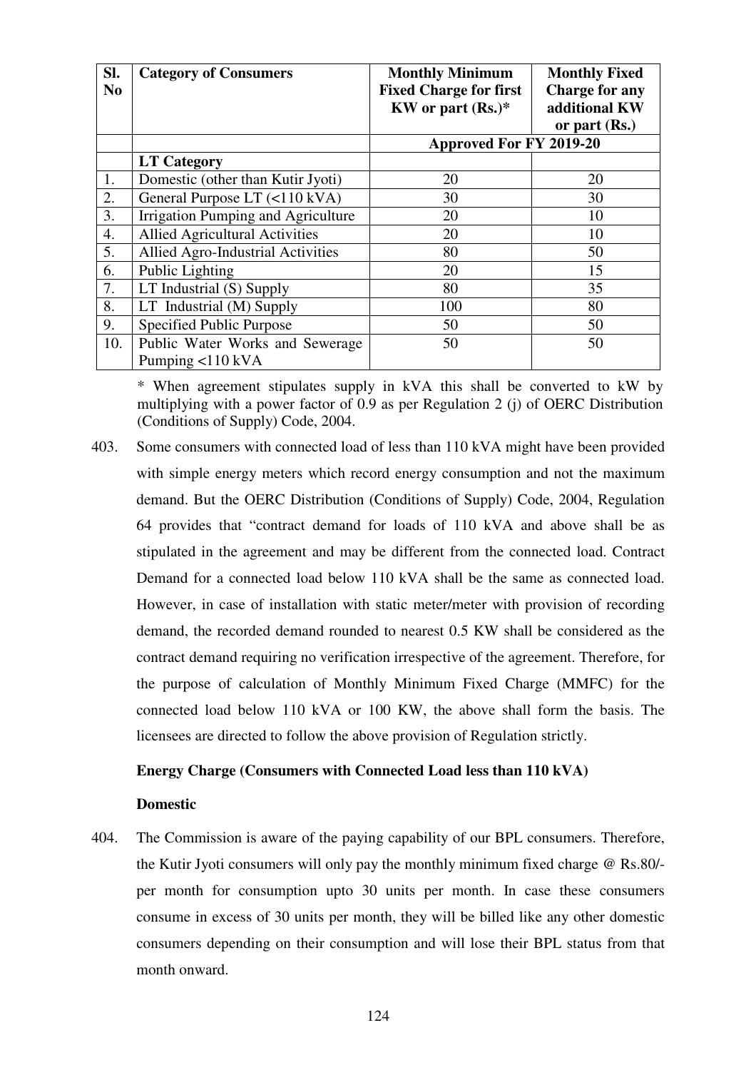| Sl. No | Category of Consumers | Monthly Minimum Fixed Charge for first KW or part (Rs.)* | Monthly Fixed Charge for any additional KW or part (Rs.) |
|---|---|---|---|
| | | Approved For FY 2019-20 | |
| | **LT Category** | | |
| 1. | Domestic (other than Kutir Jyoti) | 20 | 20 |
| 2. | General Purpose LT (<110 kVA) | 30 | 30 |
| 3. | Irrigation Pumping and Agriculture | 20 | 10 |
| 4. | Allied Agricultural Activities | 20 | 10 |
| 5. | Allied Agro-Industrial Activities | 80 | 50 |
| 6. | Public Lighting | 20 | 15 |
| 7. | LT Industrial (S) Supply | 80 | 35 |
| 8. | LT Industrial (M) Supply | 100 | 80 |
| 9. | Specified Public Purpose | 50 | 50 |
| 10. | Public Water Works and Sewerage Pumping <110 kVA | 50 | 50 |

\* When agreement stipulates supply in kVA this shall be converted to kW by multiplying with a power factor of 0.9 as per Regulation 2 (j) of OERC Distribution (Conditions of Supply) Code, 2004.

403. Some consumers with connected load of less than 110 kVA might have been provided with simple energy meters which record energy consumption and not the maximum demand. But the OERC Distribution (Conditions of Supply) Code, 2004, Regulation 64 provides that "contract demand for loads of 110 kVA and above shall be as stipulated in the agreement and may be different from the connected load. Contract Demand for a connected load below 110 kVA shall be the same as connected load. However, in case of installation with static meter/meter with provision of recording demand, the recorded demand rounded to nearest 0.5 KW shall be considered as the contract demand requiring no verification irrespective of the agreement. Therefore, for the purpose of calculation of Monthly Minimum Fixed Charge (MMFC) for the connected load below 110 kVA or 100 KW, the above shall form the basis. The licensees are directed to follow the above provision of Regulation strictly.

**Energy Charge (Consumers with Connected Load less than 110 kVA)**

**Domestic**

404. The Commission is aware of the paying capability of our BPL consumers. Therefore, the Kutir Jyoti consumers will only pay the monthly minimum fixed charge @ Rs.80/- per month for consumption upto 30 units per month. In case these consumers consume in excess of 30 units per month, they will be billed like any other domestic consumers depending on their consumption and will lose their BPL status from that month onward.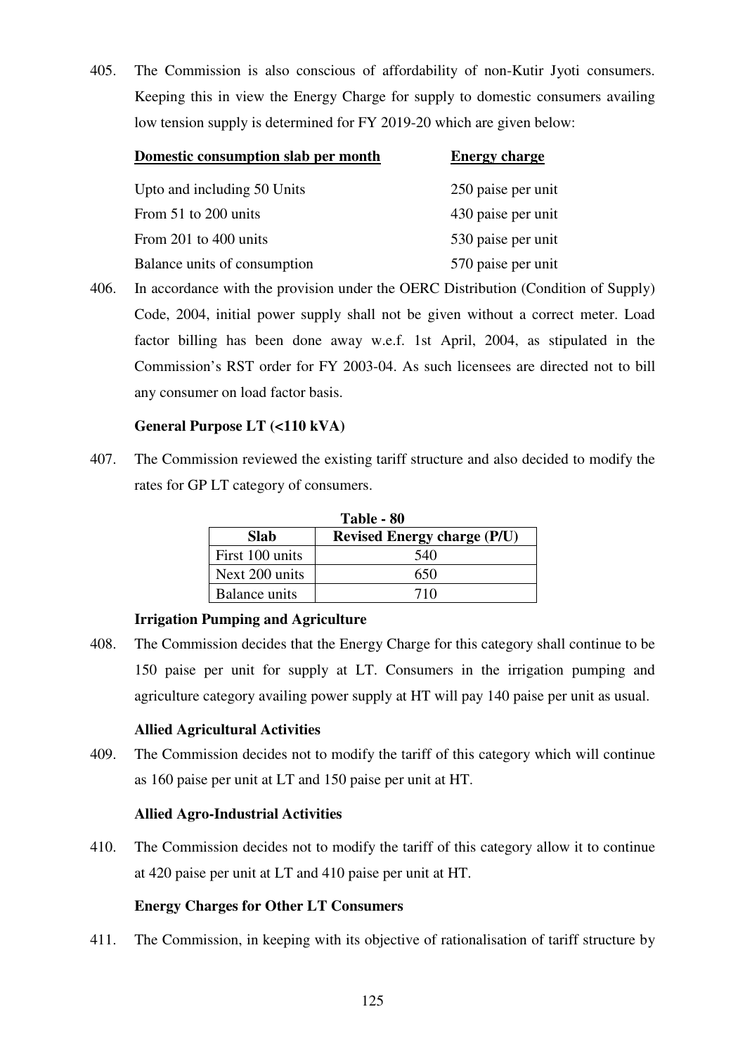405. The Commission is also conscious of affordability of non-Kutir Jyoti consumers. Keeping this in view the Energy Charge for supply to domestic consumers availing low tension supply is determined for FY 2019-20 which are given below:

| Domestic consumption slab per month | Energy charge |
|---|---|
| Upto and including 50 Units | 250 paise per unit |
| From 51 to 200 units | 430 paise per unit |
| From 201 to 400 units | 530 paise per unit |
| Balance units of consumption | 570 paise per unit |

406. In accordance with the provision under the OERC Distribution (Condition of Supply) Code, 2004, initial power supply shall not be given without a correct meter. Load factor billing has been done away w.e.f. 1st April, 2004, as stipulated in the Commission's RST order for FY 2003-04. As such licensees are directed not to bill any consumer on load factor basis.

**General Purpose LT (<110 kVA)**

407. The Commission reviewed the existing tariff structure and also decided to modify the rates for GP LT category of consumers.

**Table - 80**

| Slab | Revised Energy charge (P/U) |
|---|---|
| First 100 units | 540 |
| Next 200 units | 650 |
| Balance units | 710 |

**Irrigation Pumping and Agriculture**

408. The Commission decides that the Energy Charge for this category shall continue to be 150 paise per unit for supply at LT. Consumers in the irrigation pumping and agriculture category availing power supply at HT will pay 140 paise per unit as usual.

**Allied Agricultural Activities**

409. The Commission decides not to modify the tariff of this category which will continue as 160 paise per unit at LT and 150 paise per unit at HT.

**Allied Agro-Industrial Activities**

410. The Commission decides not to modify the tariff of this category allow it to continue at 420 paise per unit at LT and 410 paise per unit at HT.

**Energy Charges for Other LT Consumers**

411. The Commission, in keeping with its objective of rationalisation of tariff structure by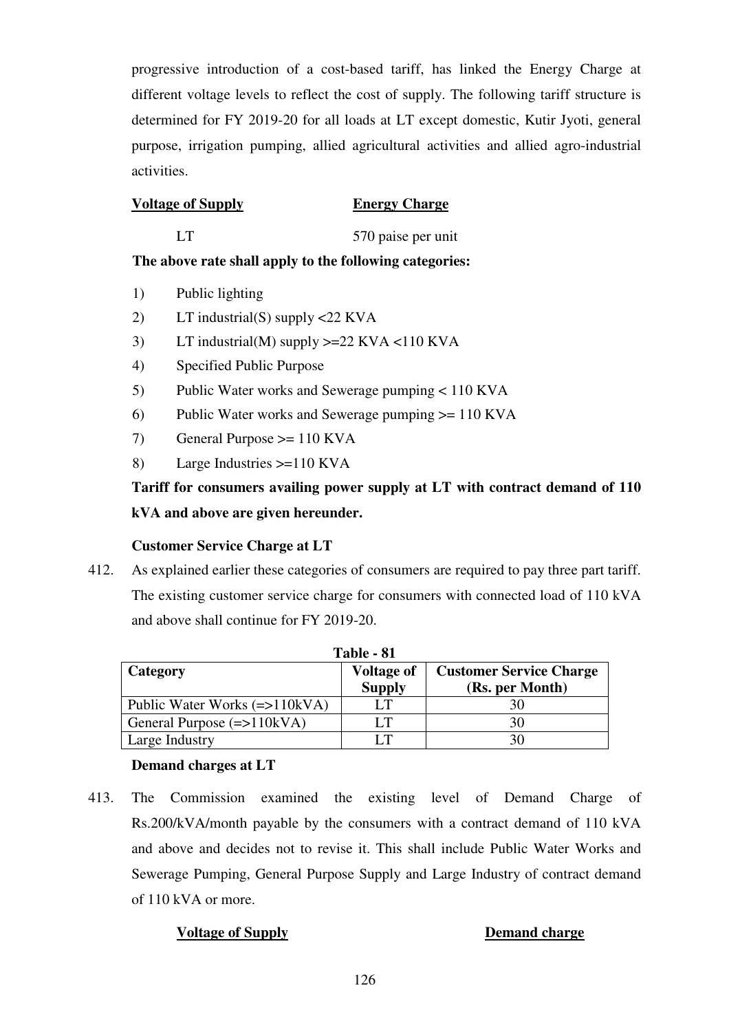progressive introduction of a cost-based tariff, has linked the Energy Charge at different voltage levels to reflect the cost of supply. The following tariff structure is determined for FY 2019-20 for all loads at LT except domestic, Kutir Jyoti, general purpose, irrigation pumping, allied agricultural activities and allied agro-industrial activities.

| Voltage of Supply | Energy Charge |
|---|---|
| LT | 570 paise per unit |

**The above rate shall apply to the following categories:**

1) Public lighting
2) LT industrial(S) supply <22 KVA
3) LT industrial(M) supply >=22 KVA <110 KVA
4) Specified Public Purpose
5) Public Water works and Sewerage pumping < 110 KVA
6) Public Water works and Sewerage pumping >= 110 KVA
7) General Purpose >= 110 KVA
8) Large Industries >=110 KVA

**Tariff for consumers availing power supply at LT with contract demand of 110 kVA and above are given hereunder.**

**Customer Service Charge at LT**

412. As explained earlier these categories of consumers are required to pay three part tariff. The existing customer service charge for consumers with connected load of 110 kVA and above shall continue for FY 2019-20.

**Table - 81**

| Category | Voltage of Supply | Customer Service Charge (Rs. per Month) |
|---|---|---|
| Public Water Works (=>110kVA) | LT | 30 |
| General Purpose (=>110kVA) | LT | 30 |
| Large Industry | LT | 30 |

**Demand charges at LT**

413. The Commission examined the existing level of Demand Charge of Rs.200/kVA/month payable by the consumers with a contract demand of 110 kVA and above and decides not to revise it. This shall include Public Water Works and Sewerage Pumping, General Purpose Supply and Large Industry of contract demand of 110 kVA or more.

| Voltage of Supply | Demand charge |
|---|---|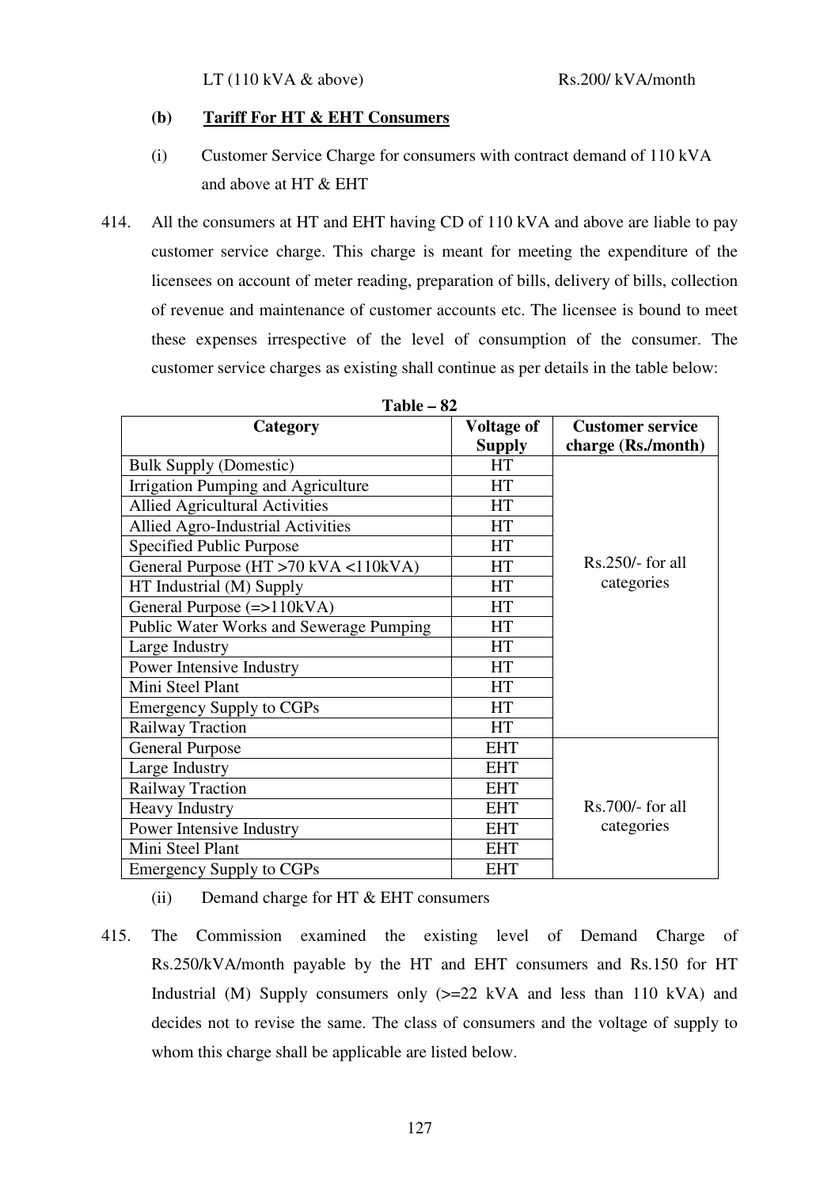LT (110 kVA & above) Rs.200/ kVA/month

**(b) Tariff For HT & EHT Consumers**

(i) Customer Service Charge for consumers with contract demand of 110 kVA and above at HT & EHT

414. All the consumers at HT and EHT having CD of 110 kVA and above are liable to pay customer service charge. This charge is meant for meeting the expenditure of the licensees on account of meter reading, preparation of bills, delivery of bills, collection of revenue and maintenance of customer accounts etc. The licensee is bound to meet these expenses irrespective of the level of consumption of the consumer. The customer service charges as existing shall continue as per details in the table below:

**Table – 82**

| Category | Voltage of Supply | Customer service charge (Rs./month) |
|---|---|---|
| Bulk Supply (Domestic) | HT | Rs.250/- for all categories |
| Irrigation Pumping and Agriculture | HT | |
| Allied Agricultural Activities | HT | |
| Allied Agro-Industrial Activities | HT | |
| Specified Public Purpose | HT | |
| General Purpose (HT >70 kVA <110kVA) | HT | |
| HT Industrial (M) Supply | HT | |
| General Purpose (=>110kVA) | HT | |
| Public Water Works and Sewerage Pumping | HT | |
| Large Industry | HT | |
| Power Intensive Industry | HT | |
| Mini Steel Plant | HT | |
| Emergency Supply to CGPs | HT | |
| Railway Traction | HT | |
| General Purpose | EHT | Rs.700/- for all categories |
| Large Industry | EHT | |
| Railway Traction | EHT | |
| Heavy Industry | EHT | |
| Power Intensive Industry | EHT | |
| Mini Steel Plant | EHT | |
| Emergency Supply to CGPs | EHT | |

(ii) Demand charge for HT & EHT consumers

415. The Commission examined the existing level of Demand Charge of Rs.250/kVA/month payable by the HT and EHT consumers and Rs.150 for HT Industrial (M) Supply consumers only (>=22 kVA and less than 110 kVA) and decides not to revise the same. The class of consumers and the voltage of supply to whom this charge shall be applicable are listed below.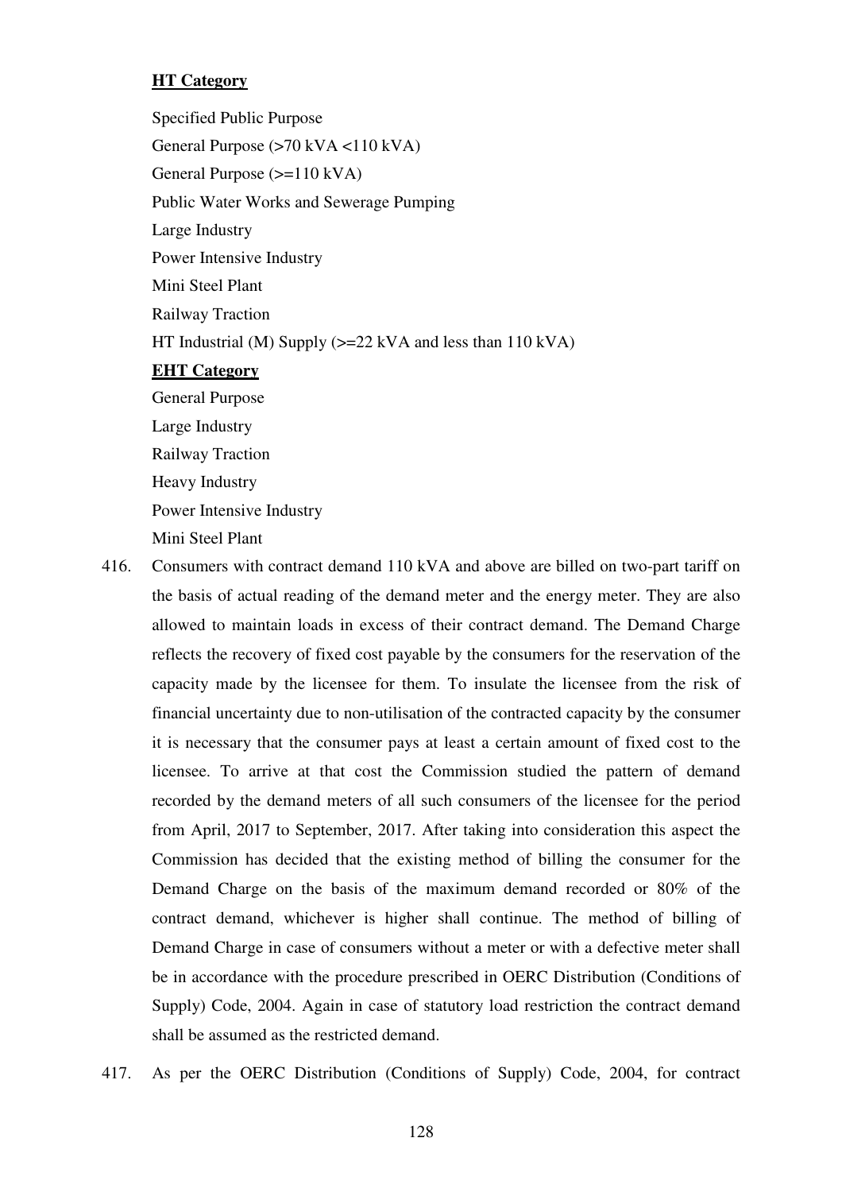**HT Category**

Specified Public Purpose

General Purpose (>70 kVA <110 kVA)

General Purpose (>=110 kVA)

Public Water Works and Sewerage Pumping

Large Industry

Power Intensive Industry

Mini Steel Plant

Railway Traction

HT Industrial (M) Supply (>=22 kVA and less than 110 kVA)

**EHT Category**

General Purpose

Large Industry

Railway Traction

Heavy Industry

Power Intensive Industry

Mini Steel Plant

416. Consumers with contract demand 110 kVA and above are billed on two-part tariff on the basis of actual reading of the demand meter and the energy meter. They are also allowed to maintain loads in excess of their contract demand. The Demand Charge reflects the recovery of fixed cost payable by the consumers for the reservation of the capacity made by the licensee for them. To insulate the licensee from the risk of financial uncertainty due to non-utilisation of the contracted capacity by the consumer it is necessary that the consumer pays at least a certain amount of fixed cost to the licensee. To arrive at that cost the Commission studied the pattern of demand recorded by the demand meters of all such consumers of the licensee for the period from April, 2017 to September, 2017. After taking into consideration this aspect the Commission has decided that the existing method of billing the consumer for the Demand Charge on the basis of the maximum demand recorded or 80% of the contract demand, whichever is higher shall continue. The method of billing of Demand Charge in case of consumers without a meter or with a defective meter shall be in accordance with the procedure prescribed in OERC Distribution (Conditions of Supply) Code, 2004. Again in case of statutory load restriction the contract demand shall be assumed as the restricted demand.

417. As per the OERC Distribution (Conditions of Supply) Code, 2004, for contract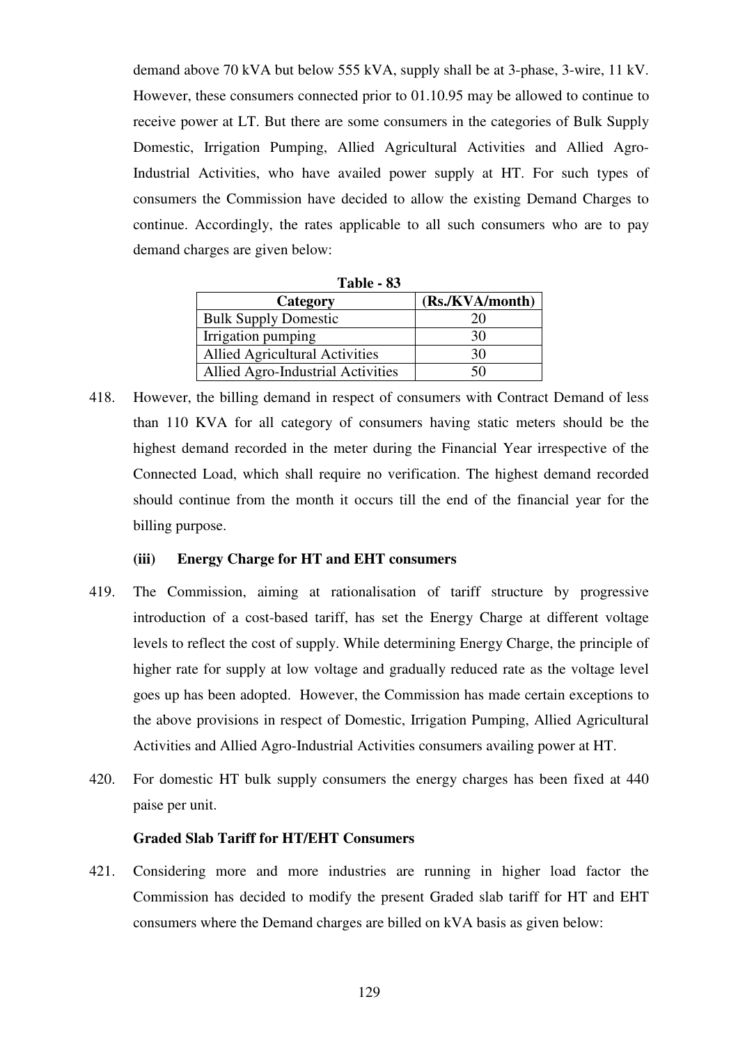demand above 70 kVA but below 555 kVA, supply shall be at 3-phase, 3-wire, 11 kV. However, these consumers connected prior to 01.10.95 may be allowed to continue to receive power at LT. But there are some consumers in the categories of Bulk Supply Domestic, Irrigation Pumping, Allied Agricultural Activities and Allied Agro-Industrial Activities, who have availed power supply at HT. For such types of consumers the Commission have decided to allow the existing Demand Charges to continue. Accordingly, the rates applicable to all such consumers who are to pay demand charges are given below:

**Table - 83**

| Category | (Rs./KVA/month) |
|---|---|
| Bulk Supply Domestic | 20 |
| Irrigation pumping | 30 |
| Allied Agricultural Activities | 30 |
| Allied Agro-Industrial Activities | 50 |

418. However, the billing demand in respect of consumers with Contract Demand of less than 110 KVA for all category of consumers having static meters should be the highest demand recorded in the meter during the Financial Year irrespective of the Connected Load, which shall require no verification. The highest demand recorded should continue from the month it occurs till the end of the financial year for the billing purpose.

**(iii) Energy Charge for HT and EHT consumers**

419. The Commission, aiming at rationalisation of tariff structure by progressive introduction of a cost-based tariff, has set the Energy Charge at different voltage levels to reflect the cost of supply. While determining Energy Charge, the principle of higher rate for supply at low voltage and gradually reduced rate as the voltage level goes up has been adopted. However, the Commission has made certain exceptions to the above provisions in respect of Domestic, Irrigation Pumping, Allied Agricultural Activities and Allied Agro-Industrial Activities consumers availing power at HT.

420. For domestic HT bulk supply consumers the energy charges has been fixed at 440 paise per unit.

**Graded Slab Tariff for HT/EHT Consumers**

421. Considering more and more industries are running in higher load factor the Commission has decided to modify the present Graded slab tariff for HT and EHT consumers where the Demand charges are billed on kVA basis as given below: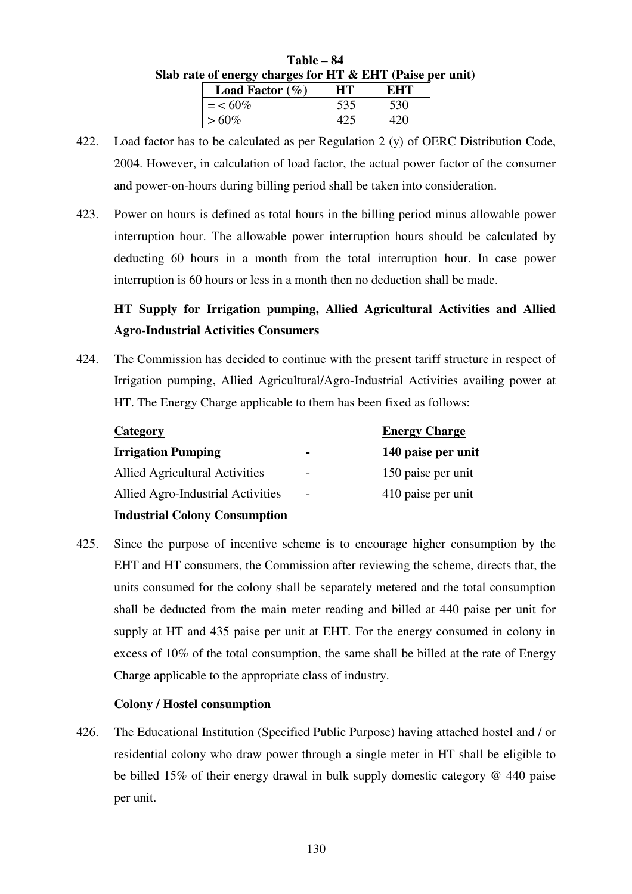**Table – 84**
**Slab rate of energy charges for HT & EHT (Paise per unit)**

| Load Factor (%) | HT | EHT |
|---|---|---|
| = < 60% | 535 | 530 |
| > 60% | 425 | 420 |

422. Load factor has to be calculated as per Regulation 2 (y) of OERC Distribution Code, 2004. However, in calculation of load factor, the actual power factor of the consumer and power-on-hours during billing period shall be taken into consideration.

423. Power on hours is defined as total hours in the billing period minus allowable power interruption hour. The allowable power interruption hours should be calculated by deducting 60 hours in a month from the total interruption hour. In case power interruption is 60 hours or less in a month then no deduction shall be made.

**HT Supply for Irrigation pumping, Allied Agricultural Activities and Allied Agro-Industrial Activities Consumers**

424. The Commission has decided to continue with the present tariff structure in respect of Irrigation pumping, Allied Agricultural/Agro-Industrial Activities availing power at HT. The Energy Charge applicable to them has been fixed as follows:

| Category | | Energy Charge |
|---|---|---|
| **Irrigation Pumping** | **-** | **140 paise per unit** |
| Allied Agricultural Activities | - | 150 paise per unit |
| Allied Agro-Industrial Activities | - | 410 paise per unit |

**Industrial Colony Consumption**

425. Since the purpose of incentive scheme is to encourage higher consumption by the EHT and HT consumers, the Commission after reviewing the scheme, directs that, the units consumed for the colony shall be separately metered and the total consumption shall be deducted from the main meter reading and billed at 440 paise per unit for supply at HT and 435 paise per unit at EHT. For the energy consumed in colony in excess of 10% of the total consumption, the same shall be billed at the rate of Energy Charge applicable to the appropriate class of industry.

**Colony / Hostel consumption**

426. The Educational Institution (Specified Public Purpose) having attached hostel and / or residential colony who draw power through a single meter in HT shall be eligible to be billed 15% of their energy drawal in bulk supply domestic category @ 440 paise per unit.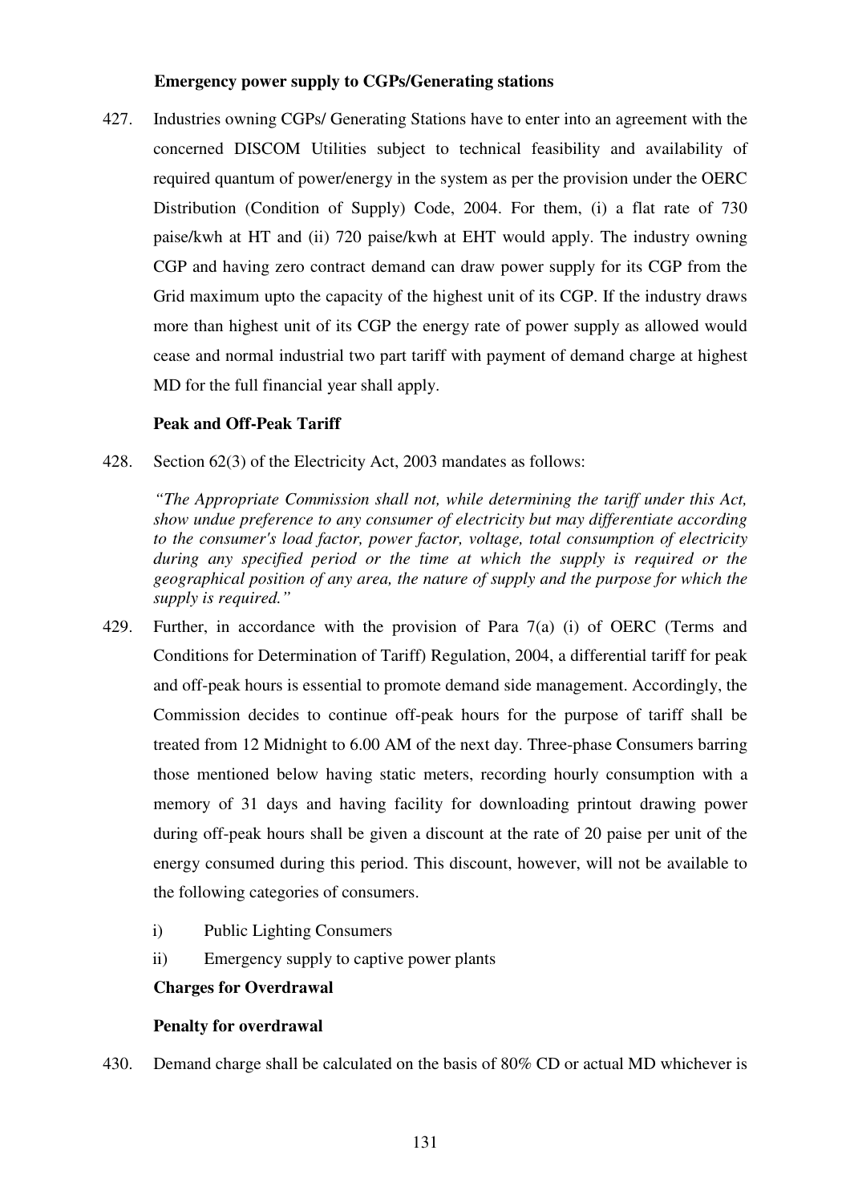**Emergency power supply to CGPs/Generating stations**

427. Industries owning CGPs/ Generating Stations have to enter into an agreement with the concerned DISCOM Utilities subject to technical feasibility and availability of required quantum of power/energy in the system as per the provision under the OERC Distribution (Condition of Supply) Code, 2004. For them, (i) a flat rate of 730 paise/kwh at HT and (ii) 720 paise/kwh at EHT would apply. The industry owning CGP and having zero contract demand can draw power supply for its CGP from the Grid maximum upto the capacity of the highest unit of its CGP. If the industry draws more than highest unit of its CGP the energy rate of power supply as allowed would cease and normal industrial two part tariff with payment of demand charge at highest MD for the full financial year shall apply.

**Peak and Off-Peak Tariff**

428. Section 62(3) of the Electricity Act, 2003 mandates as follows:

*"The Appropriate Commission shall not, while determining the tariff under this Act, show undue preference to any consumer of electricity but may differentiate according to the consumer's load factor, power factor, voltage, total consumption of electricity during any specified period or the time at which the supply is required or the geographical position of any area, the nature of supply and the purpose for which the supply is required."*

429. Further, in accordance with the provision of Para 7(a) (i) of OERC (Terms and Conditions for Determination of Tariff) Regulation, 2004, a differential tariff for peak and off-peak hours is essential to promote demand side management. Accordingly, the Commission decides to continue off-peak hours for the purpose of tariff shall be treated from 12 Midnight to 6.00 AM of the next day. Three-phase Consumers barring those mentioned below having static meters, recording hourly consumption with a memory of 31 days and having facility for downloading printout drawing power during off-peak hours shall be given a discount at the rate of 20 paise per unit of the energy consumed during this period. This discount, however, will not be available to the following categories of consumers.

i) Public Lighting Consumers

ii) Emergency supply to captive power plants

**Charges for Overdrawal**

**Penalty for overdrawal**

430. Demand charge shall be calculated on the basis of 80% CD or actual MD whichever is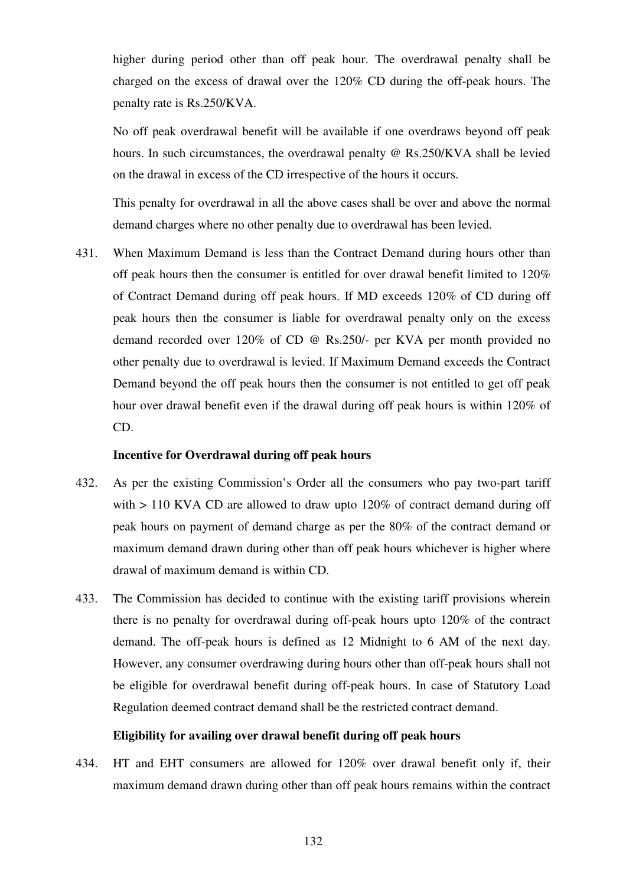higher during period other than off peak hour. The overdrawal penalty shall be charged on the excess of drawal over the 120% CD during the off-peak hours. The penalty rate is Rs.250/KVA.

No off peak overdrawal benefit will be available if one overdraws beyond off peak hours. In such circumstances, the overdrawal penalty @ Rs.250/KVA shall be levied on the drawal in excess of the CD irrespective of the hours it occurs.

This penalty for overdrawal in all the above cases shall be over and above the normal demand charges where no other penalty due to overdrawal has been levied.

431. When Maximum Demand is less than the Contract Demand during hours other than off peak hours then the consumer is entitled for over drawal benefit limited to 120% of Contract Demand during off peak hours. If MD exceeds 120% of CD during off peak hours then the consumer is liable for overdrawal penalty only on the excess demand recorded over 120% of CD @ Rs.250/- per KVA per month provided no other penalty due to overdrawal is levied. If Maximum Demand exceeds the Contract Demand beyond the off peak hours then the consumer is not entitled to get off peak hour over drawal benefit even if the drawal during off peak hours is within 120% of CD.

**Incentive for Overdrawal during off peak hours**

432. As per the existing Commission's Order all the consumers who pay two-part tariff with > 110 KVA CD are allowed to draw upto 120% of contract demand during off peak hours on payment of demand charge as per the 80% of the contract demand or maximum demand drawn during other than off peak hours whichever is higher where drawal of maximum demand is within CD.

433. The Commission has decided to continue with the existing tariff provisions wherein there is no penalty for overdrawal during off-peak hours upto 120% of the contract demand. The off-peak hours is defined as 12 Midnight to 6 AM of the next day. However, any consumer overdrawing during hours other than off-peak hours shall not be eligible for overdrawal benefit during off-peak hours. In case of Statutory Load Regulation deemed contract demand shall be the restricted contract demand.

**Eligibility for availing over drawal benefit during off peak hours**

434. HT and EHT consumers are allowed for 120% over drawal benefit only if, their maximum demand drawn during other than off peak hours remains within the contract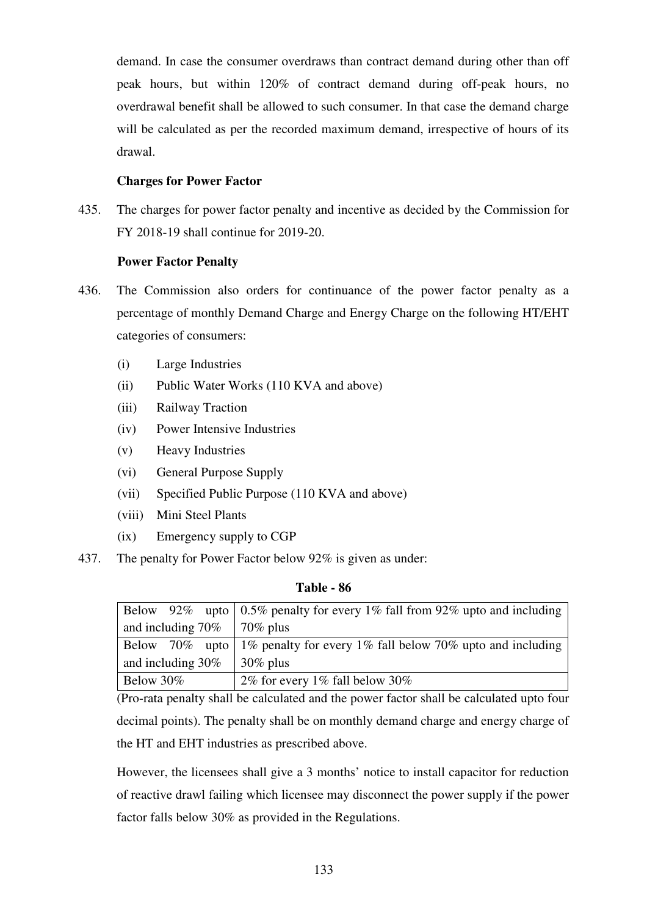demand. In case the consumer overdraws than contract demand during other than off peak hours, but within 120% of contract demand during off-peak hours, no overdrawal benefit shall be allowed to such consumer. In that case the demand charge will be calculated as per the recorded maximum demand, irrespective of hours of its drawal.

**Charges for Power Factor**

435. The charges for power factor penalty and incentive as decided by the Commission for FY 2018-19 shall continue for 2019-20.

**Power Factor Penalty**

436. The Commission also orders for continuance of the power factor penalty as a percentage of monthly Demand Charge and Energy Charge on the following HT/EHT categories of consumers:

   (i) Large Industries
   (ii) Public Water Works (110 KVA and above)
   (iii) Railway Traction
   (iv) Power Intensive Industries
   (v) Heavy Industries
   (vi) General Purpose Supply
   (vii) Specified Public Purpose (110 KVA and above)
   (viii) Mini Steel Plants
   (ix) Emergency supply to CGP

437. The penalty for Power Factor below 92% is given as under:

**Table - 86**

| | |
|---|---|
| Below 92% upto and including 70% | 0.5% penalty for every 1% fall from 92% upto and including 70% plus |
| Below 70% upto and including 30% | 1% penalty for every 1% fall below 70% upto and including 30% plus |
| Below 30% | 2% for every 1% fall below 30% |

(Pro-rata penalty shall be calculated and the power factor shall be calculated upto four decimal points). The penalty shall be on monthly demand charge and energy charge of the HT and EHT industries as prescribed above.

However, the licensees shall give a 3 months' notice to install capacitor for reduction of reactive drawl failing which licensee may disconnect the power supply if the power factor falls below 30% as provided in the Regulations.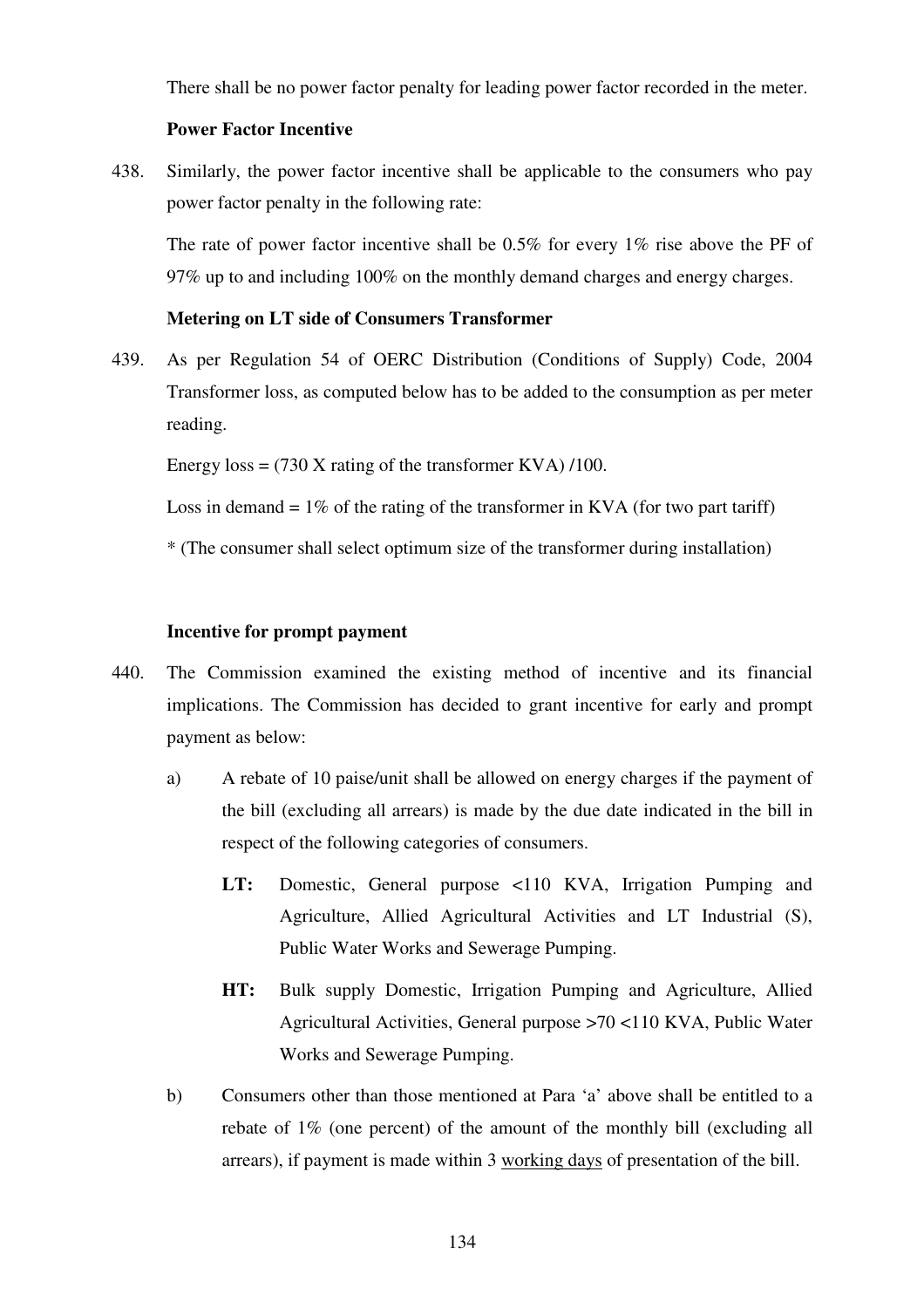There shall be no power factor penalty for leading power factor recorded in the meter.

**Power Factor Incentive**

438. Similarly, the power factor incentive shall be applicable to the consumers who pay power factor penalty in the following rate:

The rate of power factor incentive shall be 0.5% for every 1% rise above the PF of 97% up to and including 100% on the monthly demand charges and energy charges.

**Metering on LT side of Consumers Transformer**

439. As per Regulation 54 of OERC Distribution (Conditions of Supply) Code, 2004 Transformer loss, as computed below has to be added to the consumption as per meter reading.

Energy loss = (730 X rating of the transformer KVA) /100.

Loss in demand = 1% of the rating of the transformer in KVA (for two part tariff)

* (The consumer shall select optimum size of the transformer during installation)

**Incentive for prompt payment**

440. The Commission examined the existing method of incentive and its financial implications. The Commission has decided to grant incentive for early and prompt payment as below:

a) A rebate of 10 paise/unit shall be allowed on energy charges if the payment of the bill (excluding all arrears) is made by the due date indicated in the bill in respect of the following categories of consumers.

**LT:** Domestic, General purpose <110 KVA, Irrigation Pumping and Agriculture, Allied Agricultural Activities and LT Industrial (S), Public Water Works and Sewerage Pumping.

**HT:** Bulk supply Domestic, Irrigation Pumping and Agriculture, Allied Agricultural Activities, General purpose >70 <110 KVA, Public Water Works and Sewerage Pumping.

b) Consumers other than those mentioned at Para 'a' above shall be entitled to a rebate of 1% (one percent) of the amount of the monthly bill (excluding all arrears), if payment is made within 3 working days of presentation of the bill.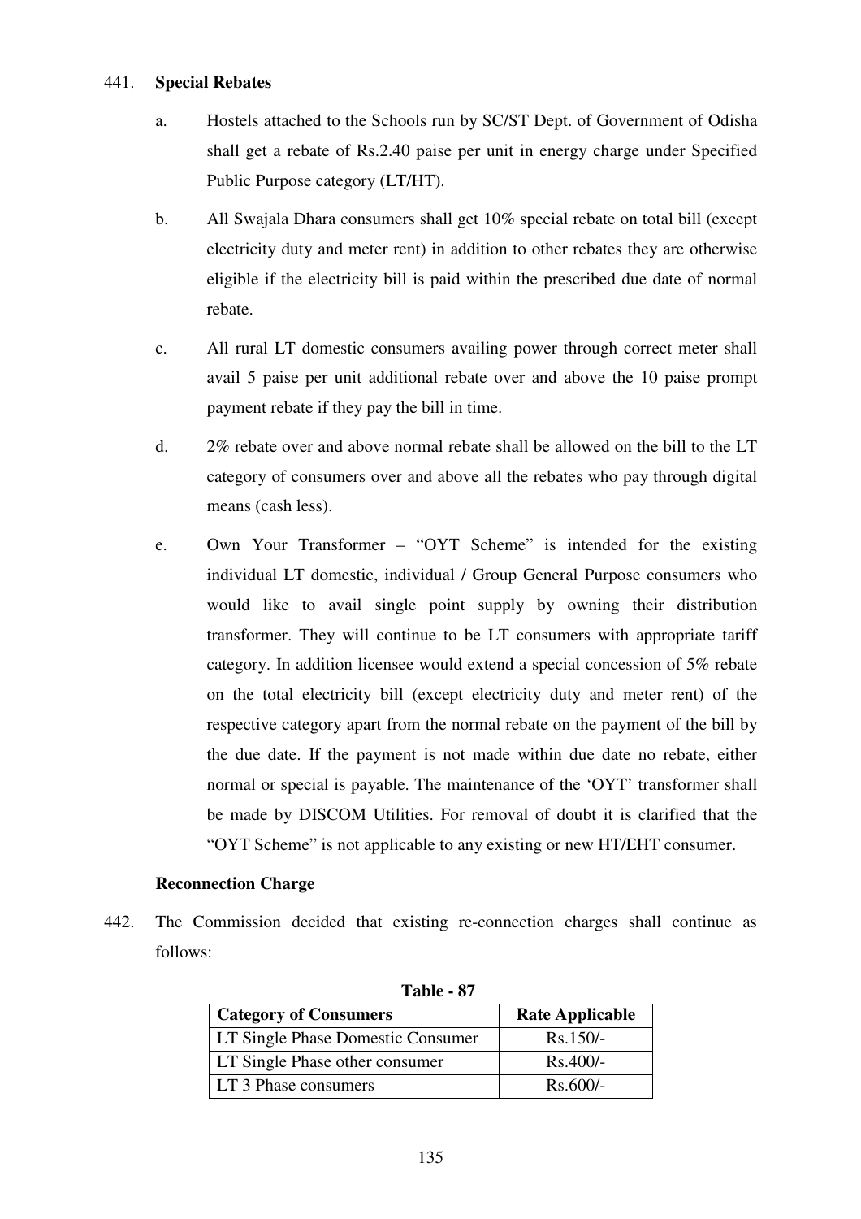441. **Special Rebates**

a. Hostels attached to the Schools run by SC/ST Dept. of Government of Odisha shall get a rebate of Rs.2.40 paise per unit in energy charge under Specified Public Purpose category (LT/HT).

b. All Swajala Dhara consumers shall get 10% special rebate on total bill (except electricity duty and meter rent) in addition to other rebates they are otherwise eligible if the electricity bill is paid within the prescribed due date of normal rebate.

c. All rural LT domestic consumers availing power through correct meter shall avail 5 paise per unit additional rebate over and above the 10 paise prompt payment rebate if they pay the bill in time.

d. 2% rebate over and above normal rebate shall be allowed on the bill to the LT category of consumers over and above all the rebates who pay through digital means (cash less).

e. Own Your Transformer – "OYT Scheme" is intended for the existing individual LT domestic, individual / Group General Purpose consumers who would like to avail single point supply by owning their distribution transformer. They will continue to be LT consumers with appropriate tariff category. In addition licensee would extend a special concession of 5% rebate on the total electricity bill (except electricity duty and meter rent) of the respective category apart from the normal rebate on the payment of the bill by the due date. If the payment is not made within due date no rebate, either normal or special is payable. The maintenance of the 'OYT' transformer shall be made by DISCOM Utilities. For removal of doubt it is clarified that the "OYT Scheme" is not applicable to any existing or new HT/EHT consumer.

**Reconnection Charge**

442. The Commission decided that existing re-connection charges shall continue as follows:

**Table - 87**

| Category of Consumers | Rate Applicable |
|---|---|
| LT Single Phase Domestic Consumer | Rs.150/- |
| LT Single Phase other consumer | Rs.400/- |
| LT 3 Phase consumers | Rs.600/- |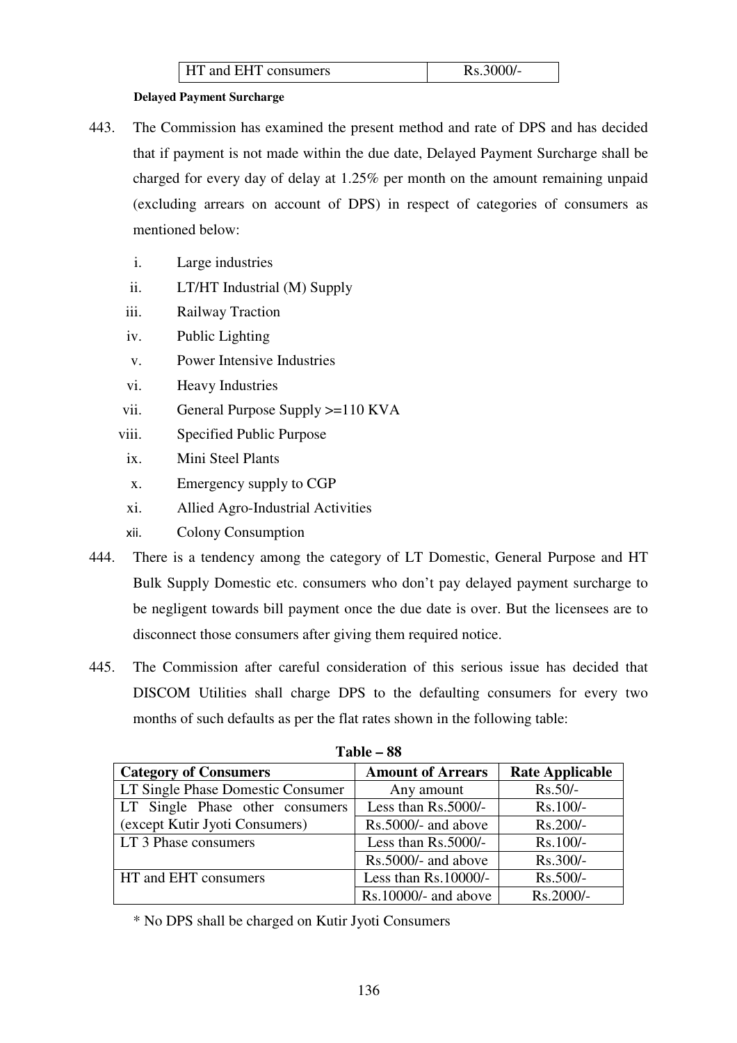| HT and EHT consumers | Rs.3000/- |
|---|---|

**Delayed Payment Surcharge**

443. The Commission has examined the present method and rate of DPS and has decided that if payment is not made within the due date, Delayed Payment Surcharge shall be charged for every day of delay at 1.25% per month on the amount remaining unpaid (excluding arrears on account of DPS) in respect of categories of consumers as mentioned below:

   i. Large industries
   ii. LT/HT Industrial (M) Supply
   iii. Railway Traction
   iv. Public Lighting
   v. Power Intensive Industries
   vi. Heavy Industries
   vii. General Purpose Supply >=110 KVA
   viii. Specified Public Purpose
   ix. Mini Steel Plants
   x. Emergency supply to CGP
   xi. Allied Agro-Industrial Activities
   xii. Colony Consumption

444. There is a tendency among the category of LT Domestic, General Purpose and HT Bulk Supply Domestic etc. consumers who don't pay delayed payment surcharge to be negligent towards bill payment once the due date is over. But the licensees are to disconnect those consumers after giving them required notice.

445. The Commission after careful consideration of this serious issue has decided that DISCOM Utilities shall charge DPS to the defaulting consumers for every two months of such defaults as per the flat rates shown in the following table:

**Table – 88**

| Category of Consumers | Amount of Arrears | Rate Applicable |
|---|---|---|
| LT Single Phase Domestic Consumer | Any amount | Rs.50/- |
| LT Single Phase other consumers (except Kutir Jyoti Consumers) | Less than Rs.5000/- | Rs.100/- |
| | Rs.5000/- and above | Rs.200/- |
| LT 3 Phase consumers | Less than Rs.5000/- | Rs.100/- |
| | Rs.5000/- and above | Rs.300/- |
| HT and EHT consumers | Less than Rs.10000/- | Rs.500/- |
| | Rs.10000/- and above | Rs.2000/- |

\* No DPS shall be charged on Kutir Jyoti Consumers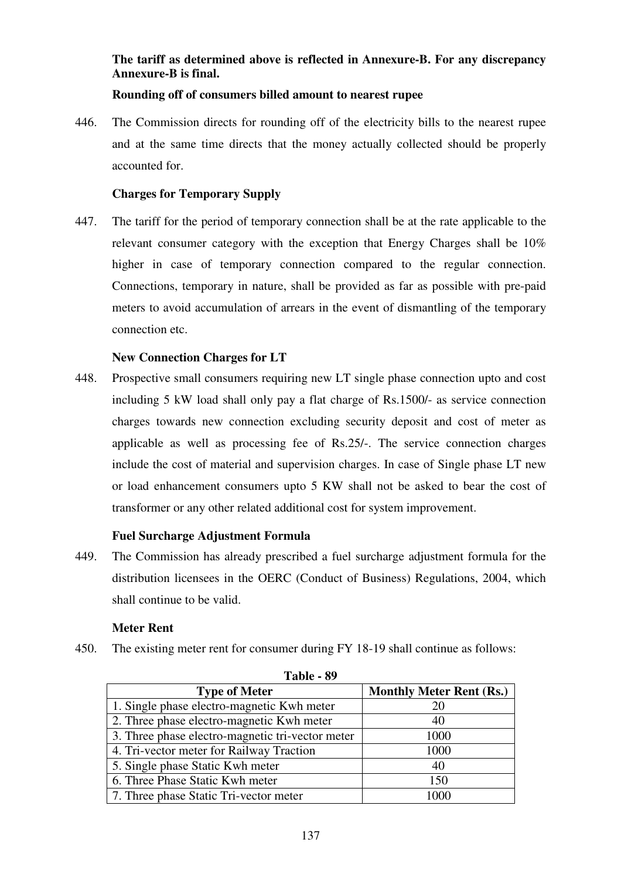**The tariff as determined above is reflected in Annexure-B. For any discrepancy Annexure-B is final.**

**Rounding off of consumers billed amount to nearest rupee**

446. The Commission directs for rounding off of the electricity bills to the nearest rupee and at the same time directs that the money actually collected should be properly accounted for.

**Charges for Temporary Supply**

447. The tariff for the period of temporary connection shall be at the rate applicable to the relevant consumer category with the exception that Energy Charges shall be 10% higher in case of temporary connection compared to the regular connection. Connections, temporary in nature, shall be provided as far as possible with pre-paid meters to avoid accumulation of arrears in the event of dismantling of the temporary connection etc.

**New Connection Charges for LT**

448. Prospective small consumers requiring new LT single phase connection upto and cost including 5 kW load shall only pay a flat charge of Rs.1500/- as service connection charges towards new connection excluding security deposit and cost of meter as applicable as well as processing fee of Rs.25/-. The service connection charges include the cost of material and supervision charges. In case of Single phase LT new or load enhancement consumers upto 5 KW shall not be asked to bear the cost of transformer or any other related additional cost for system improvement.

**Fuel Surcharge Adjustment Formula**

449. The Commission has already prescribed a fuel surcharge adjustment formula for the distribution licensees in the OERC (Conduct of Business) Regulations, 2004, which shall continue to be valid.

**Meter Rent**

450. The existing meter rent for consumer during FY 18-19 shall continue as follows:

**Table - 89**

| Type of Meter | Monthly Meter Rent (Rs.) |
|---|---|
| 1. Single phase electro-magnetic Kwh meter | 20 |
| 2. Three phase electro-magnetic Kwh meter | 40 |
| 3. Three phase electro-magnetic tri-vector meter | 1000 |
| 4. Tri-vector meter for Railway Traction | 1000 |
| 5. Single phase Static Kwh meter | 40 |
| 6. Three Phase Static Kwh meter | 150 |
| 7. Three phase Static Tri-vector meter | 1000 |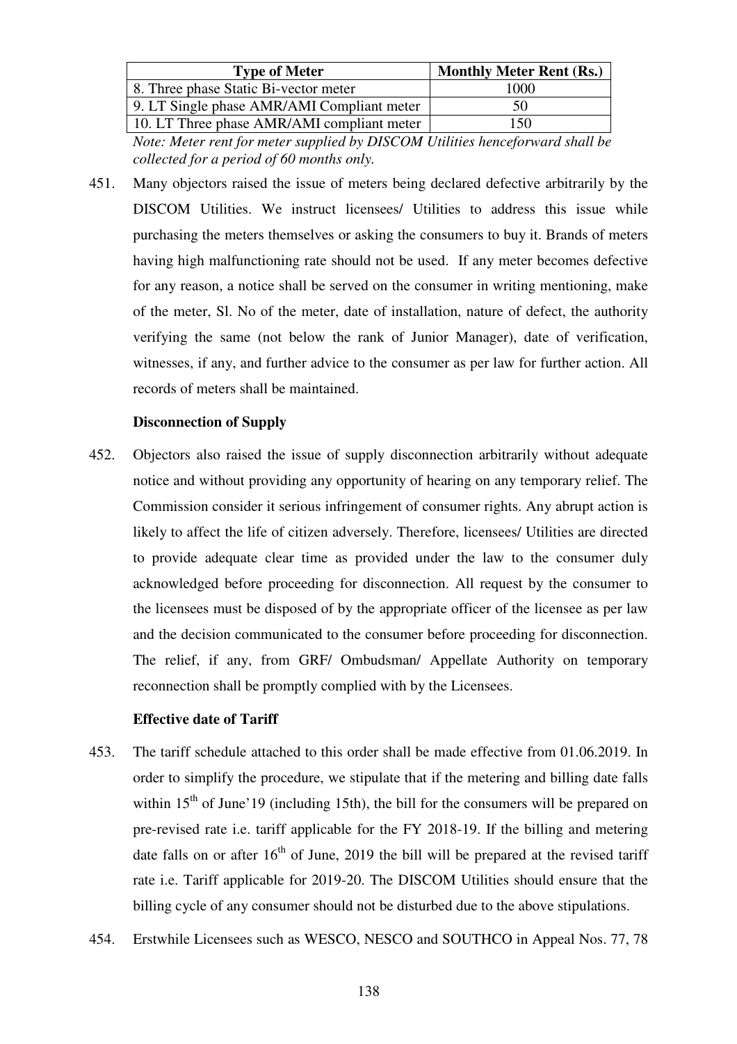| Type of Meter | Monthly Meter Rent (Rs.) |
|---|---|
| 8. Three phase Static Bi-vector meter | 1000 |
| 9. LT Single phase AMR/AMI Compliant meter | 50 |
| 10. LT Three phase AMR/AMI compliant meter | 150 |

*Note: Meter rent for meter supplied by DISCOM Utilities henceforward shall be collected for a period of 60 months only.*

451. Many objectors raised the issue of meters being declared defective arbitrarily by the DISCOM Utilities. We instruct licensees/ Utilities to address this issue while purchasing the meters themselves or asking the consumers to buy it. Brands of meters having high malfunctioning rate should not be used. If any meter becomes defective for any reason, a notice shall be served on the consumer in writing mentioning, make of the meter, Sl. No of the meter, date of installation, nature of defect, the authority verifying the same (not below the rank of Junior Manager), date of verification, witnesses, if any, and further advice to the consumer as per law for further action. All records of meters shall be maintained.

**Disconnection of Supply**

452. Objectors also raised the issue of supply disconnection arbitrarily without adequate notice and without providing any opportunity of hearing on any temporary relief. The Commission consider it serious infringement of consumer rights. Any abrupt action is likely to affect the life of citizen adversely. Therefore, licensees/ Utilities are directed to provide adequate clear time as provided under the law to the consumer duly acknowledged before proceeding for disconnection. All request by the consumer to the licensees must be disposed of by the appropriate officer of the licensee as per law and the decision communicated to the consumer before proceeding for disconnection. The relief, if any, from GRF/ Ombudsman/ Appellate Authority on temporary reconnection shall be promptly complied with by the Licensees.

**Effective date of Tariff**

453. The tariff schedule attached to this order shall be made effective from 01.06.2019. In order to simplify the procedure, we stipulate that if the metering and billing date falls within 15th of June'19 (including 15th), the bill for the consumers will be prepared on pre-revised rate i.e. tariff applicable for the FY 2018-19. If the billing and metering date falls on or after 16th of June, 2019 the bill will be prepared at the revised tariff rate i.e. Tariff applicable for 2019-20. The DISCOM Utilities should ensure that the billing cycle of any consumer should not be disturbed due to the above stipulations.

454. Erstwhile Licensees such as WESCO, NESCO and SOUTHCO in Appeal Nos. 77, 78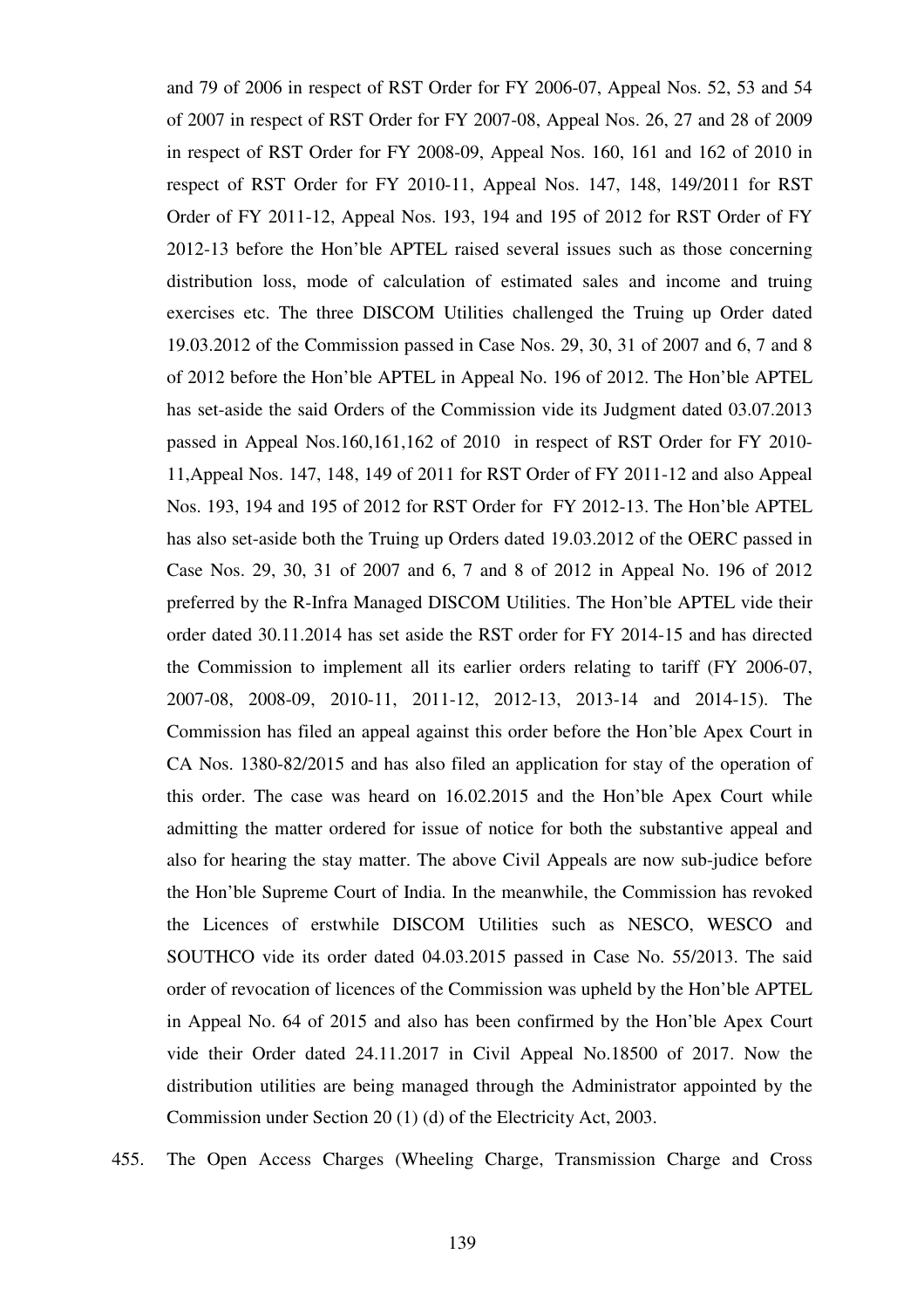and 79 of 2006 in respect of RST Order for FY 2006-07, Appeal Nos. 52, 53 and 54 of 2007 in respect of RST Order for FY 2007-08, Appeal Nos. 26, 27 and 28 of 2009 in respect of RST Order for FY 2008-09, Appeal Nos. 160, 161 and 162 of 2010 in respect of RST Order for FY 2010-11, Appeal Nos. 147, 148, 149/2011 for RST Order of FY 2011-12, Appeal Nos. 193, 194 and 195 of 2012 for RST Order of FY 2012-13 before the Hon'ble APTEL raised several issues such as those concerning distribution loss, mode of calculation of estimated sales and income and truing exercises etc. The three DISCOM Utilities challenged the Truing up Order dated 19.03.2012 of the Commission passed in Case Nos. 29, 30, 31 of 2007 and 6, 7 and 8 of 2012 before the Hon'ble APTEL in Appeal No. 196 of 2012. The Hon'ble APTEL has set-aside the said Orders of the Commission vide its Judgment dated 03.07.2013 passed in Appeal Nos.160,161,162 of 2010 in respect of RST Order for FY 2010-11,Appeal Nos. 147, 148, 149 of 2011 for RST Order of FY 2011-12 and also Appeal Nos. 193, 194 and 195 of 2012 for RST Order for FY 2012-13. The Hon'ble APTEL has also set-aside both the Truing up Orders dated 19.03.2012 of the OERC passed in Case Nos. 29, 30, 31 of 2007 and 6, 7 and 8 of 2012 in Appeal No. 196 of 2012 preferred by the R-Infra Managed DISCOM Utilities. The Hon'ble APTEL vide their order dated 30.11.2014 has set aside the RST order for FY 2014-15 and has directed the Commission to implement all its earlier orders relating to tariff (FY 2006-07, 2007-08, 2008-09, 2010-11, 2011-12, 2012-13, 2013-14 and 2014-15). The Commission has filed an appeal against this order before the Hon'ble Apex Court in CA Nos. 1380-82/2015 and has also filed an application for stay of the operation of this order. The case was heard on 16.02.2015 and the Hon'ble Apex Court while admitting the matter ordered for issue of notice for both the substantive appeal and also for hearing the stay matter. The above Civil Appeals are now sub-judice before the Hon'ble Supreme Court of India. In the meanwhile, the Commission has revoked the Licences of erstwhile DISCOM Utilities such as NESCO, WESCO and SOUTHCO vide its order dated 04.03.2015 passed in Case No. 55/2013. The said order of revocation of licences of the Commission was upheld by the Hon'ble APTEL in Appeal No. 64 of 2015 and also has been confirmed by the Hon'ble Apex Court vide their Order dated 24.11.2017 in Civil Appeal No.18500 of 2017. Now the distribution utilities are being managed through the Administrator appointed by the Commission under Section 20 (1) (d) of the Electricity Act, 2003.

455. The Open Access Charges (Wheeling Charge, Transmission Charge and Cross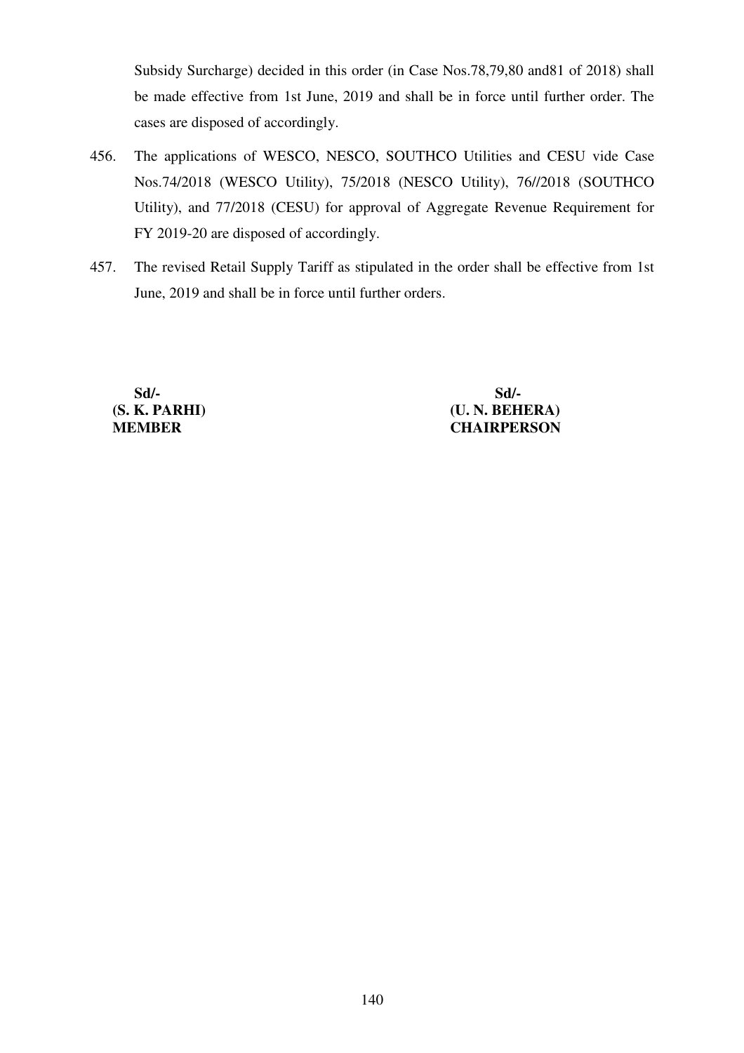Subsidy Surcharge) decided in this order (in Case Nos.78,79,80 and81 of 2018) shall be made effective from 1st June, 2019 and shall be in force until further order. The cases are disposed of accordingly.

456. The applications of WESCO, NESCO, SOUTHCO Utilities and CESU vide Case Nos.74/2018 (WESCO Utility), 75/2018 (NESCO Utility), 76//2018 (SOUTHCO Utility), and 77/2018 (CESU) for approval of Aggregate Revenue Requirement for FY 2019-20 are disposed of accordingly.

457. The revised Retail Supply Tariff as stipulated in the order shall be effective from 1st June, 2019 and shall be in force until further orders.

| **Sd/-** | **Sd/-** |
|---|---|
| **(S. K. PARHI)** | **(U. N. BEHERA)** |
| **MEMBER** | **CHAIRPERSON** |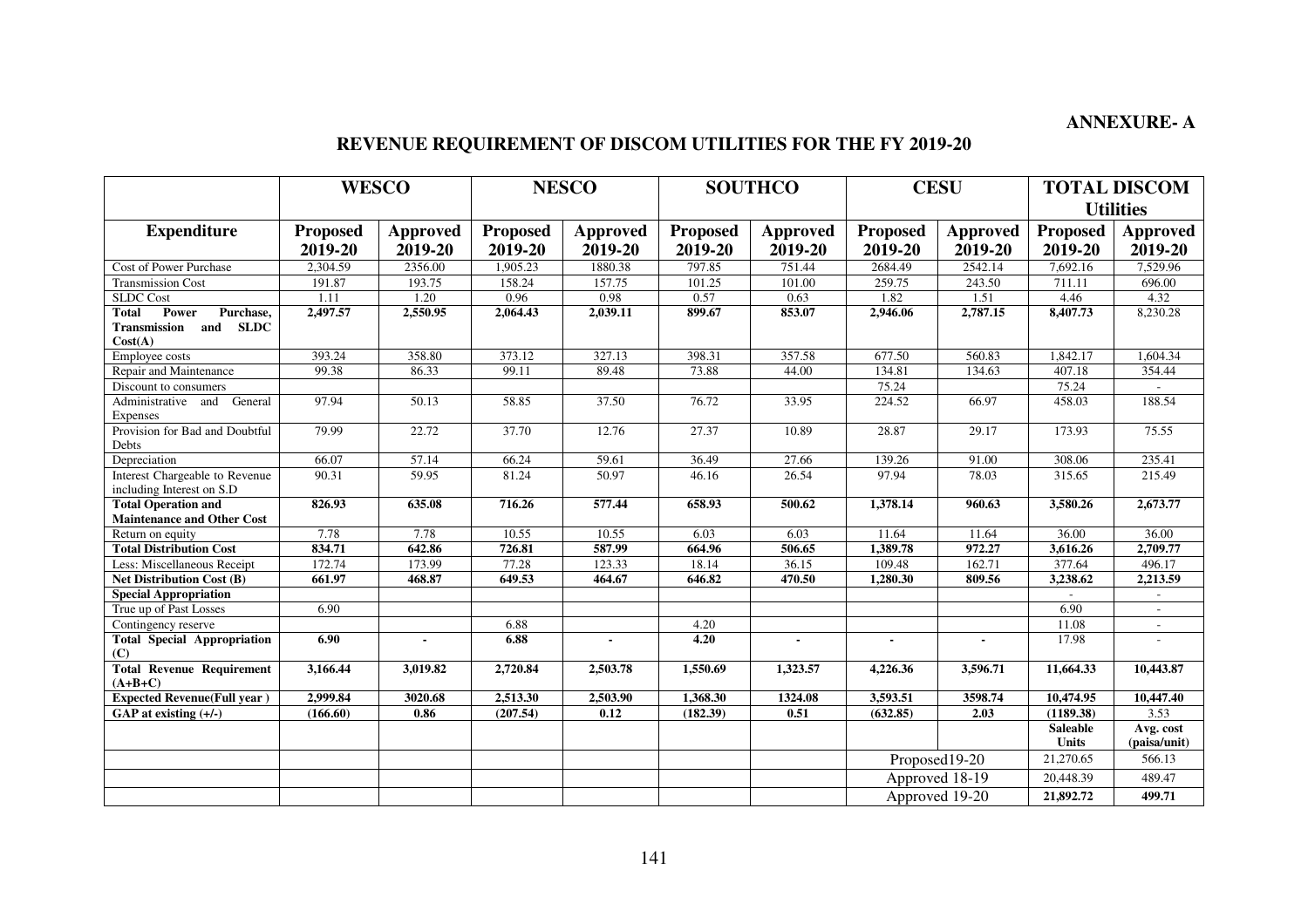**ANNEXURE- A**

## REVENUE REQUIREMENT OF DISCOM UTILITIES FOR THE FY 2019-20

| | WESCO | | NESCO | | SOUTHCO | | CESU | | TOTAL DISCOM Utilities | |
|---|---|---|---|---|---|---|---|---|---|---|
| **Expenditure** | **Proposed 2019-20** | **Approved 2019-20** | **Proposed 2019-20** | **Approved 2019-20** | **Proposed 2019-20** | **Approved 2019-20** | **Proposed 2019-20** | **Approved 2019-20** | **Proposed 2019-20** | **Approved 2019-20** |
| Cost of Power Purchase | 2,304.59 | 2356.00 | 1,905.23 | 1880.38 | 797.85 | 751.44 | 2684.49 | 2542.14 | 7,692.16 | 7,529.96 |
| Transmission Cost | 191.87 | 193.75 | 158.24 | 157.75 | 101.25 | 101.00 | 259.75 | 243.50 | 711.11 | 696.00 |
| SLDC Cost | 1.11 | 1.20 | 0.96 | 0.98 | 0.57 | 0.63 | 1.82 | 1.51 | 4.46 | 4.32 |
| **Total Power Purchase, Transmission and SLDC Cost(A)** | **2,497.57** | **2,550.95** | **2,064.43** | **2,039.11** | **899.67** | **853.07** | **2,946.06** | **2,787.15** | **8,407.73** | 8,230.28 |
| Employee costs | 393.24 | 358.80 | 373.12 | 327.13 | 398.31 | 357.58 | 677.50 | 560.83 | 1,842.17 | 1,604.34 |
| Repair and Maintenance | 99.38 | 86.33 | 99.11 | 89.48 | 73.88 | 44.00 | 134.81 | 134.63 | 407.18 | 354.44 |
| Discount to consumers | | | | | | | 75.24 | | 75.24 | - |
| Administrative and General Expenses | 97.94 | 50.13 | 58.85 | 37.50 | 76.72 | 33.95 | 224.52 | 66.97 | 458.03 | 188.54 |
| Provision for Bad and Doubtful Debts | 79.99 | 22.72 | 37.70 | 12.76 | 27.37 | 10.89 | 28.87 | 29.17 | 173.93 | 75.55 |
| Depreciation | 66.07 | 57.14 | 66.24 | 59.61 | 36.49 | 27.66 | 139.26 | 91.00 | 308.06 | 235.41 |
| Interest Chargeable to Revenue including Interest on S.D | 90.31 | 59.95 | 81.24 | 50.97 | 46.16 | 26.54 | 97.94 | 78.03 | 315.65 | 215.49 |
| **Total Operation and Maintenance and Other Cost** | **826.93** | **635.08** | **716.26** | **577.44** | **658.93** | **500.62** | **1,378.14** | **960.63** | **3,580.26** | **2,673.77** |
| Return on equity | 7.78 | 7.78 | 10.55 | 10.55 | 6.03 | 6.03 | 11.64 | 11.64 | 36.00 | 36.00 |
| **Total Distribution Cost** | **834.71** | **642.86** | **726.81** | **587.99** | **664.96** | **506.65** | **1,389.78** | **972.27** | **3,616.26** | **2,709.77** |
| Less: Miscellaneous Receipt | 172.74 | 173.99 | 77.28 | 123.33 | 18.14 | 36.15 | 109.48 | 162.71 | 377.64 | 496.17 |
| **Net Distribution Cost (B)** | **661.97** | **468.87** | **649.53** | **464.67** | **646.82** | **470.50** | **1,280.30** | **809.56** | **3,238.62** | **2,213.59** |
| **Special Appropriation** | | | | | | | | | - | - |
| True up of Past Losses | 6.90 | | | | | | | | 6.90 | - |
| Contingency reserve | | | 6.88 | | 4.20 | | | | 11.08 | - |
| **Total Special Appropriation (C)** | **6.90** | **-** | **6.88** | **-** | **4.20** | **-** | **-** | **-** | 17.98 | - |
| **Total Revenue Requirement (A+B+C)** | **3,166.44** | **3,019.82** | **2,720.84** | **2,503.78** | **1,550.69** | **1,323.57** | **4,226.36** | **3,596.71** | **11,664.33** | **10,443.87** |
| **Expected Revenue(Full year )** | **2,999.84** | **3020.68** | **2,513.30** | **2,503.90** | **1,368.30** | **1324.08** | **3,593.51** | **3598.74** | **10,474.95** | **10,447.40** |
| **GAP at existing (+/-)** | **(166.60)** | **0.86** | **(207.54)** | **0.12** | **(182.39)** | **0.51** | **(632.85)** | **2.03** | **(1189.38)** | 3.53 |
| | | | | | | | | | **Saleable Units** | **Avg. cost (paisa/unit)** |
| | | | | | | | Proposed19-20 | | 21,270.65 | 566.13 |
| | | | | | | | Approved 18-19 | | 20,448.39 | 489.47 |
| | | | | | | | Approved 19-20 | | **21,892.72** | **499.71** |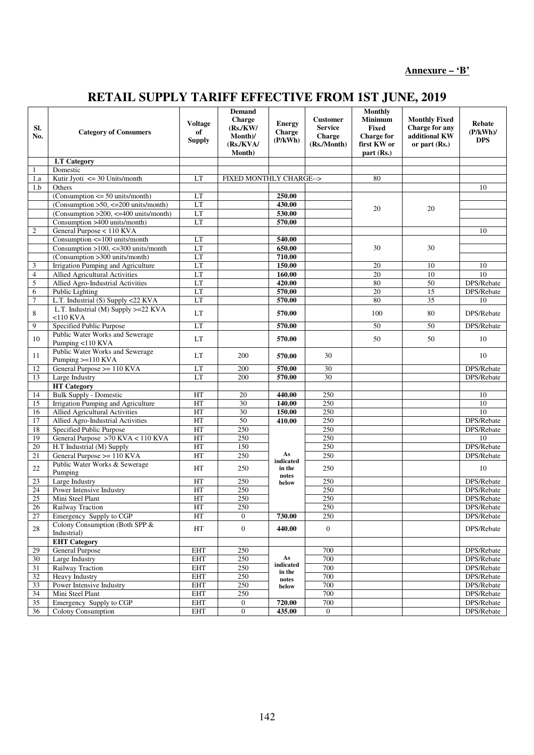**Annexure – 'B'**

# RETAIL SUPPLY TARIFF EFFECTIVE FROM 1ST JUNE, 2019

| Sl. No. | Category of Consumers | Voltage of Supply | Demand Charge (Rs./KW/ Month)/ (Rs./KVA/ Month) | Energy Charge (P/kWh) | Customer Service Charge (Rs./Month) | Monthly Minimum Fixed Charge for first KW or part (Rs.) | Monthly Fixed Charge for any additional KW or part (Rs.) | Rebate (P/kWh)/ DPS |
|---|---|---|---|---|---|---|---|---|
| | **LT Category** | | | | | | | |
| 1 | Domestic | | | | | | | |
| 1.a | Kutir Jyoti <= 30 Units/month | LT | FIXED MONTHLY CHARGE--> | | | 80 | | |
| 1.b | Others | | | | | | | 10 |
| | (Consumption <= 50 units/month) | LT | | **250.00** | | 20 | 20 | |
| | (Consumption >50, <=200 units/month) | LT | | **430.00** | | | | |
| | (Consumption >200, <=400 units/month) | LT | | **530.00** | | | | |
| | Consumption >400 units/month) | LT | | **570.00** | | | | |
| 2 | General Purpose < 110 KVA | | | | | | | 10 |
| | Consumption <=100 units/month | LT | | **540.00** | | 30 | 30 | |
| | Consumption >100, <=300 units/month | LT | | **650.00** | | | | |
| | (Consumption >300 units/month) | LT | | **710.00** | | | | |
| 3 | Irrigation Pumping and Agriculture | LT | | **150.00** | | 20 | 10 | 10 |
| 4 | Allied Agricultural Activities | LT | | **160.00** | | 20 | 10 | 10 |
| 5 | Allied Agro-Industrial Activities | LT | | **420.00** | | 80 | 50 | DPS/Rebate |
| 6 | Public Lighting | LT | | **570.00** | | 20 | 15 | DPS/Rebate |
| 7 | L.T. Industrial (S) Supply <22 KVA | LT | | **570.00** | | 80 | 35 | 10 |
| 8 | L.T. Industrial (M) Supply >=22 KVA <110 KVA | LT | | **570.00** | | 100 | 80 | DPS/Rebate |
| 9 | Specified Public Purpose | LT | | **570.00** | | 50 | 50 | DPS/Rebate |
| 10 | Public Water Works and Sewerage Pumping <110 KVA | LT | | **570.00** | | 50 | 50 | 10 |
| 11 | Public Water Works and Sewerage Pumping >=110 KVA | LT | 200 | **570.00** | 30 | | | 10 |
| 12 | General Purpose >= 110 KVA | LT | 200 | **570.00** | 30 | | | DPS/Rebate |
| 13 | Large Industry | LT | 200 | **570.00** | 30 | | | DPS/Rebate |
| | **HT Category** | | | | | | | |
| 14 | Bulk Supply - Domestic | HT | 20 | **440.00** | 250 | | | 10 |
| 15 | Irrigation Pumping and Agriculture | HT | 30 | **140.00** | 250 | | | 10 |
| 16 | Allied Agricultural Activities | HT | 30 | **150.00** | 250 | | | 10 |
| 17 | Allied Agro-Industrial Activities | HT | 50 | **410.00** | 250 | | | DPS/Rebate |
| 18 | Specified Public Purpose | HT | 250 | **As indicated in the notes below** | 250 | | | DPS/Rebate |
| 19 | General Purpose >70 KVA < 110 KVA | HT | 250 | | 250 | | | 10 |
| 20 | H.T Industrial (M) Supply | HT | 150 | | 250 | | | DPS/Rebate |
| 21 | General Purpose >= 110 KVA | HT | 250 | | 250 | | | DPS/Rebate |
| 22 | Public Water Works & Sewerage Pumping | HT | 250 | | 250 | | | 10 |
| 23 | Large Industry | HT | 250 | | 250 | | | DPS/Rebate |
| 24 | Power Intensive Industry | HT | 250 | | 250 | | | DPS/Rebate |
| 25 | Mini Steel Plant | HT | 250 | | 250 | | | DPS/Rebate |
| 26 | Railway Traction | HT | 250 | | 250 | | | DPS/Rebate |
| 27 | Emergency Supply to CGP | HT | 0 | **730.00** | 250 | | | DPS/Rebate |
| 28 | Colony Consumption (Both SPP & Industrial) | HT | 0 | **440.00** | 0 | | | DPS/Rebate |
| | **EHT Category** | | | | | | | |
| 29 | General Purpose | EHT | 250 | **As indicated in the notes below** | 700 | | | DPS/Rebate |
| 30 | Large Industry | EHT | 250 | | 700 | | | DPS/Rebate |
| 31 | Railway Traction | EHT | 250 | | 700 | | | DPS/Rebate |
| 32 | Heavy Industry | EHT | 250 | | 700 | | | DPS/Rebate |
| 33 | Power Intensive Industry | EHT | 250 | | 700 | | | DPS/Rebate |
| 34 | Mini Steel Plant | EHT | 250 | | 700 | | | DPS/Rebate |
| 35 | Emergency Supply to CGP | EHT | 0 | **720.00** | 700 | | | DPS/Rebate |
| 36 | Colony Consumption | EHT | 0 | **435.00** | 0 | | | DPS/Rebate |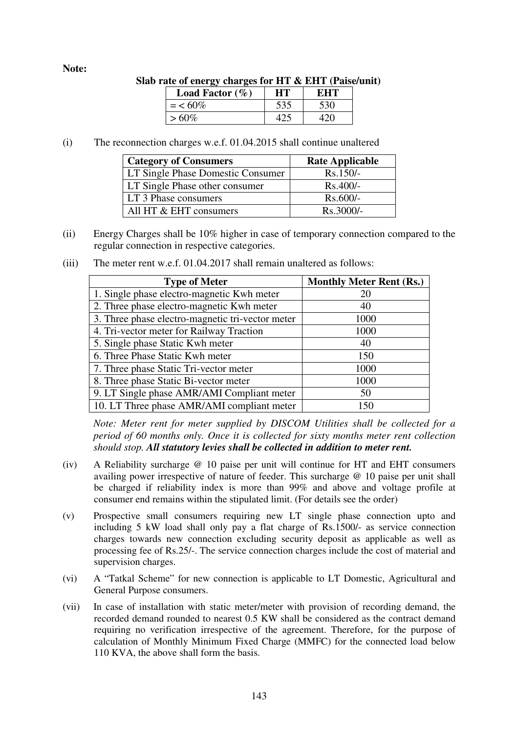**Note:**

**Slab rate of energy charges for HT & EHT (Paise/unit)**

| Load Factor (%) | HT | EHT |
|---|---|---|
| = < 60% | 535 | 530 |
| > 60% | 425 | 420 |

(i) The reconnection charges w.e.f. 01.04.2015 shall continue unaltered

| Category of Consumers | Rate Applicable |
|---|---|
| LT Single Phase Domestic Consumer | Rs.150/- |
| LT Single Phase other consumer | Rs.400/- |
| LT 3 Phase consumers | Rs.600/- |
| All HT & EHT consumers | Rs.3000/- |

(ii) Energy Charges shall be 10% higher in case of temporary connection compared to the regular connection in respective categories.

(iii) The meter rent w.e.f. 01.04.2017 shall remain unaltered as follows:

| Type of Meter | Monthly Meter Rent (Rs.) |
|---|---|
| 1. Single phase electro-magnetic Kwh meter | 20 |
| 2. Three phase electro-magnetic Kwh meter | 40 |
| 3. Three phase electro-magnetic tri-vector meter | 1000 |
| 4. Tri-vector meter for Railway Traction | 1000 |
| 5. Single phase Static Kwh meter | 40 |
| 6. Three Phase Static Kwh meter | 150 |
| 7. Three phase Static Tri-vector meter | 1000 |
| 8. Three phase Static Bi-vector meter | 1000 |
| 9. LT Single phase AMR/AMI Compliant meter | 50 |
| 10. LT Three phase AMR/AMI compliant meter | 150 |

*Note: Meter rent for meter supplied by DISCOM Utilities shall be collected for a period of 60 months only. Once it is collected for sixty months meter rent collection should stop.* ***All statutory levies shall be collected in addition to meter rent.***

(iv) A Reliability surcharge @ 10 paise per unit will continue for HT and EHT consumers availing power irrespective of nature of feeder. This surcharge @ 10 paise per unit shall be charged if reliability index is more than 99% and above and voltage profile at consumer end remains within the stipulated limit. (For details see the order)

(v) Prospective small consumers requiring new LT single phase connection upto and including 5 kW load shall only pay a flat charge of Rs.1500/- as service connection charges towards new connection excluding security deposit as applicable as well as processing fee of Rs.25/-. The service connection charges include the cost of material and supervision charges.

(vi) A "Tatkal Scheme" for new connection is applicable to LT Domestic, Agricultural and General Purpose consumers.

(vii) In case of installation with static meter/meter with provision of recording demand, the recorded demand rounded to nearest 0.5 KW shall be considered as the contract demand requiring no verification irrespective of the agreement. Therefore, for the purpose of calculation of Monthly Minimum Fixed Charge (MMFC) for the connected load below 110 KVA, the above shall form the basis.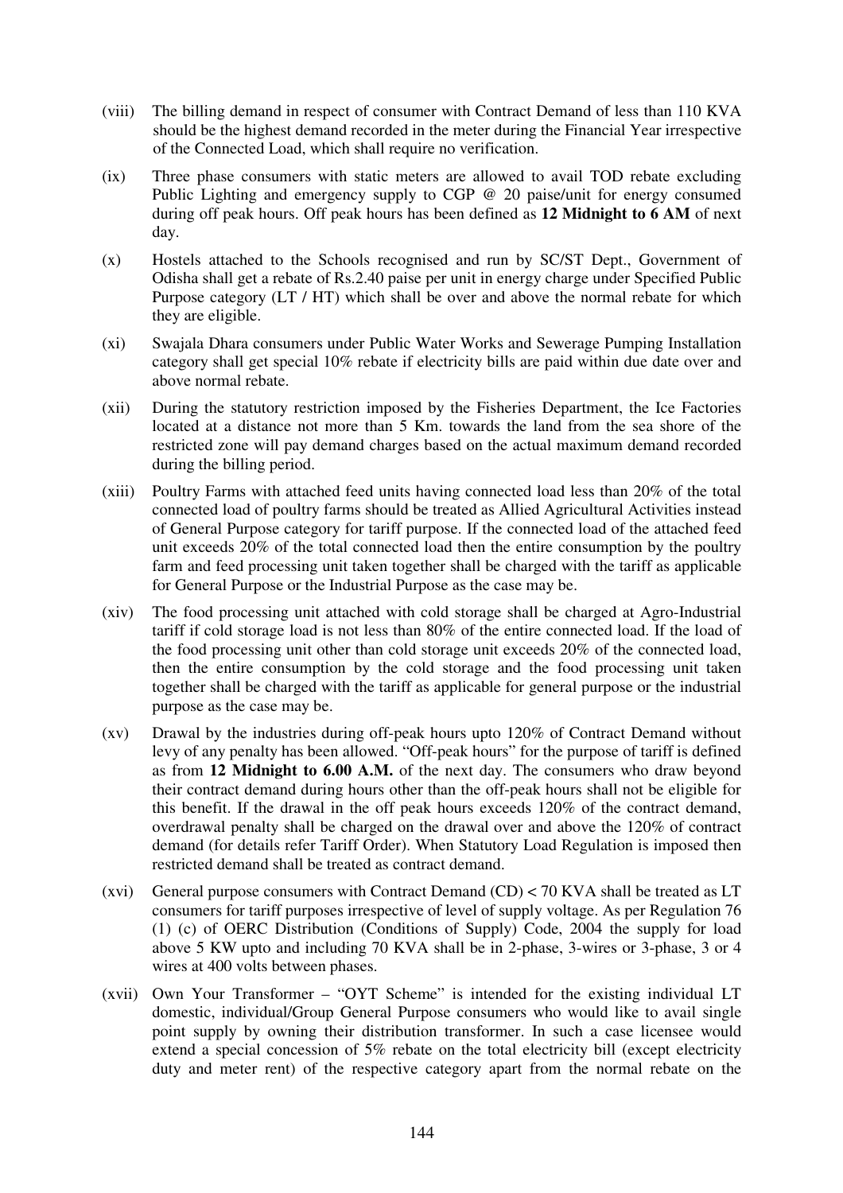(viii) The billing demand in respect of consumer with Contract Demand of less than 110 KVA should be the highest demand recorded in the meter during the Financial Year irrespective of the Connected Load, which shall require no verification.

(ix) Three phase consumers with static meters are allowed to avail TOD rebate excluding Public Lighting and emergency supply to CGP @ 20 paise/unit for energy consumed during off peak hours. Off peak hours has been defined as **12 Midnight to 6 AM** of next day.

(x) Hostels attached to the Schools recognised and run by SC/ST Dept., Government of Odisha shall get a rebate of Rs.2.40 paise per unit in energy charge under Specified Public Purpose category (LT / HT) which shall be over and above the normal rebate for which they are eligible.

(xi) Swajala Dhara consumers under Public Water Works and Sewerage Pumping Installation category shall get special 10% rebate if electricity bills are paid within due date over and above normal rebate.

(xii) During the statutory restriction imposed by the Fisheries Department, the Ice Factories located at a distance not more than 5 Km. towards the land from the sea shore of the restricted zone will pay demand charges based on the actual maximum demand recorded during the billing period.

(xiii) Poultry Farms with attached feed units having connected load less than 20% of the total connected load of poultry farms should be treated as Allied Agricultural Activities instead of General Purpose category for tariff purpose. If the connected load of the attached feed unit exceeds 20% of the total connected load then the entire consumption by the poultry farm and feed processing unit taken together shall be charged with the tariff as applicable for General Purpose or the Industrial Purpose as the case may be.

(xiv) The food processing unit attached with cold storage shall be charged at Agro-Industrial tariff if cold storage load is not less than 80% of the entire connected load. If the load of the food processing unit other than cold storage unit exceeds 20% of the connected load, then the entire consumption by the cold storage and the food processing unit taken together shall be charged with the tariff as applicable for general purpose or the industrial purpose as the case may be.

(xv) Drawal by the industries during off-peak hours upto 120% of Contract Demand without levy of any penalty has been allowed. "Off-peak hours" for the purpose of tariff is defined as from **12 Midnight to 6.00 A.M.** of the next day. The consumers who draw beyond their contract demand during hours other than the off-peak hours shall not be eligible for this benefit. If the drawal in the off peak hours exceeds 120% of the contract demand, overdrawal penalty shall be charged on the drawal over and above the 120% of contract demand (for details refer Tariff Order). When Statutory Load Regulation is imposed then restricted demand shall be treated as contract demand.

(xvi) General purpose consumers with Contract Demand (CD) < 70 KVA shall be treated as LT consumers for tariff purposes irrespective of level of supply voltage. As per Regulation 76 (1) (c) of OERC Distribution (Conditions of Supply) Code, 2004 the supply for load above 5 KW upto and including 70 KVA shall be in 2-phase, 3-wires or 3-phase, 3 or 4 wires at 400 volts between phases.

(xvii) Own Your Transformer – "OYT Scheme" is intended for the existing individual LT domestic, individual/Group General Purpose consumers who would like to avail single point supply by owning their distribution transformer. In such a case licensee would extend a special concession of 5% rebate on the total electricity bill (except electricity duty and meter rent) of the respective category apart from the normal rebate on the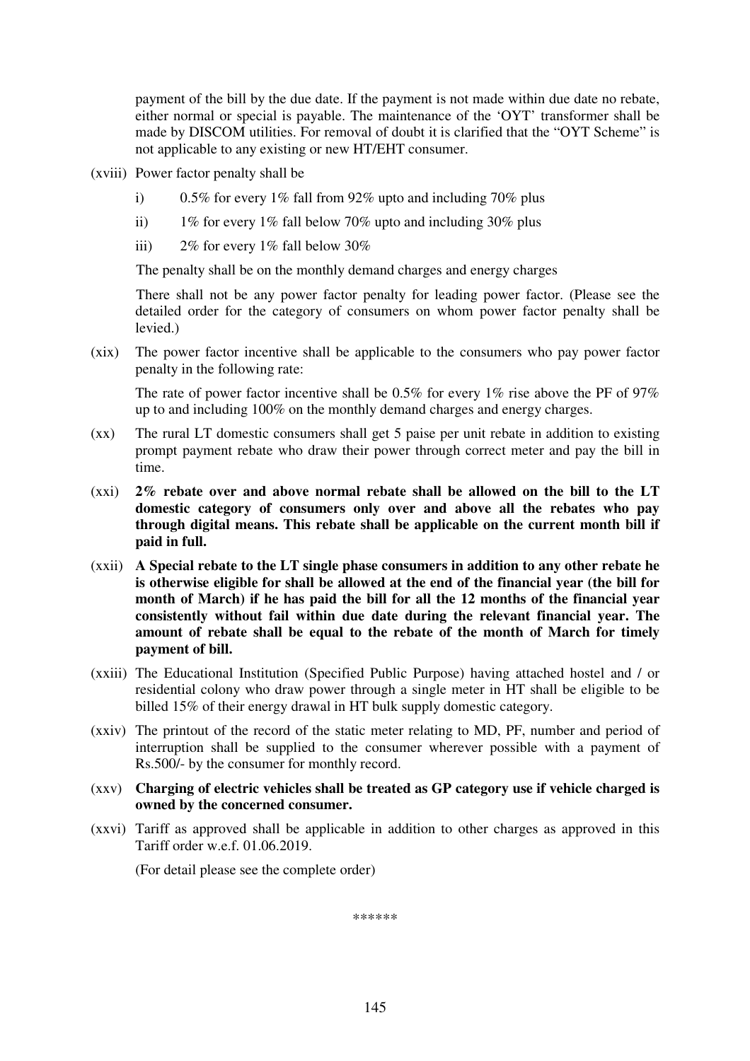payment of the bill by the due date. If the payment is not made within due date no rebate, either normal or special is payable. The maintenance of the 'OYT' transformer shall be made by DISCOM utilities. For removal of doubt it is clarified that the "OYT Scheme" is not applicable to any existing or new HT/EHT consumer.

(xviii) Power factor penalty shall be

i) 0.5% for every 1% fall from 92% upto and including 70% plus

ii) 1% for every 1% fall below 70% upto and including 30% plus

iii) 2% for every 1% fall below 30%

The penalty shall be on the monthly demand charges and energy charges

There shall not be any power factor penalty for leading power factor. (Please see the detailed order for the category of consumers on whom power factor penalty shall be levied.)

(xix) The power factor incentive shall be applicable to the consumers who pay power factor penalty in the following rate:

The rate of power factor incentive shall be 0.5% for every 1% rise above the PF of 97% up to and including 100% on the monthly demand charges and energy charges.

(xx) The rural LT domestic consumers shall get 5 paise per unit rebate in addition to existing prompt payment rebate who draw their power through correct meter and pay the bill in time.

(xxi) **2% rebate over and above normal rebate shall be allowed on the bill to the LT domestic category of consumers only over and above all the rebates who pay through digital means. This rebate shall be applicable on the current month bill if paid in full.**

(xxii) **A Special rebate to the LT single phase consumers in addition to any other rebate he is otherwise eligible for shall be allowed at the end of the financial year (the bill for month of March) if he has paid the bill for all the 12 months of the financial year consistently without fail within due date during the relevant financial year. The amount of rebate shall be equal to the rebate of the month of March for timely payment of bill.**

(xxiii) The Educational Institution (Specified Public Purpose) having attached hostel and / or residential colony who draw power through a single meter in HT shall be eligible to be billed 15% of their energy drawal in HT bulk supply domestic category.

(xxiv) The printout of the record of the static meter relating to MD, PF, number and period of interruption shall be supplied to the consumer wherever possible with a payment of Rs.500/- by the consumer for monthly record.

(xxv) **Charging of electric vehicles shall be treated as GP category use if vehicle charged is owned by the concerned consumer.**

(xxvi) Tariff as approved shall be applicable in addition to other charges as approved in this Tariff order w.e.f. 01.06.2019.

(For detail please see the complete order)

******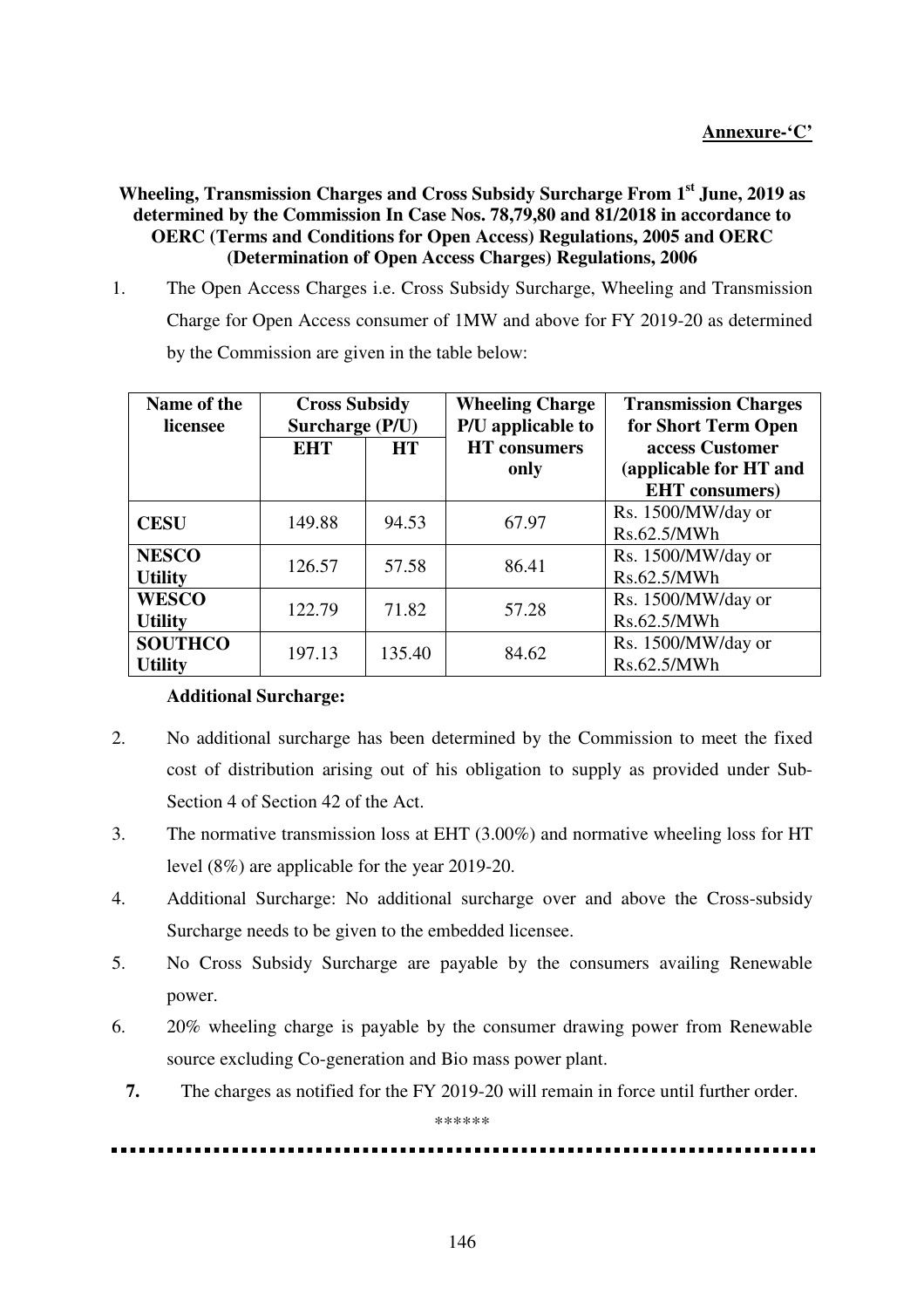**Annexure-'C'**

**Wheeling, Transmission Charges and Cross Subsidy Surcharge From 1st June, 2019 as determined by the Commission In Case Nos. 78,79,80 and 81/2018 in accordance to OERC (Terms and Conditions for Open Access) Regulations, 2005 and OERC (Determination of Open Access Charges) Regulations, 2006**

1. The Open Access Charges i.e. Cross Subsidy Surcharge, Wheeling and Transmission Charge for Open Access consumer of 1MW and above for FY 2019-20 as determined by the Commission are given in the table below:

| Name of the licensee | Cross Subsidy Surcharge (P/U) | | Wheeling Charge P/U applicable to HT consumers only | Transmission Charges for Short Term Open access Customer (applicable for HT and EHT consumers) |
|---|---|---|---|---|
| | EHT | HT | | |
| **CESU** | 149.88 | 94.53 | 67.97 | Rs. 1500/MW/day or Rs.62.5/MWh |
| **NESCO Utility** | 126.57 | 57.58 | 86.41 | Rs. 1500/MW/day or Rs.62.5/MWh |
| **WESCO Utility** | 122.79 | 71.82 | 57.28 | Rs. 1500/MW/day or Rs.62.5/MWh |
| **SOUTHCO Utility** | 197.13 | 135.40 | 84.62 | Rs. 1500/MW/day or Rs.62.5/MWh |

**Additional Surcharge:**

2. No additional surcharge has been determined by the Commission to meet the fixed cost of distribution arising out of his obligation to supply as provided under Sub-Section 4 of Section 42 of the Act.
3. The normative transmission loss at EHT (3.00%) and normative wheeling loss for HT level (8%) are applicable for the year 2019-20.
4. Additional Surcharge: No additional surcharge over and above the Cross-subsidy Surcharge needs to be given to the embedded licensee.
5. No Cross Subsidy Surcharge are payable by the consumers availing Renewable power.
6. 20% wheeling charge is payable by the consumer drawing power from Renewable source excluding Co-generation and Bio mass power plant.
7. The charges as notified for the FY 2019-20 will remain in force until further order.

******